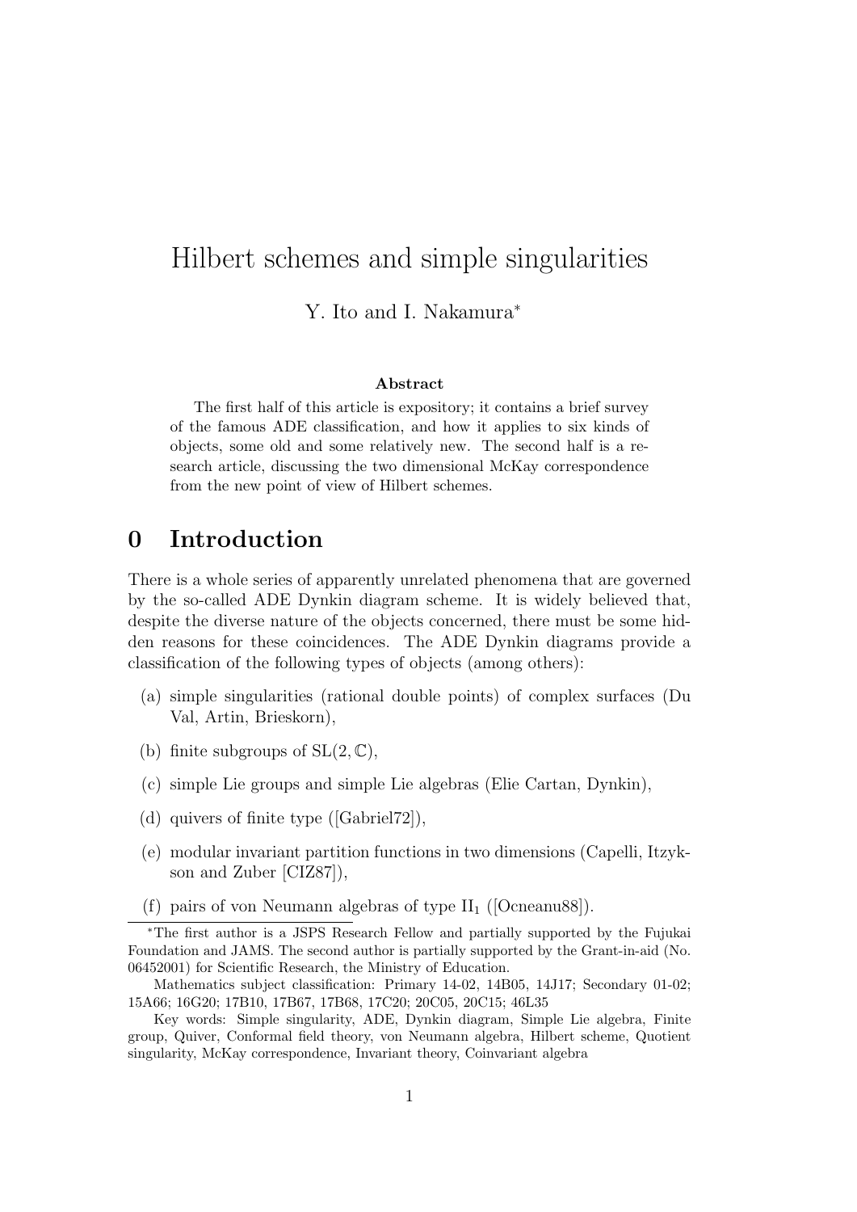// Hilbert schemes and simple singularities

Y. Ito and I. Nakamura*

**Abstract**

The first half of this article is expository; it contains a brief survey of the famous ADE classification, and how it applies to six kinds of objects, some old and some relatively new. The second half is a research article, discussing the two dimensional McKay correspondence from the new point of view of Hilbert schemes.

## 0 Introduction

There is a whole series of apparently unrelated phenomena that are governed by the so-called ADE Dynkin diagram scheme. It is widely believed that, despite the diverse nature of the objects concerned, there must be some hidden reasons for these coincidences. The ADE Dynkin diagrams provide a classification of the following types of objects (among others):

(a) simple singularities (rational double points) of complex surfaces (Du Val, Artin, Brieskorn),

(b) finite subgroups of $\mathrm{SL}(2, \mathbb{C})$,

(c) simple Lie groups and simple Lie algebras (Elie Cartan, Dynkin),

(d) quivers of finite type ([Gabriel72]),

(e) modular invariant partition functions in two dimensions (Capelli, Itzykson and Zuber [CIZ87]),

(f) pairs of von Neumann algebras of type $\mathrm{II}_1$ ([Ocneanu88]).

---

*The first author is a JSPS Research Fellow and partially supported by the Fujukai Foundation and JAMS. The second author is partially supported by the Grant-in-aid (No. 06452001) for Scientific Research, the Ministry of Education.

Mathematics subject classification: Primary 14-02, 14B05, 14J17; Secondary 01-02; 15A66; 16G20; 17B10, 17B67, 17B68, 17C20; 20C05, 20C15; 46L35

Key words: Simple singularity, ADE, Dynkin diagram, Simple Lie algebra, Finite group, Quiver, Conformal field theory, von Neumann algebra, Hilbert scheme, Quotient singularity, McKay correspondence, Invariant theory, Coinvariant algebra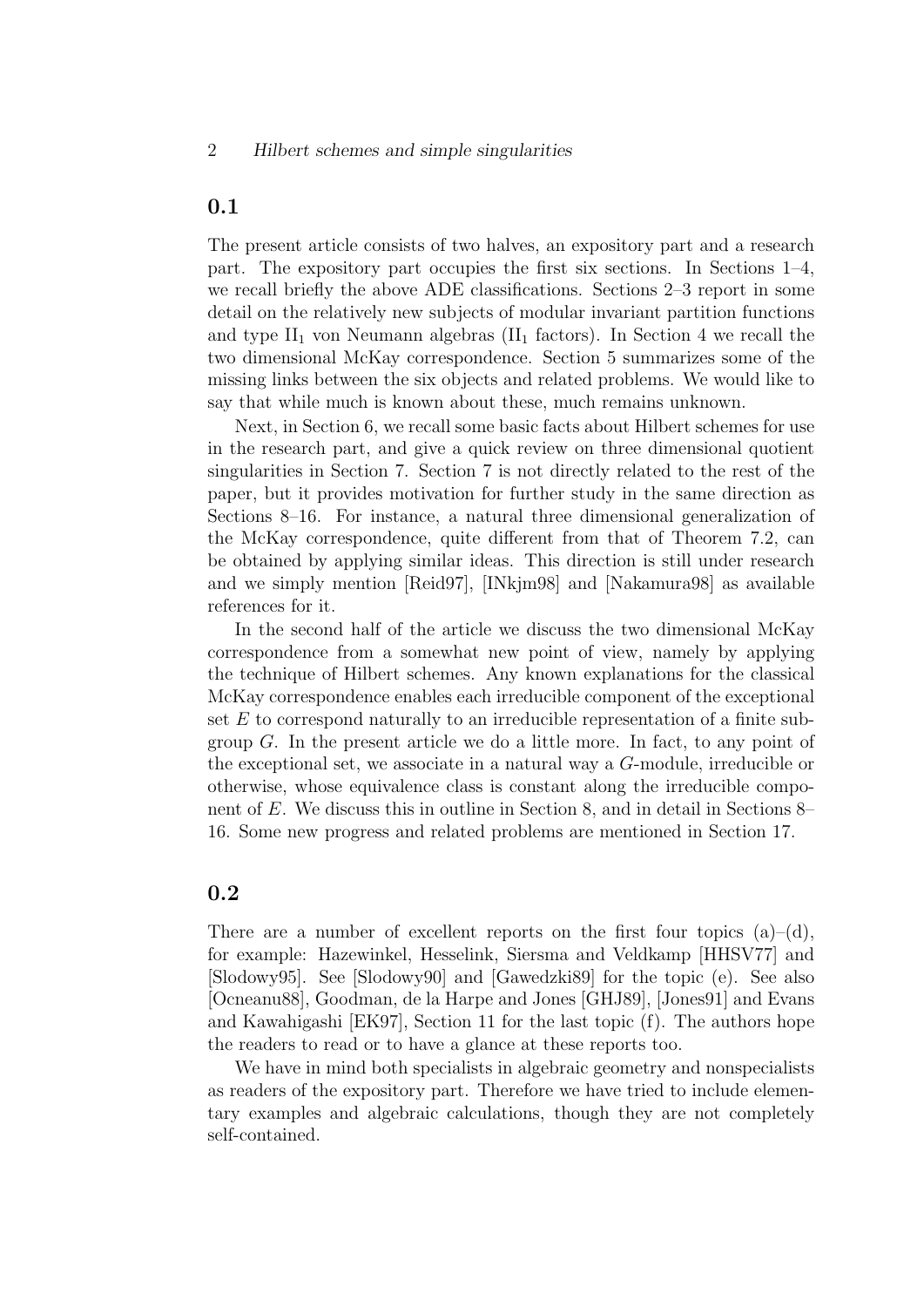## 0.1

The present article consists of two halves, an expository part and a research part. The expository part occupies the first six sections. In Sections 1–4, we recall briefly the above ADE classifications. Sections 2–3 report in some detail on the relatively new subjects of modular invariant partition functions and type $\mathrm{II}_1$ von Neumann algebras ($\mathrm{II}_1$ factors). In Section 4 we recall the two dimensional McKay correspondence. Section 5 summarizes some of the missing links between the six objects and related problems. We would like to say that while much is known about these, much remains unknown.

Next, in Section 6, we recall some basic facts about Hilbert schemes for use in the research part, and give a quick review on three dimensional quotient singularities in Section 7. Section 7 is not directly related to the rest of the paper, but it provides motivation for further study in the same direction as Sections 8–16. For instance, a natural three dimensional generalization of the McKay correspondence, quite different from that of Theorem 7.2, can be obtained by applying similar ideas. This direction is still under research and we simply mention [Reid97], [INkjm98] and [Nakamura98] as available references for it.

In the second half of the article we discuss the two dimensional McKay correspondence from a somewhat new point of view, namely by applying the technique of Hilbert schemes. Any known explanations for the classical McKay correspondence enables each irreducible component of the exceptional set $E$ to correspond naturally to an irreducible representation of a finite subgroup $G$. In the present article we do a little more. In fact, to any point of the exceptional set, we associate in a natural way a $G$-module, irreducible or otherwise, whose equivalence class is constant along the irreducible component of $E$. We discuss this in outline in Section 8, and in detail in Sections 8–16. Some new progress and related problems are mentioned in Section 17.

## 0.2

There are a number of excellent reports on the first four topics (a)–(d), for example: Hazewinkel, Hesselink, Siersma and Veldkamp [HHSV77] and [Slodowy95]. See [Slodowy90] and [Gawedzki89] for the topic (e). See also [Ocneanu88], Goodman, de la Harpe and Jones [GHJ89], [Jones91] and Evans and Kawahigashi [EK97], Section 11 for the last topic (f). The authors hope the readers to read or to have a glance at these reports too.

We have in mind both specialists in algebraic geometry and nonspecialists as readers of the expository part. Therefore we have tried to include elementary examples and algebraic calculations, though they are not completely self-contained.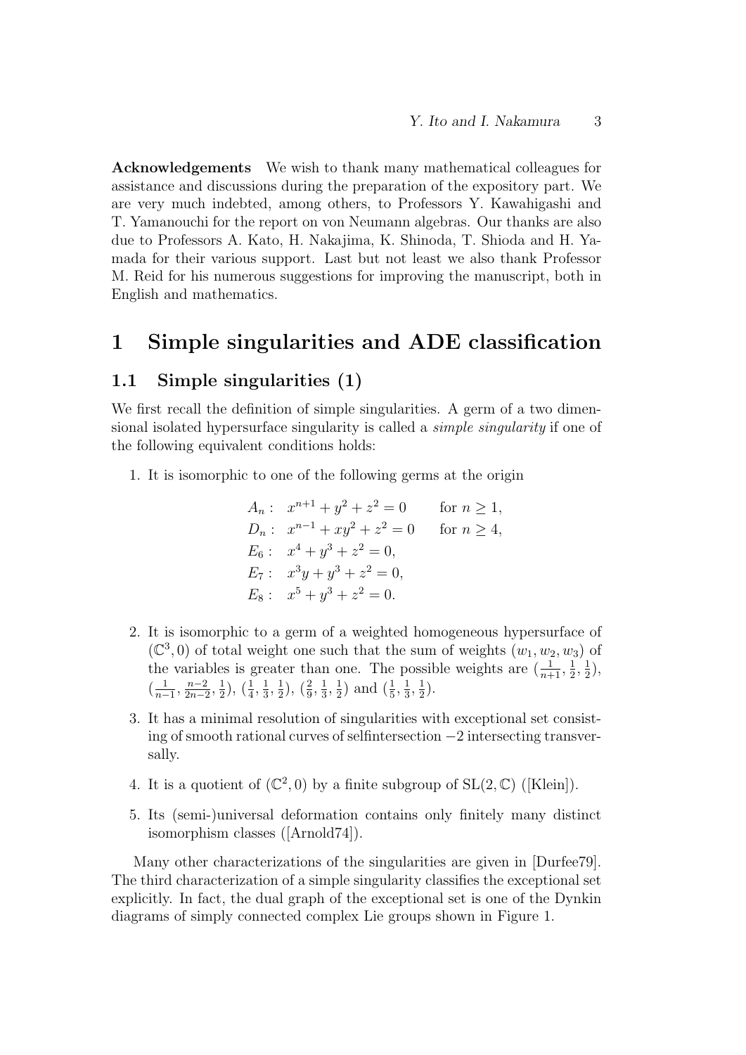**Acknowledgements** We wish to thank many mathematical colleagues for assistance and discussions during the preparation of the expository part. We are very much indebted, among others, to Professors Y. Kawahigashi and T. Yamanouchi for the report on von Neumann algebras. Our thanks are also due to Professors A. Kato, H. Nakajima, K. Shinoda, T. Shioda and H. Yamada for their various support. Last but not least we also thank Professor M. Reid for his numerous suggestions for improving the manuscript, both in English and mathematics.

# 1 Simple singularities and ADE classification

## 1.1 Simple singularities (1)

We first recall the definition of simple singularities. A germ of a two dimensional isolated hypersurface singularity is called a *simple singularity* if one of the following equivalent conditions holds:

1. It is isomorphic to one of the following germs at the origin

$$
\begin{aligned}
A_n &: \quad x^{n+1} + y^2 + z^2 = 0 \qquad \text{for } n \geq 1,\\
D_n &: \quad x^{n-1} + xy^2 + z^2 = 0 \qquad \text{for } n \geq 4,\\
E_6 &: \quad x^4 + y^3 + z^2 = 0,\\
E_7 &: \quad x^3y + y^3 + z^2 = 0,\\
E_8 &: \quad x^5 + y^3 + z^2 = 0.
\end{aligned}
$$

2. It is isomorphic to a germ of a weighted homogeneous hypersurface of $(\mathbb{C}^3, 0)$ of total weight one such that the sum of weights $(w_1, w_2, w_3)$ of the variables is greater than one. The possible weights are $(\frac{1}{n+1}, \frac{1}{2}, \frac{1}{2})$, $(\frac{1}{n-1}, \frac{n-2}{2n-2}, \frac{1}{2})$, $(\frac{1}{4}, \frac{1}{3}, \frac{1}{2})$, $(\frac{2}{9}, \frac{1}{3}, \frac{1}{2})$ and $(\frac{1}{5}, \frac{1}{3}, \frac{1}{2})$.

3. It has a minimal resolution of singularities with exceptional set consisting of smooth rational curves of selfintersection $-2$ intersecting transversally.

4. It is a quotient of $(\mathbb{C}^2, 0)$ by a finite subgroup of $\mathrm{SL}(2, \mathbb{C})$ ([Klein]).

5. Its (semi-)universal deformation contains only finitely many distinct isomorphism classes ([Arnold74]).

Many other characterizations of the singularities are given in [Durfee79]. The third characterization of a simple singularity classifies the exceptional set explicitly. In fact, the dual graph of the exceptional set is one of the Dynkin diagrams of simply connected complex Lie groups shown in Figure 1.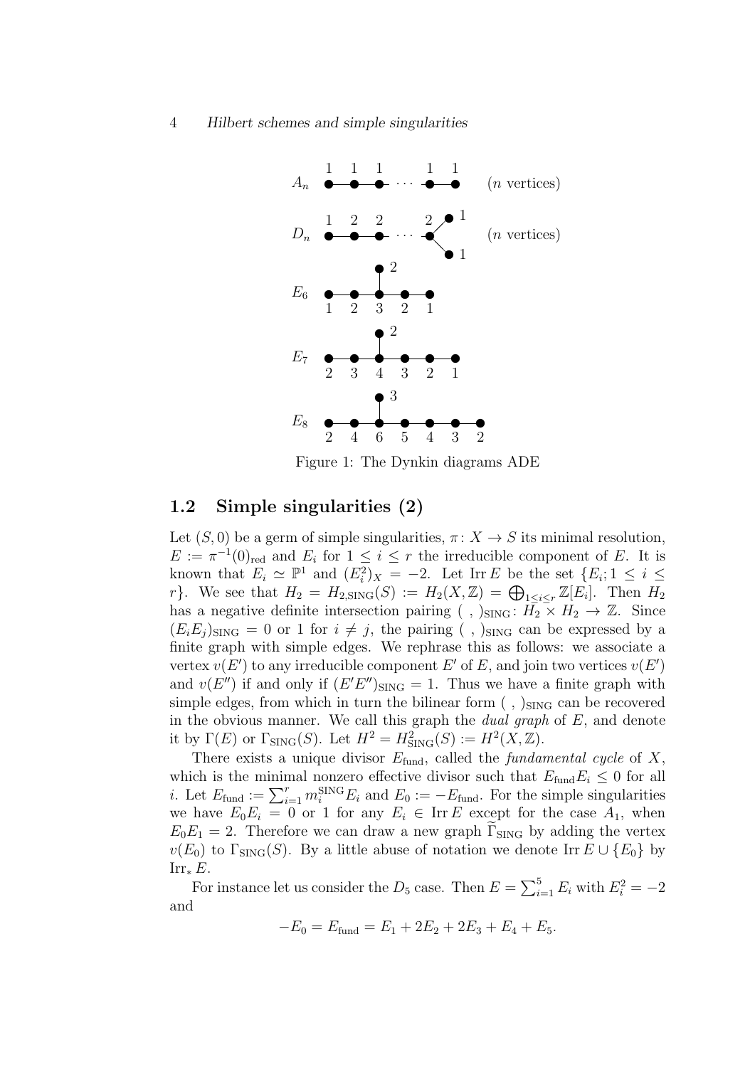Figure 1: The Dynkin diagrams ADE

## 1.2 Simple singularities (2)

Let $(S, 0)$ be a germ of simple singularities, $\pi\colon X \to S$ its minimal resolution, $E := \pi^{-1}(0)_{\text{red}}$ and $E_i$ for $1 \le i \le r$ the irreducible component of $E$. It is known that $E_i \simeq \mathbb{P}^1$ and $(E_i^2)_X = -2$. Let $\operatorname{Irr} E$ be the set $\{E_i; 1 \le i \le r\}$. We see that $H_2 = H_{2,\text{SING}}(S) := H_2(X, \mathbb{Z}) = \bigoplus_{1 \le i \le r} \mathbb{Z}[E_i]$. Then $H_2$ has a negative definite intersection pairing $(\ ,\ )_{\text{SING}}\colon H_2 \times H_2 \to \mathbb{Z}$. Since $(E_i E_j)_{\text{SING}} = 0$ or $1$ for $i \ne j$, the pairing $(\ ,\ )_{\text{SING}}$ can be expressed by a finite graph with simple edges. We rephrase this as follows: we associate a vertex $v(E')$ to any irreducible component $E'$ of $E$, and join two vertices $v(E')$ and $v(E'')$ if and only if $(E'E'')_{\text{SING}} = 1$. Thus we have a finite graph with simple edges, from which in turn the bilinear form $(\ ,\ )_{\text{SING}}$ can be recovered in the obvious manner. We call this graph the *dual graph* of $E$, and denote it by $\Gamma(E)$ or $\Gamma_{\text{SING}}(S)$. Let $H^2 = H^2_{\text{SING}}(S) := H^2(X, \mathbb{Z})$.

There exists a unique divisor $E_{\text{fund}}$, called the *fundamental cycle* of $X$, which is the minimal nonzero effective divisor such that $E_{\text{fund}} E_i \le 0$ for all $i$. Let $E_{\text{fund}} := \sum_{i=1}^r m_i^{\text{SING}} E_i$ and $E_0 := -E_{\text{fund}}$. For the simple singularities we have $E_0 E_i = 0$ or $1$ for any $E_i \in \operatorname{Irr} E$ except for the case $A_1$, when $E_0 E_1 = 2$. Therefore we can draw a new graph $\widetilde{\Gamma}_{\text{SING}}$ by adding the vertex $v(E_0)$ to $\Gamma_{\text{SING}}(S)$. By a little abuse of notation we denote $\operatorname{Irr} E \cup \{E_0\}$ by $\operatorname{Irr}_* E$.

For instance let us consider the $D_5$ case. Then $E = \sum_{i=1}^5 E_i$ with $E_i^2 = -2$ and

$$-E_0 = E_{\text{fund}} = E_1 + 2E_2 + 2E_3 + E_4 + E_5.$$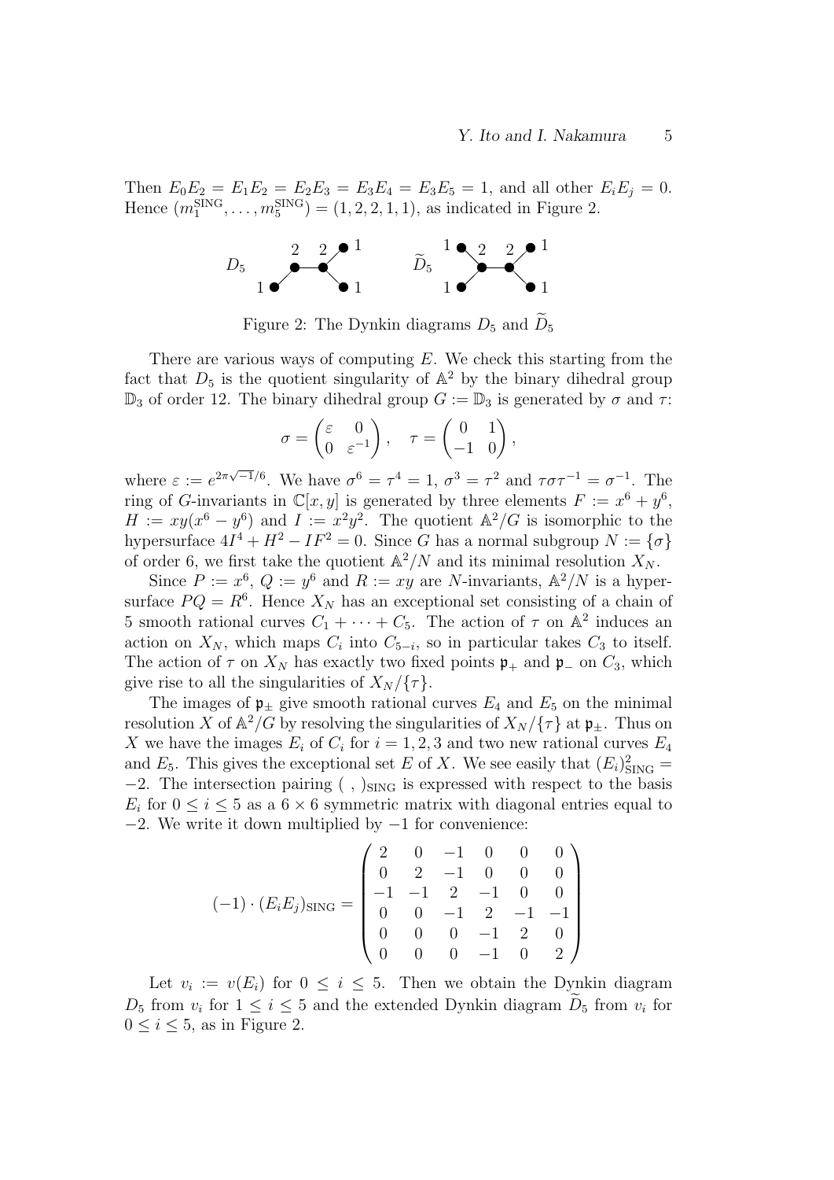Then $E_0E_2 = E_1E_2 = E_2E_3 = E_3E_4 = E_3E_5 = 1$, and all other $E_iE_j = 0$. Hence $(m_1^{\mathrm{SING}}, \dots, m_5^{\mathrm{SING}}) = (1, 2, 2, 1, 1)$, as indicated in Figure 2.

Figure 2: The Dynkin diagrams $D_5$ and $\widetilde{D}_5$

There are various ways of computing $E$. We check this starting from the fact that $D_5$ is the quotient singularity of $\mathbb{A}^2$ by the binary dihedral group $\mathbb{D}_3$ of order 12. The binary dihedral group $G := \mathbb{D}_3$ is generated by $\sigma$ and $\tau$:

$$\sigma = \begin{pmatrix} \varepsilon & 0 \\ 0 & \varepsilon^{-1} \end{pmatrix}, \quad \tau = \begin{pmatrix} 0 & 1 \\ -1 & 0 \end{pmatrix},$$

where $\varepsilon := e^{2\pi\sqrt{-1}/6}$. We have $\sigma^6 = \tau^4 = 1$, $\sigma^3 = \tau^2$ and $\tau\sigma\tau^{-1} = \sigma^{-1}$. The ring of $G$-invariants in $\mathbb{C}[x, y]$ is generated by three elements $F := x^6 + y^6$, $H := xy(x^6 - y^6)$ and $I := x^2y^2$. The quotient $\mathbb{A}^2/G$ is isomorphic to the hypersurface $4I^4 + H^2 - IF^2 = 0$. Since $G$ has a normal subgroup $N := \{\sigma\}$ of order 6, we first take the quotient $\mathbb{A}^2/N$ and its minimal resolution $X_N$.

Since $P := x^6$, $Q := y^6$ and $R := xy$ are $N$-invariants, $\mathbb{A}^2/N$ is a hypersurface $PQ = R^6$. Hence $X_N$ has an exceptional set consisting of a chain of 5 smooth rational curves $C_1 + \cdots + C_5$. The action of $\tau$ on $\mathbb{A}^2$ induces an action on $X_N$, which maps $C_i$ into $C_{5-i}$, so in particular takes $C_3$ to itself. The action of $\tau$ on $X_N$ has exactly two fixed points $\mathfrak{p}_+$ and $\mathfrak{p}_-$ on $C_3$, which give rise to all the singularities of $X_N/\{\tau\}$.

The images of $\mathfrak{p}_\pm$ give smooth rational curves $E_4$ and $E_5$ on the minimal resolution $X$ of $\mathbb{A}^2/G$ by resolving the singularities of $X_N/\{\tau\}$ at $\mathfrak{p}_\pm$. Thus on $X$ we have the images $E_i$ of $C_i$ for $i = 1, 2, 3$ and two new rational curves $E_4$ and $E_5$. This gives the exceptional set $E$ of $X$. We see easily that $(E_i)^2_{\mathrm{SING}} = -2$. The intersection pairing $(\ ,\ )_{\mathrm{SING}}$ is expressed with respect to the basis $E_i$ for $0 \le i \le 5$ as a $6 \times 6$ symmetric matrix with diagonal entries equal to $-2$. We write it down multiplied by $-1$ for convenience:

$$(-1) \cdot (E_iE_j)_{\mathrm{SING}} = \begin{pmatrix} 2 & 0 & -1 & 0 & 0 & 0 \\ 0 & 2 & -1 & 0 & 0 & 0 \\ -1 & -1 & 2 & -1 & 0 & 0 \\ 0 & 0 & -1 & 2 & -1 & -1 \\ 0 & 0 & 0 & -1 & 2 & 0 \\ 0 & 0 & 0 & -1 & 0 & 2 \end{pmatrix}$$

Let $v_i := v(E_i)$ for $0 \le i \le 5$. Then we obtain the Dynkin diagram $D_5$ from $v_i$ for $1 \le i \le 5$ and the extended Dynkin diagram $\widetilde{D}_5$ from $v_i$ for $0 \le i \le 5$, as in Figure 2.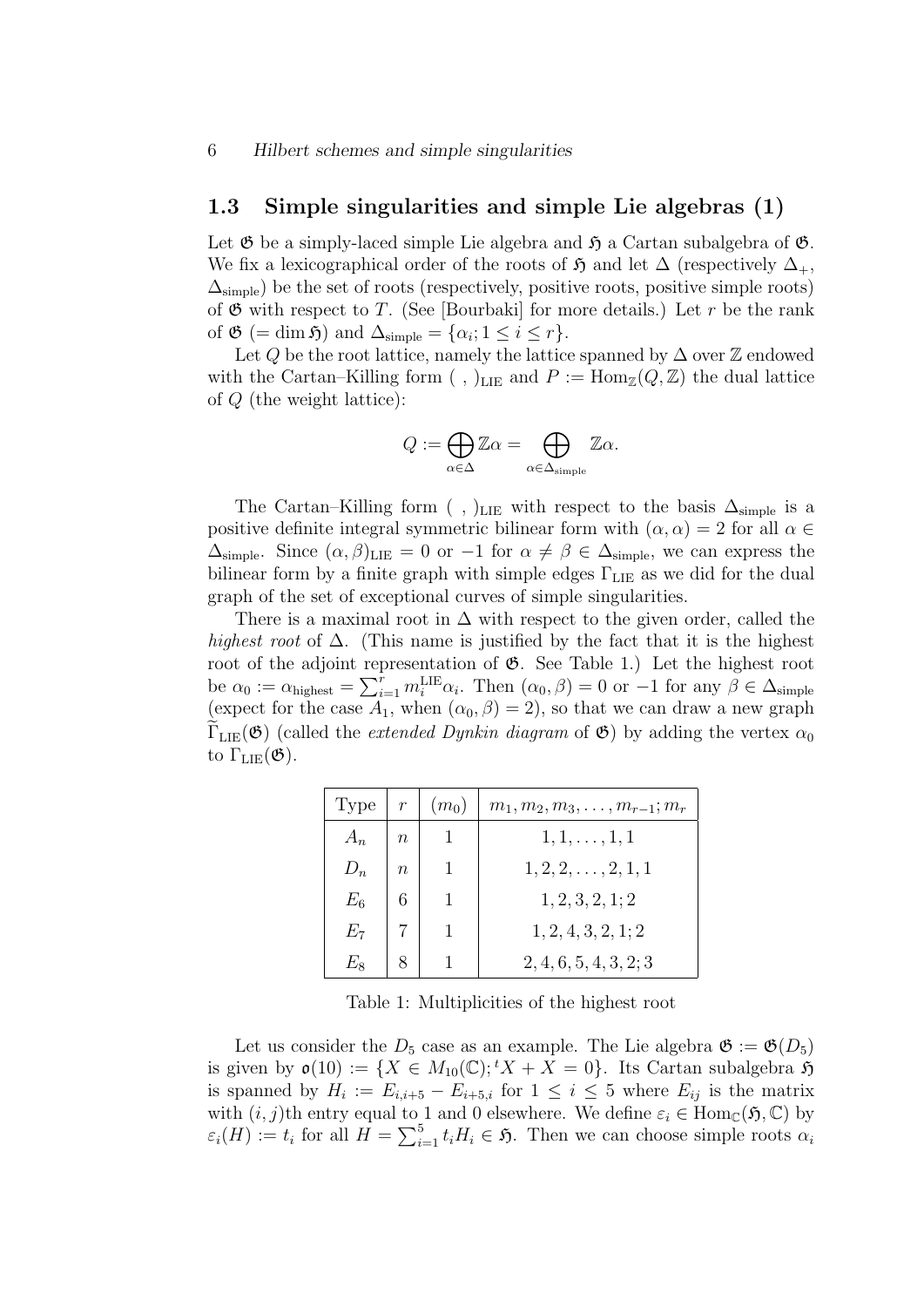## 1.3 Simple singularities and simple Lie algebras (1)

Let $\mathfrak{G}$ be a simply-laced simple Lie algebra and $\mathfrak{H}$ a Cartan subalgebra of $\mathfrak{G}$. We fix a lexicographical order of the roots of $\mathfrak{H}$ and let $\Delta$ (respectively $\Delta_+$, $\Delta_{\mathrm{simple}}$) be the set of roots (respectively, positive roots, positive simple roots) of $\mathfrak{G}$ with respect to $T$. (See [Bourbaki] for more details.) Let $r$ be the rank of $\mathfrak{G}$ ($= \dim \mathfrak{H}$) and $\Delta_{\mathrm{simple}} = \{\alpha_i; 1 \leq i \leq r\}$.

Let $Q$ be the root lattice, namely the lattice spanned by $\Delta$ over $\mathbb{Z}$ endowed with the Cartan–Killing form $(\ ,\ )_{\mathrm{LIE}}$ and $P := \mathrm{Hom}_{\mathbb{Z}}(Q, \mathbb{Z})$ the dual lattice of $Q$ (the weight lattice):

$$Q := \bigoplus_{\alpha \in \Delta} \mathbb{Z}\alpha = \bigoplus_{\alpha \in \Delta_{\mathrm{simple}}} \mathbb{Z}\alpha.$$

The Cartan–Killing form $(\ ,\ )_{\mathrm{LIE}}$ with respect to the basis $\Delta_{\mathrm{simple}}$ is a positive definite integral symmetric bilinear form with $(\alpha, \alpha) = 2$ for all $\alpha \in \Delta_{\mathrm{simple}}$. Since $(\alpha, \beta)_{\mathrm{LIE}} = 0$ or $-1$ for $\alpha \neq \beta \in \Delta_{\mathrm{simple}}$, we can express the bilinear form by a finite graph with simple edges $\Gamma_{\mathrm{LIE}}$ as we did for the dual graph of the set of exceptional curves of simple singularities.

There is a maximal root in $\Delta$ with respect to the given order, called the *highest root* of $\Delta$. (This name is justified by the fact that it is the highest root of the adjoint representation of $\mathfrak{G}$. See Table 1.) Let the highest root be $\alpha_0 := \alpha_{\mathrm{highest}} = \sum_{i=1}^{r} m_i^{\mathrm{LIE}} \alpha_i$. Then $(\alpha_0, \beta) = 0$ or $-1$ for any $\beta \in \Delta_{\mathrm{simple}}$ (expect for the case $A_1$, when $(\alpha_0, \beta) = 2$), so that we can draw a new graph $\widetilde{\Gamma}_{\mathrm{LIE}}(\mathfrak{G})$ (called the *extended Dynkin diagram* of $\mathfrak{G}$) by adding the vertex $\alpha_0$ to $\Gamma_{\mathrm{LIE}}(\mathfrak{G})$.

| Type | $r$ | $(m_0)$ | $m_1, m_2, m_3, \ldots, m_{r-1}; m_r$ |
|---|---|---|---|
| $A_n$ | $n$ | 1 | $1, 1, \ldots, 1, 1$ |
| $D_n$ | $n$ | 1 | $1, 2, 2, \ldots, 2, 1, 1$ |
| $E_6$ | 6 | 1 | $1, 2, 3, 2, 1; 2$ |
| $E_7$ | 7 | 1 | $1, 2, 4, 3, 2, 1; 2$ |
| $E_8$ | 8 | 1 | $2, 4, 6, 5, 4, 3, 2; 3$ |

Table 1: Multiplicities of the highest root

Let us consider the $D_5$ case as an example. The Lie algebra $\mathfrak{G} := \mathfrak{G}(D_5)$ is given by $\mathfrak{o}(10) := \{X \in M_{10}(\mathbb{C}); {}^tX + X = 0\}$. Its Cartan subalgebra $\mathfrak{H}$ is spanned by $H_i := E_{i,i+5} - E_{i+5,i}$ for $1 \leq i \leq 5$ where $E_{ij}$ is the matrix with $(i, j)$th entry equal to 1 and 0 elsewhere. We define $\varepsilon_i \in \mathrm{Hom}_{\mathbb{C}}(\mathfrak{H}, \mathbb{C})$ by $\varepsilon_i(H) := t_i$ for all $H = \sum_{i=1}^{5} t_i H_i \in \mathfrak{H}$. Then we can choose simple roots $\alpha_i$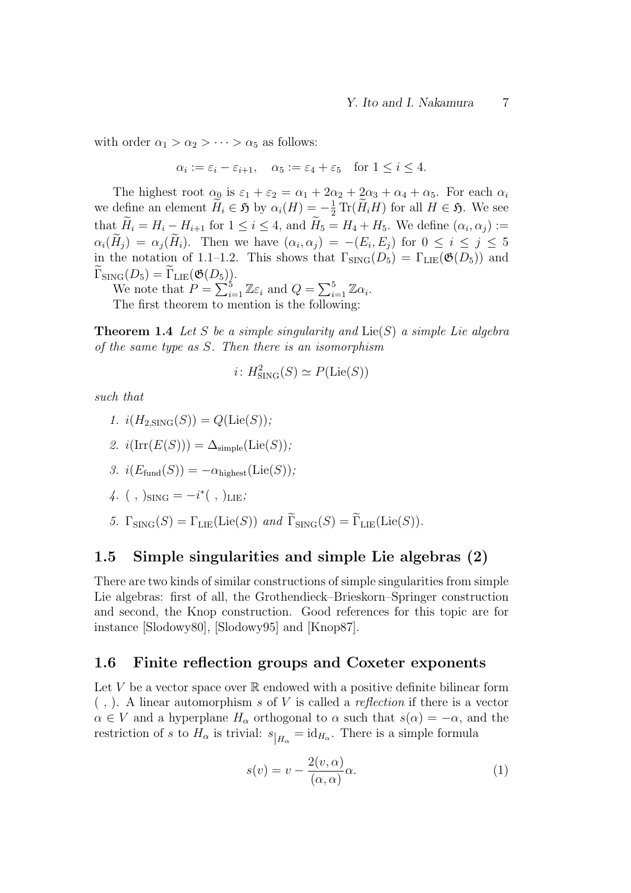with order $\alpha_1 > \alpha_2 > \cdots > \alpha_5$ as follows:

$$\alpha_i := \varepsilon_i - \varepsilon_{i+1}, \quad \alpha_5 := \varepsilon_4 + \varepsilon_5 \quad \text{for } 1 \leq i \leq 4.$$

The highest root $\alpha_0$ is $\varepsilon_1 + \varepsilon_2 = \alpha_1 + 2\alpha_2 + 2\alpha_3 + \alpha_4 + \alpha_5$. For each $\alpha_i$ we define an element $\widetilde{H}_i \in \mathfrak{H}$ by $\alpha_i(H) = -\frac{1}{2}\operatorname{Tr}(\widetilde{H}_i H)$ for all $H \in \mathfrak{H}$. We see that $\widetilde{H}_i = H_i - H_{i+1}$ for $1 \leq i \leq 4$, and $\widetilde{H}_5 = H_4 + H_5$. We define $(\alpha_i, \alpha_j) := \alpha_i(\widetilde{H}_j) = \alpha_j(\widetilde{H}_i)$. Then we have $(\alpha_i, \alpha_j) = -(E_i, E_j)$ for $0 \leq i \leq j \leq 5$ in the notation of 1.1–1.2. This shows that $\Gamma_{\mathrm{SING}}(D_5) = \Gamma_{\mathrm{LIE}}(\mathfrak{G}(D_5))$ and $\widetilde{\Gamma}_{\mathrm{SING}}(D_5) = \widetilde{\Gamma}_{\mathrm{LIE}}(\mathfrak{G}(D_5))$.

We note that $P = \sum_{i=1}^{5} \mathbb{Z}\varepsilon_i$ and $Q = \sum_{i=1}^{5} \mathbb{Z}\alpha_i$.

The first theorem to mention is the following:

**Theorem 1.4** *Let $S$ be a simple singularity and $\mathrm{Lie}(S)$ a simple Lie algebra of the same type as $S$. Then there is an isomorphism*

$$i\colon H^2_{\mathrm{SING}}(S) \simeq P(\mathrm{Lie}(S))$$

*such that*

1. $i(H_{2,\mathrm{SING}}(S)) = Q(\mathrm{Lie}(S))$;
2. $i(\mathrm{Irr}(E(S))) = \Delta_{\mathrm{simple}}(\mathrm{Lie}(S))$;
3. $i(E_{\mathrm{fund}}(S)) = -\alpha_{\mathrm{highest}}(\mathrm{Lie}(S))$;
4. $(\ ,\ )_{\mathrm{SING}} = -i^*(\ ,\ )_{\mathrm{LIE}}$;
5. $\Gamma_{\mathrm{SING}}(S) = \Gamma_{\mathrm{LIE}}(\mathrm{Lie}(S))$ *and* $\widetilde{\Gamma}_{\mathrm{SING}}(S) = \widetilde{\Gamma}_{\mathrm{LIE}}(\mathrm{Lie}(S))$.

## 1.5 Simple singularities and simple Lie algebras (2)

There are two kinds of similar constructions of simple singularities from simple Lie algebras: first of all, the Grothendieck–Brieskorn–Springer construction and second, the Knop construction. Good references for this topic are for instance [Slodowy80], [Slodowy95] and [Knop87].

## 1.6 Finite reflection groups and Coxeter exponents

Let $V$ be a vector space over $\mathbb{R}$ endowed with a positive definite bilinear form $(\ ,\ )$. A linear automorphism $s$ of $V$ is called a *reflection* if there is a vector $\alpha \in V$ and a hyperplane $H_\alpha$ orthogonal to $\alpha$ such that $s(\alpha) = -\alpha$, and the restriction of $s$ to $H_\alpha$ is trivial: $s_{|H_\alpha} = \mathrm{id}_{H_\alpha}$. There is a simple formula

$$s(v) = v - \frac{2(v,\alpha)}{(\alpha,\alpha)}\alpha. \tag{1}$$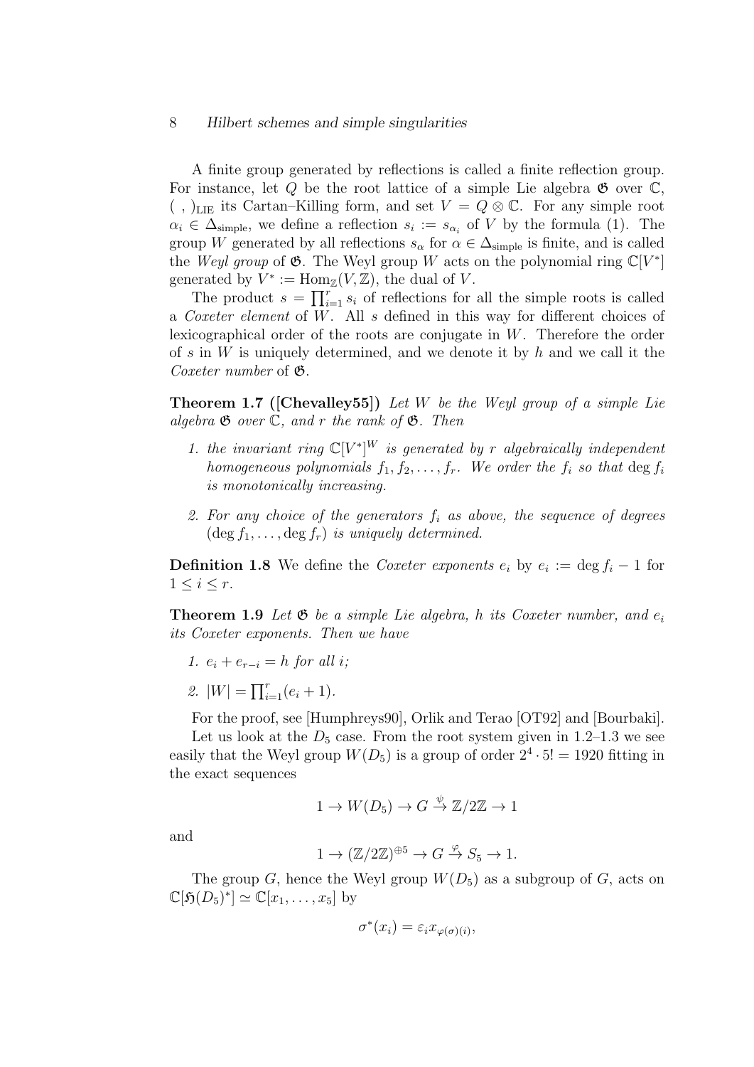A finite group generated by reflections is called a finite reflection group. For instance, let $Q$ be the root lattice of a simple Lie algebra $\mathfrak{G}$ over $\mathbb{C}$, $(\ ,\ )_{\mathrm{LIE}}$ its Cartan–Killing form, and set $V = Q \otimes \mathbb{C}$. For any simple root $\alpha_i \in \Delta_{\mathrm{simple}}$, we define a reflection $s_i := s_{\alpha_i}$ of $V$ by the formula (1). The group $W$ generated by all reflections $s_\alpha$ for $\alpha \in \Delta_{\mathrm{simple}}$ is finite, and is called the *Weyl group* of $\mathfrak{G}$. The Weyl group $W$ acts on the polynomial ring $\mathbb{C}[V^*]$ generated by $V^* := \mathrm{Hom}_{\mathbb{Z}}(V, \mathbb{Z})$, the dual of $V$.

The product $s = \prod_{i=1}^r s_i$ of reflections for all the simple roots is called a *Coxeter element* of $W$. All $s$ defined in this way for different choices of lexicographical order of the roots are conjugate in $W$. Therefore the order of $s$ in $W$ is uniquely determined, and we denote it by $h$ and we call it the *Coxeter number* of $\mathfrak{G}$.

**Theorem 1.7 ([Chevalley55])** *Let $W$ be the Weyl group of a simple Lie algebra $\mathfrak{G}$ over $\mathbb{C}$, and $r$ the rank of $\mathfrak{G}$. Then*

1. *the invariant ring $\mathbb{C}[V^*]^W$ is generated by $r$ algebraically independent homogeneous polynomials $f_1, f_2, \ldots, f_r$. We order the $f_i$ so that* $\deg f_i$ *is monotonically increasing.*
2. *For any choice of the generators $f_i$ as above, the sequence of degrees $(\deg f_1, \ldots, \deg f_r)$ is uniquely determined.*

**Definition 1.8** We define the *Coxeter exponents* $e_i$ by $e_i := \deg f_i - 1$ for $1 \le i \le r$.

**Theorem 1.9** *Let $\mathfrak{G}$ be a simple Lie algebra, $h$ its Coxeter number, and $e_i$ its Coxeter exponents. Then we have*

1. *$e_i + e_{r-i} = h$ for all $i$;*
2. *$|W| = \prod_{i=1}^r (e_i + 1)$.*

For the proof, see [Humphreys90], Orlik and Terao [OT92] and [Bourbaki].

Let us look at the $D_5$ case. From the root system given in 1.2–1.3 we see easily that the Weyl group $W(D_5)$ is a group of order $2^4 \cdot 5! = 1920$ fitting in the exact sequences

$$1 \to W(D_5) \to G \xrightarrow{\psi} \mathbb{Z}/2\mathbb{Z} \to 1$$

and

$$1 \to (\mathbb{Z}/2\mathbb{Z})^{\oplus 5} \to G \xrightarrow{\varphi} S_5 \to 1.$$

The group $G$, hence the Weyl group $W(D_5)$ as a subgroup of $G$, acts on $\mathbb{C}[\mathfrak{H}(D_5)^*] \simeq \mathbb{C}[x_1, \ldots, x_5]$ by

$$\sigma^*(x_i) = \varepsilon_i x_{\varphi(\sigma)(i)},$$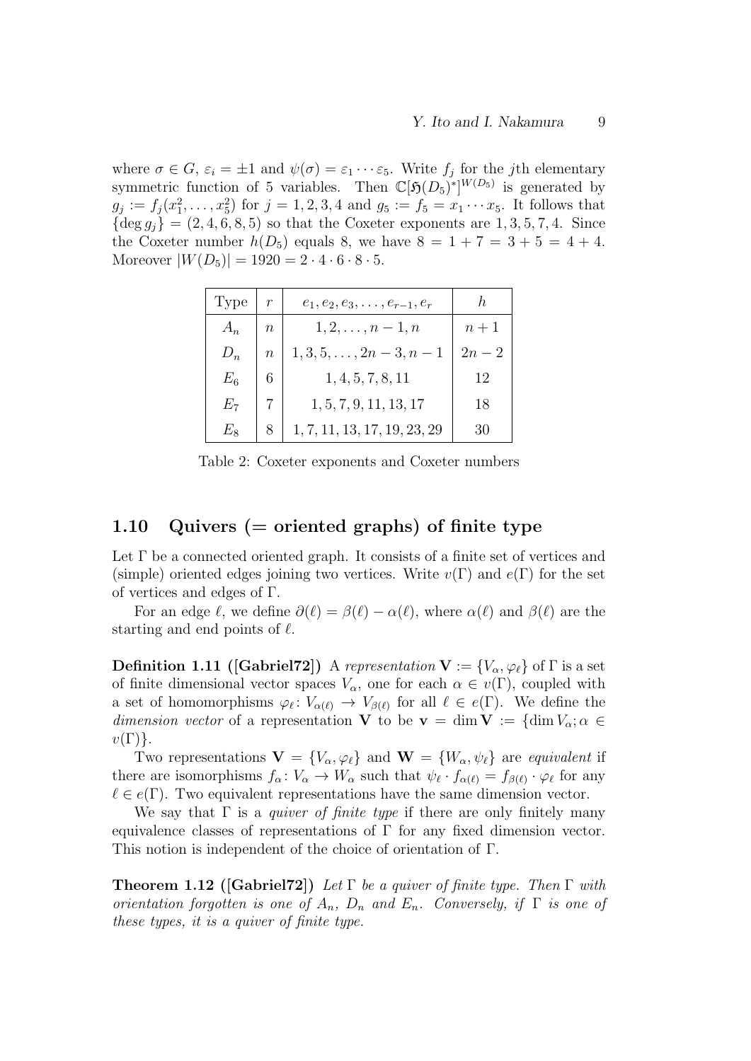where $\sigma \in G$, $\varepsilon_i = \pm 1$ and $\psi(\sigma) = \varepsilon_1 \cdots \varepsilon_5$. Write $f_j$ for the $j$th elementary symmetric function of 5 variables. Then $\mathbb{C}[\mathfrak{H}(D_5)^*]^{W(D_5)}$ is generated by $g_j := f_j(x_1^2, \ldots, x_5^2)$ for $j = 1, 2, 3, 4$ and $g_5 := f_5 = x_1 \cdots x_5$. It follows that $\{\deg g_j\} = (2, 4, 6, 8, 5)$ so that the Coxeter exponents are $1, 3, 5, 7, 4$. Since the Coxeter number $h(D_5)$ equals 8, we have $8 = 1 + 7 = 3 + 5 = 4 + 4$. Moreover $|W(D_5)| = 1920 = 2 \cdot 4 \cdot 6 \cdot 8 \cdot 5$.

| Type | $r$ | $e_1, e_2, e_3, \ldots, e_{r-1}, e_r$ | $h$ |
|---|---|---|---|
| $A_n$ | $n$ | $1, 2, \ldots, n-1, n$ | $n+1$ |
| $D_n$ | $n$ | $1, 3, 5, \ldots, 2n-3, n-1$ | $2n-2$ |
| $E_6$ | 6 | $1, 4, 5, 7, 8, 11$ | 12 |
| $E_7$ | 7 | $1, 5, 7, 9, 11, 13, 17$ | 18 |
| $E_8$ | 8 | $1, 7, 11, 13, 17, 19, 23, 29$ | 30 |

Table 2: Coxeter exponents and Coxeter numbers

## 1.10 Quivers (= oriented graphs) of finite type

Let $\Gamma$ be a connected oriented graph. It consists of a finite set of vertices and (simple) oriented edges joining two vertices. Write $v(\Gamma)$ and $e(\Gamma)$ for the set of vertices and edges of $\Gamma$.

For an edge $\ell$, we define $\partial(\ell) = \beta(\ell) - \alpha(\ell)$, where $\alpha(\ell)$ and $\beta(\ell)$ are the starting and end points of $\ell$.

**Definition 1.11 ([Gabriel72])** A *representation* $\mathbf{V} := \{V_\alpha, \varphi_\ell\}$ of $\Gamma$ is a set of finite dimensional vector spaces $V_\alpha$, one for each $\alpha \in v(\Gamma)$, coupled with a set of homomorphisms $\varphi_\ell \colon V_{\alpha(\ell)} \to V_{\beta(\ell)}$ for all $\ell \in e(\Gamma)$. We define the *dimension vector* of a representation $\mathbf{V}$ to be $\mathbf{v} = \dim \mathbf{V} := \{\dim V_\alpha; \alpha \in v(\Gamma)\}$.

Two representations $\mathbf{V} = \{V_\alpha, \varphi_\ell\}$ and $\mathbf{W} = \{W_\alpha, \psi_\ell\}$ are *equivalent* if there are isomorphisms $f_\alpha \colon V_\alpha \to W_\alpha$ such that $\psi_\ell \cdot f_{\alpha(\ell)} = f_{\beta(\ell)} \cdot \varphi_\ell$ for any $\ell \in e(\Gamma)$. Two equivalent representations have the same dimension vector.

We say that $\Gamma$ is a *quiver of finite type* if there are only finitely many equivalence classes of representations of $\Gamma$ for any fixed dimension vector. This notion is independent of the choice of orientation of $\Gamma$.

**Theorem 1.12 ([Gabriel72])** *Let $\Gamma$ be a quiver of finite type. Then $\Gamma$ with orientation forgotten is one of $A_n$, $D_n$ and $E_n$. Conversely, if $\Gamma$ is one of these types, it is a quiver of finite type.*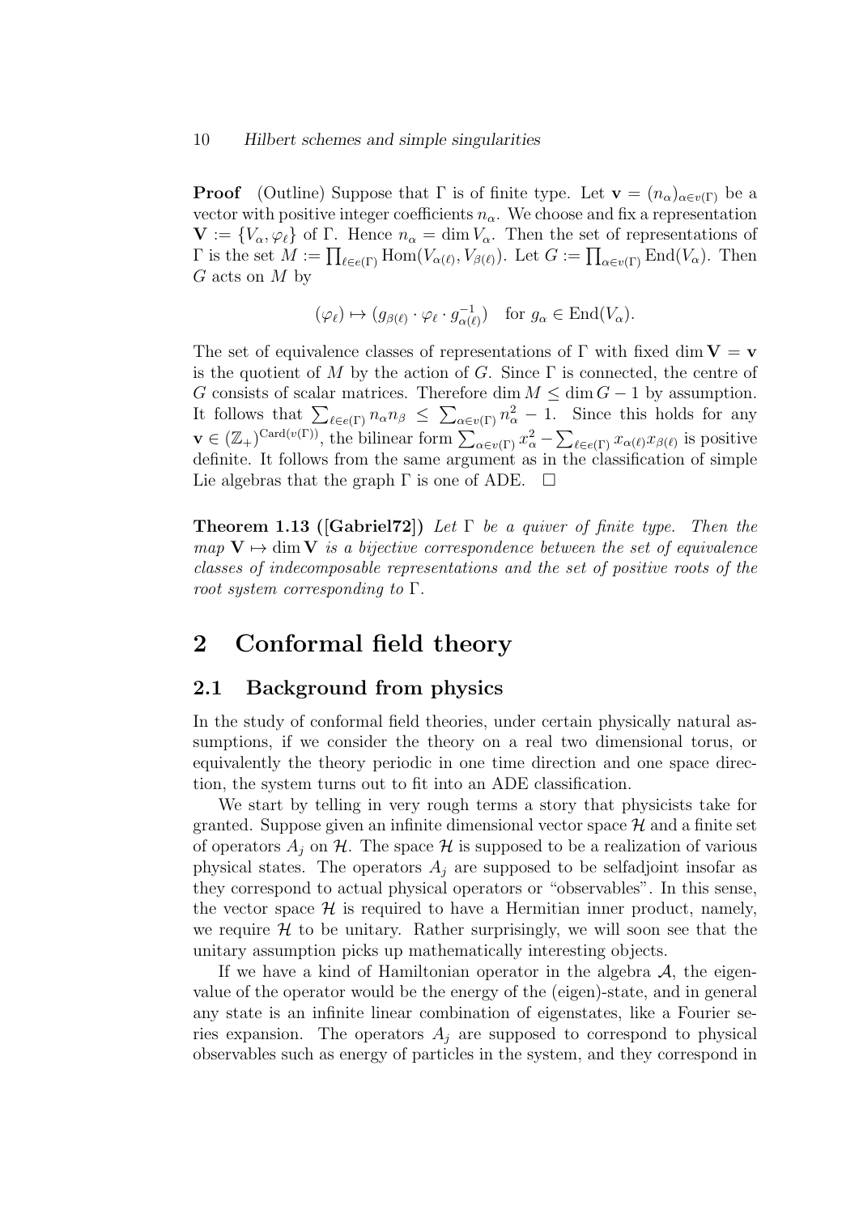**Proof** (Outline) Suppose that $\Gamma$ is of finite type. Let $\mathbf{v} = (n_\alpha)_{\alpha \in v(\Gamma)}$ be a vector with positive integer coefficients $n_\alpha$. We choose and fix a representation $\mathbf{V} := \{V_\alpha, \varphi_\ell\}$ of $\Gamma$. Hence $n_\alpha = \dim V_\alpha$. Then the set of representations of $\Gamma$ is the set $M := \prod_{\ell \in e(\Gamma)} \mathrm{Hom}(V_{\alpha(\ell)}, V_{\beta(\ell)})$. Let $G := \prod_{\alpha \in v(\Gamma)} \mathrm{End}(V_\alpha)$. Then $G$ acts on $M$ by

$$(\varphi_\ell) \mapsto (g_{\beta(\ell)} \cdot \varphi_\ell \cdot g_{\alpha(\ell)}^{-1}) \quad \text{for } g_\alpha \in \mathrm{End}(V_\alpha).$$

The set of equivalence classes of representations of $\Gamma$ with fixed $\dim \mathbf{V} = \mathbf{v}$ is the quotient of $M$ by the action of $G$. Since $\Gamma$ is connected, the centre of $G$ consists of scalar matrices. Therefore $\dim M \leq \dim G - 1$ by assumption. It follows that $\sum_{\ell \in e(\Gamma)} n_\alpha n_\beta \leq \sum_{\alpha \in v(\Gamma)} n_\alpha^2 - 1$. Since this holds for any $\mathbf{v} \in (\mathbb{Z}_+)^{\mathrm{Card}(v(\Gamma))}$, the bilinear form $\sum_{\alpha \in v(\Gamma)} x_\alpha^2 - \sum_{\ell \in e(\Gamma)} x_{\alpha(\ell)} x_{\beta(\ell)}$ is positive definite. It follows from the same argument as in the classification of simple Lie algebras that the graph $\Gamma$ is one of ADE. $\square$

**Theorem 1.13 ([Gabriel72])** *Let $\Gamma$ be a quiver of finite type. Then the map $\mathbf{V} \mapsto \dim \mathbf{V}$ is a bijective correspondence between the set of equivalence classes of indecomposable representations and the set of positive roots of the root system corresponding to $\Gamma$.*

# 2 Conformal field theory

## 2.1 Background from physics

In the study of conformal field theories, under certain physically natural assumptions, if we consider the theory on a real two dimensional torus, or equivalently the theory periodic in one time direction and one space direction, the system turns out to fit into an ADE classification.

We start by telling in very rough terms a story that physicists take for granted. Suppose given an infinite dimensional vector space $\mathcal{H}$ and a finite set of operators $A_j$ on $\mathcal{H}$. The space $\mathcal{H}$ is supposed to be a realization of various physical states. The operators $A_j$ are supposed to be selfadjoint insofar as they correspond to actual physical operators or "observables". In this sense, the vector space $\mathcal{H}$ is required to have a Hermitian inner product, namely, we require $\mathcal{H}$ to be unitary. Rather surprisingly, we will soon see that the unitary assumption picks up mathematically interesting objects.

If we have a kind of Hamiltonian operator in the algebra $\mathcal{A}$, the eigenvalue of the operator would be the energy of the (eigen)-state, and in general any state is an infinite linear combination of eigenstates, like a Fourier series expansion. The operators $A_j$ are supposed to correspond to physical observables such as energy of particles in the system, and they correspond in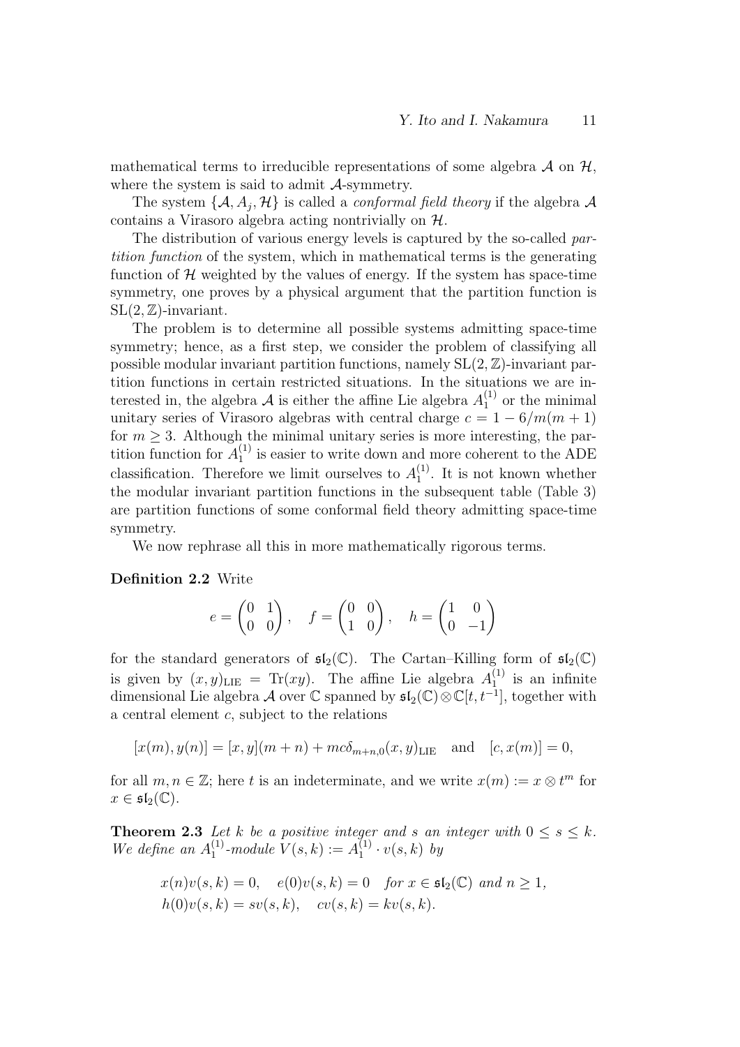mathematical terms to irreducible representations of some algebra $\mathcal{A}$ on $\mathcal{H}$, where the system is said to admit $\mathcal{A}$-symmetry.

The system $\{\mathcal{A}, A_j, \mathcal{H}\}$ is called a *conformal field theory* if the algebra $\mathcal{A}$ contains a Virasoro algebra acting nontrivially on $\mathcal{H}$.

The distribution of various energy levels is captured by the so-called *partition function* of the system, which in mathematical terms is the generating function of $\mathcal{H}$ weighted by the values of energy. If the system has space-time symmetry, one proves by a physical argument that the partition function is $\mathrm{SL}(2,\mathbb{Z})$-invariant.

The problem is to determine all possible systems admitting space-time symmetry; hence, as a first step, we consider the problem of classifying all possible modular invariant partition functions, namely $\mathrm{SL}(2,\mathbb{Z})$-invariant partition functions in certain restricted situations. In the situations we are interested in, the algebra $\mathcal{A}$ is either the affine Lie algebra $A_1^{(1)}$ or the minimal unitary series of Virasoro algebras with central charge $c = 1 - 6/m(m+1)$ for $m \geq 3$. Although the minimal unitary series is more interesting, the partition function for $A_1^{(1)}$ is easier to write down and more coherent to the ADE classification. Therefore we limit ourselves to $A_1^{(1)}$. It is not known whether the modular invariant partition functions in the subsequent table (Table 3) are partition functions of some conformal field theory admitting space-time symmetry.

We now rephrase all this in more mathematically rigorous terms.

**Definition 2.2** Write

$$e = \begin{pmatrix} 0 & 1 \\ 0 & 0 \end{pmatrix}, \quad f = \begin{pmatrix} 0 & 0 \\ 1 & 0 \end{pmatrix}, \quad h = \begin{pmatrix} 1 & 0 \\ 0 & -1 \end{pmatrix}$$

for the standard generators of $\mathfrak{sl}_2(\mathbb{C})$. The Cartan–Killing form of $\mathfrak{sl}_2(\mathbb{C})$ is given by $(x,y)_{\mathrm{LIE}} = \mathrm{Tr}(xy)$. The affine Lie algebra $A_1^{(1)}$ is an infinite dimensional Lie algebra $\mathcal{A}$ over $\mathbb{C}$ spanned by $\mathfrak{sl}_2(\mathbb{C}) \otimes \mathbb{C}[t, t^{-1}]$, together with a central element $c$, subject to the relations

$$[x(m), y(n)] = [x,y](m+n) + mc\delta_{m+n,0}(x,y)_{\mathrm{LIE}} \quad \text{and} \quad [c, x(m)] = 0,$$

for all $m, n \in \mathbb{Z}$; here $t$ is an indeterminate, and we write $x(m) := x \otimes t^m$ for $x \in \mathfrak{sl}_2(\mathbb{C})$.

**Theorem 2.3** *Let $k$ be a positive integer and $s$ an integer with $0 \leq s \leq k$. We define an $A_1^{(1)}$-module $V(s,k) := A_1^{(1)} \cdot v(s,k)$ by*

$$\begin{aligned}
&x(n)v(s,k) = 0, \quad e(0)v(s,k) = 0 \quad \textit{for } x \in \mathfrak{sl}_2(\mathbb{C}) \textit{ and } n \geq 1, \\
&h(0)v(s,k) = sv(s,k), \quad cv(s,k) = kv(s,k).
\end{aligned}$$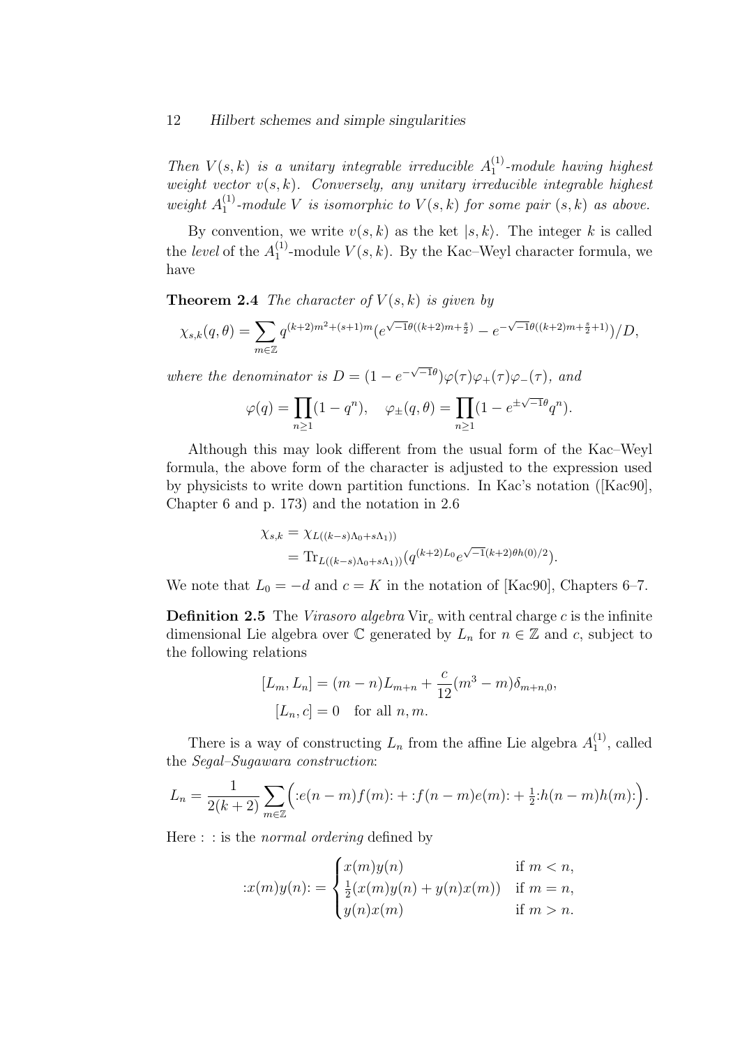*Then $V(s,k)$ is a unitary integrable irreducible $A_1^{(1)}$-module having highest weight vector $v(s,k)$. Conversely, any unitary irreducible integrable highest weight $A_1^{(1)}$-module $V$ is isomorphic to $V(s,k)$ for some pair $(s,k)$ as above.*

By convention, we write $v(s,k)$ as the ket $|s,k\rangle$. The integer $k$ is called the *level* of the $A_1^{(1)}$-module $V(s,k)$. By the Kac–Weyl character formula, we have

**Theorem 2.4** *The character of $V(s,k)$ is given by*

$$\chi_{s,k}(q,\theta) = \sum_{m\in\mathbb{Z}} q^{(k+2)m^2+(s+1)m}\left(e^{\sqrt{-1}\theta((k+2)m+\frac{s}{2})} - e^{-\sqrt{-1}\theta((k+2)m+\frac{s}{2}+1)}\right)/D,$$

*where the denominator is $D = (1-e^{-\sqrt{-1}\theta})\varphi(\tau)\varphi_+(\tau)\varphi_-(\tau)$, and*

$$\varphi(q) = \prod_{n\geq 1}(1-q^n), \quad \varphi_\pm(q,\theta) = \prod_{n\geq 1}(1-e^{\pm\sqrt{-1}\theta}q^n).$$

Although this may look different from the usual form of the Kac–Weyl formula, the above form of the character is adjusted to the expression used by physicists to write down partition functions. In Kac's notation ([Kac90], Chapter 6 and p. 173) and the notation in 2.6

$$\begin{aligned}
\chi_{s,k} &= \chi_{L((k-s)\Lambda_0+s\Lambda_1))} \\
&= \mathrm{Tr}_{L((k-s)\Lambda_0+s\Lambda_1))}(q^{(k+2)L_0}e^{\sqrt{-1}(k+2)\theta h(0)/2}).
\end{aligned}$$

We note that $L_0 = -d$ and $c = K$ in the notation of [Kac90], Chapters 6–7.

**Definition 2.5** The *Virasoro algebra* $\mathrm{Vir}_c$ with central charge $c$ is the infinite dimensional Lie algebra over $\mathbb{C}$ generated by $L_n$ for $n \in \mathbb{Z}$ and $c$, subject to the following relations

$$\begin{aligned}
[L_m, L_n] &= (m-n)L_{m+n} + \frac{c}{12}(m^3-m)\delta_{m+n,0}, \\
[L_n, c] &= 0 \quad \text{for all } n, m.
\end{aligned}$$

There is a way of constructing $L_n$ from the affine Lie algebra $A_1^{(1)}$, called the *Segal–Sugawara construction*:

$$L_n = \frac{1}{2(k+2)}\sum_{m\in\mathbb{Z}}\Big({:}e(n-m)f(m){:} + {:}f(n-m)e(m){:} + \tfrac{1}{2}{:}h(n-m)h(m){:}\Big).$$

Here $:\ :$ is the *normal ordering* defined by

$$:x(m)y(n): = \begin{cases} x(m)y(n) & \text{if } m < n, \\ \frac{1}{2}(x(m)y(n) + y(n)x(m)) & \text{if } m = n, \\ y(n)x(m) & \text{if } m > n. \end{cases}$$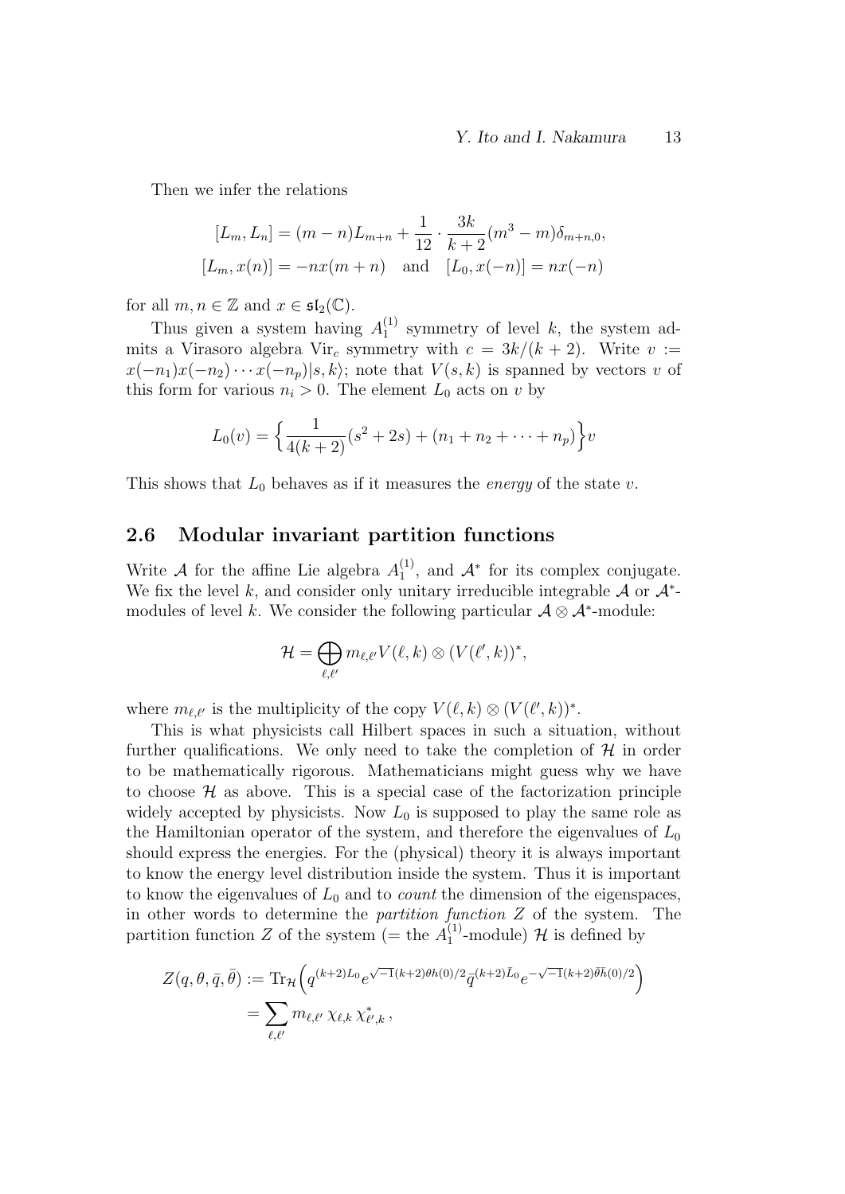Then we infer the relations

$$[L_m, L_n] = (m-n)L_{m+n} + \frac{1}{12}\cdot\frac{3k}{k+2}(m^3-m)\delta_{m+n,0},$$
$$[L_m, x(n)] = -nx(m+n) \quad \text{and} \quad [L_0, x(-n)] = nx(-n)$$

for all $m, n \in \mathbb{Z}$ and $x \in \mathfrak{sl}_2(\mathbb{C})$.

Thus given a system having $A_1^{(1)}$ symmetry of level $k$, the system admits a Virasoro algebra $\mathrm{Vir}_c$ symmetry with $c = 3k/(k+2)$. Write $v := x(-n_1)x(-n_2)\cdots x(-n_p)|s,k\rangle$; note that $V(s,k)$ is spanned by vectors $v$ of this form for various $n_i > 0$. The element $L_0$ acts on $v$ by

$$L_0(v) = \Big\{\frac{1}{4(k+2)}(s^2+2s) + (n_1+n_2+\cdots+n_p)\Big\}v$$

This shows that $L_0$ behaves as if it measures the *energy* of the state $v$.

## 2.6 Modular invariant partition functions

Write $\mathcal{A}$ for the affine Lie algebra $A_1^{(1)}$, and $\mathcal{A}^*$ for its complex conjugate. We fix the level $k$, and consider only unitary irreducible integrable $\mathcal{A}$ or $\mathcal{A}^*$-modules of level $k$. We consider the following particular $\mathcal{A}\otimes\mathcal{A}^*$-module:

$$\mathcal{H} = \bigoplus_{\ell,\ell'} m_{\ell,\ell'} V(\ell,k)\otimes(V(\ell',k))^*,$$

where $m_{\ell,\ell'}$ is the multiplicity of the copy $V(\ell,k)\otimes(V(\ell',k))^*$.

This is what physicists call Hilbert spaces in such a situation, without further qualifications. We only need to take the completion of $\mathcal{H}$ in order to be mathematically rigorous. Mathematicians might guess why we have to choose $\mathcal{H}$ as above. This is a special case of the factorization principle widely accepted by physicists. Now $L_0$ is supposed to play the same role as the Hamiltonian operator of the system, and therefore the eigenvalues of $L_0$ should express the energies. For the (physical) theory it is always important to know the energy level distribution inside the system. Thus it is important to know the eigenvalues of $L_0$ and to *count* the dimension of the eigenspaces, in other words to determine the *partition function* $Z$ of the system. The partition function $Z$ of the system (= the $A_1^{(1)}$-module) $\mathcal{H}$ is defined by

$$\begin{aligned} Z(q,\theta,\bar{q},\bar{\theta}) &:= \mathrm{Tr}_{\mathcal{H}}\Big(q^{(k+2)L_0}e^{\sqrt{-1}(k+2)\theta h(0)/2}\bar{q}^{(k+2)\bar{L}_0}e^{-\sqrt{-1}(k+2)\bar{\theta}\bar{h}(0)/2}\Big) \\ &= \sum_{\ell,\ell'} m_{\ell,\ell'}\,\chi_{\ell,k}\,\chi^*_{\ell',k}\,, \end{aligned}$$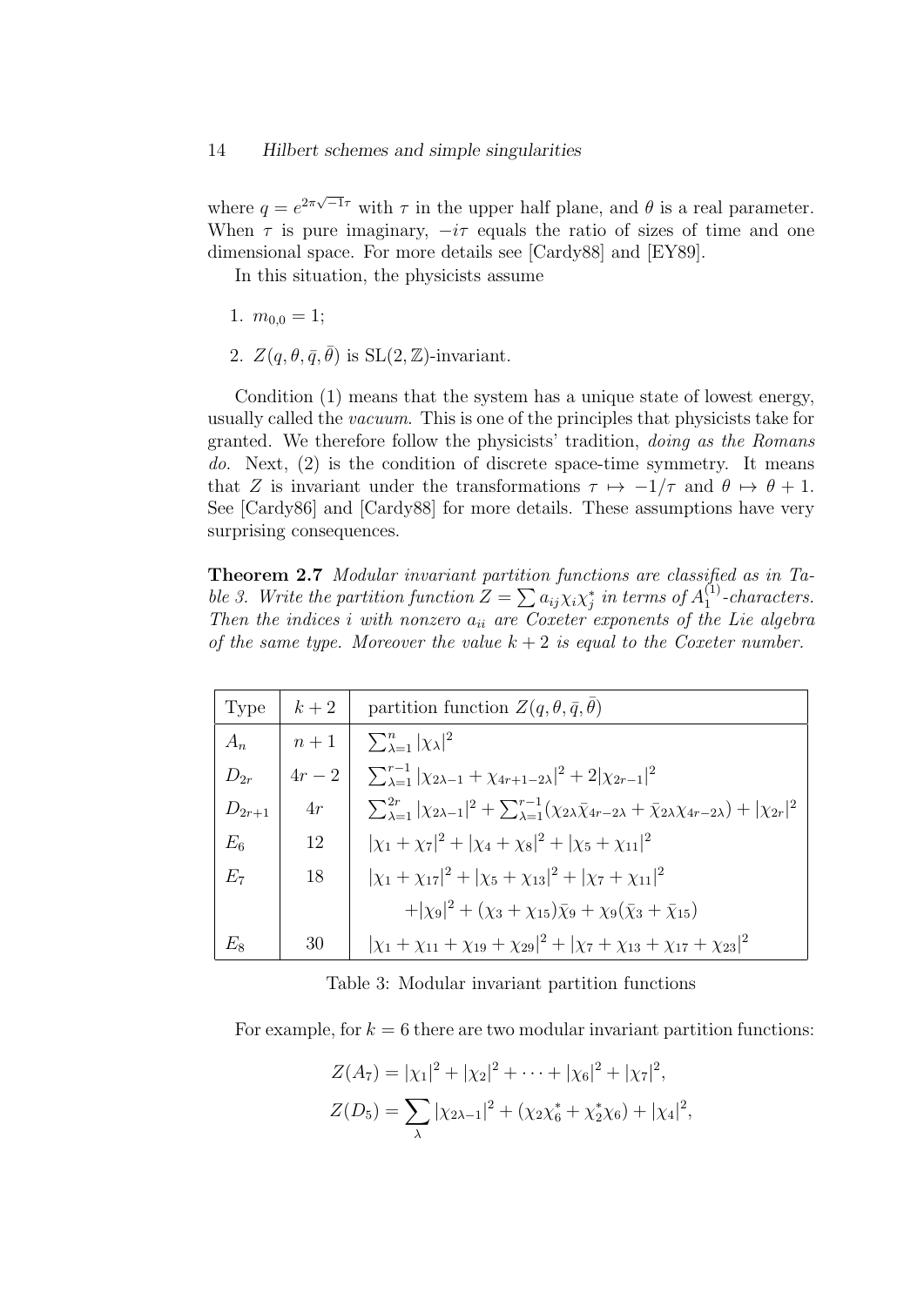where $q = e^{2\pi\sqrt{-1}\tau}$ with $\tau$ in the upper half plane, and $\theta$ is a real parameter. When $\tau$ is pure imaginary, $-i\tau$ equals the ratio of sizes of time and one dimensional space. For more details see [Cardy88] and [EY89].

In this situation, the physicists assume

1. $m_{0,0} = 1$;
2. $Z(q, \theta, \bar{q}, \bar{\theta})$ is $\mathrm{SL}(2, \mathbb{Z})$-invariant.

Condition (1) means that the system has a unique state of lowest energy, usually called the *vacuum*. This is one of the principles that physicists take for granted. We therefore follow the physicists' tradition, *doing as the Romans do*. Next, (2) is the condition of discrete space-time symmetry. It means that $Z$ is invariant under the transformations $\tau \mapsto -1/\tau$ and $\theta \mapsto \theta + 1$. See [Cardy86] and [Cardy88] for more details. These assumptions have very surprising consequences.

**Theorem 2.7** *Modular invariant partition functions are classified as in Table 3. Write the partition function $Z = \sum a_{ij}\chi_i\chi_j^*$ in terms of $A_1^{(1)}$-characters. Then the indices $i$ with nonzero $a_{ii}$ are Coxeter exponents of the Lie algebra of the same type. Moreover the value $k+2$ is equal to the Coxeter number.*

| Type | $k+2$ | partition function $Z(q, \theta, \bar{q}, \bar{\theta})$ |
|---|---|---|
| $A_n$ | $n+1$ | $\sum_{\lambda=1}^{n} \lvert\chi_\lambda\rvert^2$ |
| $D_{2r}$ | $4r-2$ | $\sum_{\lambda=1}^{r-1} \lvert\chi_{2\lambda-1} + \chi_{4r+1-2\lambda}\rvert^2 + 2\lvert\chi_{2r-1}\rvert^2$ |
| $D_{2r+1}$ | $4r$ | $\sum_{\lambda=1}^{2r} \lvert\chi_{2\lambda-1}\rvert^2 + \sum_{\lambda=1}^{r-1}(\chi_{2\lambda}\bar{\chi}_{4r-2\lambda} + \bar{\chi}_{2\lambda}\chi_{4r-2\lambda}) + \lvert\chi_{2r}\rvert^2$ |
| $E_6$ | 12 | $\lvert\chi_1 + \chi_7\rvert^2 + \lvert\chi_4 + \chi_8\rvert^2 + \lvert\chi_5 + \chi_{11}\rvert^2$ |
| $E_7$ | 18 | $\lvert\chi_1 + \chi_{17}\rvert^2 + \lvert\chi_5 + \chi_{13}\rvert^2 + \lvert\chi_7 + \chi_{11}\rvert^2$ |
| | | $+\lvert\chi_9\rvert^2 + (\chi_3 + \chi_{15})\bar{\chi}_9 + \chi_9(\bar{\chi}_3 + \bar{\chi}_{15})$ |
| $E_8$ | 30 | $\lvert\chi_1 + \chi_{11} + \chi_{19} + \chi_{29}\rvert^2 + \lvert\chi_7 + \chi_{13} + \chi_{17} + \chi_{23}\rvert^2$ |

Table 3: Modular invariant partition functions

For example, for $k = 6$ there are two modular invariant partition functions:

$$Z(A_7) = |\chi_1|^2 + |\chi_2|^2 + \cdots + |\chi_6|^2 + |\chi_7|^2,$$

$$Z(D_5) = \sum_{\lambda} |\chi_{2\lambda-1}|^2 + (\chi_2\chi_6^* + \chi_2^*\chi_6) + |\chi_4|^2,$$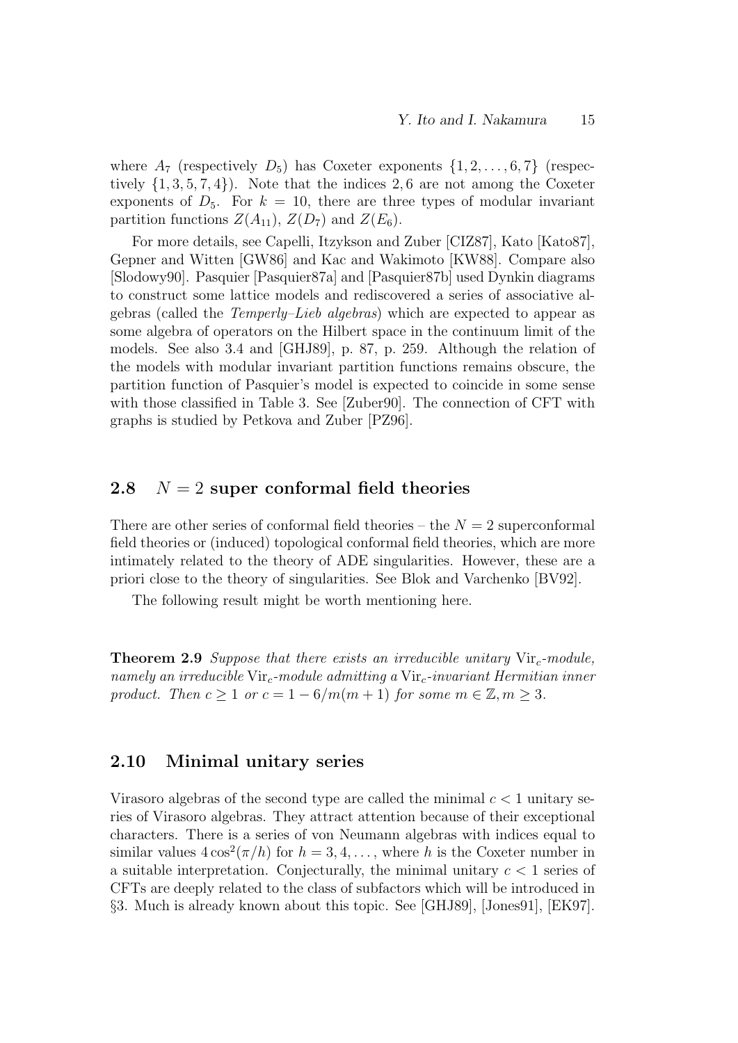where $A_7$ (respectively $D_5$) has Coxeter exponents $\{1, 2, \ldots, 6, 7\}$ (respectively $\{1, 3, 5, 7, 4\}$). Note that the indices $2, 6$ are not among the Coxeter exponents of $D_5$. For $k = 10$, there are three types of modular invariant partition functions $Z(A_{11})$, $Z(D_7)$ and $Z(E_6)$.

For more details, see Capelli, Itzykson and Zuber [CIZ87], Kato [Kato87], Gepner and Witten [GW86] and Kac and Wakimoto [KW88]. Compare also [Slodowy90]. Pasquier [Pasquier87a] and [Pasquier87b] used Dynkin diagrams to construct some lattice models and rediscovered a series of associative algebras (called the *Temperly–Lieb algebras*) which are expected to appear as some algebra of operators on the Hilbert space in the continuum limit of the models. See also 3.4 and [GHJ89], p. 87, p. 259. Although the relation of the models with modular invariant partition functions remains obscure, the partition function of Pasquier's model is expected to coincide in some sense with those classified in Table 3. See [Zuber90]. The connection of CFT with graphs is studied by Petkova and Zuber [PZ96].

## 2.8 $N = 2$ super conformal field theories

There are other series of conformal field theories – the $N = 2$ superconformal field theories or (induced) topological conformal field theories, which are more intimately related to the theory of ADE singularities. However, these are a priori close to the theory of singularities. See Blok and Varchenko [BV92].

The following result might be worth mentioning here.

**Theorem 2.9** *Suppose that there exists an irreducible unitary* $\mathrm{Vir}_c$*-module, namely an irreducible* $\mathrm{Vir}_c$*-module admitting a* $\mathrm{Vir}_c$*-invariant Hermitian inner product. Then* $c \geq 1$ *or* $c = 1 - 6/m(m+1)$ *for some* $m \in \mathbb{Z}, m \geq 3$.

## 2.10 Minimal unitary series

Virasoro algebras of the second type are called the minimal $c < 1$ unitary series of Virasoro algebras. They attract attention because of their exceptional characters. There is a series of von Neumann algebras with indices equal to similar values $4\cos^2(\pi/h)$ for $h = 3, 4, \ldots$, where $h$ is the Coxeter number in a suitable interpretation. Conjecturally, the minimal unitary $c < 1$ series of CFTs are deeply related to the class of subfactors which will be introduced in §3. Much is already known about this topic. See [GHJ89], [Jones91], [EK97].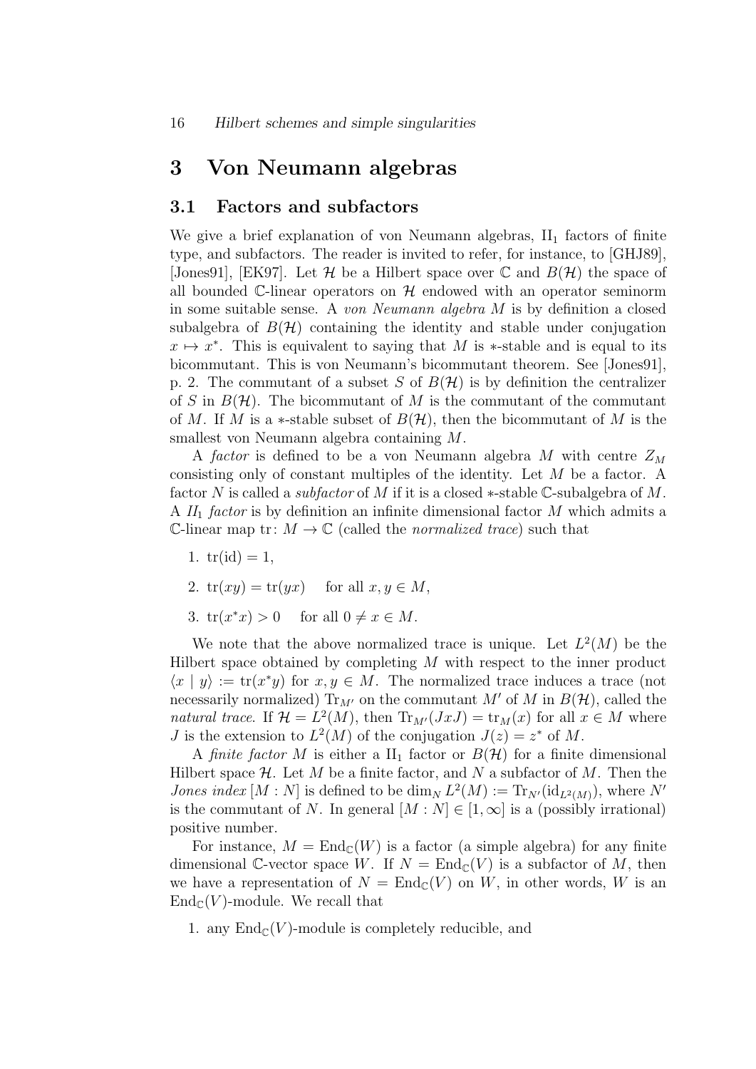## 3 Von Neumann algebras

### 3.1 Factors and subfactors

We give a brief explanation of von Neumann algebras, $\mathrm{II}_1$ factors of finite type, and subfactors. The reader is invited to refer, for instance, to [GHJ89], [Jones91], [EK97]. Let $\mathcal{H}$ be a Hilbert space over $\mathbb{C}$ and $B(\mathcal{H})$ the space of all bounded $\mathbb{C}$-linear operators on $\mathcal{H}$ endowed with an operator seminorm in some suitable sense. A *von Neumann algebra* $M$ is by definition a closed subalgebra of $B(\mathcal{H})$ containing the identity and stable under conjugation $x \mapsto x^*$. This is equivalent to saying that $M$ is $*$-stable and is equal to its bicommutant. This is von Neumann's bicommutant theorem. See [Jones91], p. 2. The commutant of a subset $S$ of $B(\mathcal{H})$ is by definition the centralizer of $S$ in $B(\mathcal{H})$. The bicommutant of $M$ is the commutant of the commutant of $M$. If $M$ is a $*$-stable subset of $B(\mathcal{H})$, then the bicommutant of $M$ is the smallest von Neumann algebra containing $M$.

A *factor* is defined to be a von Neumann algebra $M$ with centre $Z_M$ consisting only of constant multiples of the identity. Let $M$ be a factor. A factor $N$ is called a *subfactor* of $M$ if it is a closed $*$-stable $\mathbb{C}$-subalgebra of $M$. A *$II_1$ factor* is by definition an infinite dimensional factor $M$ which admits a $\mathbb{C}$-linear map $\mathrm{tr}\colon M \to \mathbb{C}$ (called the *normalized trace*) such that

1. $\mathrm{tr}(\mathrm{id}) = 1$,
2. $\mathrm{tr}(xy) = \mathrm{tr}(yx)$ for all $x, y \in M$,
3. $\mathrm{tr}(x^*x) > 0$ for all $0 \neq x \in M$.

We note that the above normalized trace is unique. Let $L^2(M)$ be the Hilbert space obtained by completing $M$ with respect to the inner product $\langle x \mid y \rangle := \mathrm{tr}(x^*y)$ for $x, y \in M$. The normalized trace induces a trace (not necessarily normalized) $\mathrm{Tr}_{M'}$ on the commutant $M'$ of $M$ in $B(\mathcal{H})$, called the *natural trace*. If $\mathcal{H} = L^2(M)$, then $\mathrm{Tr}_{M'}(JxJ) = \mathrm{tr}_M(x)$ for all $x \in M$ where $J$ is the extension to $L^2(M)$ of the conjugation $J(z) = z^*$ of $M$.

A *finite factor* $M$ is either a $\mathrm{II}_1$ factor or $B(\mathcal{H})$ for a finite dimensional Hilbert space $\mathcal{H}$. Let $M$ be a finite factor, and $N$ a subfactor of $M$. Then the *Jones index* $[M : N]$ is defined to be $\dim_N L^2(M) := \mathrm{Tr}_{N'}(\mathrm{id}_{L^2(M)})$, where $N'$ is the commutant of $N$. In general $[M : N] \in [1, \infty]$ is a (possibly irrational) positive number.

For instance, $M = \mathrm{End}_{\mathbb{C}}(W)$ is a factor (a simple algebra) for any finite dimensional $\mathbb{C}$-vector space $W$. If $N = \mathrm{End}_{\mathbb{C}}(V)$ is a subfactor of $M$, then we have a representation of $N = \mathrm{End}_{\mathbb{C}}(V)$ on $W$, in other words, $W$ is an $\mathrm{End}_{\mathbb{C}}(V)$-module. We recall that

1. any $\mathrm{End}_{\mathbb{C}}(V)$-module is completely reducible, and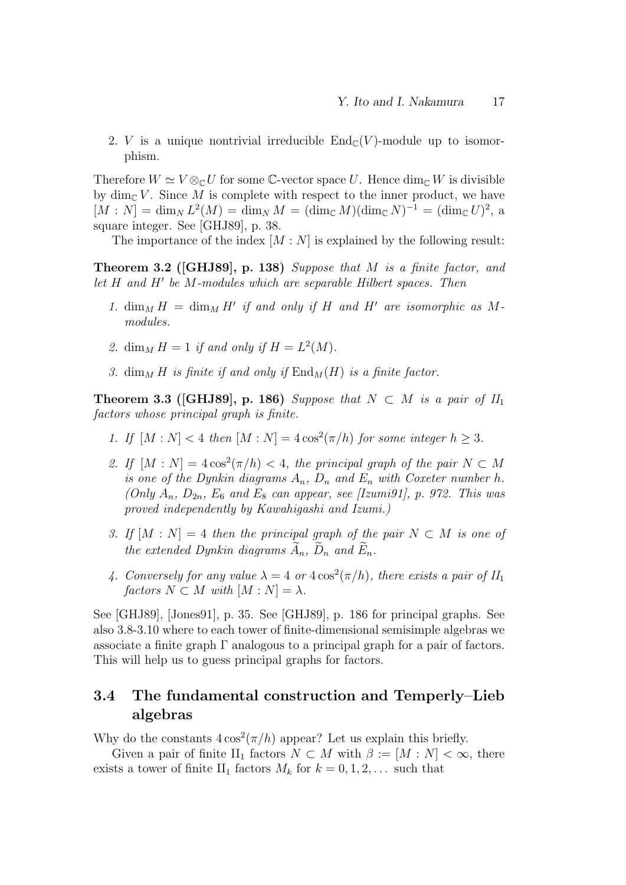2. $V$ is a unique nontrivial irreducible $\mathrm{End}_{\mathbb{C}}(V)$-module up to isomorphism.

Therefore $W \simeq V \otimes_{\mathbb{C}} U$ for some $\mathbb{C}$-vector space $U$. Hence $\dim_{\mathbb{C}} W$ is divisible by $\dim_{\mathbb{C}} V$. Since $M$ is complete with respect to the inner product, we have $[M : N] = \dim_N L^2(M) = \dim_N M = (\dim_{\mathbb{C}} M)(\dim_{\mathbb{C}} N)^{-1} = (\dim_{\mathbb{C}} U)^2$, a square integer. See [GHJ89], p. 38.

The importance of the index $[M : N]$ is explained by the following result:

**Theorem 3.2 ([GHJ89], p. 138)** *Suppose that $M$ is a finite factor, and let $H$ and $H'$ be $M$-modules which are separable Hilbert spaces. Then*

1. $\dim_M H = \dim_M H'$ *if and only if $H$ and $H'$ are isomorphic as $M$-modules.*
2. $\dim_M H = 1$ *if and only if $H = L^2(M)$.*
3. $\dim_M H$ *is finite if and only if $\mathrm{End}_M(H)$ is a finite factor.*

**Theorem 3.3 ([GHJ89], p. 186)** *Suppose that $N \subset M$ is a pair of $II_1$ factors whose principal graph is finite.*

1. *If $[M : N] < 4$ then $[M : N] = 4\cos^2(\pi/h)$ for some integer $h \geq 3$.*
2. *If $[M : N] = 4\cos^2(\pi/h) < 4$, the principal graph of the pair $N \subset M$ is one of the Dynkin diagrams $A_n$, $D_n$ and $E_n$ with Coxeter number $h$. (Only $A_n$, $D_{2n}$, $E_6$ and $E_8$ can appear, see [Izumi91], p. 972. This was proved independently by Kawahigashi and Izumi.)*
3. *If $[M : N] = 4$ then the principal graph of the pair $N \subset M$ is one of the extended Dynkin diagrams $\widetilde{A}_n$, $\widetilde{D}_n$ and $\widetilde{E}_n$.*
4. *Conversely for any value $\lambda = 4$ or $4\cos^2(\pi/h)$, there exists a pair of $II_1$ factors $N \subset M$ with $[M : N] = \lambda$.*

See [GHJ89], [Jones91], p. 35. See [GHJ89], p. 186 for principal graphs. See also 3.8-3.10 where to each tower of finite-dimensional semisimple algebras we associate a finite graph $\Gamma$ analogous to a principal graph for a pair of factors. This will help us to guess principal graphs for factors.

### 3.4 The fundamental construction and Temperly–Lieb algebras

Why do the constants $4\cos^2(\pi/h)$ appear? Let us explain this briefly.

Given a pair of finite $\mathrm{II}_1$ factors $N \subset M$ with $\beta := [M : N] < \infty$, there exists a tower of finite $\mathrm{II}_1$ factors $M_k$ for $k = 0, 1, 2, \ldots$ such that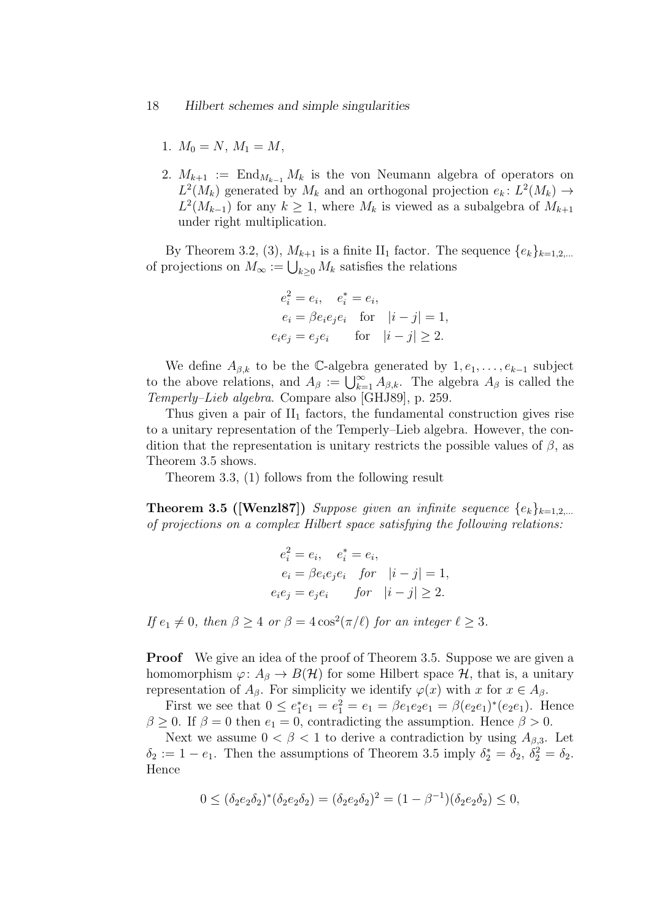1. $M_0 = N$, $M_1 = M$,

2. $M_{k+1} := \mathrm{End}_{M_{k-1}} M_k$ is the von Neumann algebra of operators on $L^2(M_k)$ generated by $M_k$ and an orthogonal projection $e_k \colon L^2(M_k) \to L^2(M_{k-1})$ for any $k \geq 1$, where $M_k$ is viewed as a subalgebra of $M_{k+1}$ under right multiplication.

By Theorem 3.2, (3), $M_{k+1}$ is a finite $\mathrm{II}_1$ factor. The sequence $\{e_k\}_{k=1,2,\ldots}$ of projections on $M_\infty := \bigcup_{k\geq 0} M_k$ satisfies the relations

$$
\begin{aligned}
e_i^2 = e_i, \quad e_i^* &= e_i, \\
e_i &= \beta e_i e_j e_i \quad \text{for} \quad |i-j| = 1, \\
e_i e_j &= e_j e_i \qquad \text{for} \quad |i-j| \geq 2.
\end{aligned}
$$

We define $A_{\beta,k}$ to be the $\mathbb{C}$-algebra generated by $1, e_1, \ldots, e_{k-1}$ subject to the above relations, and $A_\beta := \bigcup_{k=1}^{\infty} A_{\beta,k}$. The algebra $A_\beta$ is called the *Temperly–Lieb algebra*. Compare also [GHJ89], p. 259.

Thus given a pair of $\mathrm{II}_1$ factors, the fundamental construction gives rise to a unitary representation of the Temperly–Lieb algebra. However, the condition that the representation is unitary restricts the possible values of $\beta$, as Theorem 3.5 shows.

Theorem 3.3, (1) follows from the following result

**Theorem 3.5 ([Wenzl87])** *Suppose given an infinite sequence $\{e_k\}_{k=1,2,\ldots}$ of projections on a complex Hilbert space satisfying the following relations:*

$$
\begin{aligned}
e_i^2 = e_i, \quad e_i^* &= e_i, \\
e_i &= \beta e_i e_j e_i \quad \textit{for} \quad |i-j| = 1, \\
e_i e_j &= e_j e_i \qquad \textit{for} \quad |i-j| \geq 2.
\end{aligned}
$$

*If $e_1 \neq 0$, then $\beta \geq 4$ or $\beta = 4\cos^2(\pi/\ell)$ for an integer $\ell \geq 3$.*

**Proof** We give an idea of the proof of Theorem 3.5. Suppose we are given a homomorphism $\varphi \colon A_\beta \to B(\mathcal{H})$ for some Hilbert space $\mathcal{H}$, that is, a unitary representation of $A_\beta$. For simplicity we identify $\varphi(x)$ with $x$ for $x \in A_\beta$.

First we see that $0 \leq e_1^* e_1 = e_1^2 = e_1 = \beta e_1 e_2 e_1 = \beta (e_2 e_1)^* (e_2 e_1)$. Hence $\beta \geq 0$. If $\beta = 0$ then $e_1 = 0$, contradicting the assumption. Hence $\beta > 0$.

Next we assume $0 < \beta < 1$ to derive a contradiction by using $A_{\beta,3}$. Let $\delta_2 := 1 - e_1$. Then the assumptions of Theorem 3.5 imply $\delta_2^* = \delta_2$, $\delta_2^2 = \delta_2$. Hence

$$
0 \leq (\delta_2 e_2 \delta_2)^* (\delta_2 e_2 \delta_2) = (\delta_2 e_2 \delta_2)^2 = (1 - \beta^{-1})(\delta_2 e_2 \delta_2) \leq 0,
$$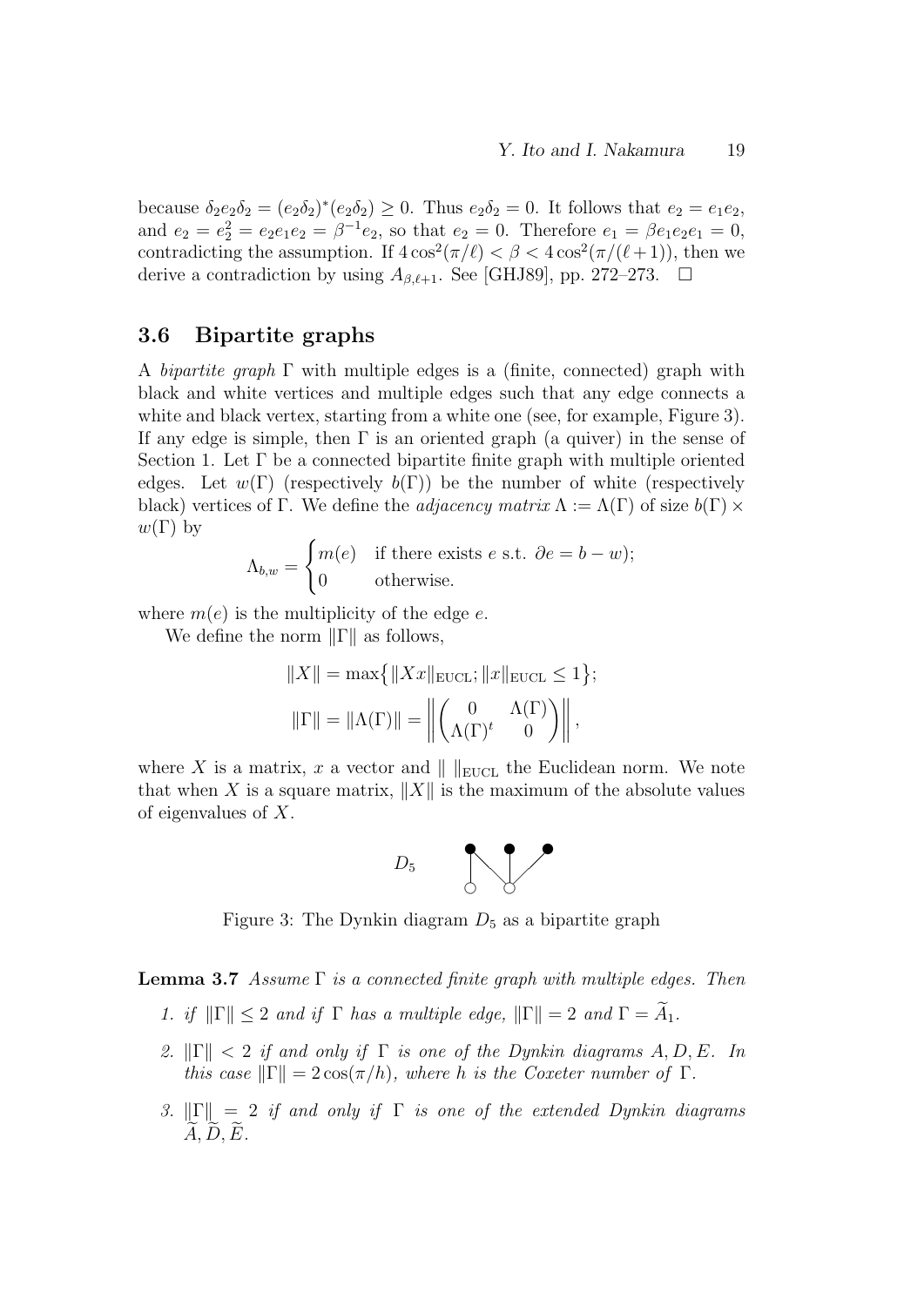because $\delta_2 e_2 \delta_2 = (e_2\delta_2)^*(e_2\delta_2) \geq 0$. Thus $e_2\delta_2 = 0$. It follows that $e_2 = e_1e_2$, and $e_2 = e_2^2 = e_2e_1e_2 = \beta^{-1}e_2$, so that $e_2 = 0$. Therefore $e_1 = \beta e_1e_2e_1 = 0$, contradicting the assumption. If $4\cos^2(\pi/\ell) < \beta < 4\cos^2(\pi/(\ell+1))$, then we derive a contradiction by using $A_{\beta,\ell+1}$. See [GHJ89], pp. 272–273. $\square$

### 3.6 Bipartite graphs

A *bipartite graph* $\Gamma$ with multiple edges is a (finite, connected) graph with black and white vertices and multiple edges such that any edge connects a white and black vertex, starting from a white one (see, for example, Figure 3). If any edge is simple, then $\Gamma$ is an oriented graph (a quiver) in the sense of Section 1. Let $\Gamma$ be a connected bipartite finite graph with multiple oriented edges. Let $w(\Gamma)$ (respectively $b(\Gamma)$) be the number of white (respectively black) vertices of $\Gamma$. We define the *adjacency matrix* $\Lambda := \Lambda(\Gamma)$ of size $b(\Gamma) \times w(\Gamma)$ by

$$\Lambda_{b,w} = \begin{cases} m(e) & \text{if there exists } e \text{ s.t. } \partial e = b - w); \\ 0 & \text{otherwise.} \end{cases}$$

where $m(e)$ is the multiplicity of the edge $e$.

We define the norm $\|\Gamma\|$ as follows,

$$\|X\| = \max\{\|Xx\|_{\mathrm{EUCL}}; \|x\|_{\mathrm{EUCL}} \leq 1\};$$

$$\|\Gamma\| = \|\Lambda(\Gamma)\| = \left\| \begin{pmatrix} 0 & \Lambda(\Gamma) \\ \Lambda(\Gamma)^t & 0 \end{pmatrix} \right\|,$$

where $X$ is a matrix, $x$ a vector and $\| \ \|_{\mathrm{EUCL}}$ the Euclidean norm. We note that when $X$ is a square matrix, $\|X\|$ is the maximum of the absolute values of eigenvalues of $X$.

$D_5$

Figure 3: The Dynkin diagram $D_5$ as a bipartite graph

**Lemma 3.7** *Assume $\Gamma$ is a connected finite graph with multiple edges. Then*

1. *if $\|\Gamma\| \leq 2$ and if $\Gamma$ has a multiple edge, $\|\Gamma\| = 2$ and $\Gamma = \widetilde{A}_1$.*
2. *$\|\Gamma\| < 2$ if and only if $\Gamma$ is one of the Dynkin diagrams $A, D, E$. In this case $\|\Gamma\| = 2\cos(\pi/h)$, where $h$ is the Coxeter number of $\Gamma$.*
3. *$\|\Gamma\| = 2$ if and only if $\Gamma$ is one of the extended Dynkin diagrams $\widetilde{A}, \widetilde{D}, \widetilde{E}$.*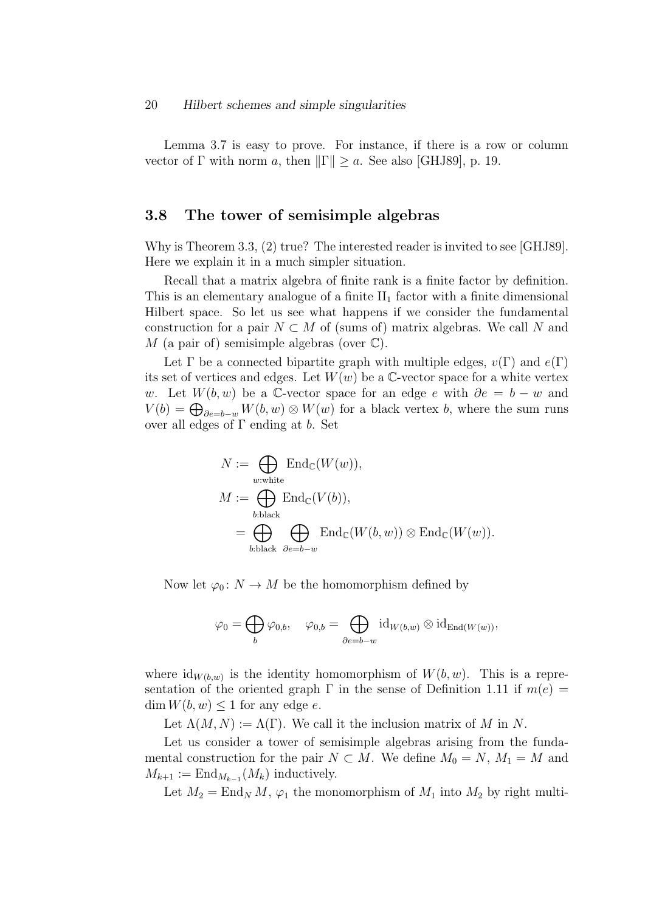Lemma 3.7 is easy to prove. For instance, if there is a row or column vector of $\Gamma$ with norm $a$, then $\|\Gamma\| \geq a$. See also [GHJ89], p. 19.

## 3.8 The tower of semisimple algebras

Why is Theorem 3.3, (2) true? The interested reader is invited to see [GHJ89]. Here we explain it in a much simpler situation.

Recall that a matrix algebra of finite rank is a finite factor by definition. This is an elementary analogue of a finite $\mathrm{II}_1$ factor with a finite dimensional Hilbert space. So let us see what happens if we consider the fundamental construction for a pair $N \subset M$ of (sums of) matrix algebras. We call $N$ and $M$ (a pair of) semisimple algebras (over $\mathbb{C}$).

Let $\Gamma$ be a connected bipartite graph with multiple edges, $v(\Gamma)$ and $e(\Gamma)$ its set of vertices and edges. Let $W(w)$ be a $\mathbb{C}$-vector space for a white vertex $w$. Let $W(b,w)$ be a $\mathbb{C}$-vector space for an edge $e$ with $\partial e = b - w$ and $V(b) = \bigoplus_{\partial e = b-w} W(b,w) \otimes W(w)$ for a black vertex $b$, where the sum runs over all edges of $\Gamma$ ending at $b$. Set

$$
\begin{aligned}
N &:= \bigoplus_{w:\text{white}} \mathrm{End}_{\mathbb{C}}(W(w)),\\
M &:= \bigoplus_{b:\text{black}} \mathrm{End}_{\mathbb{C}}(V(b)),\\
&= \bigoplus_{b:\text{black}} \bigoplus_{\partial e = b-w} \mathrm{End}_{\mathbb{C}}(W(b,w)) \otimes \mathrm{End}_{\mathbb{C}}(W(w)).
\end{aligned}
$$

Now let $\varphi_0 \colon N \to M$ be the homomorphism defined by

$$
\varphi_0 = \bigoplus_b \varphi_{0,b}, \quad \varphi_{0,b} = \bigoplus_{\partial e = b-w} \mathrm{id}_{W(b,w)} \otimes \mathrm{id}_{\mathrm{End}(W(w))},
$$

where $\mathrm{id}_{W(b,w)}$ is the identity homomorphism of $W(b,w)$. This is a representation of the oriented graph $\Gamma$ in the sense of Definition 1.11 if $m(e) = \dim W(b,w) \leq 1$ for any edge $e$.

Let $\Lambda(M,N) := \Lambda(\Gamma)$. We call it the inclusion matrix of $M$ in $N$.

Let us consider a tower of semisimple algebras arising from the fundamental construction for the pair $N \subset M$. We define $M_0 = N$, $M_1 = M$ and $M_{k+1} := \mathrm{End}_{M_{k-1}}(M_k)$ inductively.

Let $M_2 = \mathrm{End}_N M$, $\varphi_1$ the monomorphism of $M_1$ into $M_2$ by right multi-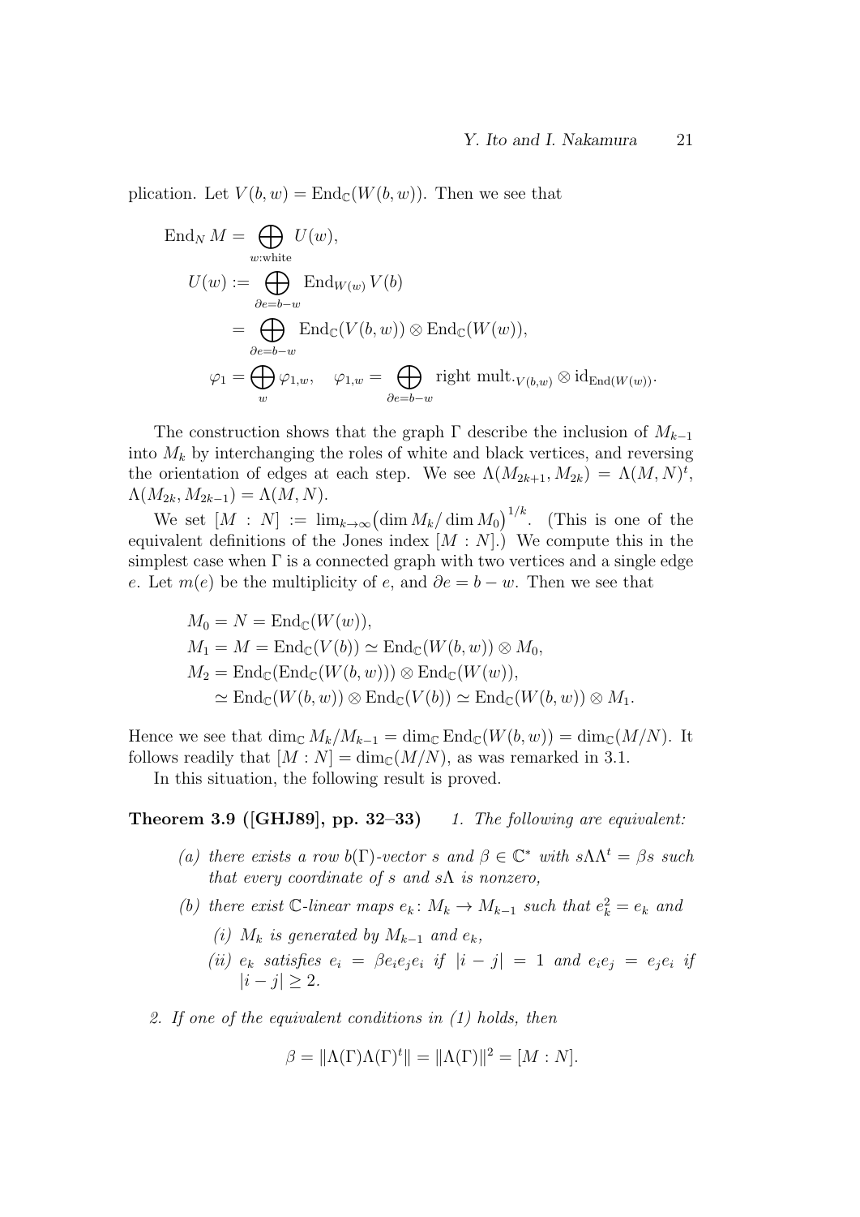plication. Let $V(b,w) = \mathrm{End}_{\mathbb{C}}(W(b,w))$. Then we see that

$$
\begin{aligned}
\mathrm{End}_N M &= \bigoplus_{w:\text{white}} U(w),\\
U(w) &:= \bigoplus_{\partial e = b-w} \mathrm{End}_{W(w)} V(b)\\
&= \bigoplus_{\partial e = b-w} \mathrm{End}_{\mathbb{C}}(V(b,w)) \otimes \mathrm{End}_{\mathbb{C}}(W(w)),\\
\varphi_1 &= \bigoplus_{w} \varphi_{1,w}, \quad \varphi_{1,w} = \bigoplus_{\partial e = b-w} \text{right mult.}_{V(b,w)} \otimes \mathrm{id}_{\mathrm{End}(W(w))}.
\end{aligned}
$$

The construction shows that the graph $\Gamma$ describe the inclusion of $M_{k-1}$ into $M_k$ by interchanging the roles of white and black vertices, and reversing the orientation of edges at each step. We see $\Lambda(M_{2k+1}, M_{2k}) = \Lambda(M,N)^t$, $\Lambda(M_{2k}, M_{2k-1}) = \Lambda(M,N)$.

We set $[M:N] := \lim_{k\to\infty} \bigl(\dim M_k / \dim M_0\bigr)^{1/k}$. (This is one of the equivalent definitions of the Jones index $[M:N]$.) We compute this in the simplest case when $\Gamma$ is a connected graph with two vertices and a single edge $e$. Let $m(e)$ be the multiplicity of $e$, and $\partial e = b - w$. Then we see that

$$
\begin{aligned}
M_0 &= N = \mathrm{End}_{\mathbb{C}}(W(w)),\\
M_1 &= M = \mathrm{End}_{\mathbb{C}}(V(b)) \simeq \mathrm{End}_{\mathbb{C}}(W(b,w)) \otimes M_0,\\
M_2 &= \mathrm{End}_{\mathbb{C}}(\mathrm{End}_{\mathbb{C}}(W(b,w))) \otimes \mathrm{End}_{\mathbb{C}}(W(w)),\\
&\simeq \mathrm{End}_{\mathbb{C}}(W(b,w)) \otimes \mathrm{End}_{\mathbb{C}}(V(b)) \simeq \mathrm{End}_{\mathbb{C}}(W(b,w)) \otimes M_1.
\end{aligned}
$$

Hence we see that $\dim_{\mathbb{C}} M_k / M_{k-1} = \dim_{\mathbb{C}} \mathrm{End}_{\mathbb{C}}(W(b,w)) = \dim_{\mathbb{C}}(M/N)$. It follows readily that $[M:N] = \dim_{\mathbb{C}}(M/N)$, as was remarked in 3.1.

In this situation, the following result is proved.

**Theorem 3.9 ([GHJ89], pp. 32–33)** *1. The following are equivalent:*

- *(a) there exists a row $b(\Gamma)$-vector $s$ and $\beta \in \mathbb{C}^*$ with $s\Lambda\Lambda^t = \beta s$ such that every coordinate of $s$ and $s\Lambda$ is nonzero,*
- *(b) there exist $\mathbb{C}$-linear maps $e_k \colon M_k \to M_{k-1}$ such that $e_k^2 = e_k$ and*
  - *(i) $M_k$ is generated by $M_{k-1}$ and $e_k$,*
  - *(ii) $e_k$ satisfies $e_i = \beta e_i e_j e_i$ if $|i-j| = 1$ and $e_i e_j = e_j e_i$ if $|i-j| \geq 2$.*

*2. If one of the equivalent conditions in (1) holds, then*

$$\beta = \|\Lambda(\Gamma)\Lambda(\Gamma)^t\| = \|\Lambda(\Gamma)\|^2 = [M:N].$$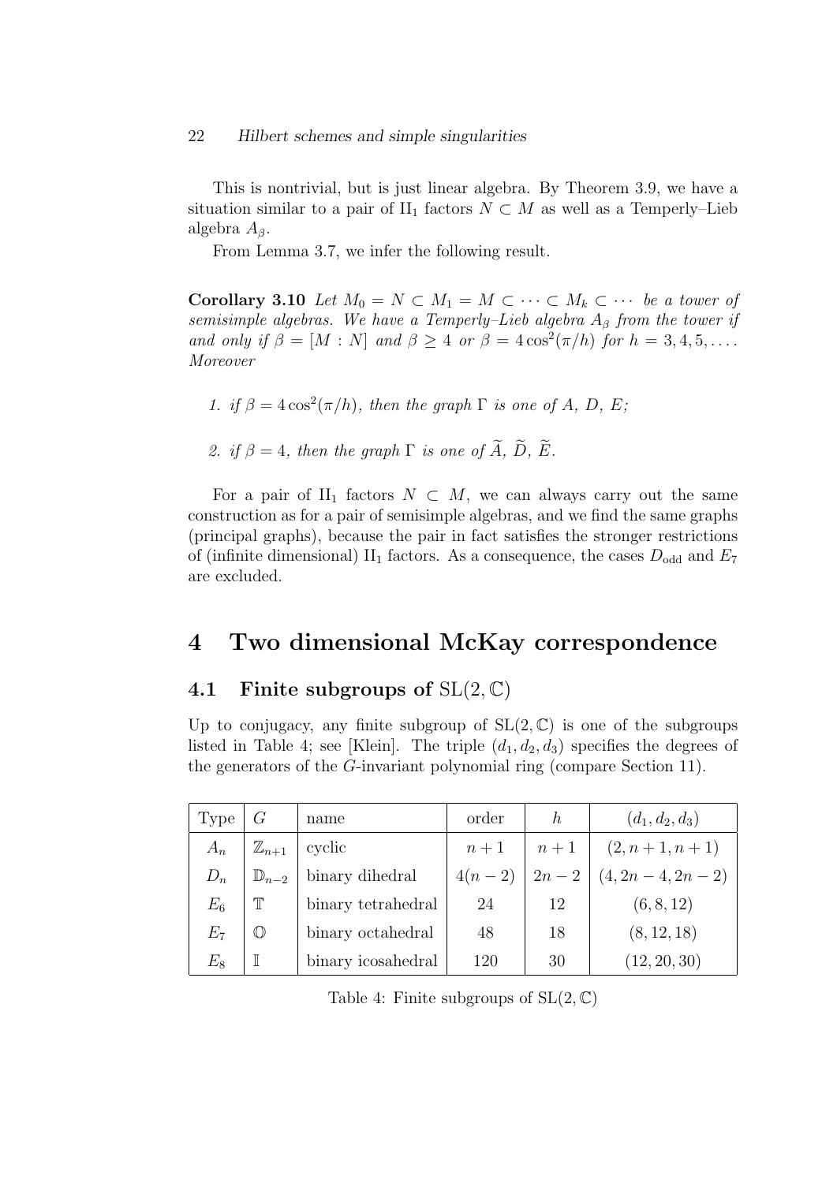This is nontrivial, but is just linear algebra. By Theorem 3.9, we have a situation similar to a pair of $\mathrm{II}_1$ factors $N \subset M$ as well as a Temperly–Lieb algebra $A_\beta$.

From Lemma 3.7, we infer the following result.

**Corollary 3.10** *Let $M_0 = N \subset M_1 = M \subset \cdots \subset M_k \subset \cdots$ be a tower of semisimple algebras. We have a Temperly–Lieb algebra $A_\beta$ from the tower if and only if $\beta = [M : N]$ and $\beta \geq 4$ or $\beta = 4\cos^2(\pi/h)$ for $h = 3, 4, 5, \ldots$. Moreover*

1. *if $\beta = 4\cos^2(\pi/h)$, then the graph $\Gamma$ is one of $A$, $D$, $E$;*
2. *if $\beta = 4$, then the graph $\Gamma$ is one of $\widetilde{A}$, $\widetilde{D}$, $\widetilde{E}$.*

For a pair of $\mathrm{II}_1$ factors $N \subset M$, we can always carry out the same construction as for a pair of semisimple algebras, and we find the same graphs (principal graphs), because the pair in fact satisfies the stronger restrictions of (infinite dimensional) $\mathrm{II}_1$ factors. As a consequence, the cases $D_{\mathrm{odd}}$ and $E_7$ are excluded.

# 4 Two dimensional McKay correspondence

## 4.1 Finite subgroups of $\mathrm{SL}(2, \mathbb{C})$

Up to conjugacy, any finite subgroup of $\mathrm{SL}(2, \mathbb{C})$ is one of the subgroups listed in Table 4; see [Klein]. The triple $(d_1, d_2, d_3)$ specifies the degrees of the generators of the $G$-invariant polynomial ring (compare Section 11).

| Type | $G$ | name | order | $h$ | $(d_1, d_2, d_3)$ |
|---|---|---|---|---|---|
| $A_n$ | $\mathbb{Z}_{n+1}$ | cyclic | $n+1$ | $n+1$ | $(2, n+1, n+1)$ |
| $D_n$ | $\mathbb{D}_{n-2}$ | binary dihedral | $4(n-2)$ | $2n-2$ | $(4, 2n-4, 2n-2)$ |
| $E_6$ | $\mathbb{T}$ | binary tetrahedral | 24 | 12 | $(6, 8, 12)$ |
| $E_7$ | $\mathbb{O}$ | binary octahedral | 48 | 18 | $(8, 12, 18)$ |
| $E_8$ | $\mathbb{I}$ | binary icosahedral | 120 | 30 | $(12, 20, 30)$ |

Table 4: Finite subgroups of $\mathrm{SL}(2, \mathbb{C})$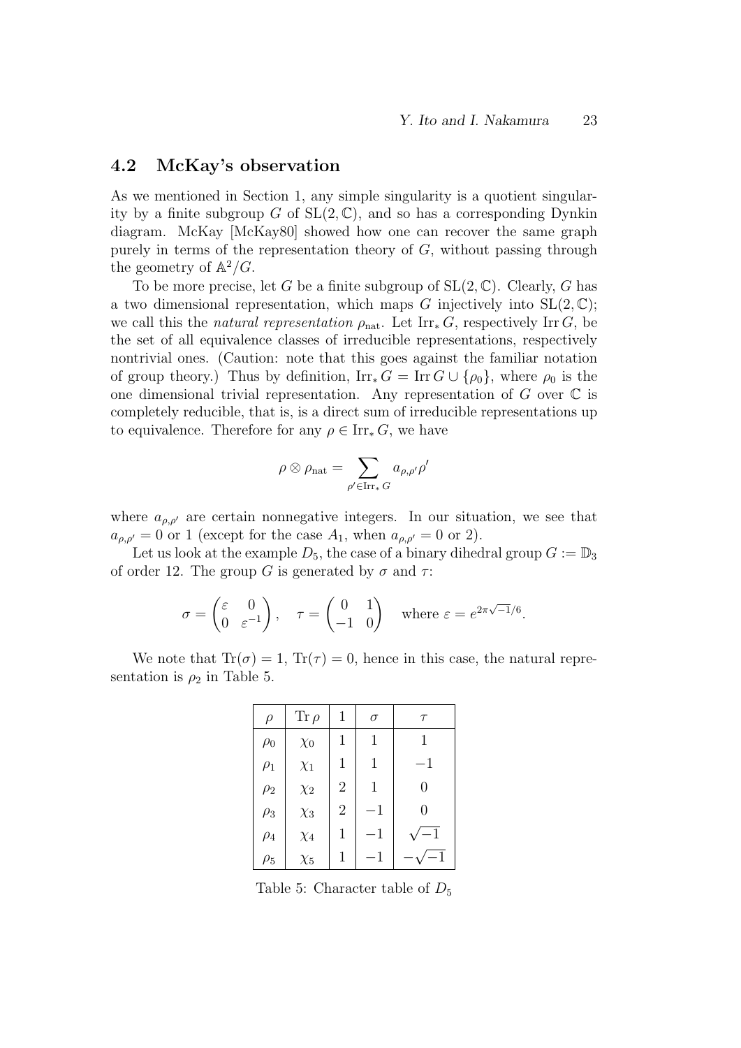## 4.2 McKay's observation

As we mentioned in Section 1, any simple singularity is a quotient singularity by a finite subgroup $G$ of $\mathrm{SL}(2,\mathbb{C})$, and so has a corresponding Dynkin diagram. McKay [McKay80] showed how one can recover the same graph purely in terms of the representation theory of $G$, without passing through the geometry of $\mathbb{A}^2/G$.

To be more precise, let $G$ be a finite subgroup of $\mathrm{SL}(2,\mathbb{C})$. Clearly, $G$ has a two dimensional representation, which maps $G$ injectively into $\mathrm{SL}(2,\mathbb{C})$; we call this the *natural representation* $\rho_{\mathrm{nat}}$. Let $\mathrm{Irr}_* G$, respectively $\mathrm{Irr}\, G$, be the set of all equivalence classes of irreducible representations, respectively nontrivial ones. (Caution: note that this goes against the familiar notation of group theory.) Thus by definition, $\mathrm{Irr}_* G = \mathrm{Irr}\, G \cup \{\rho_0\}$, where $\rho_0$ is the one dimensional trivial representation. Any representation of $G$ over $\mathbb{C}$ is completely reducible, that is, is a direct sum of irreducible representations up to equivalence. Therefore for any $\rho \in \mathrm{Irr}_* G$, we have

$$\rho \otimes \rho_{\mathrm{nat}} = \sum_{\rho' \in \mathrm{Irr}_* G} a_{\rho,\rho'} \rho'$$

where $a_{\rho,\rho'}$ are certain nonnegative integers. In our situation, we see that $a_{\rho,\rho'} = 0$ or $1$ (except for the case $A_1$, when $a_{\rho,\rho'} = 0$ or $2$).

Let us look at the example $D_5$, the case of a binary dihedral group $G := \mathbb{D}_3$ of order 12. The group $G$ is generated by $\sigma$ and $\tau$:

$$\sigma = \begin{pmatrix} \varepsilon & 0 \\ 0 & \varepsilon^{-1} \end{pmatrix}, \quad \tau = \begin{pmatrix} 0 & 1 \\ -1 & 0 \end{pmatrix} \quad \text{where } \varepsilon = e^{2\pi\sqrt{-1}/6}.$$

We note that $\mathrm{Tr}(\sigma) = 1$, $\mathrm{Tr}(\tau) = 0$, hence in this case, the natural representation is $\rho_2$ in Table 5.

| $\rho$ | $\mathrm{Tr}\,\rho$ | $1$ | $\sigma$ | $\tau$ |
|---|---|---|---|---|
| $\rho_0$ | $\chi_0$ | $1$ | $1$ | $1$ |
| $\rho_1$ | $\chi_1$ | $1$ | $1$ | $-1$ |
| $\rho_2$ | $\chi_2$ | $2$ | $1$ | $0$ |
| $\rho_3$ | $\chi_3$ | $2$ | $-1$ | $0$ |
| $\rho_4$ | $\chi_4$ | $1$ | $-1$ | $\sqrt{-1}$ |
| $\rho_5$ | $\chi_5$ | $1$ | $-1$ | $-\sqrt{-1}$ |

Table 5: Character table of $D_5$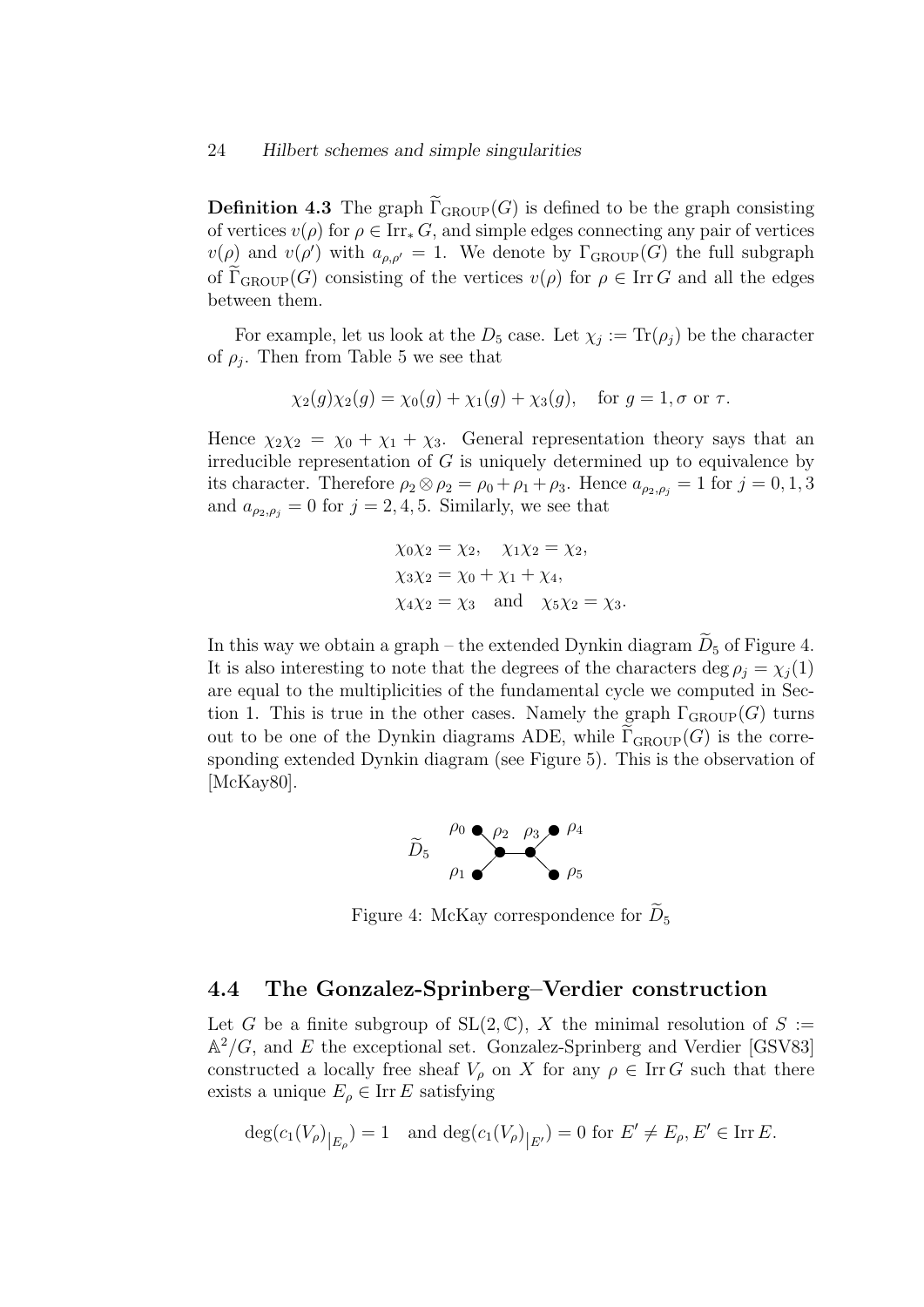**Definition 4.3** The graph $\widetilde{\Gamma}_{\mathrm{GROUP}}(G)$ is defined to be the graph consisting of vertices $v(\rho)$ for $\rho \in \mathrm{Irr}_* G$, and simple edges connecting any pair of vertices $v(\rho)$ and $v(\rho')$ with $a_{\rho,\rho'} = 1$. We denote by $\Gamma_{\mathrm{GROUP}}(G)$ the full subgraph of $\widetilde{\Gamma}_{\mathrm{GROUP}}(G)$ consisting of the vertices $v(\rho)$ for $\rho \in \mathrm{Irr}\, G$ and all the edges between them.

For example, let us look at the $D_5$ case. Let $\chi_j := \mathrm{Tr}(\rho_j)$ be the character of $\rho_j$. Then from Table 5 we see that

$$\chi_2(g)\chi_2(g) = \chi_0(g) + \chi_1(g) + \chi_3(g), \quad \text{for } g = 1, \sigma \text{ or } \tau.$$

Hence $\chi_2\chi_2 = \chi_0 + \chi_1 + \chi_3$. General representation theory says that an irreducible representation of $G$ is uniquely determined up to equivalence by its character. Therefore $\rho_2 \otimes \rho_2 = \rho_0 + \rho_1 + \rho_3$. Hence $a_{\rho_2,\rho_j} = 1$ for $j = 0, 1, 3$ and $a_{\rho_2,\rho_j} = 0$ for $j = 2, 4, 5$. Similarly, we see that

$$\begin{aligned}
&\chi_0\chi_2 = \chi_2, \quad \chi_1\chi_2 = \chi_2, \\
&\chi_3\chi_2 = \chi_0 + \chi_1 + \chi_4, \\
&\chi_4\chi_2 = \chi_3 \quad \text{and} \quad \chi_5\chi_2 = \chi_3.
\end{aligned}$$

In this way we obtain a graph – the extended Dynkin diagram $\widetilde{D}_5$ of Figure 4. It is also interesting to note that the degrees of the characters $\deg \rho_j = \chi_j(1)$ are equal to the multiplicities of the fundamental cycle we computed in Section 1. This is true in the other cases. Namely the graph $\Gamma_{\mathrm{GROUP}}(G)$ turns out to be one of the Dynkin diagrams ADE, while $\widetilde{\Gamma}_{\mathrm{GROUP}}(G)$ is the corresponding extended Dynkin diagram (see Figure 5). This is the observation of [McKay80].

Figure 4: McKay correspondence for $\widetilde{D}_5$

## 4.4 The Gonzalez-Sprinberg–Verdier construction

Let $G$ be a finite subgroup of $\mathrm{SL}(2, \mathbb{C})$, $X$ the minimal resolution of $S := \mathbb{A}^2/G$, and $E$ the exceptional set. Gonzalez-Sprinberg and Verdier [GSV83] constructed a locally free sheaf $V_\rho$ on $X$ for any $\rho \in \mathrm{Irr}\, G$ such that there exists a unique $E_\rho \in \mathrm{Irr}\, E$ satisfying

$$\deg(c_1(V_\rho)_{|E_\rho}) = 1 \quad \text{and } \deg(c_1(V_\rho)_{|E'}) = 0 \text{ for } E' \neq E_\rho, E' \in \mathrm{Irr}\, E.$$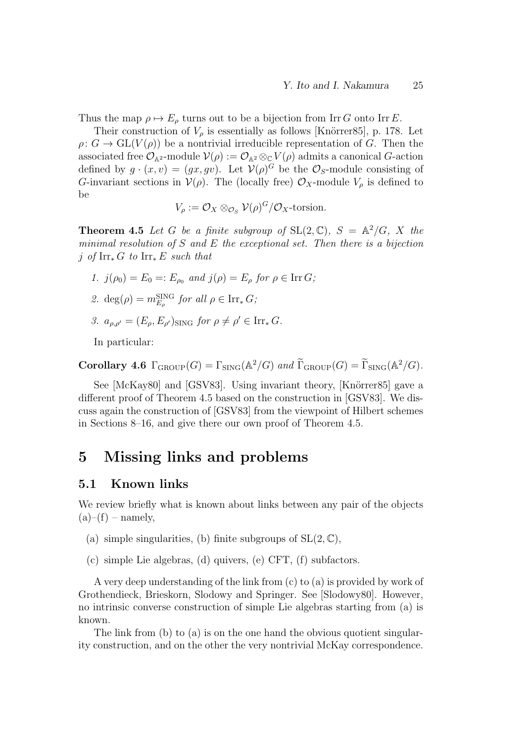Thus the map $\rho \mapsto E_\rho$ turns out to be a bijection from $\operatorname{Irr} G$ onto $\operatorname{Irr} E$.

Their construction of $V_\rho$ is essentially as follows [Knörrer85], p. 178. Let $\rho\colon G \to \mathrm{GL}(V(\rho))$ be a nontrivial irreducible representation of $G$. Then the associated free $\mathcal{O}_{\mathbb{A}^2}$-module $\mathcal{V}(\rho) := \mathcal{O}_{\mathbb{A}^2} \otimes_{\mathbb{C}} V(\rho)$ admits a canonical $G$-action defined by $g \cdot (x, v) = (gx, gv)$. Let $\mathcal{V}(\rho)^G$ be the $\mathcal{O}_S$-module consisting of $G$-invariant sections in $\mathcal{V}(\rho)$. The (locally free) $\mathcal{O}_X$-module $V_\rho$ is defined to be

$$V_\rho := \mathcal{O}_X \otimes_{\mathcal{O}_S} \mathcal{V}(\rho)^G / \mathcal{O}_X\text{-torsion}.$$

**Theorem 4.5** *Let $G$ be a finite subgroup of $\mathrm{SL}(2, \mathbb{C})$, $S = \mathbb{A}^2/G$, $X$ the minimal resolution of $S$ and $E$ the exceptional set. Then there is a bijection $j$ of $\operatorname{Irr}_* G$ to $\operatorname{Irr}_* E$ such that*

1. *$j(\rho_0) = E_0 =: E_{\rho_0}$ and $j(\rho) = E_\rho$ for $\rho \in \operatorname{Irr} G$;*
2. *$\deg(\rho) = m^{\mathrm{SING}}_{E_\rho}$ for all $\rho \in \operatorname{Irr}_* G$;*
3. *$a_{\rho,\rho'} = (E_\rho, E_{\rho'})_{\mathrm{SING}}$ for $\rho \neq \rho' \in \operatorname{Irr}_* G$.*

In particular:

**Corollary 4.6** $\Gamma_{\mathrm{GROUP}}(G) = \Gamma_{\mathrm{SING}}(\mathbb{A}^2/G)$ *and* $\widetilde{\Gamma}_{\mathrm{GROUP}}(G) = \widetilde{\Gamma}_{\mathrm{SING}}(\mathbb{A}^2/G)$.

See [McKay80] and [GSV83]. Using invariant theory, [Knörrer85] gave a different proof of Theorem 4.5 based on the construction in [GSV83]. We discuss again the construction of [GSV83] from the viewpoint of Hilbert schemes in Sections 8–16, and give there our own proof of Theorem 4.5.

# 5 Missing links and problems

## 5.1 Known links

We review briefly what is known about links between any pair of the objects (a)–(f) – namely,

(a) simple singularities, (b) finite subgroups of $\mathrm{SL}(2, \mathbb{C})$,

(c) simple Lie algebras, (d) quivers, (e) CFT, (f) subfactors.

A very deep understanding of the link from (c) to (a) is provided by work of Grothendieck, Brieskorn, Slodowy and Springer. See [Slodowy80]. However, no intrinsic converse construction of simple Lie algebras starting from (a) is known.

The link from (b) to (a) is on the one hand the obvious quotient singularity construction, and on the other the very nontrivial McKay correspondence.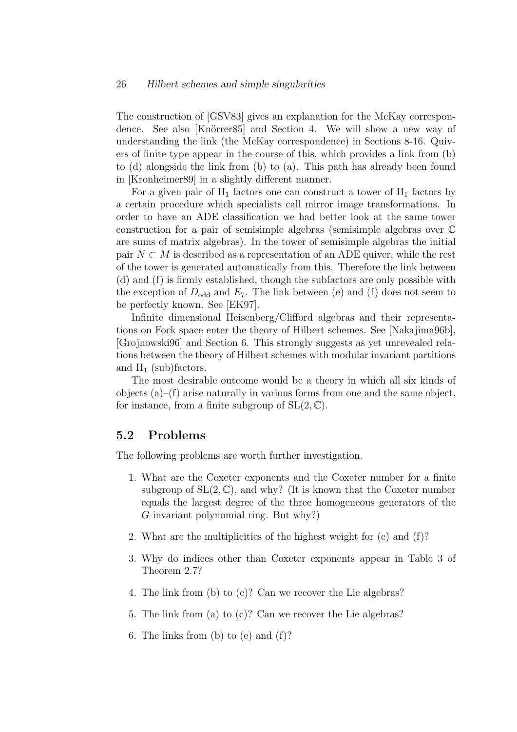The construction of [GSV83] gives an explanation for the McKay correspondence. See also [Knörrer85] and Section 4. We will show a new way of understanding the link (the McKay correspondence) in Sections 8-16. Quivers of finite type appear in the course of this, which provides a link from (b) to (d) alongside the link from (b) to (a). This path has already been found in [Kronheimer89] in a slightly different manner.

For a given pair of $\mathrm{II}_1$ factors one can construct a tower of $\mathrm{II}_1$ factors by a certain procedure which specialists call mirror image transformations. In order to have an ADE classification we had better look at the same tower construction for a pair of semisimple algebras (semisimple algebras over $\mathbb{C}$ are sums of matrix algebras). In the tower of semisimple algebras the initial pair $N \subset M$ is described as a representation of an ADE quiver, while the rest of the tower is generated automatically from this. Therefore the link between (d) and (f) is firmly established, though the subfactors are only possible with the exception of $D_{\mathrm{odd}}$ and $E_7$. The link between (e) and (f) does not seem to be perfectly known. See [EK97].

Infinite dimensional Heisenberg/Clifford algebras and their representations on Fock space enter the theory of Hilbert schemes. See [Nakajima96b], [Grojnowski96] and Section 6. This strongly suggests as yet unrevealed relations between the theory of Hilbert schemes with modular invariant partitions and $\mathrm{II}_1$ (sub)factors.

The most desirable outcome would be a theory in which all six kinds of objects (a)–(f) arise naturally in various forms from one and the same object, for instance, from a finite subgroup of $\mathrm{SL}(2,\mathbb{C})$.

## 5.2 Problems

The following problems are worth further investigation.

1. What are the Coxeter exponents and the Coxeter number for a finite subgroup of $\mathrm{SL}(2,\mathbb{C})$, and why? (It is known that the Coxeter number equals the largest degree of the three homogeneous generators of the $G$-invariant polynomial ring. But why?)
2. What are the multiplicities of the highest weight for (e) and (f)?
3. Why do indices other than Coxeter exponents appear in Table 3 of Theorem 2.7?
4. The link from (b) to (c)? Can we recover the Lie algebras?
5. The link from (a) to (c)? Can we recover the Lie algebras?
6. The links from (b) to (e) and (f)?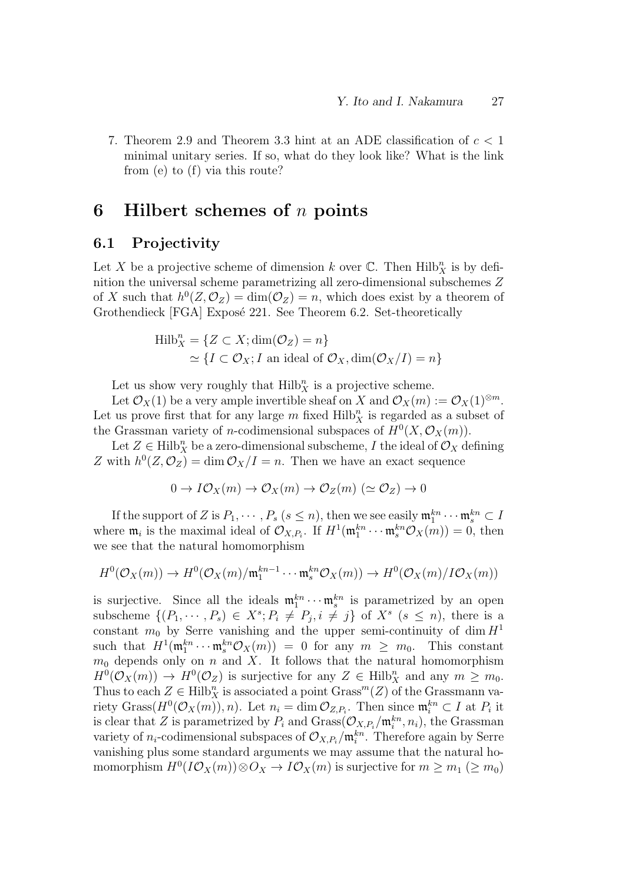7. Theorem 2.9 and Theorem 3.3 hint at an ADE classification of $c < 1$ minimal unitary series. If so, what do they look like? What is the link from (e) to (f) via this route?

# 6 Hilbert schemes of $n$ points

## 6.1 Projectivity

Let $X$ be a projective scheme of dimension $k$ over $\mathbb{C}$. Then $\mathrm{Hilb}^n_X$ is by definition the universal scheme parametrizing all zero-dimensional subschemes $Z$ of $X$ such that $h^0(Z, \mathcal{O}_Z) = \dim(\mathcal{O}_Z) = n$, which does exist by a theorem of Grothendieck [FGA] Exposé 221. See Theorem 6.2. Set-theoretically

$$
\begin{aligned}
\mathrm{Hilb}^n_X &= \{Z \subset X; \dim(\mathcal{O}_Z) = n\} \\
&\simeq \{I \subset \mathcal{O}_X; I \text{ an ideal of } \mathcal{O}_X, \dim(\mathcal{O}_X/I) = n\}
\end{aligned}
$$

Let us show very roughly that $\mathrm{Hilb}^n_X$ is a projective scheme.

Let $\mathcal{O}_X(1)$ be a very ample invertible sheaf on $X$ and $\mathcal{O}_X(m) := \mathcal{O}_X(1)^{\otimes m}$. Let us prove first that for any large $m$ fixed $\mathrm{Hilb}^n_X$ is regarded as a subset of the Grassman variety of $n$-codimensional subspaces of $H^0(X, \mathcal{O}_X(m))$.

Let $Z \in \mathrm{Hilb}^n_X$ be a zero-dimensional subscheme, $I$ the ideal of $\mathcal{O}_X$ defining $Z$ with $h^0(Z, \mathcal{O}_Z) = \dim \mathcal{O}_X/I = n$. Then we have an exact sequence

$$
0 \to I\mathcal{O}_X(m) \to \mathcal{O}_X(m) \to \mathcal{O}_Z(m)\ (\simeq \mathcal{O}_Z) \to 0
$$

If the support of $Z$ is $P_1, \cdots, P_s$ $(s \leq n)$, then we see easily $\mathfrak{m}_1^{kn} \cdots \mathfrak{m}_s^{kn} \subset I$ where $\mathfrak{m}_i$ is the maximal ideal of $\mathcal{O}_{X,P_i}$. If $H^1(\mathfrak{m}_1^{kn} \cdots \mathfrak{m}_s^{kn}\mathcal{O}_X(m)) = 0$, then we see that the natural homomorphism

$$
H^0(\mathcal{O}_X(m)) \to H^0(\mathcal{O}_X(m)/\mathfrak{m}_1^{kn-1} \cdots \mathfrak{m}_s^{kn}\mathcal{O}_X(m)) \to H^0(\mathcal{O}_X(m)/I\mathcal{O}_X(m))
$$

is surjective. Since all the ideals $\mathfrak{m}_1^{kn} \cdots \mathfrak{m}_s^{kn}$ is parametrized by an open subscheme $\{(P_1, \cdots, P_s) \in X^s; P_i \neq P_j, i \neq j\}$ of $X^s$ $(s \leq n)$, there is a constant $m_0$ by Serre vanishing and the upper semi-continuity of $\dim H^1$ such that $H^1(\mathfrak{m}_1^{kn} \cdots \mathfrak{m}_s^{kn}\mathcal{O}_X(m)) = 0$ for any $m \geq m_0$. This constant $m_0$ depends only on $n$ and $X$. It follows that the natural homomorphism $H^0(\mathcal{O}_X(m)) \to H^0(\mathcal{O}_Z)$ is surjective for any $Z \in \mathrm{Hilb}^n_X$ and any $m \geq m_0$. Thus to each $Z \in \mathrm{Hilb}^n_X$ is associated a point $\mathrm{Grass}^m(Z)$ of the Grassmann variety $\mathrm{Grass}(H^0(\mathcal{O}_X(m)), n)$. Let $n_i = \dim \mathcal{O}_{Z,P_i}$. Then since $\mathfrak{m}_i^{kn} \subset I$ at $P_i$ it is clear that $Z$ is parametrized by $P_i$ and $\mathrm{Grass}(\mathcal{O}_{X,P_i}/\mathfrak{m}_i^{kn}, n_i)$, the Grassman variety of $n_i$-codimensional subspaces of $\mathcal{O}_{X,P_i}/\mathfrak{m}_i^{kn}$. Therefore again by Serre vanishing plus some standard arguments we may assume that the natural homomorphism $H^0(I\mathcal{O}_X(m)) \otimes O_X \to I\mathcal{O}_X(m)$ is surjective for $m \geq m_1$ $(\geq m_0)$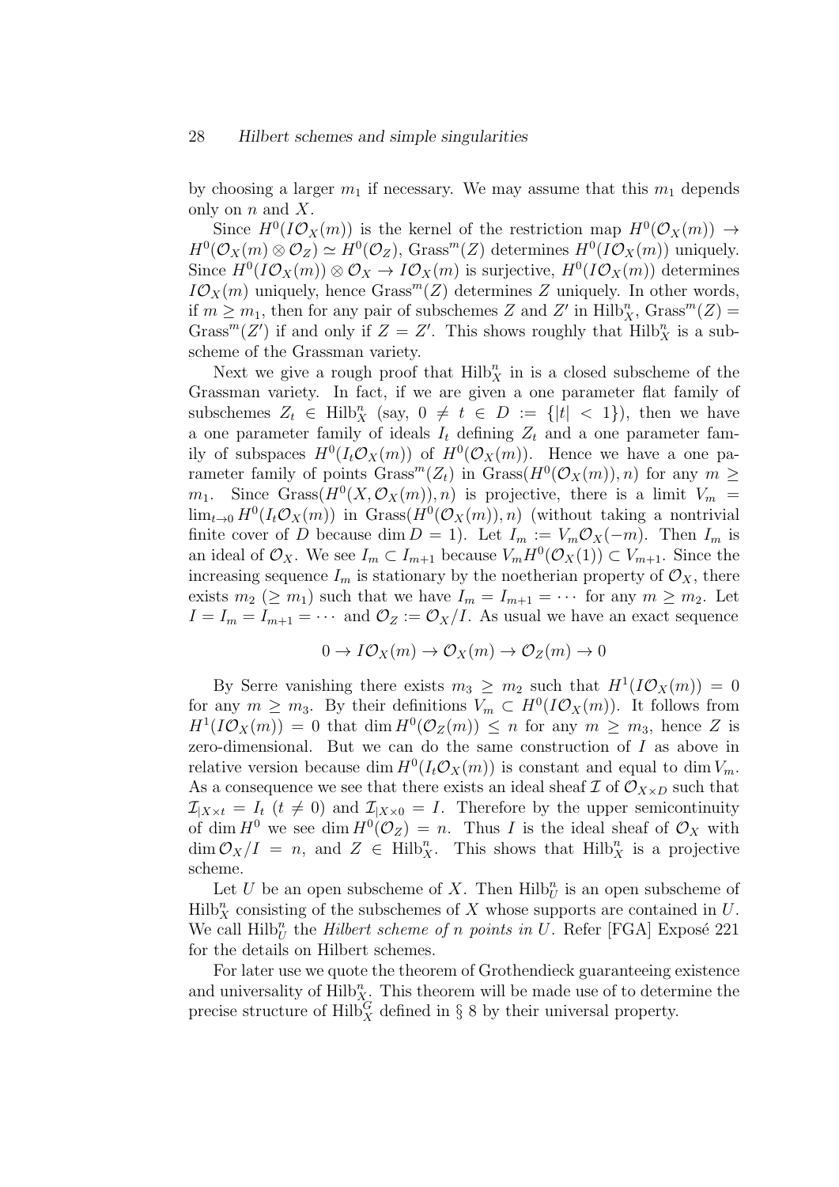by choosing a larger $m_1$ if necessary. We may assume that this $m_1$ depends only on $n$ and $X$.

Since $H^0(I\mathcal{O}_X(m))$ is the kernel of the restriction map $H^0(\mathcal{O}_X(m)) \to H^0(\mathcal{O}_X(m) \otimes \mathcal{O}_Z) \simeq H^0(\mathcal{O}_Z)$, $\mathrm{Grass}^m(Z)$ determines $H^0(I\mathcal{O}_X(m))$ uniquely. Since $H^0(I\mathcal{O}_X(m)) \otimes \mathcal{O}_X \to I\mathcal{O}_X(m)$ is surjective, $H^0(I\mathcal{O}_X(m))$ determines $I\mathcal{O}_X(m)$ uniquely, hence $\mathrm{Grass}^m(Z)$ determines $Z$ uniquely. In other words, if $m \geq m_1$, then for any pair of subschemes $Z$ and $Z'$ in $\mathrm{Hilb}^n_X$, $\mathrm{Grass}^m(Z) = \mathrm{Grass}^m(Z')$ if and only if $Z = Z'$. This shows roughly that $\mathrm{Hilb}^n_X$ is a subscheme of the Grassman variety.

Next we give a rough proof that $\mathrm{Hilb}^n_X$ in is a closed subscheme of the Grassman variety. In fact, if we are given a one parameter flat family of subschemes $Z_t \in \mathrm{Hilb}^n_X$ (say, $0 \neq t \in D := \{|t| < 1\}$), then we have a one parameter family of ideals $I_t$ defining $Z_t$ and a one parameter family of subspaces $H^0(I_t\mathcal{O}_X(m))$ of $H^0(\mathcal{O}_X(m))$. Hence we have a one parameter family of points $\mathrm{Grass}^m(Z_t)$ in $\mathrm{Grass}(H^0(\mathcal{O}_X(m)), n)$ for any $m \geq m_1$. Since $\mathrm{Grass}(H^0(X, \mathcal{O}_X(m)), n)$ is projective, there is a limit $V_m = \lim_{t\to 0} H^0(I_t\mathcal{O}_X(m))$ in $\mathrm{Grass}(H^0(\mathcal{O}_X(m)), n)$ (without taking a nontrivial finite cover of $D$ because $\dim D = 1$). Let $I_m := V_m\mathcal{O}_X(-m)$. Then $I_m$ is an ideal of $\mathcal{O}_X$. We see $I_m \subset I_{m+1}$ because $V_mH^0(\mathcal{O}_X(1)) \subset V_{m+1}$. Since the increasing sequence $I_m$ is stationary by the noetherian property of $\mathcal{O}_X$, there exists $m_2$ ($\geq m_1$) such that we have $I_m = I_{m+1} = \cdots$ for any $m \geq m_2$. Let $I = I_m = I_{m+1} = \cdots$ and $\mathcal{O}_Z := \mathcal{O}_X/I$. As usual we have an exact sequence

$$0 \to I\mathcal{O}_X(m) \to \mathcal{O}_X(m) \to \mathcal{O}_Z(m) \to 0$$

By Serre vanishing there exists $m_3 \geq m_2$ such that $H^1(I\mathcal{O}_X(m)) = 0$ for any $m \geq m_3$. By their definitions $V_m \subset H^0(I\mathcal{O}_X(m))$. It follows from $H^1(I\mathcal{O}_X(m)) = 0$ that $\dim H^0(\mathcal{O}_Z(m)) \leq n$ for any $m \geq m_3$, hence $Z$ is zero-dimensional. But we can do the same construction of $I$ as above in relative version because $\dim H^0(I_t\mathcal{O}_X(m))$ is constant and equal to $\dim V_m$. As a consequence we see that there exists an ideal sheaf $\mathcal{I}$ of $\mathcal{O}_{X\times D}$ such that $\mathcal{I}_{|X\times t} = I_t$ ($t \neq 0$) and $\mathcal{I}_{|X\times 0} = I$. Therefore by the upper semicontinuity of $\dim H^0$ we see $\dim H^0(\mathcal{O}_Z) = n$. Thus $I$ is the ideal sheaf of $\mathcal{O}_X$ with $\dim \mathcal{O}_X/I = n$, and $Z \in \mathrm{Hilb}^n_X$. This shows that $\mathrm{Hilb}^n_X$ is a projective scheme.

Let $U$ be an open subscheme of $X$. Then $\mathrm{Hilb}^n_U$ is an open subscheme of $\mathrm{Hilb}^n_X$ consisting of the subschemes of $X$ whose supports are contained in $U$. We call $\mathrm{Hilb}^n_U$ the *Hilbert scheme of $n$ points in $U$*. Refer [FGA] Exposé 221 for the details on Hilbert schemes.

For later use we quote the theorem of Grothendieck guaranteeing existence and universality of $\mathrm{Hilb}^n_X$. This theorem will be made use of to determine the precise structure of $\mathrm{Hilb}^G_X$ defined in § 8 by their universal property.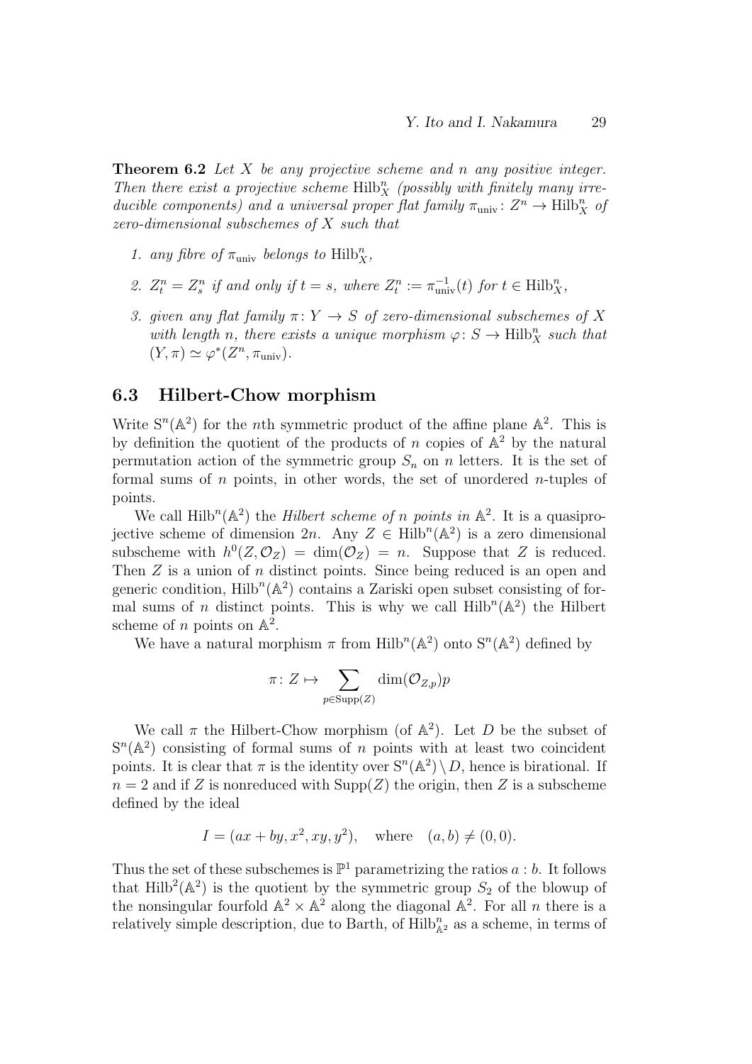**Theorem 6.2** *Let $X$ be any projective scheme and $n$ any positive integer. Then there exist a projective scheme $\mathrm{Hilb}_X^n$ (possibly with finitely many irreducible components) and a universal proper flat family $\pi_{\mathrm{univ}}\colon Z^n \to \mathrm{Hilb}_X^n$ of zero-dimensional subschemes of $X$ such that*

1. *any fibre of $\pi_{\mathrm{univ}}$ belongs to $\mathrm{Hilb}_X^n$,*
2. *$Z_t^n = Z_s^n$ if and only if $t = s$, where $Z_t^n := \pi_{\mathrm{univ}}^{-1}(t)$ for $t \in \mathrm{Hilb}_X^n$,*
3. *given any flat family $\pi\colon Y \to S$ of zero-dimensional subschemes of $X$ with length $n$, there exists a unique morphism $\varphi\colon S \to \mathrm{Hilb}_X^n$ such that $(Y, \pi) \simeq \varphi^*(Z^n, \pi_{\mathrm{univ}})$.*

### 6.3 Hilbert-Chow morphism

Write $\mathrm{S}^n(\mathbb{A}^2)$ for the $n$th symmetric product of the affine plane $\mathbb{A}^2$. This is by definition the quotient of the products of $n$ copies of $\mathbb{A}^2$ by the natural permutation action of the symmetric group $S_n$ on $n$ letters. It is the set of formal sums of $n$ points, in other words, the set of unordered $n$-tuples of points.

We call $\mathrm{Hilb}^n(\mathbb{A}^2)$ the *Hilbert scheme of $n$ points in* $\mathbb{A}^2$. It is a quasiprojective scheme of dimension $2n$. Any $Z \in \mathrm{Hilb}^n(\mathbb{A}^2)$ is a zero dimensional subscheme with $h^0(Z, \mathcal{O}_Z) = \dim(\mathcal{O}_Z) = n$. Suppose that $Z$ is reduced. Then $Z$ is a union of $n$ distinct points. Since being reduced is an open and generic condition, $\mathrm{Hilb}^n(\mathbb{A}^2)$ contains a Zariski open subset consisting of formal sums of $n$ distinct points. This is why we call $\mathrm{Hilb}^n(\mathbb{A}^2)$ the Hilbert scheme of $n$ points on $\mathbb{A}^2$.

We have a natural morphism $\pi$ from $\mathrm{Hilb}^n(\mathbb{A}^2)$ onto $\mathrm{S}^n(\mathbb{A}^2)$ defined by

$$\pi\colon Z \mapsto \sum_{p \in \mathrm{Supp}(Z)} \dim(\mathcal{O}_{Z,p}) p$$

We call $\pi$ the Hilbert-Chow morphism (of $\mathbb{A}^2$). Let $D$ be the subset of $\mathrm{S}^n(\mathbb{A}^2)$ consisting of formal sums of $n$ points with at least two coincident points. It is clear that $\pi$ is the identity over $\mathrm{S}^n(\mathbb{A}^2) \setminus D$, hence is birational. If $n = 2$ and if $Z$ is nonreduced with $\mathrm{Supp}(Z)$ the origin, then $Z$ is a subscheme defined by the ideal

$$I = (ax + by, x^2, xy, y^2), \quad \text{where} \quad (a, b) \neq (0, 0).$$

Thus the set of these subschemes is $\mathbb{P}^1$ parametrizing the ratios $a : b$. It follows that $\mathrm{Hilb}^2(\mathbb{A}^2)$ is the quotient by the symmetric group $S_2$ of the blowup of the nonsingular fourfold $\mathbb{A}^2 \times \mathbb{A}^2$ along the diagonal $\mathbb{A}^2$. For all $n$ there is a relatively simple description, due to Barth, of $\mathrm{Hilb}_{\mathbb{A}^2}^n$ as a scheme, in terms of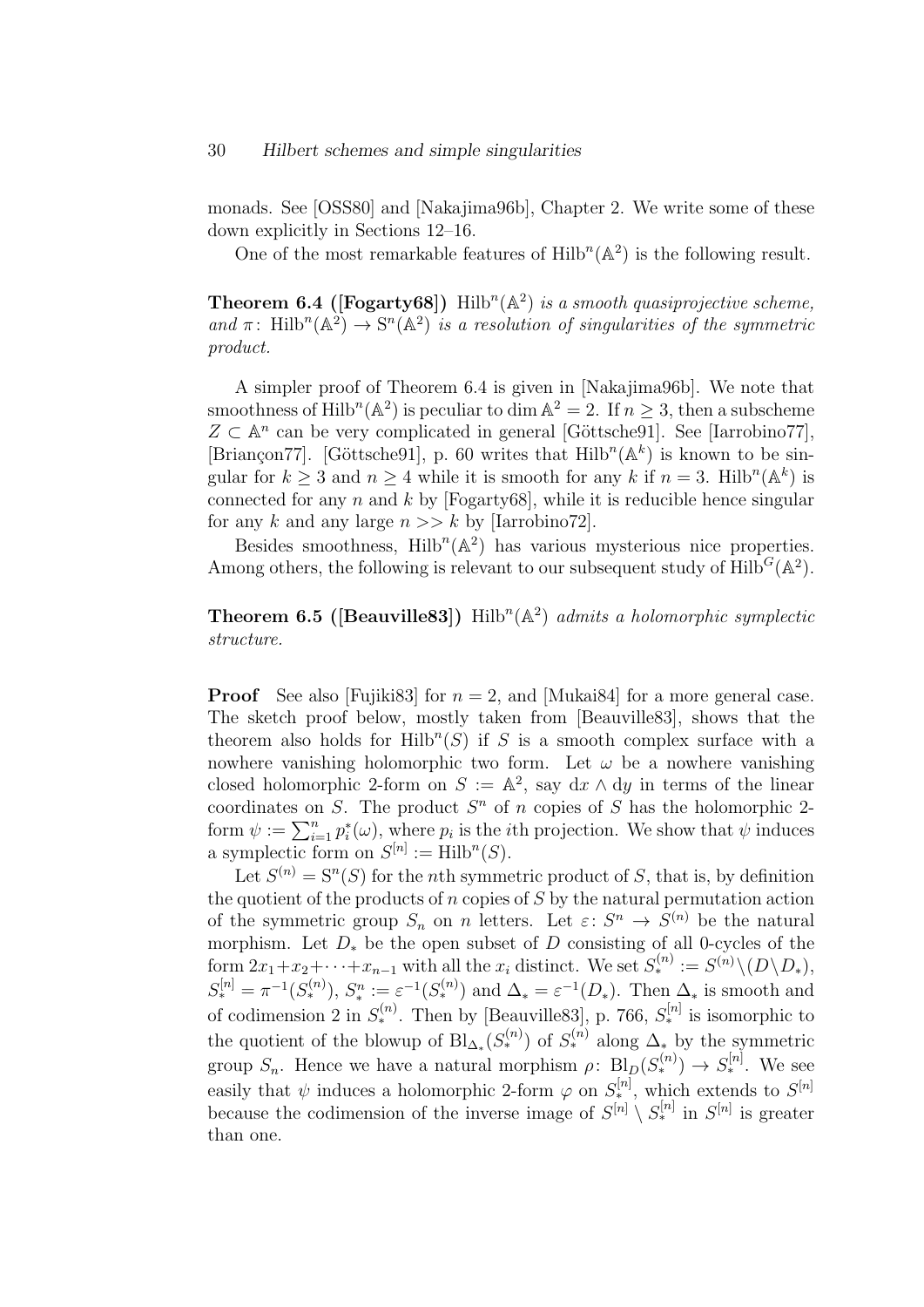monads. See [OSS80] and [Nakajima96b], Chapter 2. We write some of these down explicitly in Sections 12–16.

One of the most remarkable features of $\mathrm{Hilb}^n(\mathbb{A}^2)$ is the following result.

**Theorem 6.4 ([Fogarty68])** *$\mathrm{Hilb}^n(\mathbb{A}^2)$ is a smooth quasiprojective scheme, and $\pi\colon \mathrm{Hilb}^n(\mathbb{A}^2) \to \mathrm{S}^n(\mathbb{A}^2)$ is a resolution of singularities of the symmetric product.*

A simpler proof of Theorem 6.4 is given in [Nakajima96b]. We note that smoothness of $\mathrm{Hilb}^n(\mathbb{A}^2)$ is peculiar to $\dim \mathbb{A}^2 = 2$. If $n \geq 3$, then a subscheme $Z \subset \mathbb{A}^n$ can be very complicated in general [Göttsche91]. See [Iarrobino77], [Briançon77]. [Göttsche91], p. 60 writes that $\mathrm{Hilb}^n(\mathbb{A}^k)$ is known to be singular for $k \geq 3$ and $n \geq 4$ while it is smooth for any $k$ if $n = 3$. $\mathrm{Hilb}^n(\mathbb{A}^k)$ is connected for any $n$ and $k$ by [Fogarty68], while it is reducible hence singular for any $k$ and any large $n >> k$ by [Iarrobino72].

Besides smoothness, $\mathrm{Hilb}^n(\mathbb{A}^2)$ has various mysterious nice properties. Among others, the following is relevant to our subsequent study of $\mathrm{Hilb}^G(\mathbb{A}^2)$.

**Theorem 6.5 ([Beauville83])** *$\mathrm{Hilb}^n(\mathbb{A}^2)$ admits a holomorphic symplectic structure.*

**Proof** See also [Fujiki83] for $n = 2$, and [Mukai84] for a more general case. The sketch proof below, mostly taken from [Beauville83], shows that the theorem also holds for $\mathrm{Hilb}^n(S)$ if $S$ is a smooth complex surface with a nowhere vanishing holomorphic two form. Let $\omega$ be a nowhere vanishing closed holomorphic 2-form on $S := \mathbb{A}^2$, say $\mathrm{d}x \wedge \mathrm{d}y$ in terms of the linear coordinates on $S$. The product $S^n$ of $n$ copies of $S$ has the holomorphic 2-form $\psi := \sum_{i=1}^n p_i^*(\omega)$, where $p_i$ is the $i$th projection. We show that $\psi$ induces a symplectic form on $S^{[n]} := \mathrm{Hilb}^n(S)$.

Let $S^{(n)} = \mathrm{S}^n(S)$ for the $n$th symmetric product of $S$, that is, by definition the quotient of the products of $n$ copies of $S$ by the natural permutation action of the symmetric group $S_n$ on $n$ letters. Let $\varepsilon\colon S^n \to S^{(n)}$ be the natural morphism. Let $D_*$ be the open subset of $D$ consisting of all 0-cycles of the form $2x_1 + x_2 + \cdots + x_{n-1}$ with all the $x_i$ distinct. We set $S_*^{(n)} := S^{(n)} \setminus (D \setminus D_*)$, $S_*^{[n]} = \pi^{-1}(S_*^{(n)})$, $S_*^n := \varepsilon^{-1}(S_*^{(n)})$ and $\Delta_* = \varepsilon^{-1}(D_*)$. Then $\Delta_*$ is smooth and of codimension 2 in $S_*^{(n)}$. Then by [Beauville83], p. 766, $S_*^{[n]}$ is isomorphic to the quotient of the blowup of $\mathrm{Bl}_{\Delta_*}(S_*^{(n)})$ of $S_*^{(n)}$ along $\Delta_*$ by the symmetric group $S_n$. Hence we have a natural morphism $\rho\colon \mathrm{Bl}_D(S_*^{(n)}) \to S_*^{[n]}$. We see easily that $\psi$ induces a holomorphic 2-form $\varphi$ on $S_*^{[n]}$, which extends to $S^{[n]}$ because the codimension of the inverse image of $S^{[n]} \setminus S_*^{[n]}$ in $S^{[n]}$ is greater than one.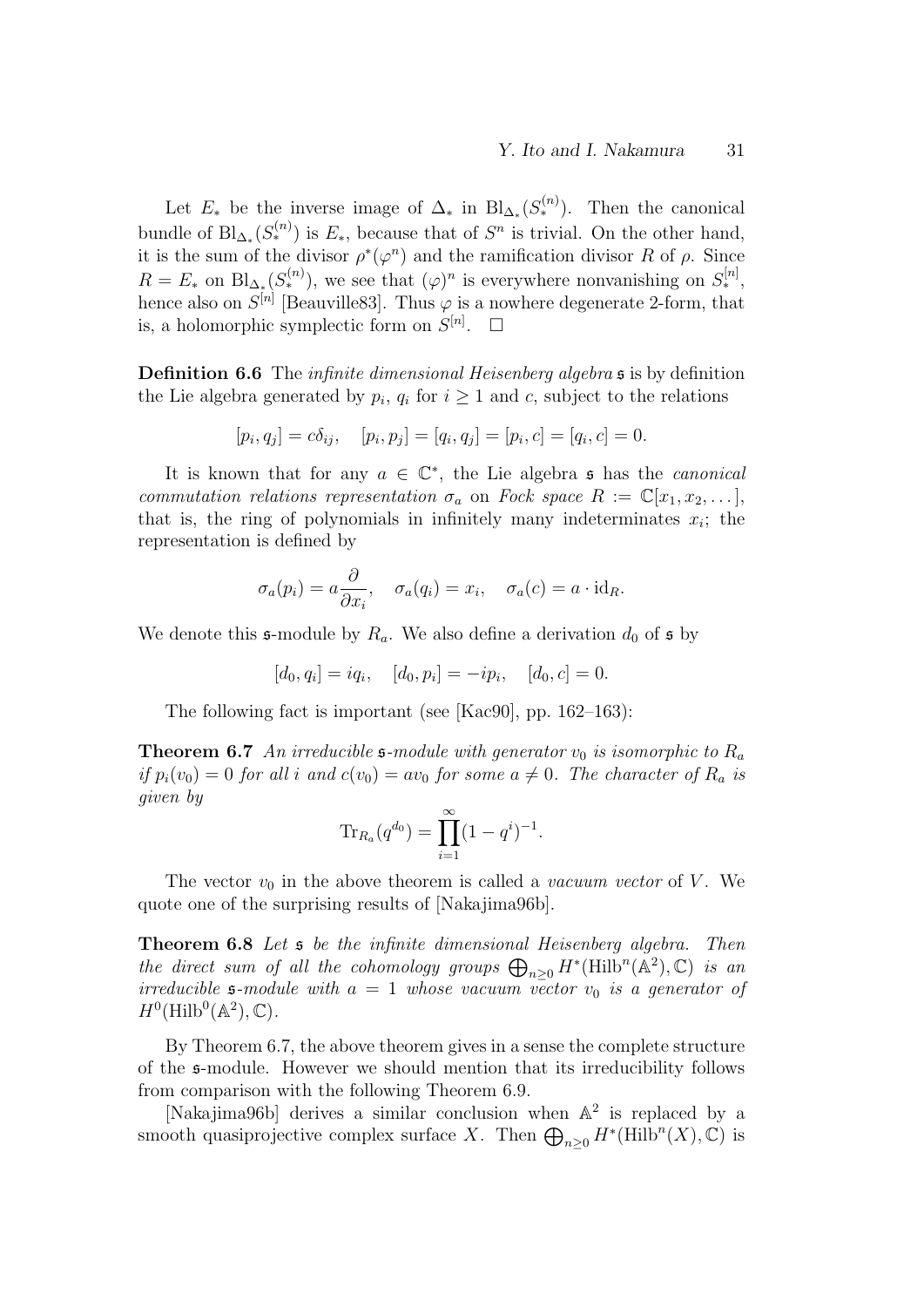Let $E_*$ be the inverse image of $\Delta_*$ in $\mathrm{Bl}_{\Delta_*}(S_*^{(n)})$. Then the canonical bundle of $\mathrm{Bl}_{\Delta_*}(S_*^{(n)})$ is $E_*$, because that of $S^n$ is trivial. On the other hand, it is the sum of the divisor $\rho^*(\varphi^n)$ and the ramification divisor $R$ of $\rho$. Since $R = E_*$ on $\mathrm{Bl}_{\Delta_*}(S_*^{(n)})$, we see that $(\varphi)^n$ is everywhere nonvanishing on $S_*^{[n]}$, hence also on $S^{[n]}$ [Beauville83]. Thus $\varphi$ is a nowhere degenerate 2-form, that is, a holomorphic symplectic form on $S^{[n]}$. $\square$

**Definition 6.6** The *infinite dimensional Heisenberg algebra* $\mathfrak{s}$ is by definition the Lie algebra generated by $p_i$, $q_i$ for $i \geq 1$ and $c$, subject to the relations

$$[p_i, q_j] = c\delta_{ij}, \quad [p_i, p_j] = [q_i, q_j] = [p_i, c] = [q_i, c] = 0.$$

It is known that for any $a \in \mathbb{C}^*$, the Lie algebra $\mathfrak{s}$ has the *canonical commutation relations representation* $\sigma_a$ on *Fock space* $R := \mathbb{C}[x_1, x_2, \ldots]$, that is, the ring of polynomials in infinitely many indeterminates $x_i$; the representation is defined by

$$\sigma_a(p_i) = a\frac{\partial}{\partial x_i}, \quad \sigma_a(q_i) = x_i, \quad \sigma_a(c) = a \cdot \mathrm{id}_R.$$

We denote this $\mathfrak{s}$-module by $R_a$. We also define a derivation $d_0$ of $\mathfrak{s}$ by

$$[d_0, q_i] = iq_i, \quad [d_0, p_i] = -ip_i, \quad [d_0, c] = 0.$$

The following fact is important (see [Kac90], pp. 162–163):

**Theorem 6.7** *An irreducible $\mathfrak{s}$-module with generator $v_0$ is isomorphic to $R_a$ if $p_i(v_0) = 0$ for all $i$ and $c(v_0) = av_0$ for some $a \neq 0$. The character of $R_a$ is given by*

$$\mathrm{Tr}_{R_a}(q^{d_0}) = \prod_{i=1}^{\infty}(1 - q^i)^{-1}.$$

The vector $v_0$ in the above theorem is called a *vacuum vector* of $V$. We quote one of the surprising results of [Nakajima96b].

**Theorem 6.8** *Let $\mathfrak{s}$ be the infinite dimensional Heisenberg algebra. Then the direct sum of all the cohomology groups $\bigoplus_{n\geq 0} H^*(\mathrm{Hilb}^n(\mathbb{A}^2), \mathbb{C})$ is an irreducible $\mathfrak{s}$-module with $a = 1$ whose vacuum vector $v_0$ is a generator of $H^0(\mathrm{Hilb}^0(\mathbb{A}^2), \mathbb{C})$.*

By Theorem 6.7, the above theorem gives in a sense the complete structure of the $\mathfrak{s}$-module. However we should mention that its irreducibility follows from comparison with the following Theorem 6.9.

[Nakajima96b] derives a similar conclusion when $\mathbb{A}^2$ is replaced by a smooth quasiprojective complex surface $X$. Then $\bigoplus_{n\geq 0} H^*(\mathrm{Hilb}^n(X), \mathbb{C})$ is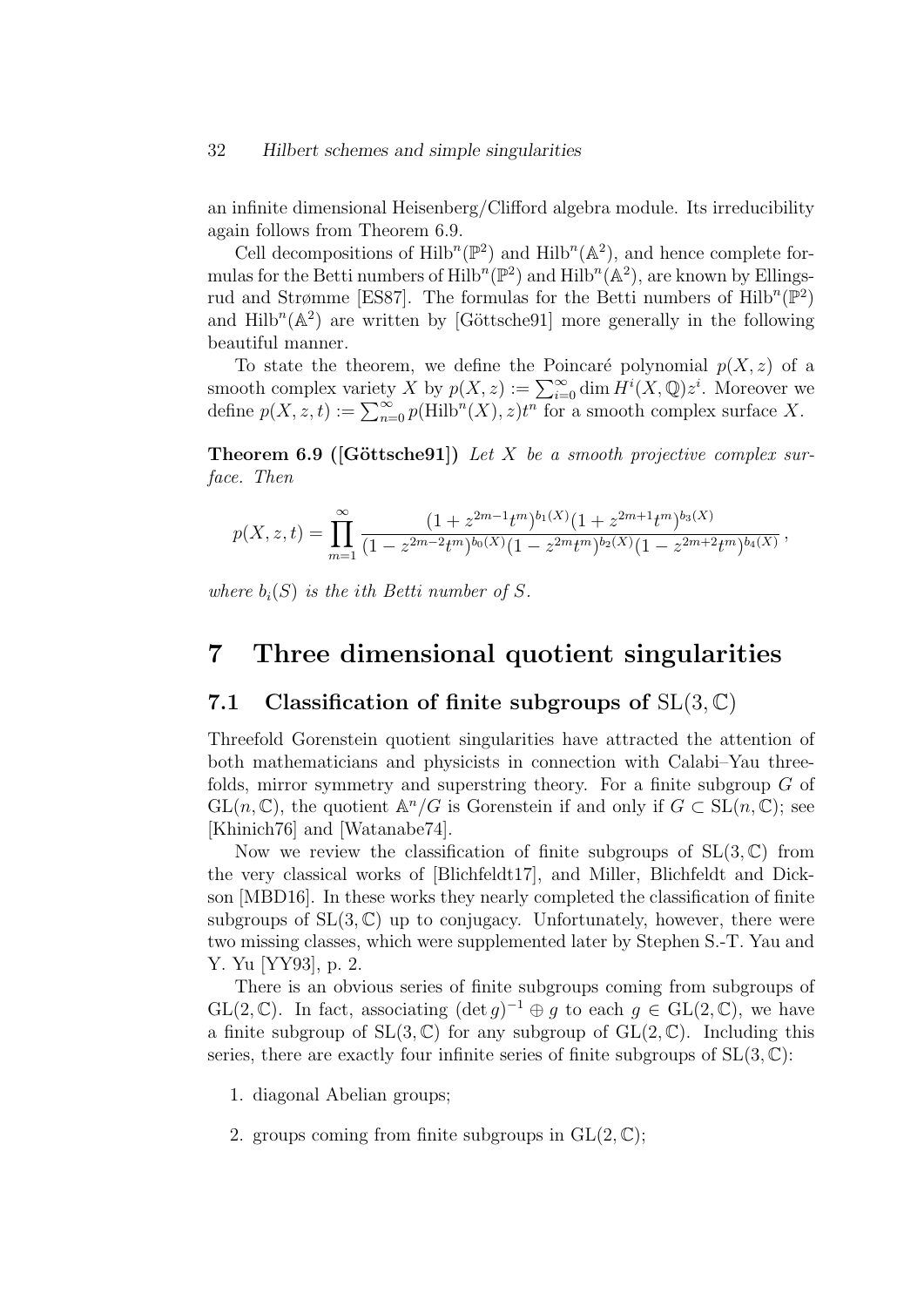an infinite dimensional Heisenberg/Clifford algebra module. Its irreducibility again follows from Theorem 6.9.

Cell decompositions of $\mathrm{Hilb}^n(\mathbb{P}^2)$ and $\mathrm{Hilb}^n(\mathbb{A}^2)$, and hence complete formulas for the Betti numbers of $\mathrm{Hilb}^n(\mathbb{P}^2)$ and $\mathrm{Hilb}^n(\mathbb{A}^2)$, are known by Ellingsrud and Strømme [ES87]. The formulas for the Betti numbers of $\mathrm{Hilb}^n(\mathbb{P}^2)$ and $\mathrm{Hilb}^n(\mathbb{A}^2)$ are written by [Göttsche91] more generally in the following beautiful manner.

To state the theorem, we define the Poincaré polynomial $p(X,z)$ of a smooth complex variety $X$ by $p(X,z) := \sum_{i=0}^{\infty} \dim H^i(X,\mathbb{Q})z^i$. Moreover we define $p(X,z,t) := \sum_{n=0}^{\infty} p(\mathrm{Hilb}^n(X),z)t^n$ for a smooth complex surface $X$.

**Theorem 6.9 ([Göttsche91])** *Let $X$ be a smooth projective complex surface. Then*

$$p(X,z,t) = \prod_{m=1}^{\infty} \frac{(1+z^{2m-1}t^m)^{b_1(X)}(1+z^{2m+1}t^m)^{b_3(X)}}{(1-z^{2m-2}t^m)^{b_0(X)}(1-z^{2m}t^m)^{b_2(X)}(1-z^{2m+2}t^m)^{b_4(X)}},$$

*where $b_i(S)$ is the $i$th Betti number of $S$.*

# 7 Three dimensional quotient singularities

## 7.1 Classification of finite subgroups of $\mathrm{SL}(3,\mathbb{C})$

Threefold Gorenstein quotient singularities have attracted the attention of both mathematicians and physicists in connection with Calabi–Yau threefolds, mirror symmetry and superstring theory. For a finite subgroup $G$ of $\mathrm{GL}(n,\mathbb{C})$, the quotient $\mathbb{A}^n/G$ is Gorenstein if and only if $G \subset \mathrm{SL}(n,\mathbb{C})$; see [Khinich76] and [Watanabe74].

Now we review the classification of finite subgroups of $\mathrm{SL}(3,\mathbb{C})$ from the very classical works of [Blichfeldt17], and Miller, Blichfeldt and Dickson [MBD16]. In these works they nearly completed the classification of finite subgroups of $\mathrm{SL}(3,\mathbb{C})$ up to conjugacy. Unfortunately, however, there were two missing classes, which were supplemented later by Stephen S.-T. Yau and Y. Yu [YY93], p. 2.

There is an obvious series of finite subgroups coming from subgroups of $\mathrm{GL}(2,\mathbb{C})$. In fact, associating $(\det g)^{-1} \oplus g$ to each $g \in \mathrm{GL}(2,\mathbb{C})$, we have a finite subgroup of $\mathrm{SL}(3,\mathbb{C})$ for any subgroup of $\mathrm{GL}(2,\mathbb{C})$. Including this series, there are exactly four infinite series of finite subgroups of $\mathrm{SL}(3,\mathbb{C})$:

1. diagonal Abelian groups;
2. groups coming from finite subgroups in $\mathrm{GL}(2,\mathbb{C})$;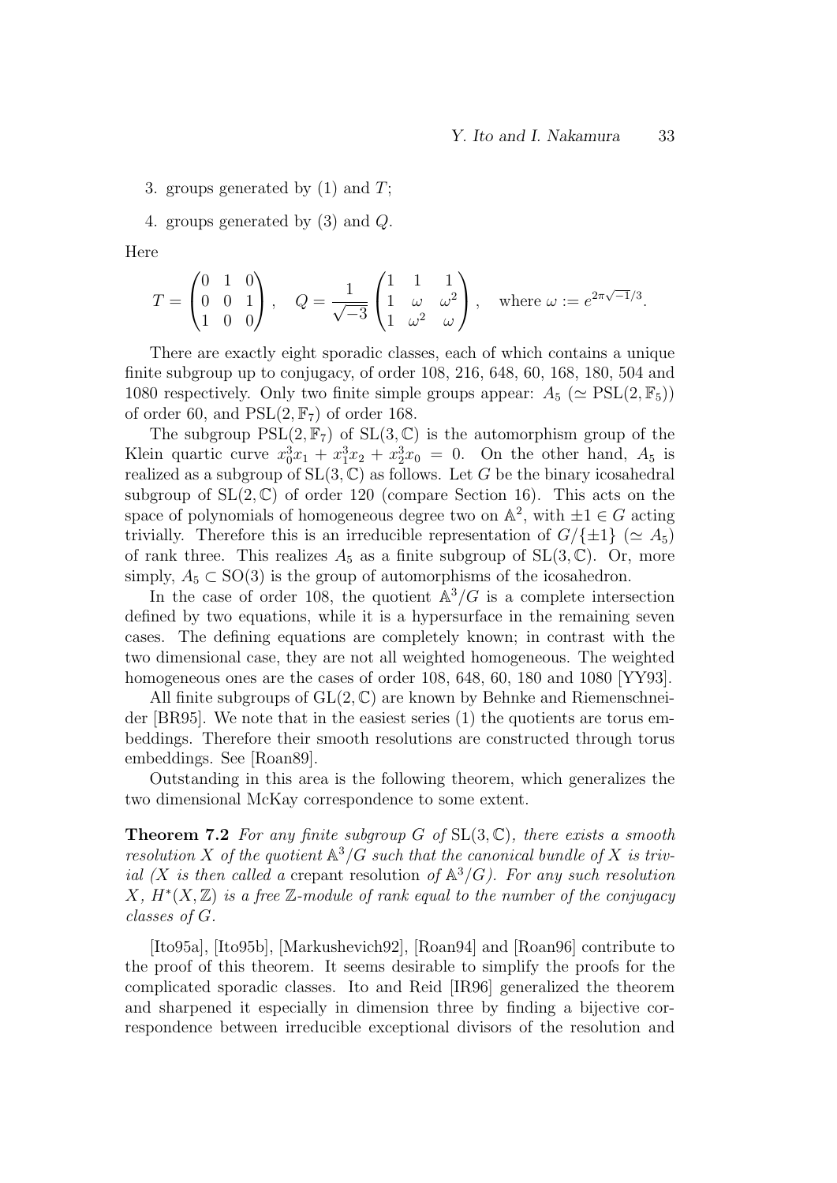3. groups generated by (1) and $T$;
4. groups generated by (3) and $Q$.

Here

$$T = \begin{pmatrix} 0 & 1 & 0 \\ 0 & 0 & 1 \\ 1 & 0 & 0 \end{pmatrix}, \quad Q = \frac{1}{\sqrt{-3}} \begin{pmatrix} 1 & 1 & 1 \\ 1 & \omega & \omega^2 \\ 1 & \omega^2 & \omega \end{pmatrix}, \quad \text{where } \omega := e^{2\pi\sqrt{-1}/3}.$$

There are exactly eight sporadic classes, each of which contains a unique finite subgroup up to conjugacy, of order 108, 216, 648, 60, 168, 180, 504 and 1080 respectively. Only two finite simple groups appear: $A_5$ ($\simeq \mathrm{PSL}(2, \mathbb{F}_5)$) of order 60, and $\mathrm{PSL}(2, \mathbb{F}_7)$ of order 168.

The subgroup $\mathrm{PSL}(2, \mathbb{F}_7)$ of $\mathrm{SL}(3, \mathbb{C})$ is the automorphism group of the Klein quartic curve $x_0^3 x_1 + x_1^3 x_2 + x_2^3 x_0 = 0$. On the other hand, $A_5$ is realized as a subgroup of $\mathrm{SL}(3, \mathbb{C})$ as follows. Let $G$ be the binary icosahedral subgroup of $\mathrm{SL}(2, \mathbb{C})$ of order 120 (compare Section 16). This acts on the space of polynomials of homogeneous degree two on $\mathbb{A}^2$, with $\pm 1 \in G$ acting trivially. Therefore this is an irreducible representation of $G/\{\pm 1\}$ ($\simeq A_5$) of rank three. This realizes $A_5$ as a finite subgroup of $\mathrm{SL}(3, \mathbb{C})$. Or, more simply, $A_5 \subset \mathrm{SO}(3)$ is the group of automorphisms of the icosahedron.

In the case of order 108, the quotient $\mathbb{A}^3/G$ is a complete intersection defined by two equations, while it is a hypersurface in the remaining seven cases. The defining equations are completely known; in contrast with the two dimensional case, they are not all weighted homogeneous. The weighted homogeneous ones are the cases of order 108, 648, 60, 180 and 1080 [YY93].

All finite subgroups of $\mathrm{GL}(2, \mathbb{C})$ are known by Behnke and Riemenschneider [BR95]. We note that in the easiest series (1) the quotients are torus embeddings. Therefore their smooth resolutions are constructed through torus embeddings. See [Roan89].

Outstanding in this area is the following theorem, which generalizes the two dimensional McKay correspondence to some extent.

**Theorem 7.2** *For any finite subgroup $G$ of $\mathrm{SL}(3, \mathbb{C})$, there exists a smooth resolution $X$ of the quotient $\mathbb{A}^3/G$ such that the canonical bundle of $X$ is trivial ($X$ is then called a* crepant resolution *of $\mathbb{A}^3/G$). For any such resolution $X$, $H^*(X, \mathbb{Z})$ is a free $\mathbb{Z}$-module of rank equal to the number of the conjugacy classes of $G$.*

[Ito95a], [Ito95b], [Markushevich92], [Roan94] and [Roan96] contribute to the proof of this theorem. It seems desirable to simplify the proofs for the complicated sporadic classes. Ito and Reid [IR96] generalized the theorem and sharpened it especially in dimension three by finding a bijective correspondence between irreducible exceptional divisors of the resolution and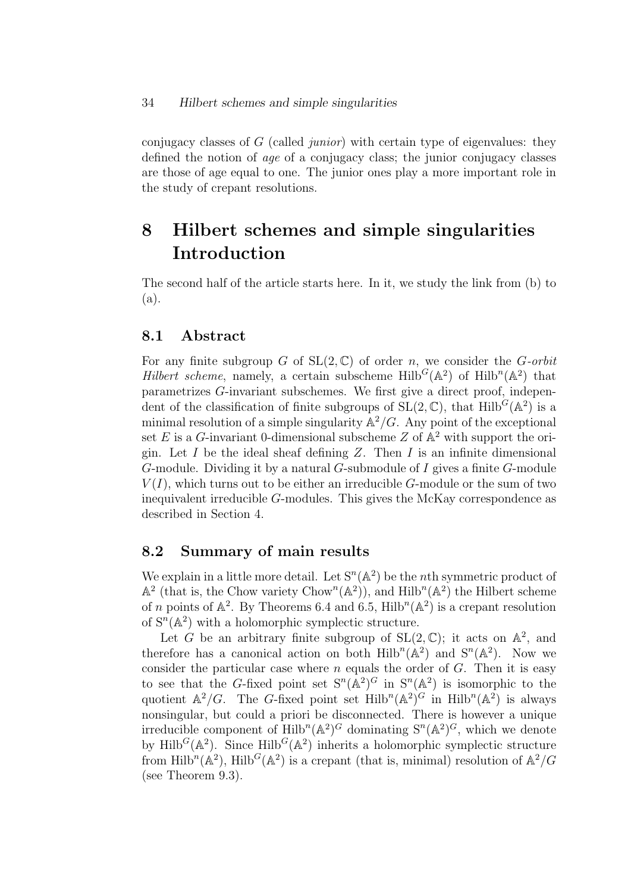conjugacy classes of $G$ (called *junior*) with certain type of eigenvalues: they defined the notion of *age* of a conjugacy class; the junior conjugacy classes are those of age equal to one. The junior ones play a more important role in the study of crepant resolutions.

# 8 Hilbert schemes and simple singularities Introduction

The second half of the article starts here. In it, we study the link from (b) to (a).

## 8.1 Abstract

For any finite subgroup $G$ of $\mathrm{SL}(2,\mathbb{C})$ of order $n$, we consider the *$G$-orbit Hilbert scheme*, namely, a certain subscheme $\mathrm{Hilb}^G(\mathbb{A}^2)$ of $\mathrm{Hilb}^n(\mathbb{A}^2)$ that parametrizes $G$-invariant subschemes. We first give a direct proof, independent of the classification of finite subgroups of $\mathrm{SL}(2,\mathbb{C})$, that $\mathrm{Hilb}^G(\mathbb{A}^2)$ is a minimal resolution of a simple singularity $\mathbb{A}^2/G$. Any point of the exceptional set $E$ is a $G$-invariant 0-dimensional subscheme $Z$ of $\mathbb{A}^2$ with support the origin. Let $I$ be the ideal sheaf defining $Z$. Then $I$ is an infinite dimensional $G$-module. Dividing it by a natural $G$-submodule of $I$ gives a finite $G$-module $V(I)$, which turns out to be either an irreducible $G$-module or the sum of two inequivalent irreducible $G$-modules. This gives the McKay correspondence as described in Section 4.

## 8.2 Summary of main results

We explain in a little more detail. Let $\mathrm{S}^n(\mathbb{A}^2)$ be the $n$th symmetric product of $\mathbb{A}^2$ (that is, the Chow variety $\mathrm{Chow}^n(\mathbb{A}^2)$), and $\mathrm{Hilb}^n(\mathbb{A}^2)$ the Hilbert scheme of $n$ points of $\mathbb{A}^2$. By Theorems 6.4 and 6.5, $\mathrm{Hilb}^n(\mathbb{A}^2)$ is a crepant resolution of $\mathrm{S}^n(\mathbb{A}^2)$ with a holomorphic symplectic structure.

Let $G$ be an arbitrary finite subgroup of $\mathrm{SL}(2,\mathbb{C})$; it acts on $\mathbb{A}^2$, and therefore has a canonical action on both $\mathrm{Hilb}^n(\mathbb{A}^2)$ and $\mathrm{S}^n(\mathbb{A}^2)$. Now we consider the particular case where $n$ equals the order of $G$. Then it is easy to see that the $G$-fixed point set $\mathrm{S}^n(\mathbb{A}^2)^G$ in $\mathrm{S}^n(\mathbb{A}^2)$ is isomorphic to the quotient $\mathbb{A}^2/G$. The $G$-fixed point set $\mathrm{Hilb}^n(\mathbb{A}^2)^G$ in $\mathrm{Hilb}^n(\mathbb{A}^2)$ is always nonsingular, but could a priori be disconnected. There is however a unique irreducible component of $\mathrm{Hilb}^n(\mathbb{A}^2)^G$ dominating $\mathrm{S}^n(\mathbb{A}^2)^G$, which we denote by $\mathrm{Hilb}^G(\mathbb{A}^2)$. Since $\mathrm{Hilb}^G(\mathbb{A}^2)$ inherits a holomorphic symplectic structure from $\mathrm{Hilb}^n(\mathbb{A}^2)$, $\mathrm{Hilb}^G(\mathbb{A}^2)$ is a crepant (that is, minimal) resolution of $\mathbb{A}^2/G$ (see Theorem 9.3).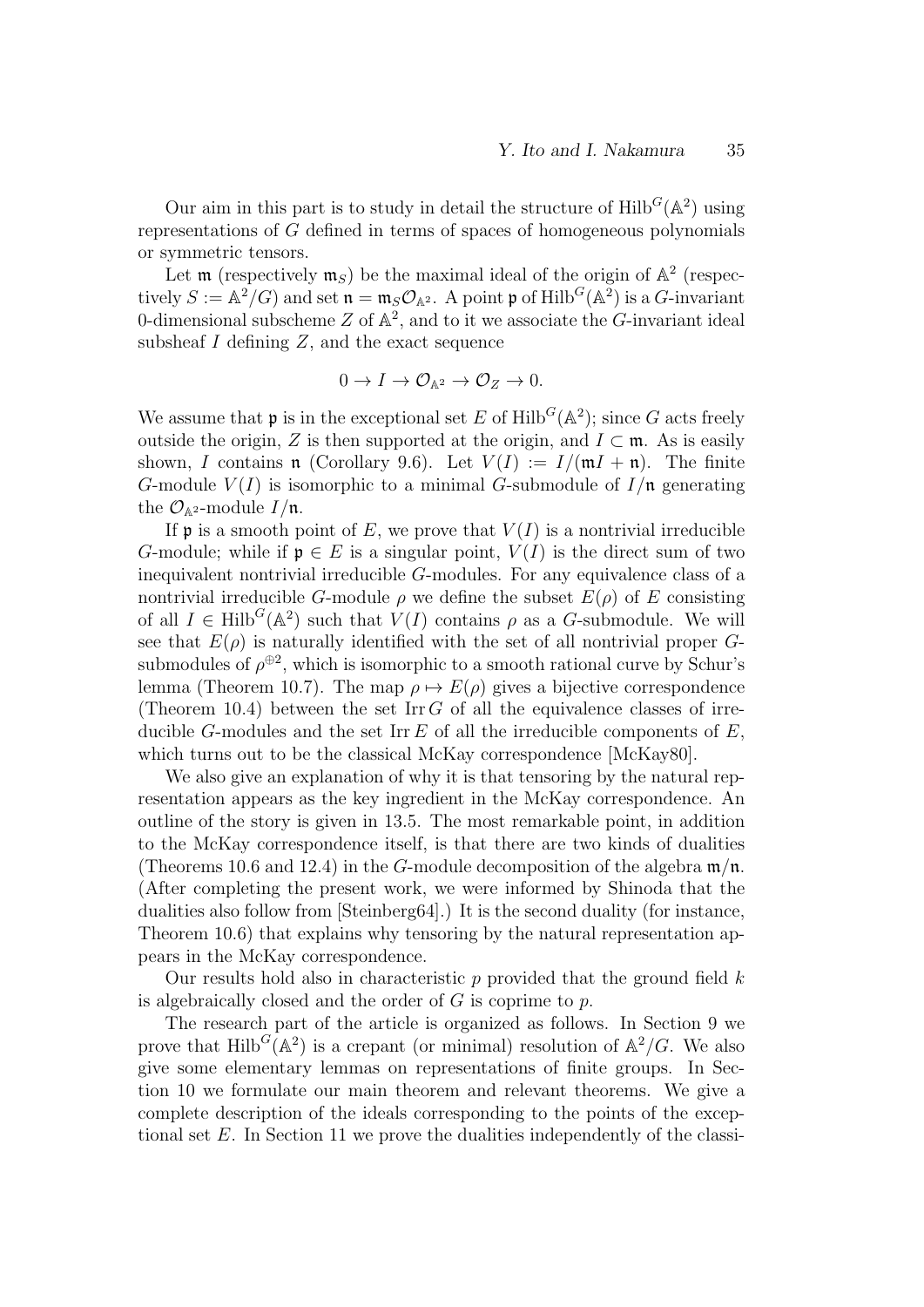Our aim in this part is to study in detail the structure of $\mathrm{Hilb}^G(\mathbb{A}^2)$ using representations of $G$ defined in terms of spaces of homogeneous polynomials or symmetric tensors.

Let $\mathfrak{m}$ (respectively $\mathfrak{m}_S$) be the maximal ideal of the origin of $\mathbb{A}^2$ (respectively $S := \mathbb{A}^2/G$) and set $\mathfrak{n} = \mathfrak{m}_S\mathcal{O}_{\mathbb{A}^2}$. A point $\mathfrak{p}$ of $\mathrm{Hilb}^G(\mathbb{A}^2)$ is a $G$-invariant 0-dimensional subscheme $Z$ of $\mathbb{A}^2$, and to it we associate the $G$-invariant ideal subsheaf $I$ defining $Z$, and the exact sequence

$$0 \to I \to \mathcal{O}_{\mathbb{A}^2} \to \mathcal{O}_Z \to 0.$$

We assume that $\mathfrak{p}$ is in the exceptional set $E$ of $\mathrm{Hilb}^G(\mathbb{A}^2)$; since $G$ acts freely outside the origin, $Z$ is then supported at the origin, and $I \subset \mathfrak{m}$. As is easily shown, $I$ contains $\mathfrak{n}$ (Corollary 9.6). Let $V(I) := I/(\mathfrak{m}I + \mathfrak{n})$. The finite $G$-module $V(I)$ is isomorphic to a minimal $G$-submodule of $I/\mathfrak{n}$ generating the $\mathcal{O}_{\mathbb{A}^2}$-module $I/\mathfrak{n}$.

If $\mathfrak{p}$ is a smooth point of $E$, we prove that $V(I)$ is a nontrivial irreducible $G$-module; while if $\mathfrak{p} \in E$ is a singular point, $V(I)$ is the direct sum of two inequivalent nontrivial irreducible $G$-modules. For any equivalence class of a nontrivial irreducible $G$-module $\rho$ we define the subset $E(\rho)$ of $E$ consisting of all $I \in \mathrm{Hilb}^G(\mathbb{A}^2)$ such that $V(I)$ contains $\rho$ as a $G$-submodule. We will see that $E(\rho)$ is naturally identified with the set of all nontrivial proper $G$-submodules of $\rho^{\oplus 2}$, which is isomorphic to a smooth rational curve by Schur's lemma (Theorem 10.7). The map $\rho \mapsto E(\rho)$ gives a bijective correspondence (Theorem 10.4) between the set $\mathrm{Irr}\, G$ of all the equivalence classes of irreducible $G$-modules and the set $\mathrm{Irr}\, E$ of all the irreducible components of $E$, which turns out to be the classical McKay correspondence [McKay80].

We also give an explanation of why it is that tensoring by the natural representation appears as the key ingredient in the McKay correspondence. An outline of the story is given in 13.5. The most remarkable point, in addition to the McKay correspondence itself, is that there are two kinds of dualities (Theorems 10.6 and 12.4) in the $G$-module decomposition of the algebra $\mathfrak{m}/\mathfrak{n}$. (After completing the present work, we were informed by Shinoda that the dualities also follow from [Steinberg64].) It is the second duality (for instance, Theorem 10.6) that explains why tensoring by the natural representation appears in the McKay correspondence.

Our results hold also in characteristic $p$ provided that the ground field $k$ is algebraically closed and the order of $G$ is coprime to $p$.

The research part of the article is organized as follows. In Section 9 we prove that $\mathrm{Hilb}^G(\mathbb{A}^2)$ is a crepant (or minimal) resolution of $\mathbb{A}^2/G$. We also give some elementary lemmas on representations of finite groups. In Section 10 we formulate our main theorem and relevant theorems. We give a complete description of the ideals corresponding to the points of the exceptional set $E$. In Section 11 we prove the dualities independently of the classi-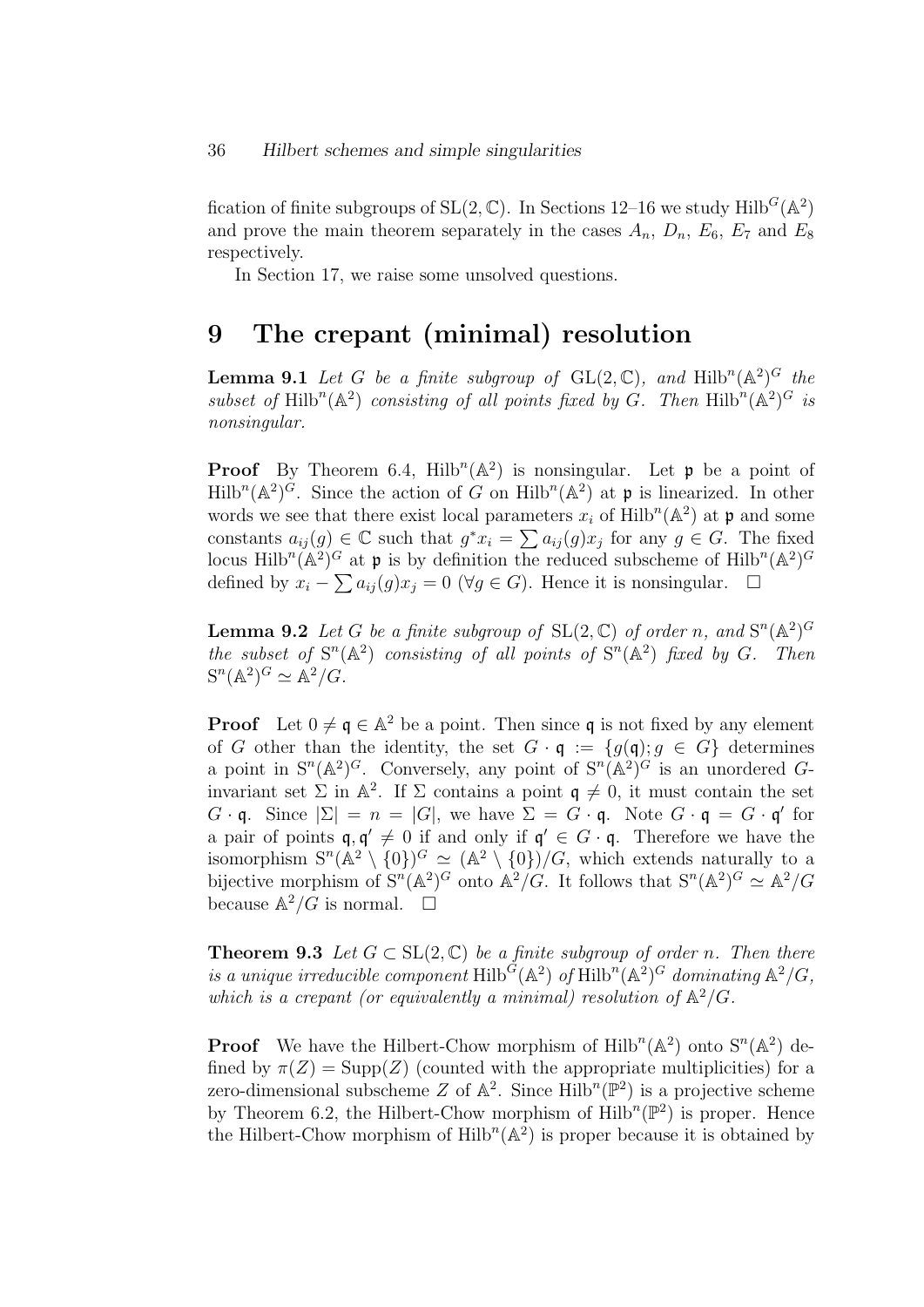fication of finite subgroups of $\mathrm{SL}(2, \mathbb{C})$. In Sections 12–16 we study $\mathrm{Hilb}^G(\mathbb{A}^2)$ and prove the main theorem separately in the cases $A_n$, $D_n$, $E_6$, $E_7$ and $E_8$ respectively.

In Section 17, we raise some unsolved questions.

# 9 The crepant (minimal) resolution

**Lemma 9.1** *Let $G$ be a finite subgroup of $\mathrm{GL}(2, \mathbb{C})$, and $\mathrm{Hilb}^n(\mathbb{A}^2)^G$ the subset of $\mathrm{Hilb}^n(\mathbb{A}^2)$ consisting of all points fixed by $G$. Then $\mathrm{Hilb}^n(\mathbb{A}^2)^G$ is nonsingular.*

**Proof** By Theorem 6.4, $\mathrm{Hilb}^n(\mathbb{A}^2)$ is nonsingular. Let $\mathfrak{p}$ be a point of $\mathrm{Hilb}^n(\mathbb{A}^2)^G$. Since the action of $G$ on $\mathrm{Hilb}^n(\mathbb{A}^2)$ at $\mathfrak{p}$ is linearized. In other words we see that there exist local parameters $x_i$ of $\mathrm{Hilb}^n(\mathbb{A}^2)$ at $\mathfrak{p}$ and some constants $a_{ij}(g) \in \mathbb{C}$ such that $g^* x_i = \sum a_{ij}(g) x_j$ for any $g \in G$. The fixed locus $\mathrm{Hilb}^n(\mathbb{A}^2)^G$ at $\mathfrak{p}$ is by definition the reduced subscheme of $\mathrm{Hilb}^n(\mathbb{A}^2)^G$ defined by $x_i - \sum a_{ij}(g) x_j = 0$ $(\forall g \in G)$. Hence it is nonsingular. $\square$

**Lemma 9.2** *Let $G$ be a finite subgroup of $\mathrm{SL}(2, \mathbb{C})$ of order $n$, and $\mathrm{S}^n(\mathbb{A}^2)^G$ the subset of $\mathrm{S}^n(\mathbb{A}^2)$ consisting of all points of $\mathrm{S}^n(\mathbb{A}^2)$ fixed by $G$. Then $\mathrm{S}^n(\mathbb{A}^2)^G \simeq \mathbb{A}^2/G$.*

**Proof** Let $0 \neq \mathfrak{q} \in \mathbb{A}^2$ be a point. Then since $\mathfrak{q}$ is not fixed by any element of $G$ other than the identity, the set $G \cdot \mathfrak{q} := \{g(\mathfrak{q}); g \in G\}$ determines a point in $\mathrm{S}^n(\mathbb{A}^2)^G$. Conversely, any point of $\mathrm{S}^n(\mathbb{A}^2)^G$ is an unordered $G$-invariant set $\Sigma$ in $\mathbb{A}^2$. If $\Sigma$ contains a point $\mathfrak{q} \neq 0$, it must contain the set $G \cdot \mathfrak{q}$. Since $|\Sigma| = n = |G|$, we have $\Sigma = G \cdot \mathfrak{q}$. Note $G \cdot \mathfrak{q} = G \cdot \mathfrak{q}'$ for a pair of points $\mathfrak{q}, \mathfrak{q}' \neq 0$ if and only if $\mathfrak{q}' \in G \cdot \mathfrak{q}$. Therefore we have the isomorphism $\mathrm{S}^n(\mathbb{A}^2 \setminus \{0\})^G \simeq (\mathbb{A}^2 \setminus \{0\})/G$, which extends naturally to a bijective morphism of $\mathrm{S}^n(\mathbb{A}^2)^G$ onto $\mathbb{A}^2/G$. It follows that $\mathrm{S}^n(\mathbb{A}^2)^G \simeq \mathbb{A}^2/G$ because $\mathbb{A}^2/G$ is normal. $\square$

**Theorem 9.3** *Let $G \subset \mathrm{SL}(2, \mathbb{C})$ be a finite subgroup of order $n$. Then there is a unique irreducible component $\mathrm{Hilb}^G(\mathbb{A}^2)$ of $\mathrm{Hilb}^n(\mathbb{A}^2)^G$ dominating $\mathbb{A}^2/G$, which is a crepant (or equivalently a minimal) resolution of $\mathbb{A}^2/G$.*

**Proof** We have the Hilbert-Chow morphism of $\mathrm{Hilb}^n(\mathbb{A}^2)$ onto $\mathrm{S}^n(\mathbb{A}^2)$ defined by $\pi(Z) = \mathrm{Supp}(Z)$ (counted with the appropriate multiplicities) for a zero-dimensional subscheme $Z$ of $\mathbb{A}^2$. Since $\mathrm{Hilb}^n(\mathbb{P}^2)$ is a projective scheme by Theorem 6.2, the Hilbert-Chow morphism of $\mathrm{Hilb}^n(\mathbb{P}^2)$ is proper. Hence the Hilbert-Chow morphism of $\mathrm{Hilb}^n(\mathbb{A}^2)$ is proper because it is obtained by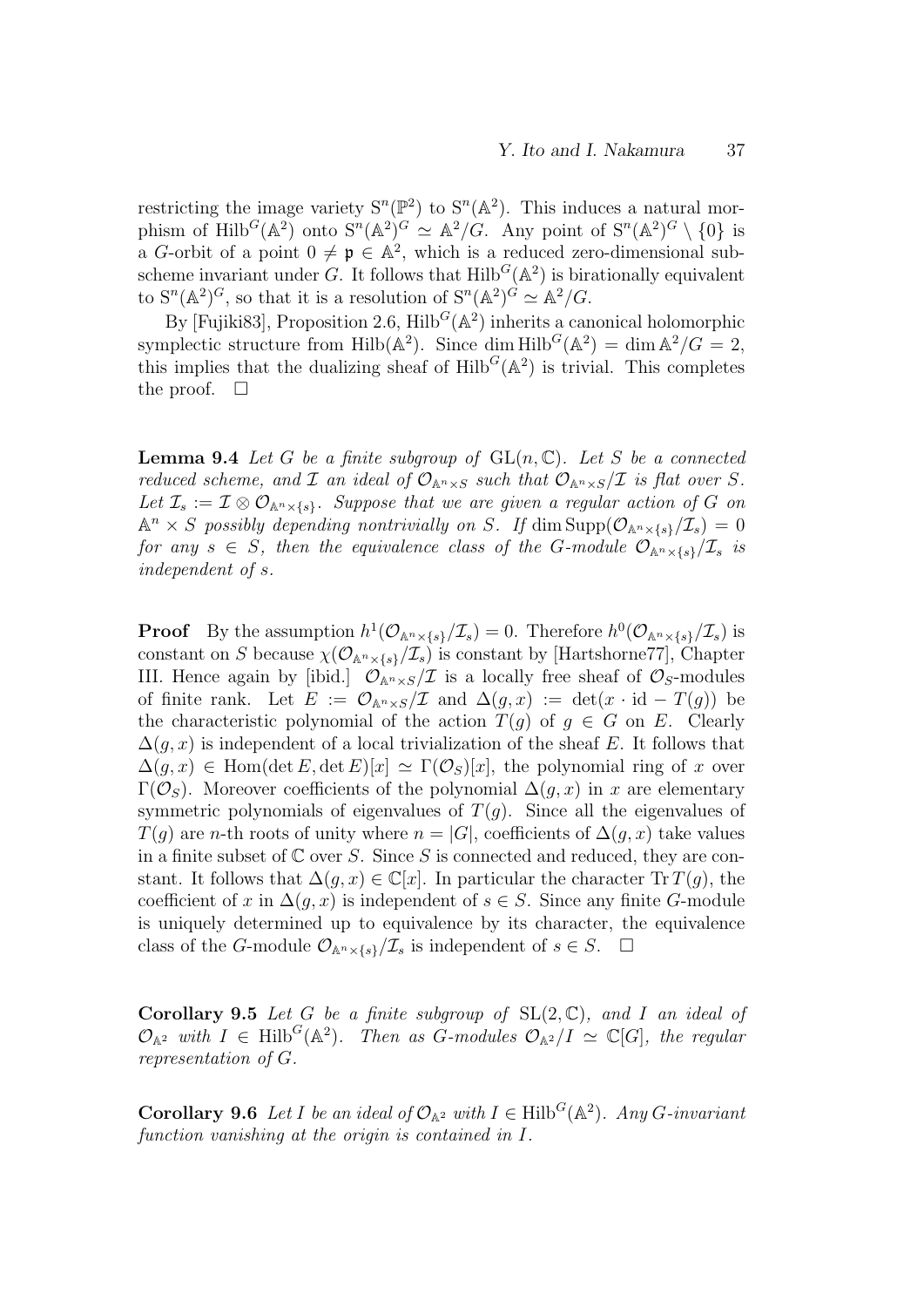restricting the image variety $\mathrm{S}^n(\mathbb{P}^2)$ to $\mathrm{S}^n(\mathbb{A}^2)$. This induces a natural morphism of $\mathrm{Hilb}^G(\mathbb{A}^2)$ onto $\mathrm{S}^n(\mathbb{A}^2)^G \simeq \mathbb{A}^2/G$. Any point of $\mathrm{S}^n(\mathbb{A}^2)^G \setminus \{0\}$ is a $G$-orbit of a point $0 \neq \mathfrak{p} \in \mathbb{A}^2$, which is a reduced zero-dimensional subscheme invariant under $G$. It follows that $\mathrm{Hilb}^G(\mathbb{A}^2)$ is birationally equivalent to $\mathrm{S}^n(\mathbb{A}^2)^G$, so that it is a resolution of $\mathrm{S}^n(\mathbb{A}^2)^G \simeq \mathbb{A}^2/G$.

By [Fujiki83], Proposition 2.6, $\mathrm{Hilb}^G(\mathbb{A}^2)$ inherits a canonical holomorphic symplectic structure from $\mathrm{Hilb}(\mathbb{A}^2)$. Since $\dim \mathrm{Hilb}^G(\mathbb{A}^2) = \dim \mathbb{A}^2/G = 2$, this implies that the dualizing sheaf of $\mathrm{Hilb}^G(\mathbb{A}^2)$ is trivial. This completes the proof. $\square$

**Lemma 9.4** *Let $G$ be a finite subgroup of $\mathrm{GL}(n,\mathbb{C})$. Let $S$ be a connected reduced scheme, and $\mathcal{I}$ an ideal of $\mathcal{O}_{\mathbb{A}^n\times S}$ such that $\mathcal{O}_{\mathbb{A}^n\times S}/\mathcal{I}$ is flat over $S$. Let $\mathcal{I}_s := \mathcal{I}\otimes\mathcal{O}_{\mathbb{A}^n\times\{s\}}$. Suppose that we are given a regular action of $G$ on $\mathbb{A}^n\times S$ possibly depending nontrivially on $S$. If $\dim \mathrm{Supp}(\mathcal{O}_{\mathbb{A}^n\times\{s\}}/\mathcal{I}_s) = 0$ for any $s \in S$, then the equivalence class of the $G$-module $\mathcal{O}_{\mathbb{A}^n\times\{s\}}/\mathcal{I}_s$ is independent of $s$.*

**Proof** By the assumption $h^1(\mathcal{O}_{\mathbb{A}^n\times\{s\}}/\mathcal{I}_s) = 0$. Therefore $h^0(\mathcal{O}_{\mathbb{A}^n\times\{s\}}/\mathcal{I}_s)$ is constant on $S$ because $\chi(\mathcal{O}_{\mathbb{A}^n\times\{s\}}/\mathcal{I}_s)$ is constant by [Hartshorne77], Chapter III. Hence again by [ibid.] $\mathcal{O}_{\mathbb{A}^n\times S}/\mathcal{I}$ is a locally free sheaf of $\mathcal{O}_S$-modules of finite rank. Let $E := \mathcal{O}_{\mathbb{A}^n\times S}/\mathcal{I}$ and $\Delta(g,x) := \det(x\cdot \mathrm{id} - T(g))$ be the characteristic polynomial of the action $T(g)$ of $g \in G$ on $E$. Clearly $\Delta(g,x)$ is independent of a local trivialization of the sheaf $E$. It follows that $\Delta(g,x) \in \mathrm{Hom}(\det E, \det E)[x] \simeq \Gamma(\mathcal{O}_S)[x]$, the polynomial ring of $x$ over $\Gamma(\mathcal{O}_S)$. Moreover coefficients of the polynomial $\Delta(g,x)$ in $x$ are elementary symmetric polynomials of eigenvalues of $T(g)$. Since all the eigenvalues of $T(g)$ are $n$-th roots of unity where $n = |G|$, coefficients of $\Delta(g,x)$ take values in a finite subset of $\mathbb{C}$ over $S$. Since $S$ is connected and reduced, they are constant. It follows that $\Delta(g,x) \in \mathbb{C}[x]$. In particular the character $\mathrm{Tr}\, T(g)$, the coefficient of $x$ in $\Delta(g,x)$ is independent of $s \in S$. Since any finite $G$-module is uniquely determined up to equivalence by its character, the equivalence class of the $G$-module $\mathcal{O}_{\mathbb{A}^n\times\{s\}}/\mathcal{I}_s$ is independent of $s \in S$. $\square$

**Corollary 9.5** *Let $G$ be a finite subgroup of $\mathrm{SL}(2,\mathbb{C})$, and $I$ an ideal of $\mathcal{O}_{\mathbb{A}^2}$ with $I \in \mathrm{Hilb}^G(\mathbb{A}^2)$. Then as $G$-modules $\mathcal{O}_{\mathbb{A}^2}/I \simeq \mathbb{C}[G]$, the regular representation of $G$.*

**Corollary 9.6** *Let $I$ be an ideal of $\mathcal{O}_{\mathbb{A}^2}$ with $I \in \mathrm{Hilb}^G(\mathbb{A}^2)$. Any $G$-invariant function vanishing at the origin is contained in $I$.*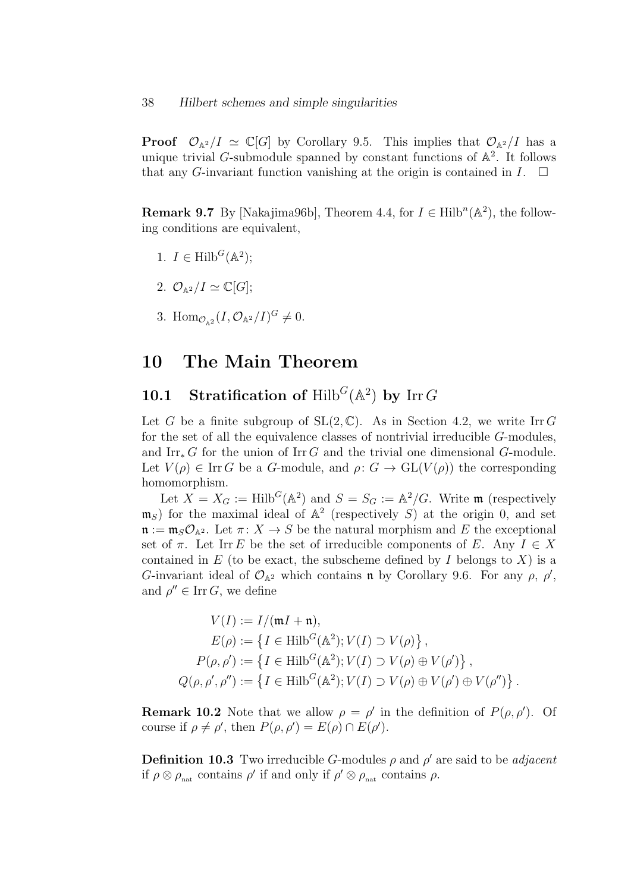**Proof** $\mathcal{O}_{\mathbb{A}^2}/I \simeq \mathbb{C}[G]$ by Corollary 9.5. This implies that $\mathcal{O}_{\mathbb{A}^2}/I$ has a unique trivial $G$-submodule spanned by constant functions of $\mathbb{A}^2$. It follows that any $G$-invariant function vanishing at the origin is contained in $I$. $\square$

**Remark 9.7** By [Nakajima96b], Theorem 4.4, for $I \in \mathrm{Hilb}^n(\mathbb{A}^2)$, the following conditions are equivalent,

1. $I \in \mathrm{Hilb}^G(\mathbb{A}^2)$;
2. $\mathcal{O}_{\mathbb{A}^2}/I \simeq \mathbb{C}[G]$;
3. $\mathrm{Hom}_{\mathcal{O}_{\mathbb{A}^2}}(I, \mathcal{O}_{\mathbb{A}^2}/I)^G \neq 0$.

# 10 The Main Theorem

## 10.1 Stratification of $\mathrm{Hilb}^G(\mathbb{A}^2)$ by $\mathrm{Irr}\, G$

Let $G$ be a finite subgroup of $\mathrm{SL}(2, \mathbb{C})$. As in Section 4.2, we write $\mathrm{Irr}\, G$ for the set of all the equivalence classes of nontrivial irreducible $G$-modules, and $\mathrm{Irr}_* G$ for the union of $\mathrm{Irr}\, G$ and the trivial one dimensional $G$-module. Let $V(\rho) \in \mathrm{Irr}\, G$ be a $G$-module, and $\rho\colon G \to \mathrm{GL}(V(\rho))$ the corresponding homomorphism.

Let $X = X_G := \mathrm{Hilb}^G(\mathbb{A}^2)$ and $S = S_G := \mathbb{A}^2/G$. Write $\mathfrak{m}$ (respectively $\mathfrak{m}_S$) for the maximal ideal of $\mathbb{A}^2$ (respectively $S$) at the origin 0, and set $\mathfrak{n} := \mathfrak{m}_S \mathcal{O}_{\mathbb{A}^2}$. Let $\pi\colon X \to S$ be the natural morphism and $E$ the exceptional set of $\pi$. Let $\mathrm{Irr}\, E$ be the set of irreducible components of $E$. Any $I \in X$ contained in $E$ (to be exact, the subscheme defined by $I$ belongs to $X$) is a $G$-invariant ideal of $\mathcal{O}_{\mathbb{A}^2}$ which contains $\mathfrak{n}$ by Corollary 9.6. For any $\rho$, $\rho'$, and $\rho'' \in \mathrm{Irr}\, G$, we define

$$
\begin{aligned}
V(I) &:= I/(\mathfrak{m}I + \mathfrak{n}),\\
E(\rho) &:= \left\{ I \in \mathrm{Hilb}^G(\mathbb{A}^2); V(I) \supset V(\rho) \right\},\\
P(\rho, \rho') &:= \left\{ I \in \mathrm{Hilb}^G(\mathbb{A}^2); V(I) \supset V(\rho) \oplus V(\rho') \right\},\\
Q(\rho, \rho', \rho'') &:= \left\{ I \in \mathrm{Hilb}^G(\mathbb{A}^2); V(I) \supset V(\rho) \oplus V(\rho') \oplus V(\rho'') \right\}.
\end{aligned}
$$

**Remark 10.2** Note that we allow $\rho = \rho'$ in the definition of $P(\rho, \rho')$. Of course if $\rho \neq \rho'$, then $P(\rho, \rho') = E(\rho) \cap E(\rho')$.

**Definition 10.3** Two irreducible $G$-modules $\rho$ and $\rho'$ are said to be *adjacent* if $\rho \otimes \rho_{\mathrm{nat}}$ contains $\rho'$ if and only if $\rho' \otimes \rho_{\mathrm{nat}}$ contains $\rho$.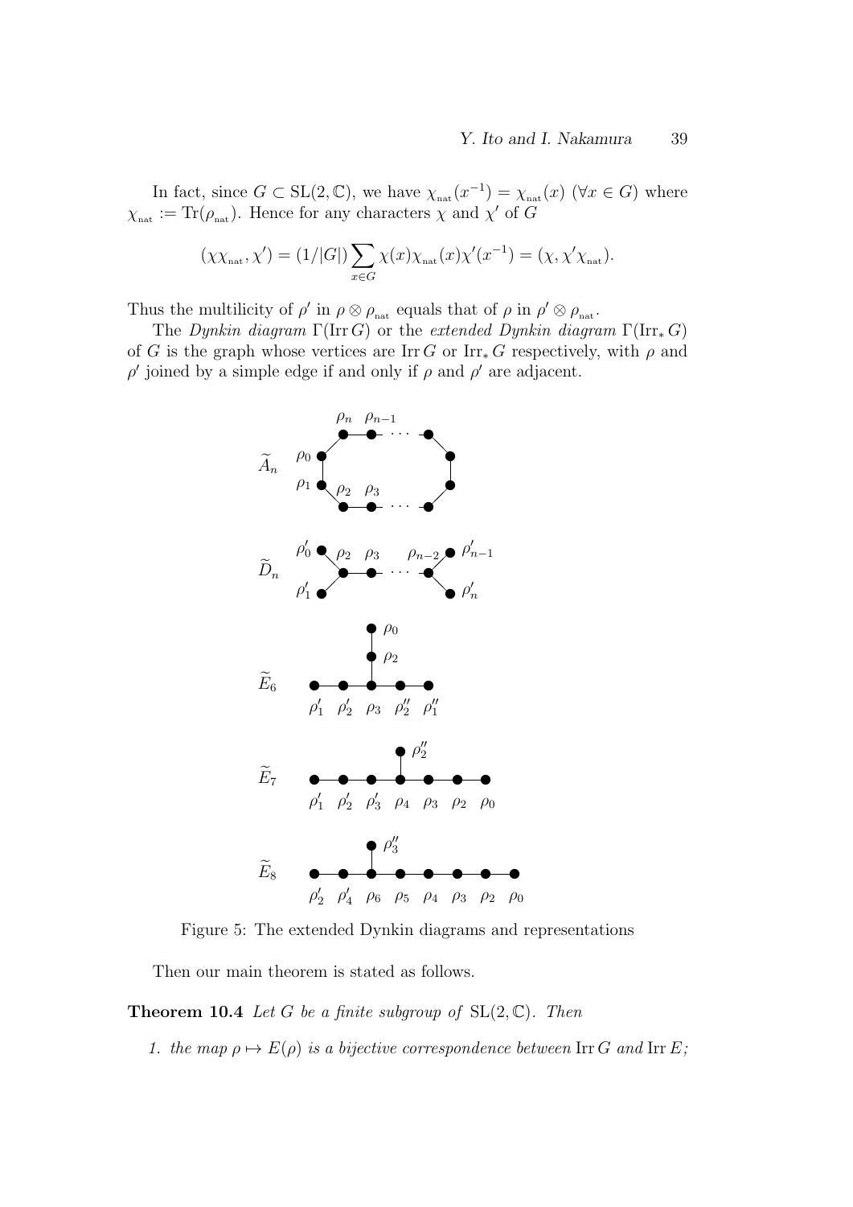In fact, since $G \subset \mathrm{SL}(2,\mathbb{C})$, we have $\chi_{\mathrm{nat}}(x^{-1}) = \chi_{\mathrm{nat}}(x)$ $(\forall x \in G)$ where $\chi_{\mathrm{nat}} := \mathrm{Tr}(\rho_{\mathrm{nat}})$. Hence for any characters $\chi$ and $\chi'$ of $G$

$$(\chi\chi_{\mathrm{nat}}, \chi') = (1/|G|)\sum_{x\in G} \chi(x)\chi_{\mathrm{nat}}(x)\chi'(x^{-1}) = (\chi, \chi'\chi_{\mathrm{nat}}).$$

Thus the multilicity of $\rho'$ in $\rho \otimes \rho_{\mathrm{nat}}$ equals that of $\rho$ in $\rho' \otimes \rho_{\mathrm{nat}}$.

The *Dynkin diagram* $\Gamma(\mathrm{Irr}\, G)$ or the *extended Dynkin diagram* $\Gamma(\mathrm{Irr}_*\, G)$ of $G$ is the graph whose vertices are $\mathrm{Irr}\, G$ or $\mathrm{Irr}_*\, G$ respectively, with $\rho$ and $\rho'$ joined by a simple edge if and only if $\rho$ and $\rho'$ are adjacent.

Figure 5: The extended Dynkin diagrams and representations

Then our main theorem is stated as follows.

**Theorem 10.4** *Let $G$ be a finite subgroup of $\mathrm{SL}(2,\mathbb{C})$. Then*

1. *the map $\rho \mapsto E(\rho)$ is a bijective correspondence between $\mathrm{Irr}\, G$ and $\mathrm{Irr}\, E$;*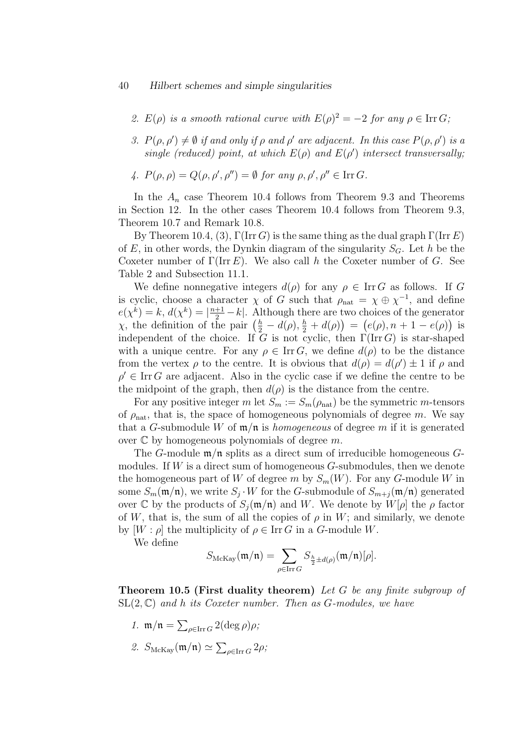2. *$E(\rho)$ is a smooth rational curve with $E(\rho)^2 = -2$ for any $\rho \in \operatorname{Irr} G$;*

3. *$P(\rho, \rho') \neq \emptyset$ if and only if $\rho$ and $\rho'$ are adjacent. In this case $P(\rho, \rho')$ is a single (reduced) point, at which $E(\rho)$ and $E(\rho')$ intersect transversally;*

4. *$P(\rho, \rho) = Q(\rho, \rho', \rho'') = \emptyset$ for any $\rho, \rho', \rho'' \in \operatorname{Irr} G$.*

In the $A_n$ case Theorem 10.4 follows from Theorem 9.3 and Theorems in Section 12. In the other cases Theorem 10.4 follows from Theorem 9.3, Theorem 10.7 and Remark 10.8.

By Theorem 10.4, (3), $\Gamma(\operatorname{Irr} G)$ is the same thing as the dual graph $\Gamma(\operatorname{Irr} E)$ of $E$, in other words, the Dynkin diagram of the singularity $S_G$. Let $h$ be the Coxeter number of $\Gamma(\operatorname{Irr} E)$. We also call $h$ the Coxeter number of $G$. See Table 2 and Subsection 11.1.

We define nonnegative integers $d(\rho)$ for any $\rho \in \operatorname{Irr} G$ as follows. If $G$ is cyclic, choose a character $\chi$ of $G$ such that $\rho_{\mathrm{nat}} = \chi \oplus \chi^{-1}$, and define $e(\chi^k) = k$, $d(\chi^k) = |\frac{n+1}{2} - k|$. Although there are two choices of the generator $\chi$, the definition of the pair $\left(\frac{h}{2} - d(\rho), \frac{h}{2} + d(\rho)\right) = \left(e(\rho), n+1-e(\rho)\right)$ is independent of the choice. If $G$ is not cyclic, then $\Gamma(\operatorname{Irr} G)$ is star-shaped with a unique centre. For any $\rho \in \operatorname{Irr} G$, we define $d(\rho)$ to be the distance from the vertex $\rho$ to the centre. It is obvious that $d(\rho) = d(\rho') \pm 1$ if $\rho$ and $\rho' \in \operatorname{Irr} G$ are adjacent. Also in the cyclic case if we define the centre to be the midpoint of the graph, then $d(\rho)$ is the distance from the centre.

For any positive integer $m$ let $S_m := S_m(\rho_{\mathrm{nat}})$ be the symmetric $m$-tensors of $\rho_{\mathrm{nat}}$, that is, the space of homogeneous polynomials of degree $m$. We say that a $G$-submodule $W$ of $\mathfrak{m}/\mathfrak{n}$ is *homogeneous* of degree $m$ if it is generated over $\mathbb{C}$ by homogeneous polynomials of degree $m$.

The $G$-module $\mathfrak{m}/\mathfrak{n}$ splits as a direct sum of irreducible homogeneous $G$-modules. If $W$ is a direct sum of homogeneous $G$-submodules, then we denote the homogeneous part of $W$ of degree $m$ by $S_m(W)$. For any $G$-module $W$ in some $S_m(\mathfrak{m}/\mathfrak{n})$, we write $S_j \cdot W$ for the $G$-submodule of $S_{m+j}(\mathfrak{m}/\mathfrak{n})$ generated over $\mathbb{C}$ by the products of $S_j(\mathfrak{m}/\mathfrak{n})$ and $W$. We denote by $W[\rho]$ the $\rho$ factor of $W$, that is, the sum of all the copies of $\rho$ in $W$; and similarly, we denote by $[W : \rho]$ the multiplicity of $\rho \in \operatorname{Irr} G$ in a $G$-module $W$.

We define

$$S_{\mathrm{McKay}}(\mathfrak{m}/\mathfrak{n}) = \sum_{\rho \in \operatorname{Irr} G} S_{\frac{h}{2} \pm d(\rho)}(\mathfrak{m}/\mathfrak{n})[\rho].$$

**Theorem 10.5 (First duality theorem)** *Let $G$ be any finite subgroup of $\mathrm{SL}(2, \mathbb{C})$ and $h$ its Coxeter number. Then as $G$-modules, we have*

1. *$\mathfrak{m}/\mathfrak{n} = \sum_{\rho \in \operatorname{Irr} G} 2(\deg \rho)\rho$;*

2. *$S_{\mathrm{McKay}}(\mathfrak{m}/\mathfrak{n}) \simeq \sum_{\rho \in \operatorname{Irr} G} 2\rho$;*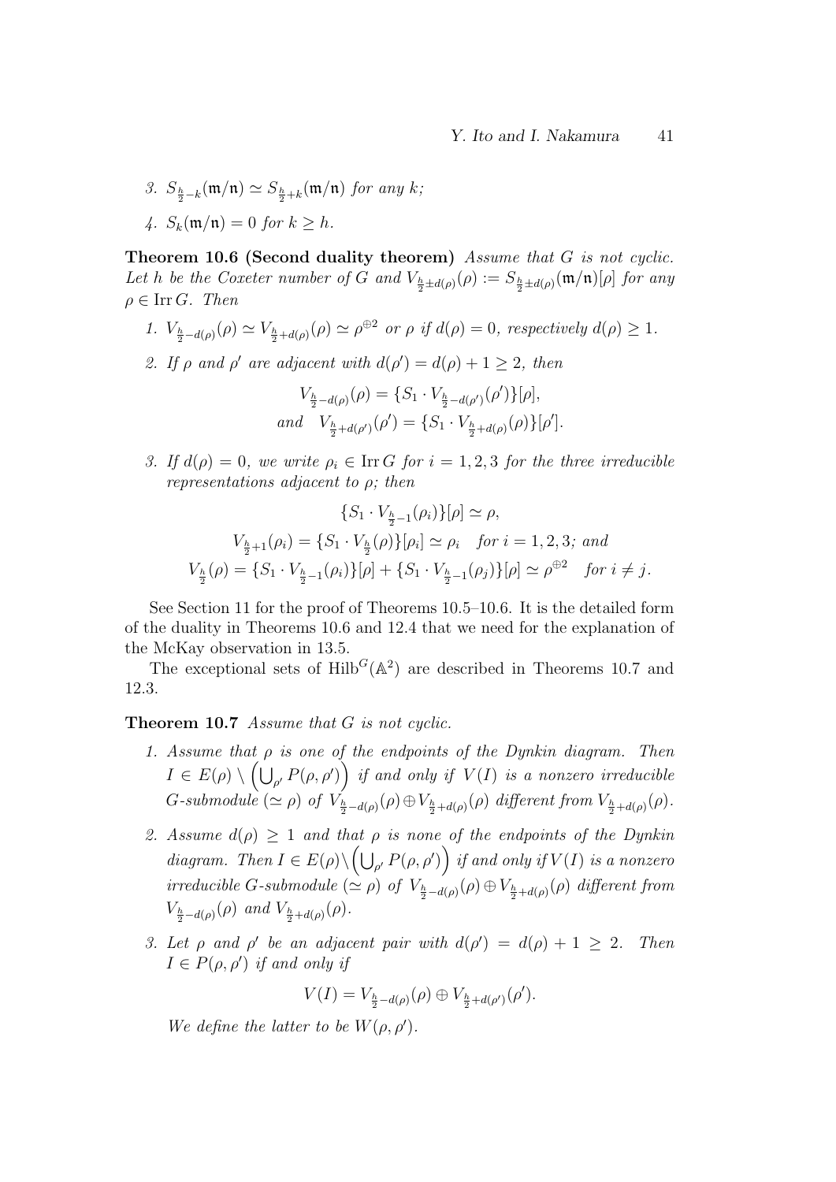3. $S_{\frac{h}{2}-k}(\mathfrak{m}/\mathfrak{n}) \simeq S_{\frac{h}{2}+k}(\mathfrak{m}/\mathfrak{n})$ *for any* $k$;

4. $S_k(\mathfrak{m}/\mathfrak{n}) = 0$ *for* $k \geq h$.

**Theorem 10.6 (Second duality theorem)** *Assume that* $G$ *is not cyclic. Let* $h$ *be the Coxeter number of* $G$ *and* $V_{\frac{h}{2}\pm d(\rho)}(\rho) := S_{\frac{h}{2}\pm d(\rho)}(\mathfrak{m}/\mathfrak{n})[\rho]$ *for any* $\rho \in \operatorname{Irr} G$. *Then*

1. $V_{\frac{h}{2}-d(\rho)}(\rho) \simeq V_{\frac{h}{2}+d(\rho)}(\rho) \simeq \rho^{\oplus 2}$ *or* $\rho$ *if* $d(\rho) = 0$, *respectively* $d(\rho) \geq 1$.

2. *If* $\rho$ *and* $\rho'$ *are adjacent with* $d(\rho') = d(\rho) + 1 \geq 2$, *then*
$$V_{\frac{h}{2}-d(\rho)}(\rho) = \{S_1 \cdot V_{\frac{h}{2}-d(\rho')}(\rho')\}[\rho],$$
$$\text{and} \quad V_{\frac{h}{2}+d(\rho')}(\rho') = \{S_1 \cdot V_{\frac{h}{2}+d(\rho)}(\rho)\}[\rho'].$$

3. *If* $d(\rho) = 0$, *we write* $\rho_i \in \operatorname{Irr} G$ *for* $i = 1, 2, 3$ *for the three irreducible representations adjacent to* $\rho$; *then*
$$\{S_1 \cdot V_{\frac{h}{2}-1}(\rho_i)\}[\rho] \simeq \rho,$$
$$V_{\frac{h}{2}+1}(\rho_i) = \{S_1 \cdot V_{\frac{h}{2}}(\rho)\}[\rho_i] \simeq \rho_i \quad \text{for } i = 1, 2, 3; \text{ and}$$
$$V_{\frac{h}{2}}(\rho) = \{S_1 \cdot V_{\frac{h}{2}-1}(\rho_i)\}[\rho] + \{S_1 \cdot V_{\frac{h}{2}-1}(\rho_j)\}[\rho] \simeq \rho^{\oplus 2} \quad \text{for } i \neq j.$$

See Section 11 for the proof of Theorems 10.5–10.6. It is the detailed form of the duality in Theorems 10.6 and 12.4 that we need for the explanation of the McKay observation in 13.5.

The exceptional sets of $\operatorname{Hilb}^G(\mathbb{A}^2)$ are described in Theorems 10.7 and 12.3.

**Theorem 10.7** *Assume that* $G$ *is not cyclic.*

1. *Assume that* $\rho$ *is one of the endpoints of the Dynkin diagram. Then* $I \in E(\rho) \setminus \left(\bigcup_{\rho'} P(\rho, \rho')\right)$ *if and only if* $V(I)$ *is a nonzero irreducible* $G$*-submodule* ($\simeq \rho$) *of* $V_{\frac{h}{2}-d(\rho)}(\rho) \oplus V_{\frac{h}{2}+d(\rho)}(\rho)$ *different from* $V_{\frac{h}{2}+d(\rho)}(\rho)$.

2. *Assume* $d(\rho) \geq 1$ *and that* $\rho$ *is none of the endpoints of the Dynkin diagram. Then* $I \in E(\rho) \setminus \left(\bigcup_{\rho'} P(\rho, \rho')\right)$ *if and only if* $V(I)$ *is a nonzero irreducible* $G$*-submodule* ($\simeq \rho$) *of* $V_{\frac{h}{2}-d(\rho)}(\rho) \oplus V_{\frac{h}{2}+d(\rho)}(\rho)$ *different from* $V_{\frac{h}{2}-d(\rho)}(\rho)$ *and* $V_{\frac{h}{2}+d(\rho)}(\rho)$.

3. *Let* $\rho$ *and* $\rho'$ *be an adjacent pair with* $d(\rho') = d(\rho) + 1 \geq 2$. *Then* $I \in P(\rho, \rho')$ *if and only if*
$$V(I) = V_{\frac{h}{2}-d(\rho)}(\rho) \oplus V_{\frac{h}{2}+d(\rho')}(\rho').$$
*We define the latter to be* $W(\rho, \rho')$.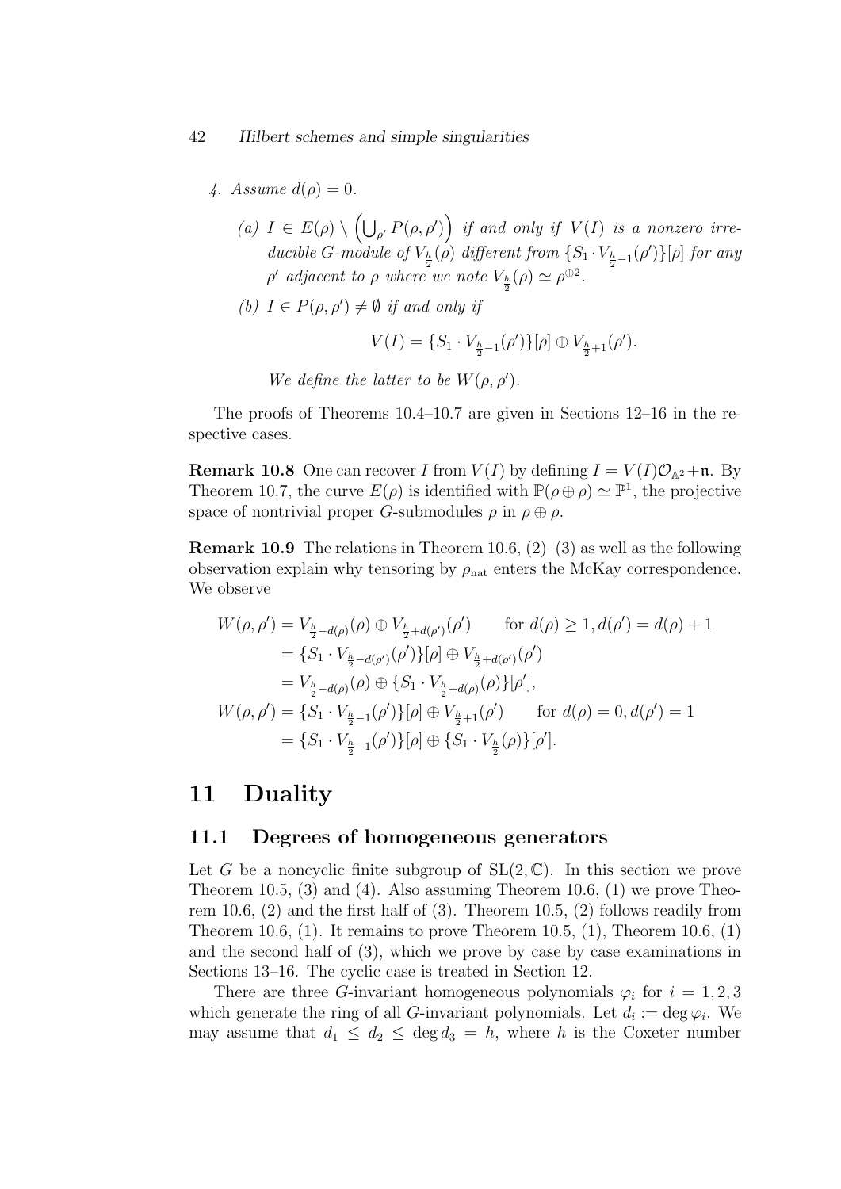4. *Assume* $d(\rho) = 0$.

   (a) $I \in E(\rho) \setminus \left(\bigcup_{\rho'} P(\rho, \rho')\right)$ *if and only if* $V(I)$ *is a nonzero irreducible* $G$*-module of* $V_{\frac{h}{2}}(\rho)$ *different from* $\{S_1 \cdot V_{\frac{h}{2}-1}(\rho')\}[\rho]$ *for any* $\rho'$ *adjacent to* $\rho$ *where we note* $V_{\frac{h}{2}}(\rho) \simeq \rho^{\oplus 2}$.

   (b) $I \in P(\rho, \rho') \neq \emptyset$ *if and only if*

   $$V(I) = \{S_1 \cdot V_{\frac{h}{2}-1}(\rho')\}[\rho] \oplus V_{\frac{h}{2}+1}(\rho').$$

   *We define the latter to be* $W(\rho, \rho')$.

The proofs of Theorems 10.4–10.7 are given in Sections 12–16 in the respective cases.

**Remark 10.8** One can recover $I$ from $V(I)$ by defining $I = V(I)\mathcal{O}_{\mathbb{A}^2} + \mathfrak{n}$. By Theorem 10.7, the curve $E(\rho)$ is identified with $\mathbb{P}(\rho \oplus \rho) \simeq \mathbb{P}^1$, the projective space of nontrivial proper $G$-submodules $\rho$ in $\rho \oplus \rho$.

**Remark 10.9** The relations in Theorem 10.6, (2)–(3) as well as the following observation explain why tensoring by $\rho_{\mathrm{nat}}$ enters the McKay correspondence. We observe

$$\begin{aligned}
W(\rho, \rho') &= V_{\frac{h}{2}-d(\rho)}(\rho) \oplus V_{\frac{h}{2}+d(\rho')}(\rho') \qquad \text{for } d(\rho) \geq 1, d(\rho') = d(\rho) + 1 \\
&= \{S_1 \cdot V_{\frac{h}{2}-d(\rho')}(\rho')\}[\rho] \oplus V_{\frac{h}{2}+d(\rho')}(\rho') \\
&= V_{\frac{h}{2}-d(\rho)}(\rho) \oplus \{S_1 \cdot V_{\frac{h}{2}+d(\rho)}(\rho)\}[\rho'], \\
W(\rho, \rho') &= \{S_1 \cdot V_{\frac{h}{2}-1}(\rho')\}[\rho] \oplus V_{\frac{h}{2}+1}(\rho') \qquad \text{for } d(\rho) = 0, d(\rho') = 1 \\
&= \{S_1 \cdot V_{\frac{h}{2}-1}(\rho')\}[\rho] \oplus \{S_1 \cdot V_{\frac{h}{2}}(\rho)\}[\rho'].
\end{aligned}$$

# 11 Duality

## 11.1 Degrees of homogeneous generators

Let $G$ be a noncyclic finite subgroup of $\mathrm{SL}(2, \mathbb{C})$. In this section we prove Theorem 10.5, (3) and (4). Also assuming Theorem 10.6, (1) we prove Theorem 10.6, (2) and the first half of (3). Theorem 10.5, (2) follows readily from Theorem 10.6, (1). It remains to prove Theorem 10.5, (1), Theorem 10.6, (1) and the second half of (3), which we prove by case by case examinations in Sections 13–16. The cyclic case is treated in Section 12.

There are three $G$-invariant homogeneous polynomials $\varphi_i$ for $i = 1, 2, 3$ which generate the ring of all $G$-invariant polynomials. Let $d_i := \deg \varphi_i$. We may assume that $d_1 \leq d_2 \leq \deg d_3 = h$, where $h$ is the Coxeter number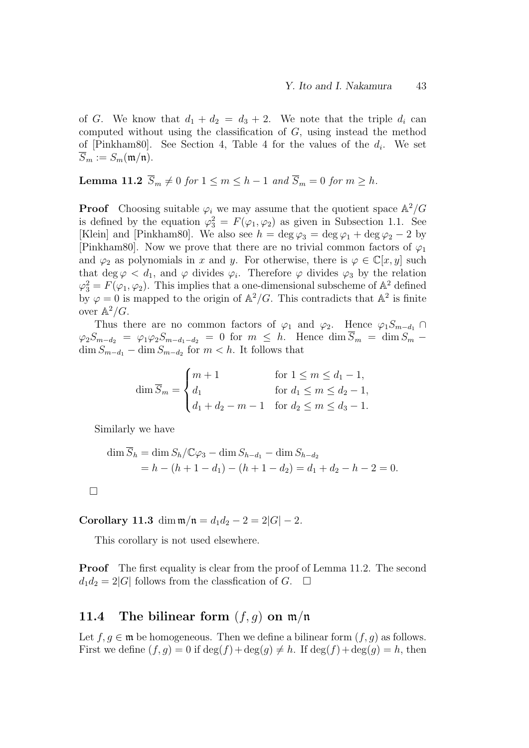of $G$. We know that $d_1 + d_2 = d_3 + 2$. We note that the triple $d_i$ can computed without using the classification of $G$, using instead the method of [Pinkham80]. See Section 4, Table 4 for the values of the $d_i$. We set $\overline{S}_m := S_m(\mathfrak{m}/\mathfrak{n})$.

**Lemma 11.2** *$\overline{S}_m \neq 0$ for $1 \leq m \leq h-1$ and $\overline{S}_m = 0$ for $m \geq h$.*

**Proof** Choosing suitable $\varphi_i$ we may assume that the quotient space $\mathbb{A}^2/G$ is defined by the equation $\varphi_3^2 = F(\varphi_1, \varphi_2)$ as given in Subsection 1.1. See [Klein] and [Pinkham80]. We also see $h = \deg \varphi_3 = \deg \varphi_1 + \deg \varphi_2 - 2$ by [Pinkham80]. Now we prove that there are no trivial common factors of $\varphi_1$ and $\varphi_2$ as polynomials in $x$ and $y$. For otherwise, there is $\varphi \in \mathbb{C}[x, y]$ such that $\deg \varphi < d_1$, and $\varphi$ divides $\varphi_i$. Therefore $\varphi$ divides $\varphi_3$ by the relation $\varphi_3^2 = F(\varphi_1, \varphi_2)$. This implies that a one-dimensional subscheme of $\mathbb{A}^2$ defined by $\varphi = 0$ is mapped to the origin of $\mathbb{A}^2/G$. This contradicts that $\mathbb{A}^2$ is finite over $\mathbb{A}^2/G$.

Thus there are no common factors of $\varphi_1$ and $\varphi_2$. Hence $\varphi_1 S_{m-d_1} \cap \varphi_2 S_{m-d_2} = \varphi_1\varphi_2 S_{m-d_1-d_2} = 0$ for $m \leq h$. Hence $\dim \overline{S}_m = \dim S_m - \dim S_{m-d_1} - \dim S_{m-d_2}$ for $m < h$. It follows that

$$\dim \overline{S}_m = \begin{cases} m+1 & \text{for } 1 \leq m \leq d_1 - 1, \\ d_1 & \text{for } d_1 \leq m \leq d_2 - 1, \\ d_1 + d_2 - m - 1 & \text{for } d_2 \leq m \leq d_3 - 1. \end{cases}$$

Similarly we have

$$\begin{aligned} \dim \overline{S}_h &= \dim S_h/\mathbb{C}\varphi_3 - \dim S_{h-d_1} - \dim S_{h-d_2} \\ &= h - (h+1-d_1) - (h+1-d_2) = d_1 + d_2 - h - 2 = 0. \end{aligned}$$

□

**Corollary 11.3** $\dim \mathfrak{m}/\mathfrak{n} = d_1 d_2 - 2 = 2|G| - 2$.

This corollary is not used elsewhere.

**Proof** The first equality is clear from the proof of Lemma 11.2. The second $d_1 d_2 = 2|G|$ follows from the classfication of $G$. □

## 11.4 The bilinear form $(f, g)$ on $\mathfrak{m}/\mathfrak{n}$

Let $f, g \in \mathfrak{m}$ be homogeneous. Then we define a bilinear form $(f, g)$ as follows. First we define $(f, g) = 0$ if $\deg(f) + \deg(g) \neq h$. If $\deg(f) + \deg(g) = h$, then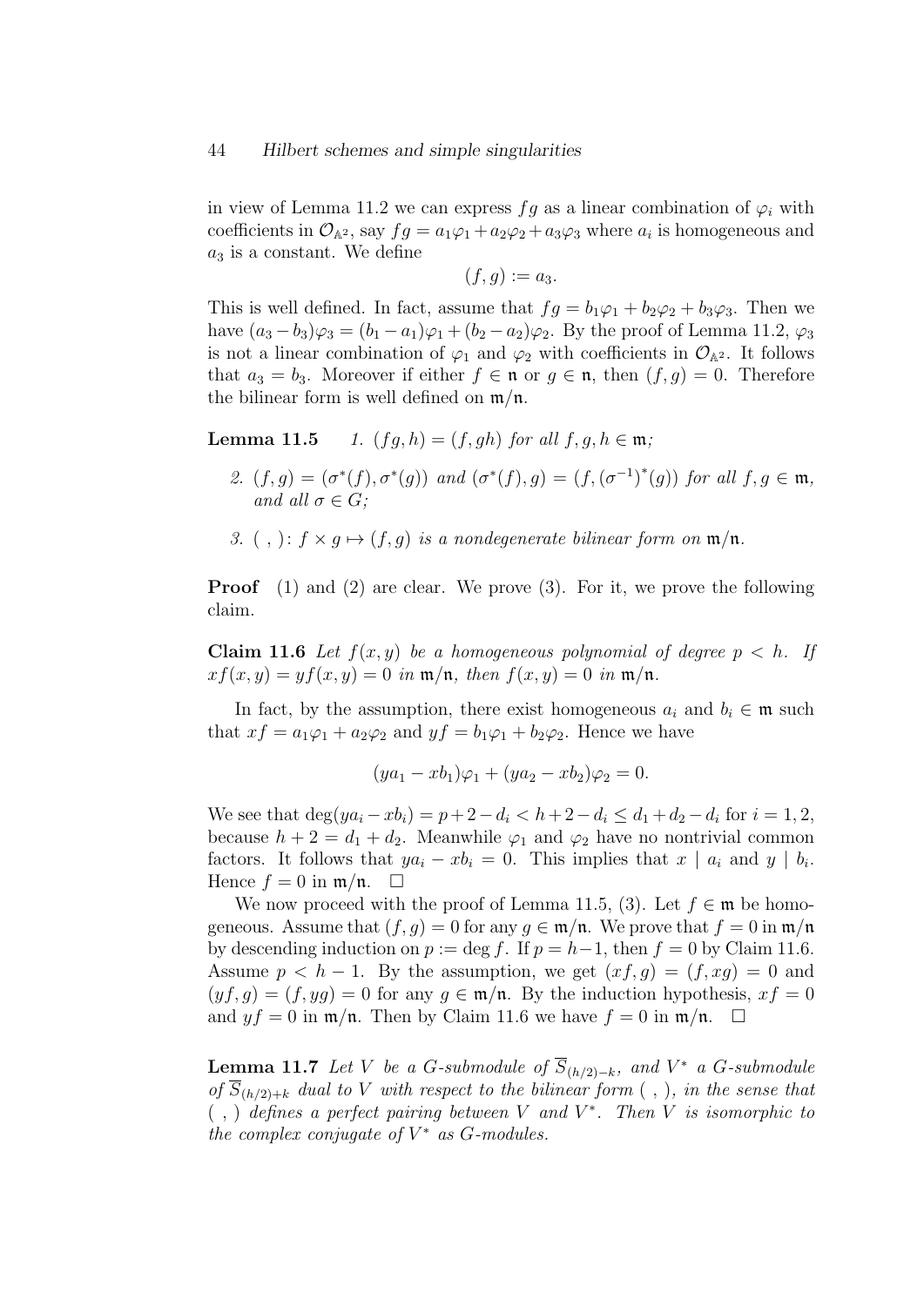in view of Lemma 11.2 we can express $fg$ as a linear combination of $\varphi_i$ with coefficients in $\mathcal{O}_{\mathbb{A}^2}$, say $fg = a_1\varphi_1 + a_2\varphi_2 + a_3\varphi_3$ where $a_i$ is homogeneous and $a_3$ is a constant. We define

$$(f, g) := a_3.$$

This is well defined. In fact, assume that $fg = b_1\varphi_1 + b_2\varphi_2 + b_3\varphi_3$. Then we have $(a_3 - b_3)\varphi_3 = (b_1 - a_1)\varphi_1 + (b_2 - a_2)\varphi_2$. By the proof of Lemma 11.2, $\varphi_3$ is not a linear combination of $\varphi_1$ and $\varphi_2$ with coefficients in $\mathcal{O}_{\mathbb{A}^2}$. It follows that $a_3 = b_3$. Moreover if either $f \in \mathfrak{n}$ or $g \in \mathfrak{n}$, then $(f, g) = 0$. Therefore the bilinear form is well defined on $\mathfrak{m}/\mathfrak{n}$.

**Lemma 11.5** *1. $(fg, h) = (f, gh)$ for all $f, g, h \in \mathfrak{m}$;*

*2. $(f, g) = (\sigma^*(f), \sigma^*(g))$ and $(\sigma^*(f), g) = (f, (\sigma^{-1})^*(g))$ for all $f, g \in \mathfrak{m}$, and all $\sigma \in G$;*

*3. $(\ ,\ )\colon f \times g \mapsto (f, g)$ is a nondegenerate bilinear form on $\mathfrak{m}/\mathfrak{n}$.*

**Proof** (1) and (2) are clear. We prove (3). For it, we prove the following claim.

**Claim 11.6** *Let $f(x, y)$ be a homogeneous polynomial of degree $p < h$. If $xf(x, y) = yf(x, y) = 0$ in $\mathfrak{m}/\mathfrak{n}$, then $f(x, y) = 0$ in $\mathfrak{m}/\mathfrak{n}$.*

In fact, by the assumption, there exist homogeneous $a_i$ and $b_i \in \mathfrak{m}$ such that $xf = a_1\varphi_1 + a_2\varphi_2$ and $yf = b_1\varphi_1 + b_2\varphi_2$. Hence we have

$$(ya_1 - xb_1)\varphi_1 + (ya_2 - xb_2)\varphi_2 = 0.$$

We see that $\deg(ya_i - xb_i) = p + 2 - d_i < h + 2 - d_i \leq d_1 + d_2 - d_i$ for $i = 1, 2$, because $h + 2 = d_1 + d_2$. Meanwhile $\varphi_1$ and $\varphi_2$ have no nontrivial common factors. It follows that $ya_i - xb_i = 0$. This implies that $x \mid a_i$ and $y \mid b_i$. Hence $f = 0$ in $\mathfrak{m}/\mathfrak{n}$. $\square$

We now proceed with the proof of Lemma 11.5, (3). Let $f \in \mathfrak{m}$ be homogeneous. Assume that $(f, g) = 0$ for any $g \in \mathfrak{m}/\mathfrak{n}$. We prove that $f = 0$ in $\mathfrak{m}/\mathfrak{n}$ by descending induction on $p := \deg f$. If $p = h - 1$, then $f = 0$ by Claim 11.6. Assume $p < h - 1$. By the assumption, we get $(xf, g) = (f, xg) = 0$ and $(yf, g) = (f, yg) = 0$ for any $g \in \mathfrak{m}/\mathfrak{n}$. By the induction hypothesis, $xf = 0$ and $yf = 0$ in $\mathfrak{m}/\mathfrak{n}$. Then by Claim 11.6 we have $f = 0$ in $\mathfrak{m}/\mathfrak{n}$. $\square$

**Lemma 11.7** *Let $V$ be a $G$-submodule of $\overline{S}_{(h/2)-k}$, and $V^*$ a $G$-submodule of $\overline{S}_{(h/2)+k}$ dual to $V$ with respect to the bilinear form $(\ ,\ )$, in the sense that $(\ ,\ )$ defines a perfect pairing between $V$ and $V^*$. Then $V$ is isomorphic to the complex conjugate of $V^*$ as $G$-modules.*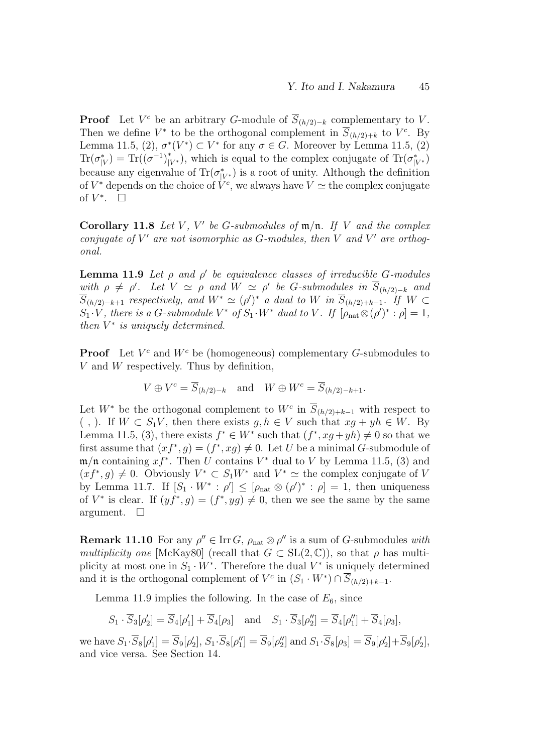**Proof** Let $V^c$ be an arbitrary $G$-module of $\overline{S}_{(h/2)-k}$ complementary to $V$. Then we define $V^*$ to be the orthogonal complement in $\overline{S}_{(h/2)+k}$ to $V^c$. By Lemma 11.5, (2), $\sigma^*(V^*) \subset V^*$ for any $\sigma \in G$. Moreover by Lemma 11.5, (2) $\mathrm{Tr}(\sigma^*_{|V}) = \mathrm{Tr}((\sigma^{-1})^*_{|V^*})$, which is equal to the complex conjugate of $\mathrm{Tr}(\sigma^*_{|V^*})$ because any eigenvalue of $\mathrm{Tr}(\sigma^*_{|V^*})$ is a root of unity. Although the definition of $V^*$ depends on the choice of $V^c$, we always have $V \simeq$ the complex conjugate of $V^*$. $\square$

**Corollary 11.8** *Let $V$, $V'$ be $G$-submodules of $\mathfrak{m}/\mathfrak{n}$. If $V$ and the complex conjugate of $V'$ are not isomorphic as $G$-modules, then $V$ and $V'$ are orthogonal.*

**Lemma 11.9** *Let $\rho$ and $\rho'$ be equivalence classes of irreducible $G$-modules with $\rho \neq \rho'$. Let $V \simeq \rho$ and $W \simeq \rho'$ be $G$-submodules in $\overline{S}_{(h/2)-k}$ and $\overline{S}_{(h/2)-k+1}$ respectively, and $W^* \simeq (\rho')^*$ a dual to $W$ in $\overline{S}_{(h/2)+k-1}$. If $W \subset S_1 \cdot V$, there is a $G$-submodule $V^*$ of $S_1 \cdot W^*$ dual to $V$. If $[\rho_{\mathrm{nat}} \otimes (\rho')^* : \rho] = 1$, then $V^*$ is uniquely determined.*

**Proof** Let $V^c$ and $W^c$ be (homogeneous) complementary $G$-submodules to $V$ and $W$ respectively. Thus by definition,

$$V \oplus V^c = \overline{S}_{(h/2)-k} \quad \text{and} \quad W \oplus W^c = \overline{S}_{(h/2)-k+1}.$$

Let $W^*$ be the orthogonal complement to $W^c$ in $\overline{S}_{(h/2)+k-1}$ with respect to $(\ ,\ )$. If $W \subset S_1 V$, then there exists $g, h \in V$ such that $xg + yh \in W$. By Lemma 11.5, (3), there exists $f^* \in W^*$ such that $(f^*, xg+yh) \neq 0$ so that we first assume that $(xf^*, g) = (f^*, xg) \neq 0$. Let $U$ be a minimal $G$-submodule of $\mathfrak{m}/\mathfrak{n}$ containing $xf^*$. Then $U$ contains $V^*$ dual to $V$ by Lemma 11.5, (3) and $(xf^*, g) \neq 0$. Obviously $V^* \subset S_1 W^*$ and $V^* \simeq$ the complex conjugate of $V$ by Lemma 11.7. If $[S_1 \cdot W^* : \rho'] \leq [\rho_{\mathrm{nat}} \otimes (\rho')^* : \rho] = 1$, then uniqueness of $V^*$ is clear. If $(yf^*, g) = (f^*, yg) \neq 0$, then we see the same by the same argument. $\square$

**Remark 11.10** For any $\rho'' \in \mathrm{Irr}\, G$, $\rho_{\mathrm{nat}} \otimes \rho''$ is a sum of $G$-submodules *with multiplicity one* [McKay80] (recall that $G \subset \mathrm{SL}(2, \mathbb{C})$), so that $\rho$ has multiplicity at most one in $S_1 \cdot W^*$. Therefore the dual $V^*$ is uniquely determined and it is the orthogonal complement of $V^c$ in $(S_1 \cdot W^*) \cap \overline{S}_{(h/2)+k-1}$.

Lemma 11.9 implies the following. In the case of $E_6$, since

$$S_1 \cdot \overline{S}_3[\rho'_2] = \overline{S}_4[\rho'_1] + \overline{S}_4[\rho_3] \quad \text{and} \quad S_1 \cdot \overline{S}_3[\rho''_2] = \overline{S}_4[\rho''_1] + \overline{S}_4[\rho_3],$$

we have $S_1 \cdot \overline{S}_8[\rho'_1] = \overline{S}_9[\rho'_2]$, $S_1 \cdot \overline{S}_8[\rho''_1] = \overline{S}_9[\rho''_2]$ and $S_1 \cdot \overline{S}_8[\rho_3] = \overline{S}_9[\rho'_2] + \overline{S}_9[\rho'_2]$, and vice versa. See Section 14.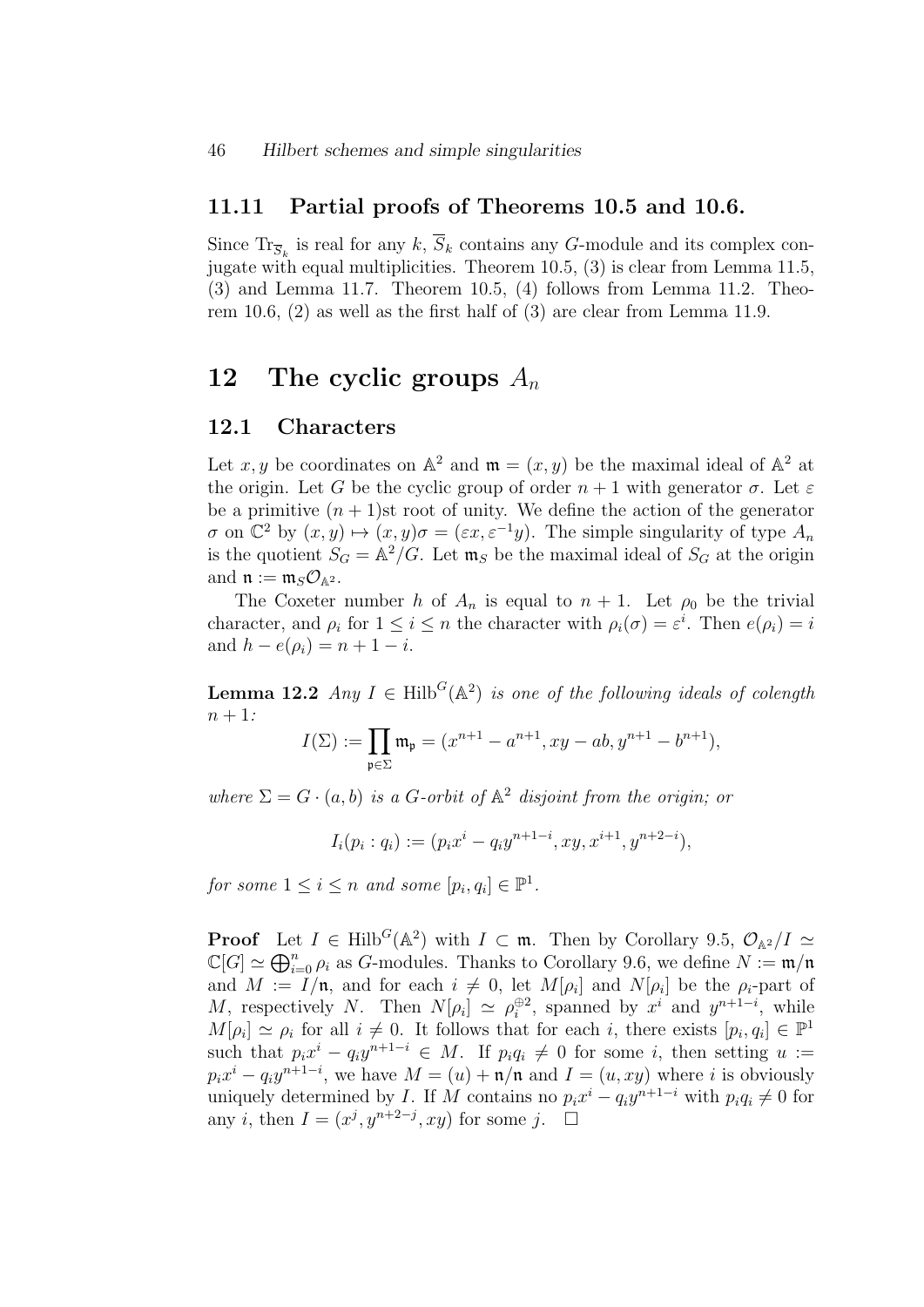### 11.11 Partial proofs of Theorems 10.5 and 10.6.

Since $\mathrm{Tr}_{\overline{S}_k}$ is real for any $k$, $\overline{S}_k$ contains any $G$-module and its complex conjugate with equal multiplicities. Theorem 10.5, (3) is clear from Lemma 11.5, (3) and Lemma 11.7. Theorem 10.5, (4) follows from Lemma 11.2. Theorem 10.6, (2) as well as the first half of (3) are clear from Lemma 11.9.

## 12 The cyclic groups $A_n$

### 12.1 Characters

Let $x, y$ be coordinates on $\mathbb{A}^2$ and $\mathfrak{m} = (x, y)$ be the maximal ideal of $\mathbb{A}^2$ at the origin. Let $G$ be the cyclic group of order $n+1$ with generator $\sigma$. Let $\varepsilon$ be a primitive $(n+1)$st root of unity. We define the action of the generator $\sigma$ on $\mathbb{C}^2$ by $(x, y) \mapsto (x, y)\sigma = (\varepsilon x, \varepsilon^{-1} y)$. The simple singularity of type $A_n$ is the quotient $S_G = \mathbb{A}^2/G$. Let $\mathfrak{m}_S$ be the maximal ideal of $S_G$ at the origin and $\mathfrak{n} := \mathfrak{m}_S \mathcal{O}_{\mathbb{A}^2}$.

The Coxeter number $h$ of $A_n$ is equal to $n+1$. Let $\rho_0$ be the trivial character, and $\rho_i$ for $1 \le i \le n$ the character with $\rho_i(\sigma) = \varepsilon^i$. Then $e(\rho_i) = i$ and $h - e(\rho_i) = n + 1 - i$.

**Lemma 12.2** *Any $I \in \mathrm{Hilb}^G(\mathbb{A}^2)$ is one of the following ideals of colength $n+1$:*

$$I(\Sigma) := \prod_{\mathfrak{p} \in \Sigma} \mathfrak{m}_{\mathfrak{p}} = (x^{n+1} - a^{n+1}, xy - ab, y^{n+1} - b^{n+1}),$$

*where $\Sigma = G \cdot (a, b)$ is a $G$-orbit of $\mathbb{A}^2$ disjoint from the origin; or*

$$I_i(p_i : q_i) := (p_i x^i - q_i y^{n+1-i}, xy, x^{i+1}, y^{n+2-i}),$$

*for some $1 \le i \le n$ and some $[p_i, q_i] \in \mathbb{P}^1$.*

**Proof** Let $I \in \mathrm{Hilb}^G(\mathbb{A}^2)$ with $I \subset \mathfrak{m}$. Then by Corollary 9.5, $\mathcal{O}_{\mathbb{A}^2}/I \simeq \mathbb{C}[G] \simeq \bigoplus_{i=0}^n \rho_i$ as $G$-modules. Thanks to Corollary 9.6, we define $N := \mathfrak{m}/\mathfrak{n}$ and $M := I/\mathfrak{n}$, and for each $i \neq 0$, let $M[\rho_i]$ and $N[\rho_i]$ be the $\rho_i$-part of $M$, respectively $N$. Then $N[\rho_i] \simeq \rho_i^{\oplus 2}$, spanned by $x^i$ and $y^{n+1-i}$, while $M[\rho_i] \simeq \rho_i$ for all $i \neq 0$. It follows that for each $i$, there exists $[p_i, q_i] \in \mathbb{P}^1$ such that $p_i x^i - q_i y^{n+1-i} \in M$. If $p_i q_i \neq 0$ for some $i$, then setting $u := p_i x^i - q_i y^{n+1-i}$, we have $M = (u) + \mathfrak{n}/\mathfrak{n}$ and $I = (u, xy)$ where $i$ is obviously uniquely determined by $I$. If $M$ contains no $p_i x^i - q_i y^{n+1-i}$ with $p_i q_i \neq 0$ for any $i$, then $I = (x^j, y^{n+2-j}, xy)$ for some $j$. $\square$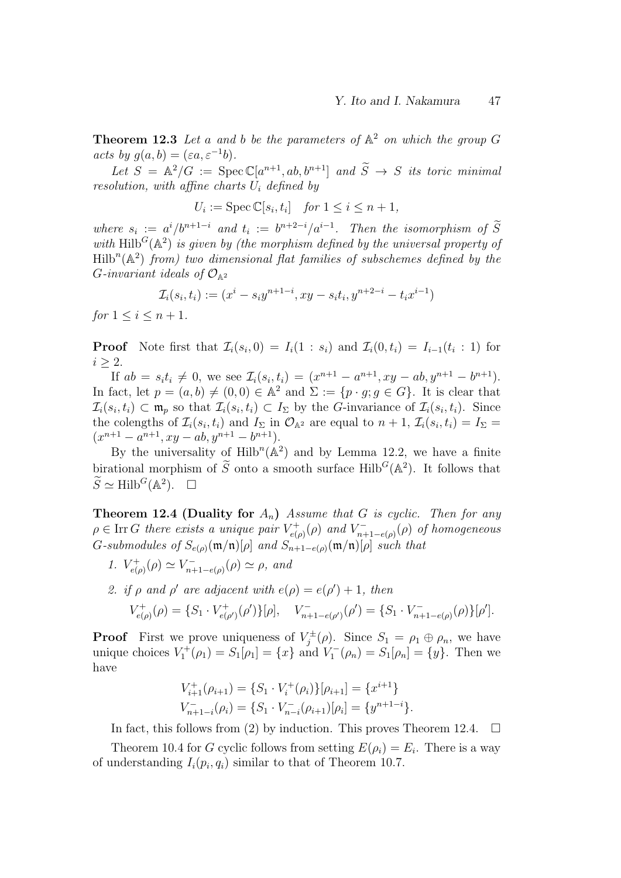**Theorem 12.3** *Let $a$ and $b$ be the parameters of $\mathbb{A}^2$ on which the group $G$ acts by $g(a,b) = (\varepsilon a, \varepsilon^{-1} b)$.*

*Let $S = \mathbb{A}^2/G := \operatorname{Spec} \mathbb{C}[a^{n+1}, ab, b^{n+1}]$ and $\widetilde{S} \to S$ its toric minimal resolution, with affine charts $U_i$ defined by*

$$U_i := \operatorname{Spec} \mathbb{C}[s_i, t_i] \quad \text{for } 1 \le i \le n+1,$$

*where $s_i := a^i/b^{n+1-i}$ and $t_i := b^{n+2-i}/a^{i-1}$. Then the isomorphism of $\widetilde{S}$ with $\operatorname{Hilb}^G(\mathbb{A}^2)$ is given by (the morphism defined by the universal property of $\operatorname{Hilb}^n(\mathbb{A}^2)$ from) two dimensional flat families of subschemes defined by the $G$-invariant ideals of $\mathcal{O}_{\mathbb{A}^2}$*

$$\mathcal{I}_i(s_i, t_i) := (x^i - s_i y^{n+1-i}, xy - s_i t_i, y^{n+2-i} - t_i x^{i-1})$$

*for $1 \le i \le n+1$.*

**Proof** Note first that $\mathcal{I}_i(s_i, 0) = I_i(1 : s_i)$ and $\mathcal{I}_i(0, t_i) = I_{i-1}(t_i : 1)$ for $i \ge 2$.

If $ab = s_i t_i \ne 0$, we see $\mathcal{I}_i(s_i, t_i) = (x^{n+1} - a^{n+1}, xy - ab, y^{n+1} - b^{n+1})$. In fact, let $p = (a, b) \ne (0, 0) \in \mathbb{A}^2$ and $\Sigma := \{p \cdot g; g \in G\}$. It is clear that $\mathcal{I}_i(s_i, t_i) \subset \mathfrak{m}_p$ so that $\mathcal{I}_i(s_i, t_i) \subset I_\Sigma$ by the $G$-invariance of $\mathcal{I}_i(s_i, t_i)$. Since the colengths of $\mathcal{I}_i(s_i, t_i)$ and $I_\Sigma$ in $\mathcal{O}_{\mathbb{A}^2}$ are equal to $n+1$, $\mathcal{I}_i(s_i, t_i) = I_\Sigma = (x^{n+1} - a^{n+1}, xy - ab, y^{n+1} - b^{n+1})$.

By the universality of $\operatorname{Hilb}^n(\mathbb{A}^2)$ and by Lemma 12.2, we have a finite birational morphism of $\widetilde{S}$ onto a smooth surface $\operatorname{Hilb}^G(\mathbb{A}^2)$. It follows that $\widetilde{S} \simeq \operatorname{Hilb}^G(\mathbb{A}^2)$. $\square$

**Theorem 12.4 (Duality for $A_n$)** *Assume that $G$ is cyclic. Then for any $\rho \in \operatorname{Irr} G$ there exists a unique pair $V^+_{e(\rho)}(\rho)$ and $V^-_{n+1-e(\rho)}(\rho)$ of homogeneous $G$-submodules of $S_{e(\rho)}(\mathfrak{m}/\mathfrak{n})[\rho]$ and $S_{n+1-e(\rho)}(\mathfrak{m}/\mathfrak{n})[\rho]$ such that*

1. *$V^+_{e(\rho)}(\rho) \simeq V^-_{n+1-e(\rho)}(\rho) \simeq \rho$, and*
2. *if $\rho$ and $\rho'$ are adjacent with $e(\rho) = e(\rho') + 1$, then*

$$V^+_{e(\rho)}(\rho) = \{S_1 \cdot V^+_{e(\rho')}(\rho')\}[\rho], \quad V^-_{n+1-e(\rho')}(\rho') = \{S_1 \cdot V^-_{n+1-e(\rho)}(\rho)\}[\rho'].$$

**Proof** First we prove uniqueness of $V^\pm_j(\rho)$. Since $S_1 = \rho_1 \oplus \rho_n$, we have unique choices $V^+_1(\rho_1) = S_1[\rho_1] = \{x\}$ and $V^-_1(\rho_n) = S_1[\rho_n] = \{y\}$. Then we have

$$V^+_{i+1}(\rho_{i+1}) = \{S_1 \cdot V^+_i(\rho_i)\}[\rho_{i+1}] = \{x^{i+1}\}$$
$$V^-_{n+1-i}(\rho_i) = \{S_1 \cdot V^-_{n-i}(\rho_{i+1})[\rho_i] = \{y^{n+1-i}\}.$$

In fact, this follows from (2) by induction. This proves Theorem 12.4. $\square$

Theorem 10.4 for $G$ cyclic follows from setting $E(\rho_i) = E_i$. There is a way of understanding $I_i(p_i, q_i)$ similar to that of Theorem 10.7.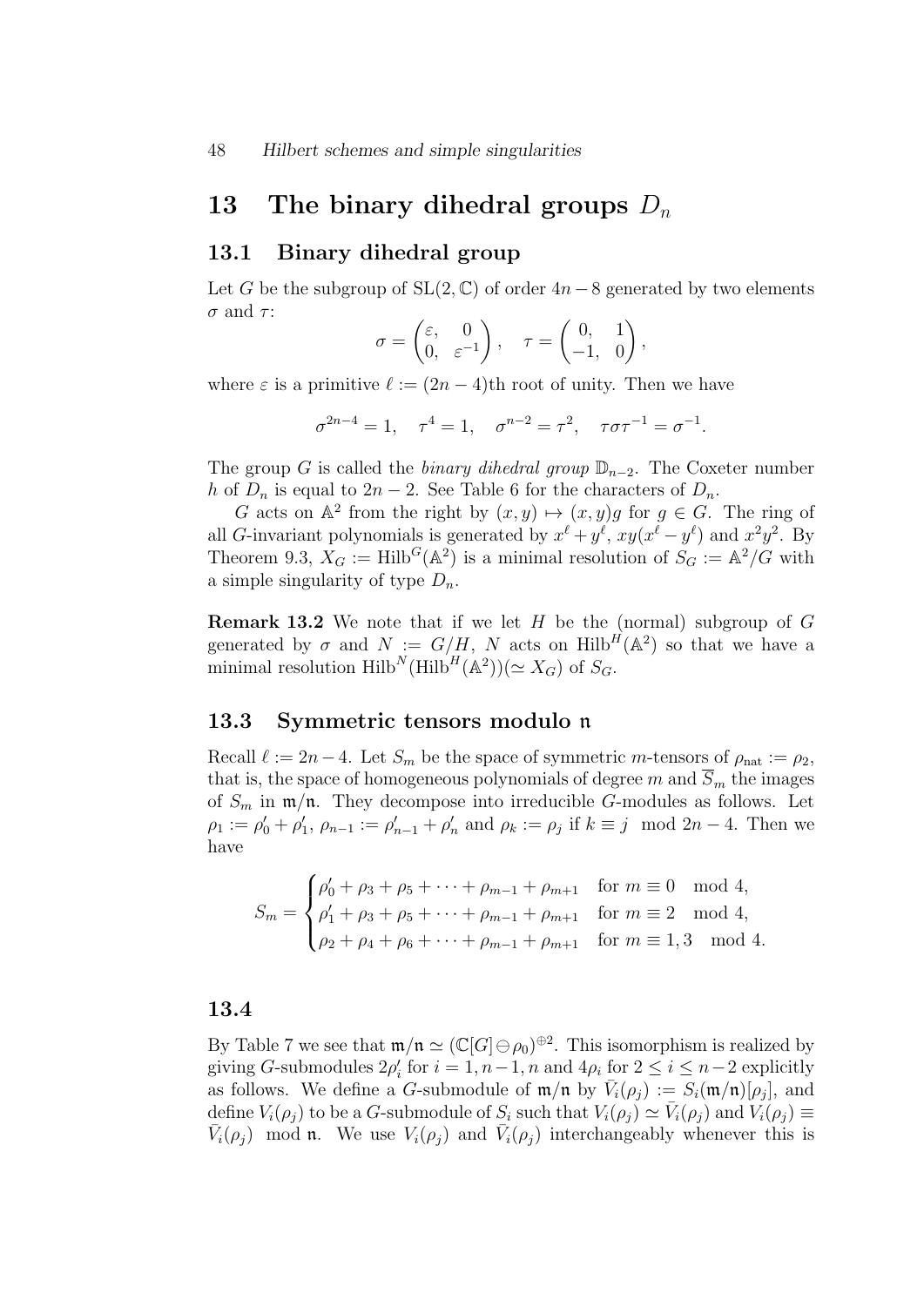## 13 The binary dihedral groups $D_n$

### 13.1 Binary dihedral group

Let $G$ be the subgroup of $\mathrm{SL}(2,\mathbb{C})$ of order $4n-8$ generated by two elements $\sigma$ and $\tau$:

$$\sigma = \begin{pmatrix} \varepsilon, & 0 \\ 0, & \varepsilon^{-1} \end{pmatrix}, \quad \tau = \begin{pmatrix} 0, & 1 \\ -1, & 0 \end{pmatrix},$$

where $\varepsilon$ is a primitive $\ell := (2n-4)$th root of unity. Then we have

$$\sigma^{2n-4} = 1, \quad \tau^4 = 1, \quad \sigma^{n-2} = \tau^2, \quad \tau\sigma\tau^{-1} = \sigma^{-1}.$$

The group $G$ is called the *binary dihedral group* $\mathbb{D}_{n-2}$. The Coxeter number $h$ of $D_n$ is equal to $2n-2$. See Table 6 for the characters of $D_n$.

$G$ acts on $\mathbb{A}^2$ from the right by $(x,y) \mapsto (x,y)g$ for $g \in G$. The ring of all $G$-invariant polynomials is generated by $x^\ell + y^\ell$, $xy(x^\ell - y^\ell)$ and $x^2y^2$. By Theorem 9.3, $X_G := \mathrm{Hilb}^G(\mathbb{A}^2)$ is a minimal resolution of $S_G := \mathbb{A}^2/G$ with a simple singularity of type $D_n$.

**Remark 13.2** We note that if we let $H$ be the (normal) subgroup of $G$ generated by $\sigma$ and $N := G/H$, $N$ acts on $\mathrm{Hilb}^H(\mathbb{A}^2)$ so that we have a minimal resolution $\mathrm{Hilb}^N(\mathrm{Hilb}^H(\mathbb{A}^2))(\simeq X_G)$ of $S_G$.

### 13.3 Symmetric tensors modulo $\mathfrak{n}$

Recall $\ell := 2n-4$. Let $S_m$ be the space of symmetric $m$-tensors of $\rho_{\mathrm{nat}} := \rho_2$, that is, the space of homogeneous polynomials of degree $m$ and $\overline{S}_m$ the images of $S_m$ in $\mathfrak{m}/\mathfrak{n}$. They decompose into irreducible $G$-modules as follows. Let $\rho_1 := \rho'_0 + \rho'_1$, $\rho_{n-1} := \rho'_{n-1} + \rho'_n$ and $\rho_k := \rho_j$ if $k \equiv j \mod 2n-4$. Then we have

$$S_m = \begin{cases} \rho'_0 + \rho_3 + \rho_5 + \cdots + \rho_{m-1} + \rho_{m+1} & \text{for } m \equiv 0 \mod 4, \\ \rho'_1 + \rho_3 + \rho_5 + \cdots + \rho_{m-1} + \rho_{m+1} & \text{for } m \equiv 2 \mod 4, \\ \rho_2 + \rho_4 + \rho_6 + \cdots + \rho_{m-1} + \rho_{m+1} & \text{for } m \equiv 1, 3 \mod 4. \end{cases}$$

### 13.4

By Table 7 we see that $\mathfrak{m}/\mathfrak{n} \simeq (\mathbb{C}[G] \ominus \rho_0)^{\oplus 2}$. This isomorphism is realized by giving $G$-submodules $2\rho'_i$ for $i = 1, n-1, n$ and $4\rho_i$ for $2 \leq i \leq n-2$ explicitly as follows. We define a $G$-submodule of $\mathfrak{m}/\mathfrak{n}$ by $\bar{V}_i(\rho_j) := S_i(\mathfrak{m}/\mathfrak{n})[\rho_j]$, and define $V_i(\rho_j)$ to be a $G$-submodule of $S_i$ such that $V_i(\rho_j) \simeq \bar{V}_i(\rho_j)$ and $V_i(\rho_j) \equiv \bar{V}_i(\rho_j) \mod \mathfrak{n}$. We use $V_i(\rho_j)$ and $\bar{V}_i(\rho_j)$ interchangeably whenever this is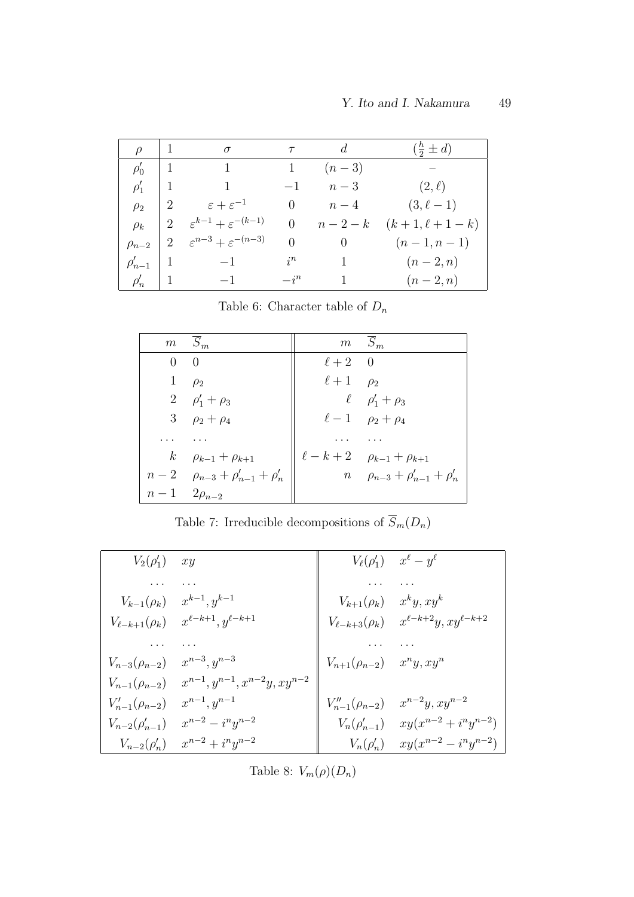| $\rho$ | $1$ | $\sigma$ | $\tau$ | $d$ | $(\frac{h}{2} \pm d)$ |
|---|---|---|---|---|---|
| $\rho'_0$ | $1$ | $1$ | $1$ | $(n-3)$ | $-$ |
| $\rho'_1$ | $1$ | $1$ | $-1$ | $n-3$ | $(2, \ell)$ |
| $\rho_2$ | $2$ | $\varepsilon + \varepsilon^{-1}$ | $0$ | $n-4$ | $(3, \ell - 1)$ |
| $\rho_k$ | $2$ | $\varepsilon^{k-1} + \varepsilon^{-(k-1)}$ | $0$ | $n-2-k$ | $(k+1, \ell+1-k)$ |
| $\rho_{n-2}$ | $2$ | $\varepsilon^{n-3} + \varepsilon^{-(n-3)}$ | $0$ | $0$ | $(n-1, n-1)$ |
| $\rho'_{n-1}$ | $1$ | $-1$ | $i^n$ | $1$ | $(n-2, n)$ |
| $\rho'_n$ | $1$ | $-1$ | $-i^n$ | $1$ | $(n-2, n)$ |

Table 6: Character table of $D_n$

| $m$ | $\overline{S}_m$ | $m$ | $\overline{S}_m$ |
|---|---|---|---|
| $0$ | $0$ | $\ell+2$ | $0$ |
| $1$ | $\rho_2$ | $\ell+1$ | $\rho_2$ |
| $2$ | $\rho'_1 + \rho_3$ | $\ell$ | $\rho'_1 + \rho_3$ |
| $3$ | $\rho_2 + \rho_4$ | $\ell-1$ | $\rho_2 + \rho_4$ |
| $\dots$ | $\dots$ | $\dots$ | $\dots$ |
| $k$ | $\rho_{k-1} + \rho_{k+1}$ | $\ell-k+2$ | $\rho_{k-1} + \rho_{k+1}$ |
| $n-2$ | $\rho_{n-3} + \rho'_{n-1} + \rho'_n$ | $n$ | $\rho_{n-3} + \rho'_{n-1} + \rho'_n$ |
| $n-1$ | $2\rho_{n-2}$ | | |

Table 7: Irreducible decompositions of $\overline{S}_m(D_n)$

| | | | |
|---|---|---|---|
| $V_2(\rho'_1)$ | $xy$ | $V_\ell(\rho'_1)$ | $x^\ell - y^\ell$ |
| $\dots$ | $\dots$ | $\dots$ | $\dots$ |
| $V_{k-1}(\rho_k)$ | $x^{k-1}, y^{k-1}$ | $V_{k+1}(\rho_k)$ | $x^k y, xy^k$ |
| $V_{\ell-k+1}(\rho_k)$ | $x^{\ell-k+1}, y^{\ell-k+1}$ | $V_{\ell-k+3}(\rho_k)$ | $x^{\ell-k+2}y, xy^{\ell-k+2}$ |
| $\dots$ | $\dots$ | $\dots$ | $\dots$ |
| $V_{n-3}(\rho_{n-2})$ | $x^{n-3}, y^{n-3}$ | $V_{n+1}(\rho_{n-2})$ | $x^n y, xy^n$ |
| $V_{n-1}(\rho_{n-2})$ | $x^{n-1}, y^{n-1}, x^{n-2}y, xy^{n-2}$ | | |
| $V'_{n-1}(\rho_{n-2})$ | $x^{n-1}, y^{n-1}$ | $V''_{n-1}(\rho_{n-2})$ | $x^{n-2}y, xy^{n-2}$ |
| $V_{n-2}(\rho'_{n-1})$ | $x^{n-2} - i^n y^{n-2}$ | $V_n(\rho'_{n-1})$ | $xy(x^{n-2} + i^n y^{n-2})$ |
| $V_{n-2}(\rho'_n)$ | $x^{n-2} + i^n y^{n-2}$ | $V_n(\rho'_n)$ | $xy(x^{n-2} - i^n y^{n-2})$ |

Table 8: $V_m(\rho)(D_n)$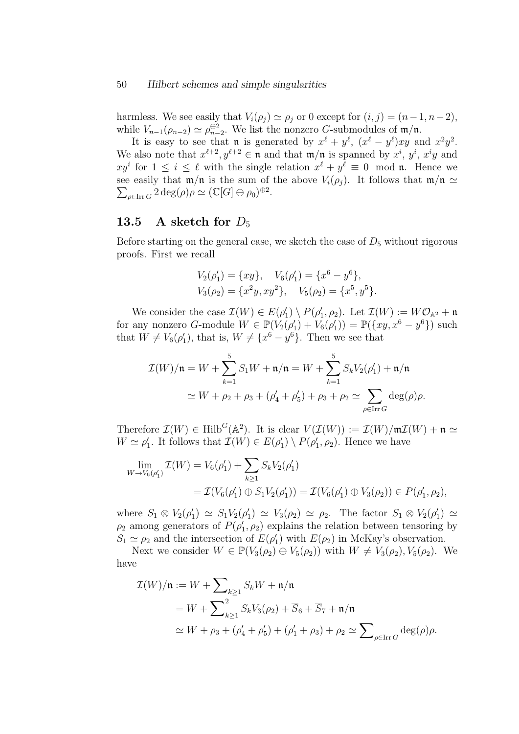harmless. We see easily that $V_i(\rho_j) \simeq \rho_j$ or 0 except for $(i,j) = (n-1, n-2)$, while $V_{n-1}(\rho_{n-2}) \simeq \rho_{n-2}^{\oplus 2}$. We list the nonzero $G$-submodules of $\mathfrak{m}/\mathfrak{n}$.

It is easy to see that $\mathfrak{n}$ is generated by $x^\ell + y^\ell$, $(x^\ell - y^\ell)xy$ and $x^2y^2$. We also note that $x^{\ell+2}, y^{\ell+2} \in \mathfrak{n}$ and that $\mathfrak{m}/\mathfrak{n}$ is spanned by $x^i$, $y^i$, $x^iy$ and $xy^i$ for $1 \le i \le \ell$ with the single relation $x^\ell + y^\ell \equiv 0 \mod \mathfrak{n}$. Hence we see easily that $\mathfrak{m}/\mathfrak{n}$ is the sum of the above $V_i(\rho_j)$. It follows that $\mathfrak{m}/\mathfrak{n} \simeq \sum_{\rho \in \operatorname{Irr} G} 2\deg(\rho)\rho \simeq (\mathbb{C}[G] \ominus \rho_0)^{\oplus 2}$.

## 13.5 A sketch for $D_5$

Before starting on the general case, we sketch the case of $D_5$ without rigorous proofs. First we recall

$$
\begin{aligned}
&V_2(\rho_1') = \{xy\}, \quad V_6(\rho_1') = \{x^6 - y^6\},\\
&V_3(\rho_2) = \{x^2y, xy^2\}, \quad V_5(\rho_2) = \{x^5, y^5\}.
\end{aligned}
$$

We consider the case $\mathcal{I}(W) \in E(\rho_1') \setminus P(\rho_1', \rho_2)$. Let $\mathcal{I}(W) := W\mathcal{O}_{\mathbb{A}^2} + \mathfrak{n}$ for any nonzero $G$-module $W \in \mathbb{P}(V_2(\rho_1') + V_6(\rho_1')) = \mathbb{P}(\{xy, x^6 - y^6\})$ such that $W \neq V_6(\rho_1')$, that is, $W \neq \{x^6 - y^6\}$. Then we see that

$$
\begin{aligned}
\mathcal{I}(W)/\mathfrak{n} &= W + \sum_{k=1}^{5} S_1 W + \mathfrak{n}/\mathfrak{n} = W + \sum_{k=1}^{5} S_k V_2(\rho_1') + \mathfrak{n}/\mathfrak{n}\\
&\simeq W + \rho_2 + \rho_3 + (\rho_4' + \rho_5') + \rho_3 + \rho_2 \simeq \sum_{\rho \in \operatorname{Irr} G} \deg(\rho)\rho.
\end{aligned}
$$

Therefore $\mathcal{I}(W) \in \operatorname{Hilb}^G(\mathbb{A}^2)$. It is clear $V(\mathcal{I}(W)) := \mathcal{I}(W)/\mathfrak{m}\mathcal{I}(W) + \mathfrak{n} \simeq W \simeq \rho_1'$. It follows that $\mathcal{I}(W) \in E(\rho_1') \setminus P(\rho_1', \rho_2)$. Hence we have

$$
\begin{aligned}
\lim_{W \to V_6(\rho_1')} \mathcal{I}(W) &= V_6(\rho_1') + \sum_{k \ge 1} S_k V_2(\rho_1')\\
&= \mathcal{I}(V_6(\rho_1') \oplus S_1 V_2(\rho_1')) = \mathcal{I}(V_6(\rho_1') \oplus V_3(\rho_2)) \in P(\rho_1', \rho_2),
\end{aligned}
$$

where $S_1 \otimes V_2(\rho_1') \simeq S_1 V_2(\rho_1') \simeq V_3(\rho_2) \simeq \rho_2$. The factor $S_1 \otimes V_2(\rho_1') \simeq \rho_2$ among generators of $P(\rho_1', \rho_2)$ explains the relation between tensoring by $S_1 \simeq \rho_2$ and the intersection of $E(\rho_1')$ with $E(\rho_2)$ in McKay's observation.

Next we consider $W \in \mathbb{P}(V_3(\rho_2) \oplus V_5(\rho_2))$ with $W \neq V_3(\rho_2), V_5(\rho_2)$. We have

$$
\begin{aligned}
\mathcal{I}(W)/\mathfrak{n} &:= W + \sum\nolimits_{k \ge 1} S_k W + \mathfrak{n}/\mathfrak{n}\\
&= W + \sum\nolimits_{k \ge 1}^{2} S_k V_3(\rho_2) + \overline{S}_6 + \overline{S}_7 + \mathfrak{n}/\mathfrak{n}\\
&\simeq W + \rho_3 + (\rho_4' + \rho_5') + (\rho_1' + \rho_3) + \rho_2 \simeq \sum\nolimits_{\rho \in \operatorname{Irr} G} \deg(\rho)\rho.
\end{aligned}
$$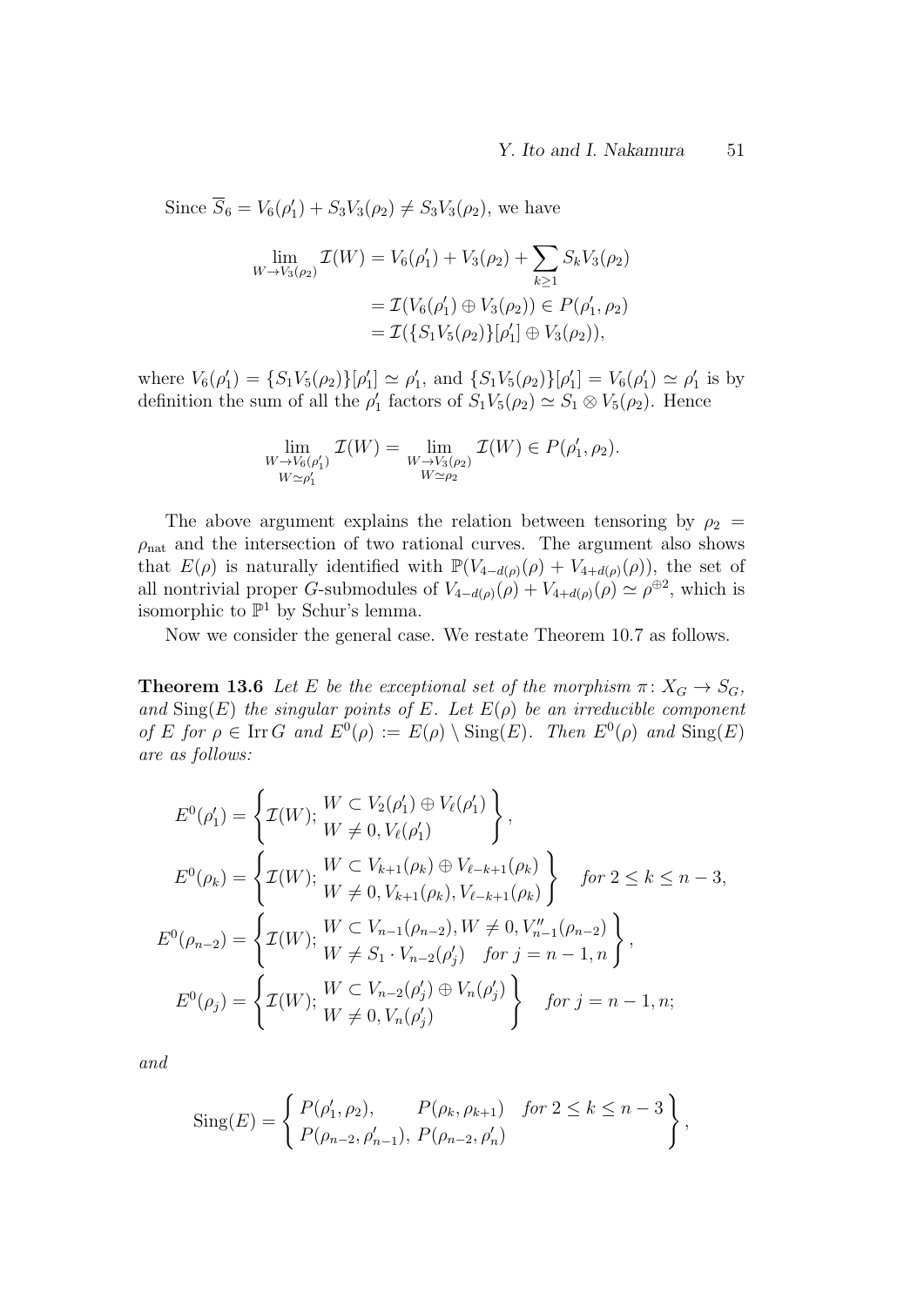Since $\overline{S}_6 = V_6(\rho_1') + S_3V_3(\rho_2) \neq S_3V_3(\rho_2)$, we have

$$\begin{aligned}
\lim_{W \to V_3(\rho_2)} \mathcal{I}(W) &= V_6(\rho_1') + V_3(\rho_2) + \sum_{k \geq 1} S_k V_3(\rho_2) \\
&= \mathcal{I}(V_6(\rho_1') \oplus V_3(\rho_2)) \in P(\rho_1', \rho_2) \\
&= \mathcal{I}(\{S_1V_5(\rho_2)\}[\rho_1'] \oplus V_3(\rho_2)),
\end{aligned}$$

where $V_6(\rho_1') = \{S_1V_5(\rho_2)\}[\rho_1'] \simeq \rho_1'$, and $\{S_1V_5(\rho_2)\}[\rho_1'] = V_6(\rho_1') \simeq \rho_1'$ is by definition the sum of all the $\rho_1'$ factors of $S_1V_5(\rho_2) \simeq S_1 \otimes V_5(\rho_2)$. Hence

$$\lim_{\substack{W \to V_6(\rho_1') \\ W \simeq \rho_1'}} \mathcal{I}(W) = \lim_{\substack{W \to V_3(\rho_2) \\ W \simeq \rho_2}} \mathcal{I}(W) \in P(\rho_1', \rho_2).$$

The above argument explains the relation between tensoring by $\rho_2 = \rho_{\mathrm{nat}}$ and the intersection of two rational curves. The argument also shows that $E(\rho)$ is naturally identified with $\mathbb{P}(V_{4-d(\rho)}(\rho) + V_{4+d(\rho)}(\rho))$, the set of all nontrivial proper $G$-submodules of $V_{4-d(\rho)}(\rho) + V_{4+d(\rho)}(\rho) \simeq \rho^{\oplus 2}$, which is isomorphic to $\mathbb{P}^1$ by Schur's lemma.

Now we consider the general case. We restate Theorem 10.7 as follows.

**Theorem 13.6** *Let $E$ be the exceptional set of the morphism $\pi\colon X_G \to S_G$, and $\mathrm{Sing}(E)$ the singular points of $E$. Let $E(\rho)$ be an irreducible component of $E$ for $\rho \in \mathrm{Irr}\, G$ and $E^0(\rho) := E(\rho) \setminus \mathrm{Sing}(E)$. Then $E^0(\rho)$ and $\mathrm{Sing}(E)$ are as follows:*

$$\begin{aligned}
E^0(\rho_1') &= \left\{ \mathcal{I}(W);\, \begin{matrix} W \subset V_2(\rho_1') \oplus V_\ell(\rho_1') \\ W \neq 0, V_\ell(\rho_1') \end{matrix} \right\}, \\
E^0(\rho_k) &= \left\{ \mathcal{I}(W);\, \begin{matrix} W \subset V_{k+1}(\rho_k) \oplus V_{\ell-k+1}(\rho_k) \\ W \neq 0, V_{k+1}(\rho_k), V_{\ell-k+1}(\rho_k) \end{matrix} \right\} \quad \text{for } 2 \leq k \leq n-3, \\
E^0(\rho_{n-2}) &= \left\{ \mathcal{I}(W);\, \begin{matrix} W \subset V_{n-1}(\rho_{n-2}), W \neq 0, V_{n-1}''(\rho_{n-2}) \\ W \neq S_1 \cdot V_{n-2}(\rho_j') \quad \text{for } j = n-1, n \end{matrix} \right\}, \\
E^0(\rho_j) &= \left\{ \mathcal{I}(W);\, \begin{matrix} W \subset V_{n-2}(\rho_j') \oplus V_n(\rho_j') \\ W \neq 0, V_n(\rho_j') \end{matrix} \right\} \quad \text{for } j = n-1, n;
\end{aligned}$$

*and*

$$\mathrm{Sing}(E) = \left\{ \begin{matrix} P(\rho_1', \rho_2), & P(\rho_k, \rho_{k+1}) \quad \text{for } 2 \leq k \leq n-3 \\ P(\rho_{n-2}, \rho_{n-1}'), & P(\rho_{n-2}, \rho_n') \end{matrix} \right\},$$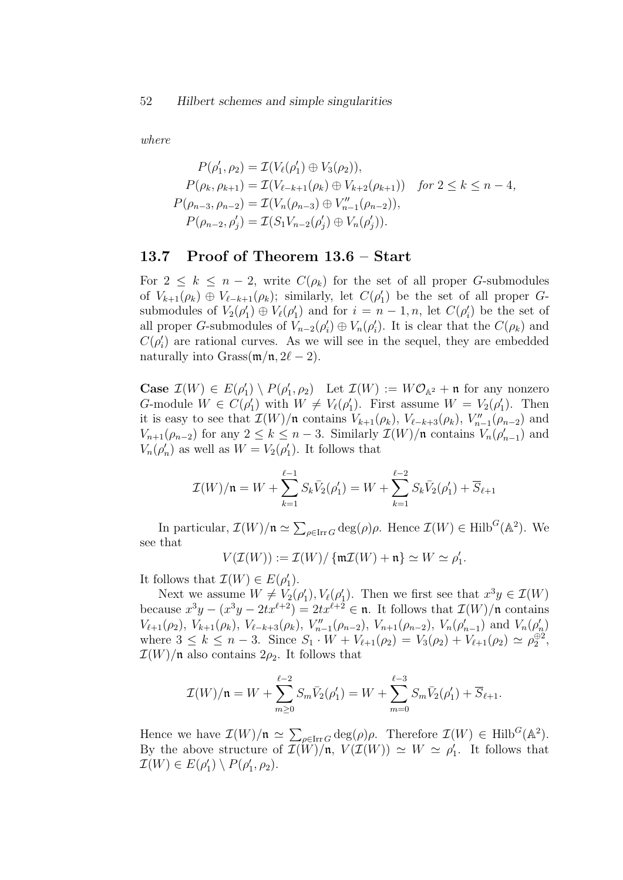*where*

$$
\begin{aligned}
P(\rho_1', \rho_2) &= \mathcal{I}(V_\ell(\rho_1') \oplus V_3(\rho_2)),\\
P(\rho_k, \rho_{k+1}) &= \mathcal{I}(V_{\ell-k+1}(\rho_k) \oplus V_{k+2}(\rho_{k+1})) \quad \textit{for } 2 \le k \le n-4,\\
P(\rho_{n-3}, \rho_{n-2}) &= \mathcal{I}(V_n(\rho_{n-3}) \oplus V''_{n-1}(\rho_{n-2})),\\
P(\rho_{n-2}, \rho_j') &= \mathcal{I}(S_1 V_{n-2}(\rho_j') \oplus V_n(\rho_j')).
\end{aligned}
$$

## 13.7 Proof of Theorem 13.6 – Start

For $2 \le k \le n-2$, write $C(\rho_k)$ for the set of all proper $G$-submodules of $V_{k+1}(\rho_k) \oplus V_{\ell-k+1}(\rho_k)$; similarly, let $C(\rho_1')$ be the set of all proper $G$-submodules of $V_2(\rho_1') \oplus V_\ell(\rho_1')$ and for $i = n-1, n$, let $C(\rho_i')$ be the set of all proper $G$-submodules of $V_{n-2}(\rho_i') \oplus V_n(\rho_i')$. It is clear that the $C(\rho_k)$ and $C(\rho_i')$ are rational curves. As we will see in the sequel, they are embedded naturally into $\mathrm{Grass}(\mathfrak{m}/\mathfrak{n}, 2\ell - 2)$.

**Case** $\mathcal{I}(W) \in E(\rho_1') \setminus P(\rho_1', \rho_2)$ Let $\mathcal{I}(W) := W\mathcal{O}_{\mathbb{A}^2} + \mathfrak{n}$ for any nonzero $G$-module $W \in C(\rho_1')$ with $W \ne V_\ell(\rho_1')$. First assume $W = V_2(\rho_1')$. Then it is easy to see that $\mathcal{I}(W)/\mathfrak{n}$ contains $V_{k+1}(\rho_k)$, $V_{\ell-k+3}(\rho_k)$, $V''_{n-1}(\rho_{n-2})$ and $V_{n+1}(\rho_{n-2})$ for any $2 \le k \le n-3$. Similarly $\mathcal{I}(W)/\mathfrak{n}$ contains $V_n(\rho_{n-1}')$ and $V_n(\rho_n')$ as well as $W = V_2(\rho_1')$. It follows that

$$
\mathcal{I}(W)/\mathfrak{n} = W + \sum_{k=1}^{\ell-1} S_k \bar{V}_2(\rho_1') = W + \sum_{k=1}^{\ell-2} S_k \bar{V}_2(\rho_1') + \overline{S}_{\ell+1}
$$

In particular, $\mathcal{I}(W)/\mathfrak{n} \simeq \sum_{\rho \in \mathrm{Irr}\, G} \deg(\rho)\rho$. Hence $\mathcal{I}(W) \in \mathrm{Hilb}^G(\mathbb{A}^2)$. We see that

$$
V(\mathcal{I}(W)) := \mathcal{I}(W)/\left\{\mathfrak{m}\mathcal{I}(W) + \mathfrak{n}\right\} \simeq W \simeq \rho_1'.
$$

It follows that $\mathcal{I}(W) \in E(\rho_1')$.

Next we assume $W \ne V_2(\rho_1'), V_\ell(\rho_1')$. Then we first see that $x^3 y \in \mathcal{I}(W)$ because $x^3y - (x^3y - 2tx^{\ell+2}) = 2tx^{\ell+2} \in \mathfrak{n}$. It follows that $\mathcal{I}(W)/\mathfrak{n}$ contains $V_{\ell+1}(\rho_2)$, $V_{k+1}(\rho_k)$, $V_{\ell-k+3}(\rho_k)$, $V''_{n-1}(\rho_{n-2})$, $V_{n+1}(\rho_{n-2})$, $V_n(\rho_{n-1}')$ and $V_n(\rho_n')$ where $3 \le k \le n-3$. Since $S_1 \cdot W + V_{\ell+1}(\rho_2) = V_3(\rho_2) + V_{\ell+1}(\rho_2) \simeq \rho_2^{\oplus 2}$, $\mathcal{I}(W)/\mathfrak{n}$ also contains $2\rho_2$. It follows that

$$
\mathcal{I}(W)/\mathfrak{n} = W + \sum_{m \ge 0}^{\ell-2} S_m \bar{V}_2(\rho_1') = W + \sum_{m=0}^{\ell-3} S_m \bar{V}_2(\rho_1') + \overline{S}_{\ell+1}.
$$

Hence we have $\mathcal{I}(W)/\mathfrak{n} \simeq \sum_{\rho \in \mathrm{Irr}\, G} \deg(\rho)\rho$. Therefore $\mathcal{I}(W) \in \mathrm{Hilb}^G(\mathbb{A}^2)$. By the above structure of $\mathcal{I}(W)/\mathfrak{n}$, $V(\mathcal{I}(W)) \simeq W \simeq \rho_1'$. It follows that $\mathcal{I}(W) \in E(\rho_1') \setminus P(\rho_1', \rho_2)$.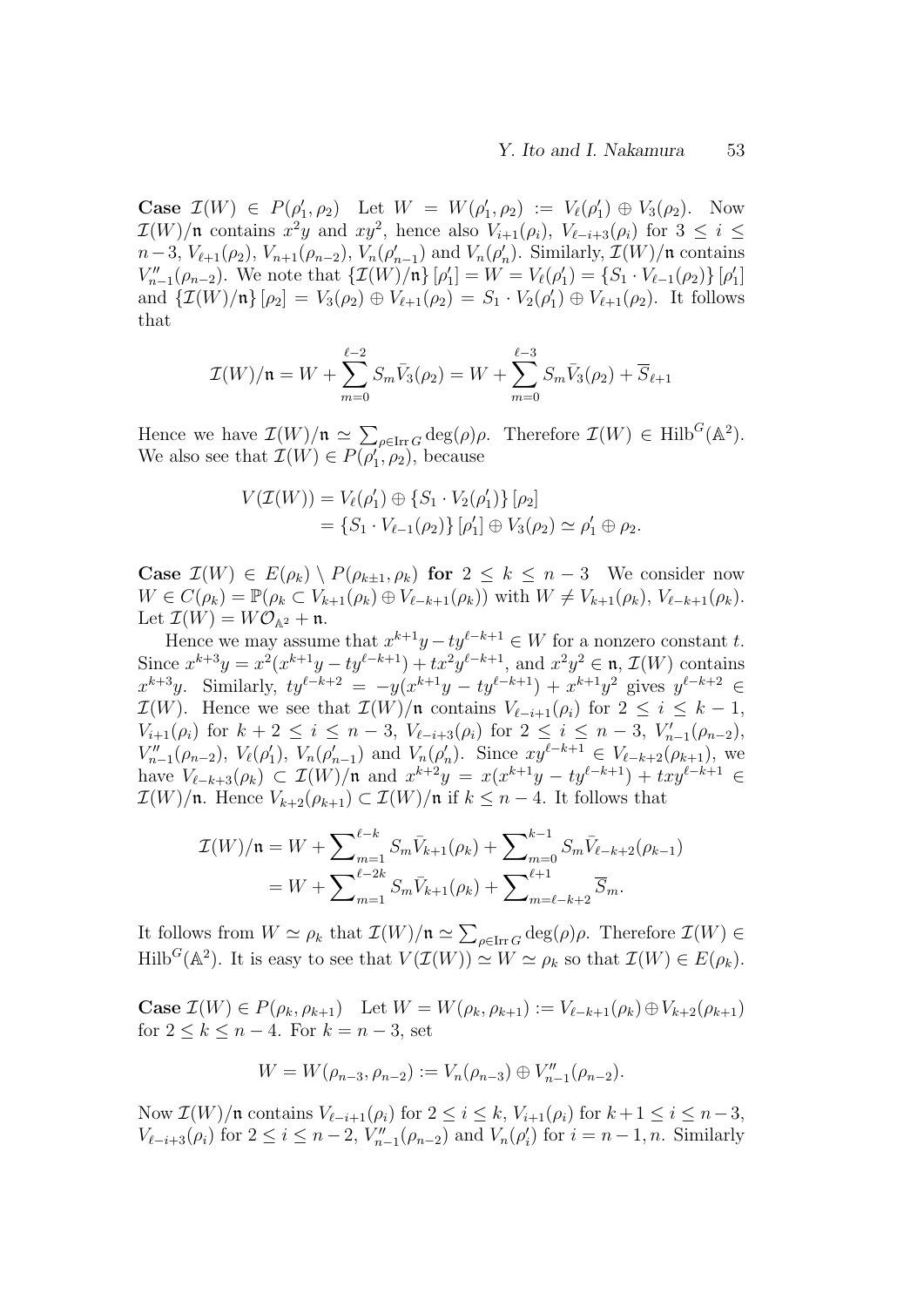**Case $\mathcal{I}(W) \in P(\rho_1', \rho_2)$** Let $W = W(\rho_1', \rho_2) := V_\ell(\rho_1') \oplus V_3(\rho_2)$. Now $\mathcal{I}(W)/\mathfrak{n}$ contains $x^2y$ and $xy^2$, hence also $V_{i+1}(\rho_i)$, $V_{\ell-i+3}(\rho_i)$ for $3 \le i \le n-3$, $V_{\ell+1}(\rho_2)$, $V_{n+1}(\rho_{n-2})$, $V_n(\rho_{n-1}')$ and $V_n(\rho_n')$. Similarly, $\mathcal{I}(W)/\mathfrak{n}$ contains $V_{n-1}''(\rho_{n-2})$. We note that $\{\mathcal{I}(W)/\mathfrak{n}\}[\rho_1'] = W = V_\ell(\rho_1') = \{S_1 \cdot V_{\ell-1}(\rho_2)\}[\rho_1']$ and $\{\mathcal{I}(W)/\mathfrak{n}\}[\rho_2] = V_3(\rho_2) \oplus V_{\ell+1}(\rho_2) = S_1 \cdot V_2(\rho_1') \oplus V_{\ell+1}(\rho_2)$. It follows that

$$\mathcal{I}(W)/\mathfrak{n} = W + \sum_{m=0}^{\ell-2} S_m \bar{V}_3(\rho_2) = W + \sum_{m=0}^{\ell-3} S_m \bar{V}_3(\rho_2) + \overline{S}_{\ell+1}$$

Hence we have $\mathcal{I}(W)/\mathfrak{n} \simeq \sum_{\rho \in \operatorname{Irr} G} \deg(\rho)\rho$. Therefore $\mathcal{I}(W) \in \operatorname{Hilb}^G(\mathbb{A}^2)$. We also see that $\mathcal{I}(W) \in P(\rho_1', \rho_2)$, because

$$\begin{aligned} V(\mathcal{I}(W)) &= V_\ell(\rho_1') \oplus \{S_1 \cdot V_2(\rho_1')\}[\rho_2] \\ &= \{S_1 \cdot V_{\ell-1}(\rho_2)\}[\rho_1'] \oplus V_3(\rho_2) \simeq \rho_1' \oplus \rho_2. \end{aligned}$$

**Case $\mathcal{I}(W) \in E(\rho_k) \setminus P(\rho_{k\pm 1}, \rho_k)$ for $2 \le k \le n-3$** We consider now $W \in C(\rho_k) = \mathbb{P}(\rho_k \subset V_{k+1}(\rho_k) \oplus V_{\ell-k+1}(\rho_k))$ with $W \ne V_{k+1}(\rho_k)$, $V_{\ell-k+1}(\rho_k)$. Let $\mathcal{I}(W) = W\mathcal{O}_{\mathbb{A}^2} + \mathfrak{n}$.

Hence we may assume that $x^{k+1}y - ty^{\ell-k+1} \in W$ for a nonzero constant $t$. Since $x^{k+3}y = x^2(x^{k+1}y - ty^{\ell-k+1}) + tx^2y^{\ell-k+1}$, and $x^2y^2 \in \mathfrak{n}$, $\mathcal{I}(W)$ contains $x^{k+3}y$. Similarly, $ty^{\ell-k+2} = -y(x^{k+1}y - ty^{\ell-k+1}) + x^{k+1}y^2$ gives $y^{\ell-k+2} \in \mathcal{I}(W)$. Hence we see that $\mathcal{I}(W)/\mathfrak{n}$ contains $V_{\ell-i+1}(\rho_i)$ for $2 \le i \le k-1$, $V_{i+1}(\rho_i)$ for $k+2 \le i \le n-3$, $V_{\ell-i+3}(\rho_i)$ for $2 \le i \le n-3$, $V_{n-1}'(\rho_{n-2})$, $V_{n-1}''(\rho_{n-2})$, $V_\ell(\rho_1')$, $V_n(\rho_{n-1}')$ and $V_n(\rho_n')$. Since $xy^{\ell-k+1} \in V_{\ell-k+2}(\rho_{k+1})$, we have $V_{\ell-k+3}(\rho_k) \subset \mathcal{I}(W)/\mathfrak{n}$ and $x^{k+2}y = x(x^{k+1}y - ty^{\ell-k+1}) + txy^{\ell-k+1} \in \mathcal{I}(W)/\mathfrak{n}$. Hence $V_{k+2}(\rho_{k+1}) \subset \mathcal{I}(W)/\mathfrak{n}$ if $k \le n-4$. It follows that

$$\begin{aligned} \mathcal{I}(W)/\mathfrak{n} &= W + \sum\nolimits_{m=1}^{\ell-k} S_m \bar{V}_{k+1}(\rho_k) + \sum\nolimits_{m=0}^{k-1} S_m \bar{V}_{\ell-k+2}(\rho_{k-1}) \\ &= W + \sum\nolimits_{m=1}^{\ell-2k} S_m \bar{V}_{k+1}(\rho_k) + \sum\nolimits_{m=\ell-k+2}^{\ell+1} \overline{S}_m. \end{aligned}$$

It follows from $W \simeq \rho_k$ that $\mathcal{I}(W)/\mathfrak{n} \simeq \sum_{\rho \in \operatorname{Irr} G} \deg(\rho)\rho$. Therefore $\mathcal{I}(W) \in \operatorname{Hilb}^G(\mathbb{A}^2)$. It is easy to see that $V(\mathcal{I}(W)) \simeq W \simeq \rho_k$ so that $\mathcal{I}(W) \in E(\rho_k)$.

**Case $\mathcal{I}(W) \in P(\rho_k, \rho_{k+1})$** Let $W = W(\rho_k, \rho_{k+1}) := V_{\ell-k+1}(\rho_k) \oplus V_{k+2}(\rho_{k+1})$ for $2 \le k \le n-4$. For $k = n-3$, set

$$W = W(\rho_{n-3}, \rho_{n-2}) := V_n(\rho_{n-3}) \oplus V_{n-1}''(\rho_{n-2}).$$

Now $\mathcal{I}(W)/\mathfrak{n}$ contains $V_{\ell-i+1}(\rho_i)$ for $2 \le i \le k$, $V_{i+1}(\rho_i)$ for $k+1 \le i \le n-3$, $V_{\ell-i+3}(\rho_i)$ for $2 \le i \le n-2$, $V_{n-1}''(\rho_{n-2})$ and $V_n(\rho_i')$ for $i = n-1, n$. Similarly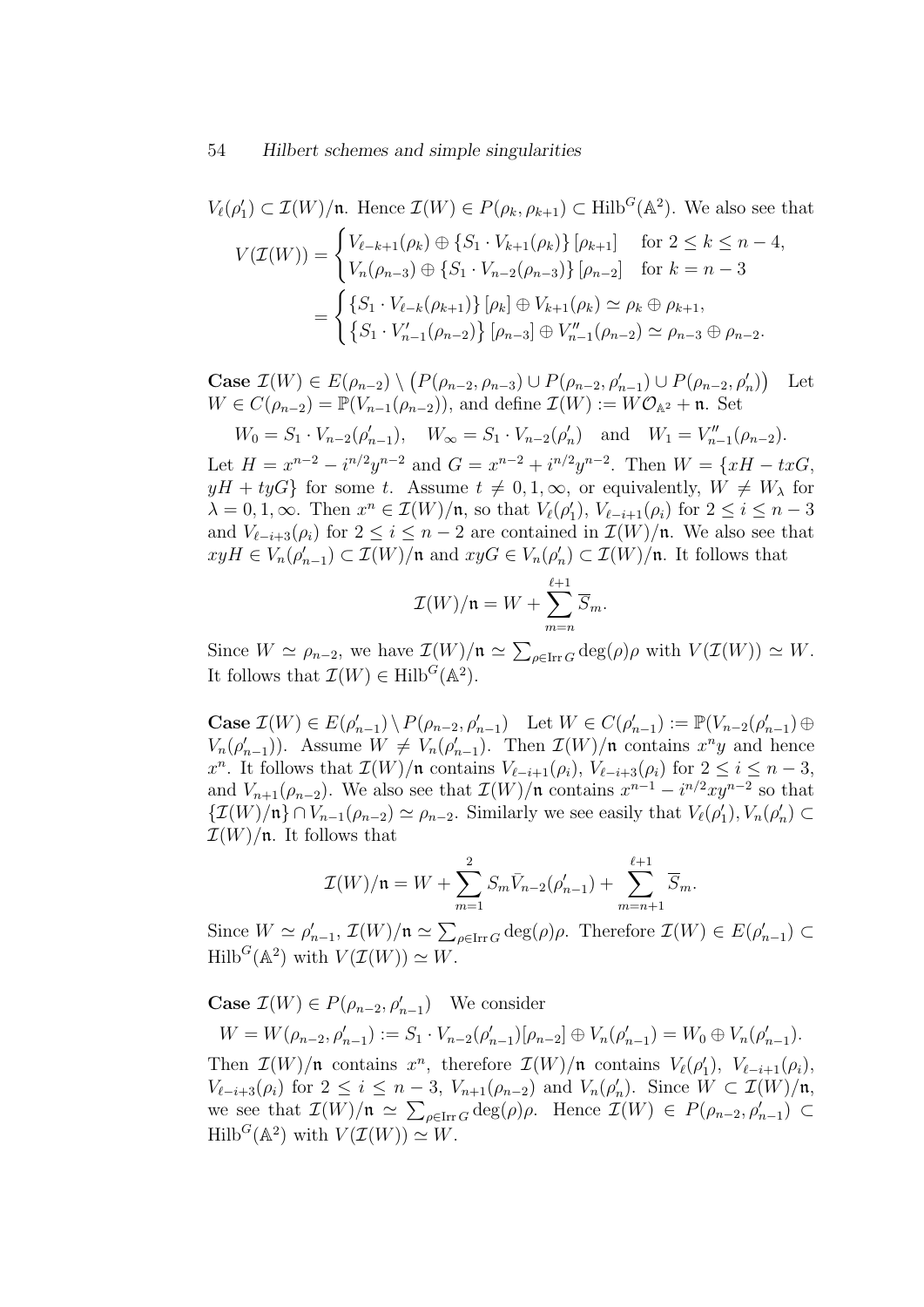$V_\ell(\rho_1') \subset \mathcal{I}(W)/\mathfrak{n}$. Hence $\mathcal{I}(W) \in P(\rho_k, \rho_{k+1}) \subset \mathrm{Hilb}^G(\mathbb{A}^2)$. We also see that

$$
\begin{aligned}
V(\mathcal{I}(W)) &= \begin{cases} V_{\ell-k+1}(\rho_k) \oplus \{S_1 \cdot V_{k+1}(\rho_k)\}[\rho_{k+1}] & \text{for } 2 \le k \le n-4, \\ V_n(\rho_{n-3}) \oplus \{S_1 \cdot V_{n-2}(\rho_{n-3})\}[\rho_{n-2}] & \text{for } k = n-3 \end{cases} \\
&= \begin{cases} \{S_1 \cdot V_{\ell-k}(\rho_{k+1})\}[\rho_k] \oplus V_{k+1}(\rho_k) \simeq \rho_k \oplus \rho_{k+1}, \\ \{S_1 \cdot V'_{n-1}(\rho_{n-2})\}[\rho_{n-3}] \oplus V''_{n-1}(\rho_{n-2}) \simeq \rho_{n-3} \oplus \rho_{n-2}. \end{cases}
\end{aligned}
$$

**Case** $\mathcal{I}(W) \in E(\rho_{n-2}) \setminus \big(P(\rho_{n-2}, \rho_{n-3}) \cup P(\rho_{n-2}, \rho'_{n-1}) \cup P(\rho_{n-2}, \rho'_n)\big)$ Let $W \in C(\rho_{n-2}) = \mathbb{P}(V_{n-1}(\rho_{n-2}))$, and define $\mathcal{I}(W) := W\mathcal{O}_{\mathbb{A}^2} + \mathfrak{n}$. Set

$$W_0 = S_1 \cdot V_{n-2}(\rho'_{n-1}), \quad W_\infty = S_1 \cdot V_{n-2}(\rho'_n) \quad \text{and} \quad W_1 = V''_{n-1}(\rho_{n-2}).$$

Let $H = x^{n-2} - i^{n/2}y^{n-2}$ and $G = x^{n-2} + i^{n/2}y^{n-2}$. Then $W = \{xH - txG, yH + tyG\}$ for some $t$. Assume $t \neq 0, 1, \infty$, or equivalently, $W \neq W_\lambda$ for $\lambda = 0, 1, \infty$. Then $x^n \in \mathcal{I}(W)/\mathfrak{n}$, so that $V_\ell(\rho_1')$, $V_{\ell-i+1}(\rho_i)$ for $2 \le i \le n-3$ and $V_{\ell-i+3}(\rho_i)$ for $2 \le i \le n-2$ are contained in $\mathcal{I}(W)/\mathfrak{n}$. We also see that $xyH \in V_n(\rho'_{n-1}) \subset \mathcal{I}(W)/\mathfrak{n}$ and $xyG \in V_n(\rho'_n) \subset \mathcal{I}(W)/\mathfrak{n}$. It follows that

$$\mathcal{I}(W)/\mathfrak{n} = W + \sum_{m=n}^{\ell+1} \overline{S}_m.$$

Since $W \simeq \rho_{n-2}$, we have $\mathcal{I}(W)/\mathfrak{n} \simeq \sum_{\rho \in \mathrm{Irr}\, G} \deg(\rho)\rho$ with $V(\mathcal{I}(W)) \simeq W$. It follows that $\mathcal{I}(W) \in \mathrm{Hilb}^G(\mathbb{A}^2)$.

**Case** $\mathcal{I}(W) \in E(\rho'_{n-1}) \setminus P(\rho_{n-2}, \rho'_{n-1})$ Let $W \in C(\rho'_{n-1}) := \mathbb{P}(V_{n-2}(\rho'_{n-1}) \oplus V_n(\rho'_{n-1}))$. Assume $W \neq V_n(\rho'_{n-1})$. Then $\mathcal{I}(W)/\mathfrak{n}$ contains $x^n y$ and hence $x^n$. It follows that $\mathcal{I}(W)/\mathfrak{n}$ contains $V_{\ell-i+1}(\rho_i)$, $V_{\ell-i+3}(\rho_i)$ for $2 \le i \le n-3$, and $V_{n+1}(\rho_{n-2})$. We also see that $\mathcal{I}(W)/\mathfrak{n}$ contains $x^{n-1} - i^{n/2}xy^{n-2}$ so that $\{\mathcal{I}(W)/\mathfrak{n}\} \cap V_{n-1}(\rho_{n-2}) \simeq \rho_{n-2}$. Similarly we see easily that $V_\ell(\rho_1'), V_n(\rho'_n) \subset \mathcal{I}(W)/\mathfrak{n}$. It follows that

$$\mathcal{I}(W)/\mathfrak{n} = W + \sum_{m=1}^{2} S_m \bar{V}_{n-2}(\rho'_{n-1}) + \sum_{m=n+1}^{\ell+1} \overline{S}_m.$$

Since $W \simeq \rho'_{n-1}$, $\mathcal{I}(W)/\mathfrak{n} \simeq \sum_{\rho \in \mathrm{Irr}\, G} \deg(\rho)\rho$. Therefore $\mathcal{I}(W) \in E(\rho'_{n-1}) \subset \mathrm{Hilb}^G(\mathbb{A}^2)$ with $V(\mathcal{I}(W)) \simeq W$.

**Case** $\mathcal{I}(W) \in P(\rho_{n-2}, \rho'_{n-1})$ We consider

$$W = W(\rho_{n-2}, \rho'_{n-1}) := S_1 \cdot V_{n-2}(\rho'_{n-1})[\rho_{n-2}] \oplus V_n(\rho'_{n-1}) = W_0 \oplus V_n(\rho'_{n-1}).$$

Then $\mathcal{I}(W)/\mathfrak{n}$ contains $x^n$, therefore $\mathcal{I}(W)/\mathfrak{n}$ contains $V_\ell(\rho_1')$, $V_{\ell-i+1}(\rho_i)$, $V_{\ell-i+3}(\rho_i)$ for $2 \le i \le n-3$, $V_{n+1}(\rho_{n-2})$ and $V_n(\rho'_n)$. Since $W \subset \mathcal{I}(W)/\mathfrak{n}$, we see that $\mathcal{I}(W)/\mathfrak{n} \simeq \sum_{\rho \in \mathrm{Irr}\, G} \deg(\rho)\rho$. Hence $\mathcal{I}(W) \in P(\rho_{n-2}, \rho'_{n-1}) \subset \mathrm{Hilb}^G(\mathbb{A}^2)$ with $V(\mathcal{I}(W)) \simeq W$.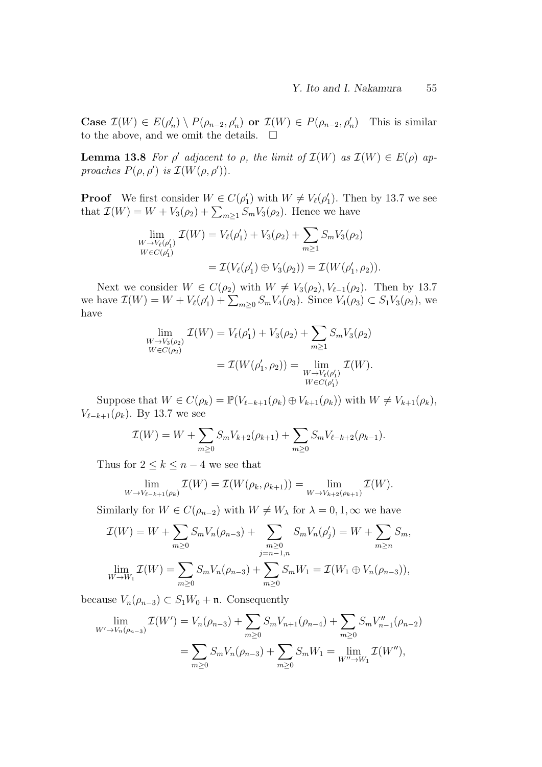**Case** $\mathcal{I}(W) \in E(\rho_n') \setminus P(\rho_{n-2}, \rho_n')$ **or** $\mathcal{I}(W) \in P(\rho_{n-2}, \rho_n')$ This is similar to the above, and we omit the details. $\square$

**Lemma 13.8** *For $\rho'$ adjacent to $\rho$, the limit of $\mathcal{I}(W)$ as $\mathcal{I}(W) \in E(\rho)$ approaches $P(\rho, \rho')$ is $\mathcal{I}(W(\rho, \rho'))$.*

**Proof** We first consider $W \in C(\rho_1')$ with $W \neq V_\ell(\rho_1')$. Then by 13.7 we see that $\mathcal{I}(W) = W + V_3(\rho_2) + \sum_{m \geq 1} S_m V_3(\rho_2)$. Hence we have

$$\begin{aligned}\lim_{\substack{W \to V_\ell(\rho_1') \\ W \in C(\rho_1')}} \mathcal{I}(W) &= V_\ell(\rho_1') + V_3(\rho_2) + \sum_{m \geq 1} S_m V_3(\rho_2) \\ &= \mathcal{I}(V_\ell(\rho_1') \oplus V_3(\rho_2)) = \mathcal{I}(W(\rho_1', \rho_2)).\end{aligned}$$

Next we consider $W \in C(\rho_2)$ with $W \neq V_3(\rho_2), V_{\ell-1}(\rho_2)$. Then by 13.7 we have $\mathcal{I}(W) = W + V_\ell(\rho_1') + \sum_{m \geq 0} S_m V_4(\rho_3)$. Since $V_4(\rho_3) \subset S_1 V_3(\rho_2)$, we have

$$\begin{aligned}\lim_{\substack{W \to V_3(\rho_2) \\ W \in C(\rho_2)}} \mathcal{I}(W) &= V_\ell(\rho_1') + V_3(\rho_2) + \sum_{m \geq 1} S_m V_3(\rho_2) \\ &= \mathcal{I}(W(\rho_1', \rho_2)) = \lim_{\substack{W \to V_\ell(\rho_1') \\ W \in C(\rho_1')}} \mathcal{I}(W).\end{aligned}$$

Suppose that $W \in C(\rho_k) = \mathbb{P}(V_{\ell-k+1}(\rho_k) \oplus V_{k+1}(\rho_k))$ with $W \neq V_{k+1}(\rho_k)$, $V_{\ell-k+1}(\rho_k)$. By 13.7 we see

$$\mathcal{I}(W) = W + \sum_{m \geq 0} S_m V_{k+2}(\rho_{k+1}) + \sum_{m \geq 0} S_m V_{\ell-k+2}(\rho_{k-1}).$$

Thus for $2 \leq k \leq n-4$ we see that

$$\lim_{W \to V_{\ell-k+1}(\rho_k)} \mathcal{I}(W) = \mathcal{I}(W(\rho_k, \rho_{k+1})) = \lim_{W \to V_{k+2}(\rho_{k+1})} \mathcal{I}(W).$$

Similarly for $W \in C(\rho_{n-2})$ with $W \neq W_\lambda$ for $\lambda = 0, 1, \infty$ we have

$$\begin{aligned}\mathcal{I}(W) &= W + \sum_{m \geq 0} S_m V_n(\rho_{n-3}) + \sum_{\substack{m \geq 0 \\ j = n-1, n}} S_m V_n(\rho_j') = W + \sum_{m \geq n} S_m, \\ \lim_{W \to W_1} \mathcal{I}(W) &= \sum_{m \geq 0} S_m V_n(\rho_{n-3}) + \sum_{m \geq 0} S_m W_1 = \mathcal{I}(W_1 \oplus V_n(\rho_{n-3})),\end{aligned}$$

because $V_n(\rho_{n-3}) \subset S_1 W_0 + \mathfrak{n}$. Consequently

$$\begin{aligned}\lim_{W' \to V_n(\rho_{n-3})} \mathcal{I}(W') &= V_n(\rho_{n-3}) + \sum_{m \geq 0} S_m V_{n+1}(\rho_{n-4}) + \sum_{m \geq 0} S_m V_{n-1}''(\rho_{n-2}) \\ &= \sum_{m \geq 0} S_m V_n(\rho_{n-3}) + \sum_{m \geq 0} S_m W_1 = \lim_{W'' \to W_1} \mathcal{I}(W''),\end{aligned}$$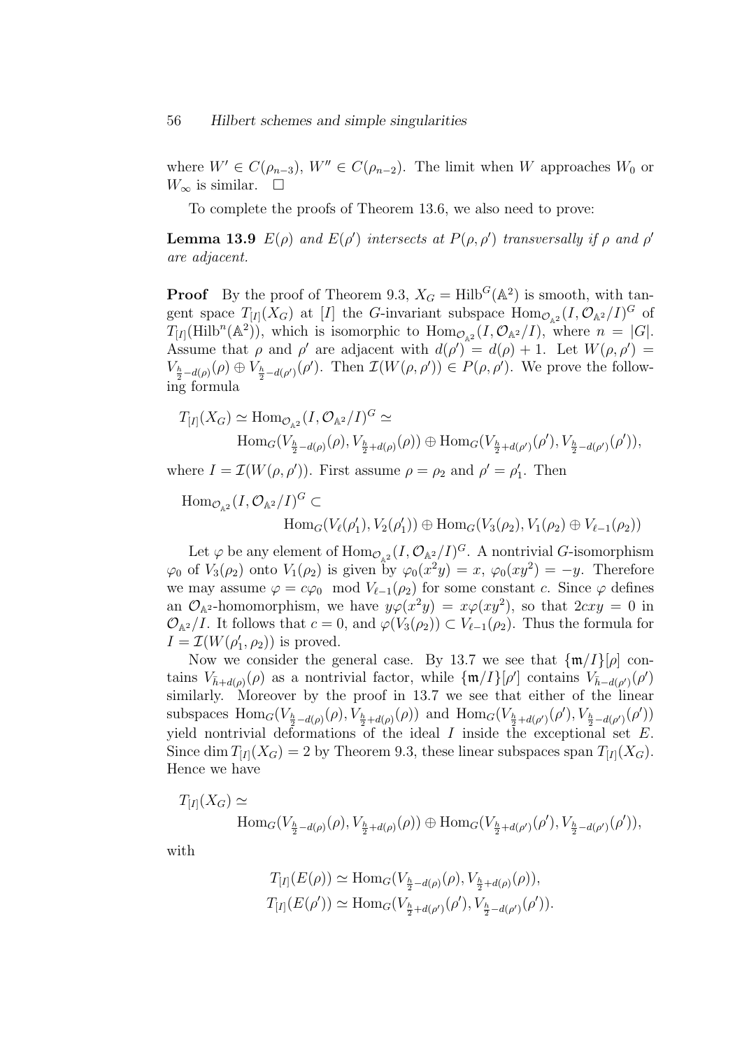where $W' \in C(\rho_{n-3})$, $W'' \in C(\rho_{n-2})$. The limit when $W$ approaches $W_0$ or $W_\infty$ is similar. $\square$

To complete the proofs of Theorem 13.6, we also need to prove:

**Lemma 13.9** *$E(\rho)$ and $E(\rho')$ intersects at $P(\rho,\rho')$ transversally if $\rho$ and $\rho'$ are adjacent.*

**Proof** By the proof of Theorem 9.3, $X_G = \mathrm{Hilb}^G(\mathbb{A}^2)$ is smooth, with tangent space $T_{[I]}(X_G)$ at $[I]$ the $G$-invariant subspace $\mathrm{Hom}_{\mathcal{O}_{\mathbb{A}^2}}(I, \mathcal{O}_{\mathbb{A}^2}/I)^G$ of $T_{[I]}(\mathrm{Hilb}^n(\mathbb{A}^2))$, which is isomorphic to $\mathrm{Hom}_{\mathcal{O}_{\mathbb{A}^2}}(I, \mathcal{O}_{\mathbb{A}^2}/I)$, where $n = |G|$. Assume that $\rho$ and $\rho'$ are adjacent with $d(\rho') = d(\rho) + 1$. Let $W(\rho,\rho') = V_{\frac{h}{2}-d(\rho)}(\rho) \oplus V_{\frac{h}{2}-d(\rho')}(\rho')$. Then $\mathcal{I}(W(\rho,\rho')) \in P(\rho,\rho')$. We prove the following formula

$$
\begin{aligned}
T_{[I]}(X_G) &\simeq \mathrm{Hom}_{\mathcal{O}_{\mathbb{A}^2}}(I, \mathcal{O}_{\mathbb{A}^2}/I)^G \simeq \\
&\qquad \mathrm{Hom}_G(V_{\frac{h}{2}-d(\rho)}(\rho), V_{\frac{h}{2}+d(\rho)}(\rho)) \oplus \mathrm{Hom}_G(V_{\frac{h}{2}+d(\rho')}(\rho'), V_{\frac{h}{2}-d(\rho')}(\rho')),
\end{aligned}
$$

where $I = \mathcal{I}(W(\rho,\rho'))$. First assume $\rho = \rho_2$ and $\rho' = \rho'_1$. Then

$$
\begin{aligned}
\mathrm{Hom}_{\mathcal{O}_{\mathbb{A}^2}}&(I, \mathcal{O}_{\mathbb{A}^2}/I)^G \subset \\
&\qquad \mathrm{Hom}_G(V_\ell(\rho'_1), V_2(\rho'_1)) \oplus \mathrm{Hom}_G(V_3(\rho_2), V_1(\rho_2) \oplus V_{\ell-1}(\rho_2))
\end{aligned}
$$

Let $\varphi$ be any element of $\mathrm{Hom}_{\mathcal{O}_{\mathbb{A}^2}}(I, \mathcal{O}_{\mathbb{A}^2}/I)^G$. A nontrivial $G$-isomorphism $\varphi_0$ of $V_3(\rho_2)$ onto $V_1(\rho_2)$ is given by $\varphi_0(x^2y) = x$, $\varphi_0(xy^2) = -y$. Therefore we may assume $\varphi = c\varphi_0 \mod V_{\ell-1}(\rho_2)$ for some constant $c$. Since $\varphi$ defines an $\mathcal{O}_{\mathbb{A}^2}$-homomorphism, we have $y\varphi(x^2y) = x\varphi(xy^2)$, so that $2cxy = 0$ in $\mathcal{O}_{\mathbb{A}^2}/I$. It follows that $c = 0$, and $\varphi(V_3(\rho_2)) \subset V_{\ell-1}(\rho_2)$. Thus the formula for $I = \mathcal{I}(W(\rho'_1,\rho_2))$ is proved.

Now we consider the general case. By 13.7 we see that $\{\mathfrak{m}/I\}[\rho]$ contains $V_{\bar{h}+d(\rho)}(\rho)$ as a nontrivial factor, while $\{\mathfrak{m}/I\}[\rho']$ contains $V_{\bar{h}-d(\rho')}(\rho')$ similarly. Moreover by the proof in 13.7 we see that either of the linear subspaces $\mathrm{Hom}_G(V_{\frac{h}{2}-d(\rho)}(\rho), V_{\frac{h}{2}+d(\rho)}(\rho))$ and $\mathrm{Hom}_G(V_{\frac{h}{2}+d(\rho')}(\rho'), V_{\frac{h}{2}-d(\rho')}(\rho'))$ yield nontrivial deformations of the ideal $I$ inside the exceptional set $E$. Since $\dim T_{[I]}(X_G) = 2$ by Theorem 9.3, these linear subspaces span $T_{[I]}(X_G)$. Hence we have

$$
\begin{aligned}
T_{[I]}&(X_G) \simeq \\
&\qquad \mathrm{Hom}_G(V_{\frac{h}{2}-d(\rho)}(\rho), V_{\frac{h}{2}+d(\rho)}(\rho)) \oplus \mathrm{Hom}_G(V_{\frac{h}{2}+d(\rho')}(\rho'), V_{\frac{h}{2}-d(\rho')}(\rho')),
\end{aligned}
$$

with

$$
\begin{aligned}
T_{[I]}(E(\rho)) &\simeq \mathrm{Hom}_G(V_{\frac{h}{2}-d(\rho)}(\rho), V_{\frac{h}{2}+d(\rho)}(\rho)), \\
T_{[I]}(E(\rho')) &\simeq \mathrm{Hom}_G(V_{\frac{h}{2}+d(\rho')}(\rho'), V_{\frac{h}{2}-d(\rho')}(\rho')).
\end{aligned}
$$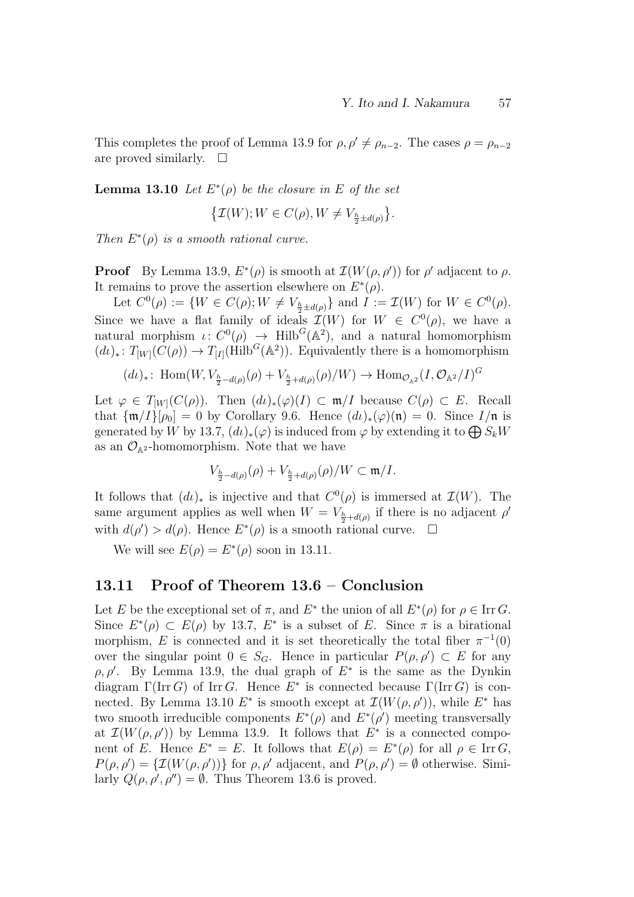This completes the proof of Lemma 13.9 for $\rho, \rho' \neq \rho_{n-2}$. The cases $\rho = \rho_{n-2}$ are proved similarly. $\square$

**Lemma 13.10** *Let $E^*(\rho)$ be the closure in $E$ of the set*

$$\bigl\{\mathcal{I}(W); W \in C(\rho), W \neq V_{\frac{h}{2}\pm d(\rho)}\bigr\}.$$

*Then $E^*(\rho)$ is a smooth rational curve.*

**Proof** By Lemma 13.9, $E^*(\rho)$ is smooth at $\mathcal{I}(W(\rho,\rho'))$ for $\rho'$ adjacent to $\rho$. It remains to prove the assertion elsewhere on $E^*(\rho)$.

Let $C^0(\rho) := \{W \in C(\rho); W \neq V_{\frac{h}{2}\pm d(\rho)}\}$ and $I := \mathcal{I}(W)$ for $W \in C^0(\rho)$. Since we have a flat family of ideals $\mathcal{I}(W)$ for $W \in C^0(\rho)$, we have a natural morphism $\iota\colon C^0(\rho) \to \mathrm{Hilb}^G(\mathbb{A}^2)$, and a natural homomorphism $(d\iota)_*\colon T_{[W]}(C(\rho)) \to T_{[I]}(\mathrm{Hilb}^G(\mathbb{A}^2))$. Equivalently there is a homomorphism

$$(d\iota)_*\colon \mathrm{Hom}(W, V_{\frac{h}{2}-d(\rho)}(\rho) + V_{\frac{h}{2}+d(\rho)}(\rho)/W) \to \mathrm{Hom}_{\mathcal{O}_{\mathbb{A}^2}}(I, \mathcal{O}_{\mathbb{A}^2}/I)^G$$

Let $\varphi \in T_{[W]}(C(\rho))$. Then $(d\iota)_*(\varphi)(I) \subset \mathfrak{m}/I$ because $C(\rho) \subset E$. Recall that $\{\mathfrak{m}/I\}[\rho_0] = 0$ by Corollary 9.6. Hence $(d\iota)_*(\varphi)(\mathfrak{n}) = 0$. Since $I/\mathfrak{n}$ is generated by $W$ by 13.7, $(d\iota)_*(\varphi)$ is induced from $\varphi$ by extending it to $\bigoplus S_k W$ as an $\mathcal{O}_{\mathbb{A}^2}$-homomorphism. Note that we have

$$V_{\frac{h}{2}-d(\rho)}(\rho) + V_{\frac{h}{2}+d(\rho)}(\rho)/W \subset \mathfrak{m}/I.$$

It follows that $(d\iota)_*$ is injective and that $C^0(\rho)$ is immersed at $\mathcal{I}(W)$. The same argument applies as well when $W = V_{\frac{h}{2}+d(\rho)}$ if there is no adjacent $\rho'$ with $d(\rho') > d(\rho)$. Hence $E^*(\rho)$ is a smooth rational curve. $\square$

We will see $E(\rho) = E^*(\rho)$ soon in 13.11.

## 13.11 Proof of Theorem 13.6 – Conclusion

Let $E$ be the exceptional set of $\pi$, and $E^*$ the union of all $E^*(\rho)$ for $\rho \in \mathrm{Irr}\,G$. Since $E^*(\rho) \subset E(\rho)$ by 13.7, $E^*$ is a subset of $E$. Since $\pi$ is a birational morphism, $E$ is connected and it is set theoretically the total fiber $\pi^{-1}(0)$ over the singular point $0 \in S_G$. Hence in particular $P(\rho,\rho') \subset E$ for any $\rho, \rho'$. By Lemma 13.9, the dual graph of $E^*$ is the same as the Dynkin diagram $\Gamma(\mathrm{Irr}\,G)$ of $\mathrm{Irr}\,G$. Hence $E^*$ is connected because $\Gamma(\mathrm{Irr}\,G)$ is connected. By Lemma 13.10 $E^*$ is smooth except at $\mathcal{I}(W(\rho,\rho'))$, while $E^*$ has two smooth irreducible components $E^*(\rho)$ and $E^*(\rho')$ meeting transversally at $\mathcal{I}(W(\rho,\rho'))$ by Lemma 13.9. It follows that $E^*$ is a connected component of $E$. Hence $E^* = E$. It follows that $E(\rho) = E^*(\rho)$ for all $\rho \in \mathrm{Irr}\,G$, $P(\rho,\rho') = \{\mathcal{I}(W(\rho,\rho'))\}$ for $\rho,\rho'$ adjacent, and $P(\rho,\rho') = \emptyset$ otherwise. Similarly $Q(\rho,\rho',\rho'') = \emptyset$. Thus Theorem 13.6 is proved.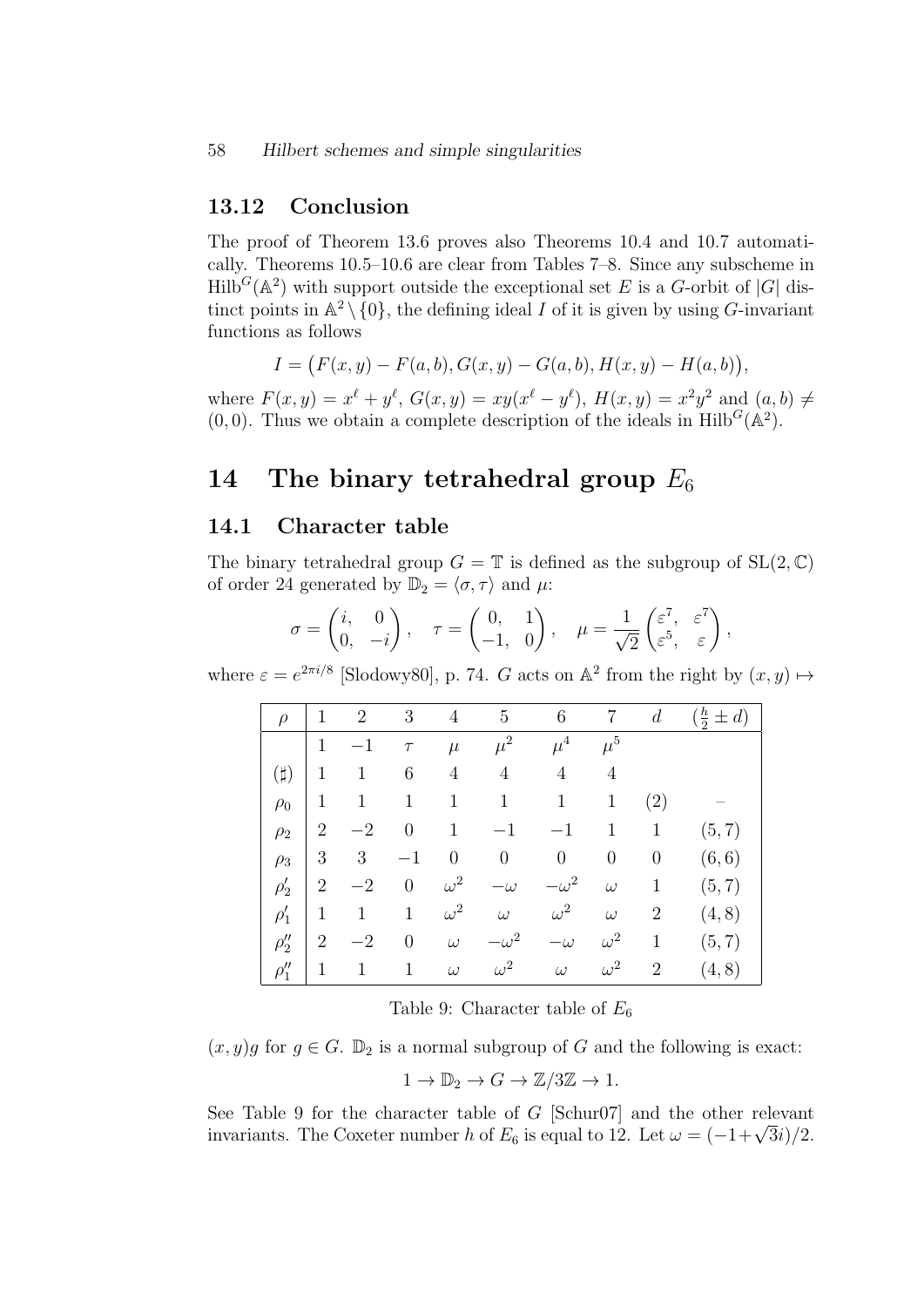### 13.12 Conclusion

The proof of Theorem 13.6 proves also Theorems 10.4 and 10.7 automatically. Theorems 10.5–10.6 are clear from Tables 7–8. Since any subscheme in $\mathrm{Hilb}^G(\mathbb{A}^2)$ with support outside the exceptional set $E$ is a $G$-orbit of $|G|$ distinct points in $\mathbb{A}^2 \setminus \{0\}$, the defining ideal $I$ of it is given by using $G$-invariant functions as follows

$$I = \big(F(x,y) - F(a,b), G(x,y) - G(a,b), H(x,y) - H(a,b)\big),$$

where $F(x,y) = x^\ell + y^\ell$, $G(x,y) = xy(x^\ell - y^\ell)$, $H(x,y) = x^2y^2$ and $(a,b) \neq (0,0)$. Thus we obtain a complete description of the ideals in $\mathrm{Hilb}^G(\mathbb{A}^2)$.

## 14 The binary tetrahedral group $E_6$

### 14.1 Character table

The binary tetrahedral group $G = \mathbb{T}$ is defined as the subgroup of $\mathrm{SL}(2,\mathbb{C})$ of order 24 generated by $\mathbb{D}_2 = \langle \sigma, \tau \rangle$ and $\mu$:

$$\sigma = \begin{pmatrix} i, & 0 \\ 0, & -i \end{pmatrix}, \quad \tau = \begin{pmatrix} 0, & 1 \\ -1, & 0 \end{pmatrix}, \quad \mu = \frac{1}{\sqrt{2}} \begin{pmatrix} \varepsilon^7, & \varepsilon^7 \\ \varepsilon^5, & \varepsilon \end{pmatrix},$$

where $\varepsilon = e^{2\pi i/8}$ [Slodowy80], p. 74. $G$ acts on $\mathbb{A}^2$ from the right by $(x,y) \mapsto (x,y)g$ for $g \in G$. $\mathbb{D}_2$ is a normal subgroup of $G$ and the following is exact:

| $\rho$ | 1 | 2 | 3 | 4 | 5 | 6 | 7 | $d$ | $(\frac{h}{2} \pm d)$ |
|---|---|---|---|---|---|---|---|---|---|
| | $1$ | $-1$ | $\tau$ | $\mu$ | $\mu^2$ | $\mu^4$ | $\mu^5$ | | |
| $(\sharp)$ | 1 | 1 | 6 | 4 | 4 | 4 | 4 | | |
| $\rho_0$ | 1 | 1 | 1 | 1 | 1 | 1 | 1 | (2) | – |
| $\rho_2$ | 2 | $-2$ | 0 | 1 | $-1$ | $-1$ | 1 | 1 | (5, 7) |
| $\rho_3$ | 3 | 3 | $-1$ | 0 | 0 | 0 | 0 | 0 | (6, 6) |
| $\rho_2'$ | 2 | $-2$ | 0 | $\omega^2$ | $-\omega$ | $-\omega^2$ | $\omega$ | 1 | (5, 7) |
| $\rho_1'$ | 1 | 1 | 1 | $\omega^2$ | $\omega$ | $\omega^2$ | $\omega$ | 2 | (4, 8) |
| $\rho_2''$ | 2 | $-2$ | 0 | $\omega$ | $-\omega^2$ | $-\omega$ | $\omega^2$ | 1 | (5, 7) |
| $\rho_1''$ | 1 | 1 | 1 | $\omega$ | $\omega^2$ | $\omega$ | $\omega^2$ | 2 | (4, 8) |

Table 9: Character table of $E_6$

$$1 \to \mathbb{D}_2 \to G \to \mathbb{Z}/3\mathbb{Z} \to 1.$$

See Table 9 for the character table of $G$ [Schur07] and the other relevant invariants. The Coxeter number $h$ of $E_6$ is equal to 12. Let $\omega = (-1+\sqrt{3}i)/2$.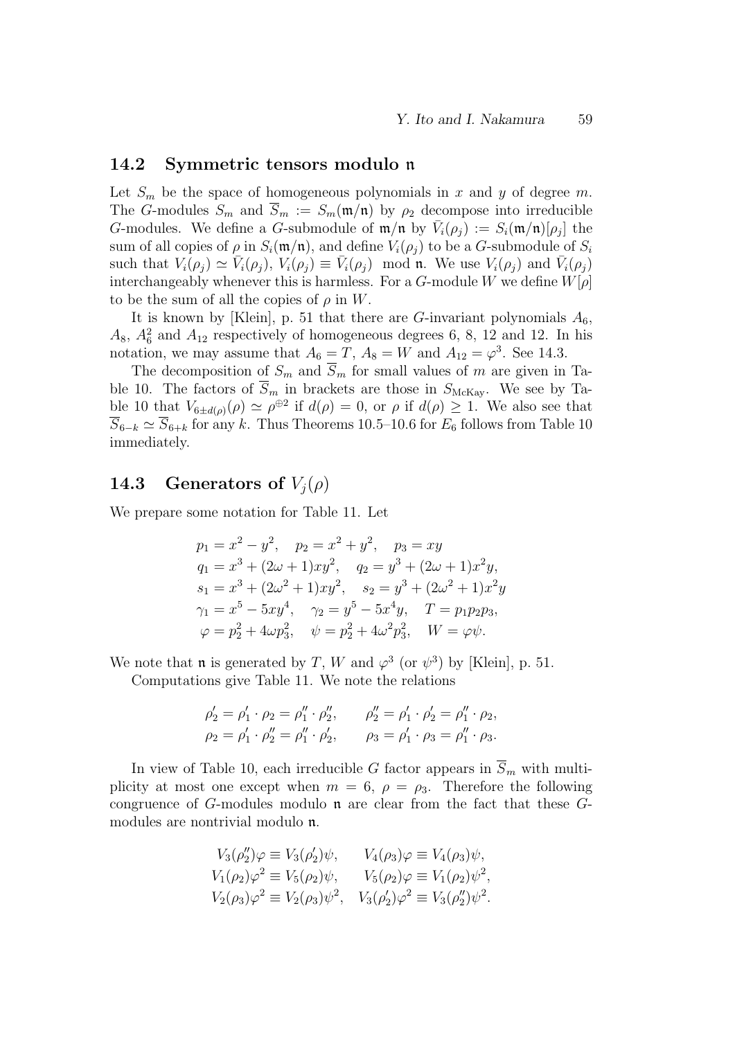## 14.2 Symmetric tensors modulo $\mathfrak{n}$

Let $S_m$ be the space of homogeneous polynomials in $x$ and $y$ of degree $m$. The $G$-modules $S_m$ and $\overline{S}_m := S_m(\mathfrak{m}/\mathfrak{n})$ by $\rho_2$ decompose into irreducible $G$-modules. We define a $G$-submodule of $\mathfrak{m}/\mathfrak{n}$ by $\bar{V}_i(\rho_j) := S_i(\mathfrak{m}/\mathfrak{n})[\rho_j]$ the sum of all copies of $\rho$ in $S_i(\mathfrak{m}/\mathfrak{n})$, and define $V_i(\rho_j)$ to be a $G$-submodule of $S_i$ such that $V_i(\rho_j) \simeq \bar{V}_i(\rho_j)$, $V_i(\rho_j) \equiv \bar{V}_i(\rho_j) \mod \mathfrak{n}$. We use $V_i(\rho_j)$ and $\bar{V}_i(\rho_j)$ interchangeably whenever this is harmless. For a $G$-module $W$ we define $W[\rho]$ to be the sum of all the copies of $\rho$ in $W$.

It is known by [Klein], p. 51 that there are $G$-invariant polynomials $A_6$, $A_8$, $A_6^2$ and $A_{12}$ respectively of homogeneous degrees 6, 8, 12 and 12. In his notation, we may assume that $A_6 = T$, $A_8 = W$ and $A_{12} = \varphi^3$. See 14.3.

The decomposition of $S_m$ and $\overline{S}_m$ for small values of $m$ are given in Table 10. The factors of $\overline{S}_m$ in brackets are those in $S_{\mathrm{McKay}}$. We see by Table 10 that $V_{6\pm d(\rho)}(\rho) \simeq \rho^{\oplus 2}$ if $d(\rho) = 0$, or $\rho$ if $d(\rho) \geq 1$. We also see that $\overline{S}_{6-k} \simeq \overline{S}_{6+k}$ for any $k$. Thus Theorems 10.5–10.6 for $E_6$ follows from Table 10 immediately.

## 14.3 Generators of $V_j(\rho)$

We prepare some notation for Table 11. Let

$$
\begin{aligned}
&p_1 = x^2 - y^2, \quad p_2 = x^2 + y^2, \quad p_3 = xy \\
&q_1 = x^3 + (2\omega + 1)xy^2, \quad q_2 = y^3 + (2\omega + 1)x^2 y, \\
&s_1 = x^3 + (2\omega^2 + 1)xy^2, \quad s_2 = y^3 + (2\omega^2 + 1)x^2 y \\
&\gamma_1 = x^5 - 5xy^4, \quad \gamma_2 = y^5 - 5x^4 y, \quad T = p_1 p_2 p_3, \\
&\varphi = p_2^2 + 4\omega p_3^2, \quad \psi = p_2^2 + 4\omega^2 p_3^2, \quad W = \varphi\psi.
\end{aligned}
$$

We note that $\mathfrak{n}$ is generated by $T$, $W$ and $\varphi^3$ (or $\psi^3$) by [Klein], p. 51.

Computations give Table 11. We note the relations

$$
\begin{aligned}
&\rho_2' = \rho_1' \cdot \rho_2 = \rho_1'' \cdot \rho_2'', \qquad \rho_2'' = \rho_1' \cdot \rho_2' = \rho_1'' \cdot \rho_2, \\
&\rho_2 = \rho_1' \cdot \rho_2'' = \rho_1'' \cdot \rho_2', \qquad \rho_3 = \rho_1' \cdot \rho_3 = \rho_1'' \cdot \rho_3.
\end{aligned}
$$

In view of Table 10, each irreducible $G$ factor appears in $\overline{S}_m$ with multiplicity at most one except when $m = 6$, $\rho = \rho_3$. Therefore the following congruence of $G$-modules modulo $\mathfrak{n}$ are clear from the fact that these $G$-modules are nontrivial modulo $\mathfrak{n}$.

$$
\begin{aligned}
&V_3(\rho_2'')\varphi \equiv V_3(\rho_2')\psi, \qquad V_4(\rho_3)\varphi \equiv V_4(\rho_3)\psi, \\
&V_1(\rho_2)\varphi^2 \equiv V_5(\rho_2)\psi, \qquad V_5(\rho_2)\varphi \equiv V_1(\rho_2)\psi^2, \\
&V_2(\rho_3)\varphi^2 \equiv V_2(\rho_3)\psi^2, \quad V_3(\rho_2')\varphi^2 \equiv V_3(\rho_2'')\psi^2.
\end{aligned}
$$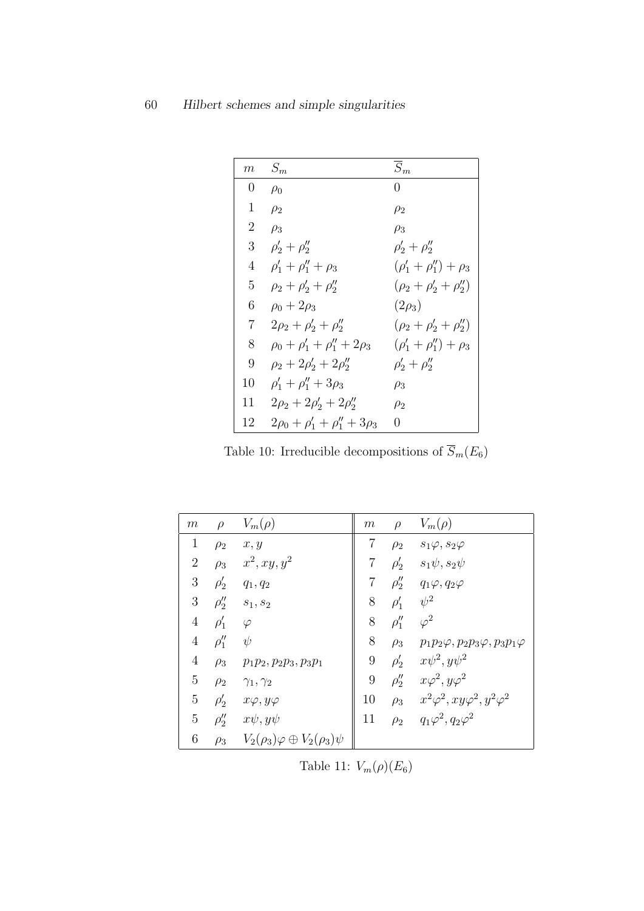| $m$ | $S_m$ | $\overline{S}_m$ |
| --- | --- | --- |
| 0 | $\rho_0$ | 0 |
| 1 | $\rho_2$ | $\rho_2$ |
| 2 | $\rho_3$ | $\rho_3$ |
| 3 | $\rho_2' + \rho_2''$ | $\rho_2' + \rho_2''$ |
| 4 | $\rho_1' + \rho_1'' + \rho_3$ | $(\rho_1' + \rho_1'') + \rho_3$ |
| 5 | $\rho_2 + \rho_2' + \rho_2''$ | $(\rho_2 + \rho_2' + \rho_2'')$ |
| 6 | $\rho_0 + 2\rho_3$ | $(2\rho_3)$ |
| 7 | $2\rho_2 + \rho_2' + \rho_2''$ | $(\rho_2 + \rho_2' + \rho_2'')$ |
| 8 | $\rho_0 + \rho_1' + \rho_1'' + 2\rho_3$ | $(\rho_1' + \rho_1'') + \rho_3$ |
| 9 | $\rho_2 + 2\rho_2' + 2\rho_2''$ | $\rho_2' + \rho_2''$ |
| 10 | $\rho_1' + \rho_1'' + 3\rho_3$ | $\rho_3$ |
| 11 | $2\rho_2 + 2\rho_2' + 2\rho_2''$ | $\rho_2$ |
| 12 | $2\rho_0 + \rho_1' + \rho_1'' + 3\rho_3$ | 0 |

Table 10: Irreducible decompositions of $\overline{S}_m(E_6)$

| $m$ | $\rho$ | $V_m(\rho)$ | $m$ | $\rho$ | $V_m(\rho)$ |
| --- | --- | --- | --- | --- | --- |
| 1 | $\rho_2$ | $x, y$ | 7 | $\rho_2$ | $s_1\varphi, s_2\varphi$ |
| 2 | $\rho_3$ | $x^2, xy, y^2$ | 7 | $\rho_2'$ | $s_1\psi, s_2\psi$ |
| 3 | $\rho_2'$ | $q_1, q_2$ | 7 | $\rho_2''$ | $q_1\varphi, q_2\varphi$ |
| 3 | $\rho_2''$ | $s_1, s_2$ | 8 | $\rho_1'$ | $\psi^2$ |
| 4 | $\rho_1'$ | $\varphi$ | 8 | $\rho_1''$ | $\varphi^2$ |
| 4 | $\rho_1''$ | $\psi$ | 8 | $\rho_3$ | $p_1p_2\varphi, p_2p_3\varphi, p_3p_1\varphi$ |
| 4 | $\rho_3$ | $p_1p_2, p_2p_3, p_3p_1$ | 9 | $\rho_2'$ | $x\psi^2, y\psi^2$ |
| 5 | $\rho_2$ | $\gamma_1, \gamma_2$ | 9 | $\rho_2''$ | $x\varphi^2, y\varphi^2$ |
| 5 | $\rho_2'$ | $x\varphi, y\varphi$ | 10 | $\rho_3$ | $x^2\varphi^2, xy\varphi^2, y^2\varphi^2$ |
| 5 | $\rho_2''$ | $x\psi, y\psi$ | 11 | $\rho_2$ | $q_1\varphi^2, q_2\varphi^2$ |
| 6 | $\rho_3$ | $V_2(\rho_3)\varphi \oplus V_2(\rho_3)\psi$ | | | |

Table 11: $V_m(\rho)(E_6)$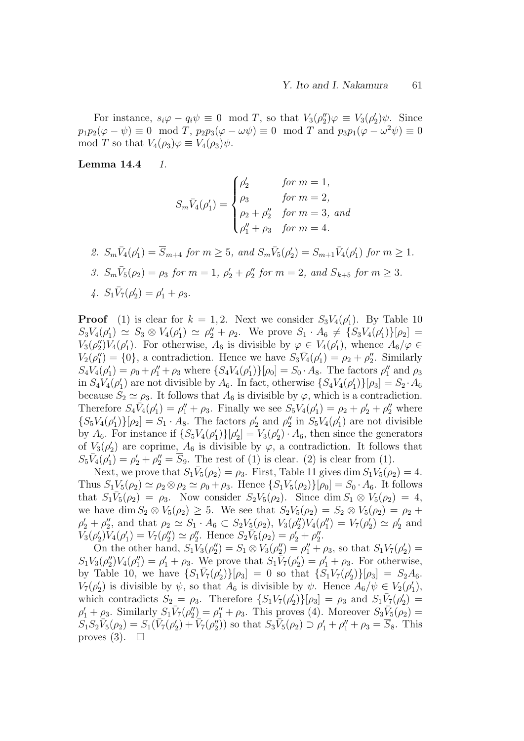For instance, $s_i\varphi - q_i\psi \equiv 0 \mod T$, so that $V_3(\rho_2'')\varphi \equiv V_3(\rho_2')\psi$. Since $p_1p_2(\varphi - \psi) \equiv 0 \mod T$, $p_2p_3(\varphi - \omega\psi) \equiv 0 \mod T$ and $p_3p_1(\varphi - \omega^2\psi) \equiv 0 \mod T$ so that $V_4(\rho_3)\varphi \equiv V_4(\rho_3)\psi$.

**Lemma 14.4** *1.*

$$S_m\bar{V}_4(\rho_1') = \begin{cases} \rho_2' & \text{for } m = 1, \\ \rho_3 & \text{for } m = 2, \\ \rho_2 + \rho_2'' & \text{for } m = 3, \text{ and} \\ \rho_1'' + \rho_3 & \text{for } m = 4. \end{cases}$$

*2.* $S_m\bar{V}_4(\rho_1') = \overline{S}_{m+4}$ *for* $m \geq 5$*, and* $S_m\bar{V}_5(\rho_2') = S_{m+1}\bar{V}_4(\rho_1')$ *for* $m \geq 1$*.*

*3.* $S_m\bar{V}_5(\rho_2) = \rho_3$ *for* $m = 1$*,* $\rho_2' + \rho_2''$ *for* $m = 2$*, and* $\overline{S}_{k+5}$ *for* $m \geq 3$*.*

*4.* $S_1\bar{V}_7(\rho_2') = \rho_1' + \rho_3$*.*

**Proof** (1) is clear for $k = 1, 2$. Next we consider $S_3V_4(\rho_1')$. By Table 10 $S_3V_4(\rho_1') \simeq S_3 \otimes V_4(\rho_1') \simeq \rho_2'' + \rho_2$. We prove $S_1 \cdot A_6 \neq \{S_3V_4(\rho_1')\}[\rho_2] = V_3(\rho_2'')V_4(\rho_1')$. For otherwise, $A_6$ is divisible by $\varphi \in V_4(\rho_1')$, whence $A_6/\varphi \in V_2(\rho_1'') = \{0\}$, a contradiction. Hence we have $S_3\bar{V}_4(\rho_1') = \rho_2 + \rho_2''$. Similarly $S_4V_4(\rho_1') = \rho_0 + \rho_1'' + \rho_3$ where $\{S_4V_4(\rho_1')\}[\rho_0] = S_0 \cdot A_8$. The factors $\rho_1''$ and $\rho_3$ in $S_4V_4(\rho_1')$ are not divisible by $A_6$. In fact, otherwise $\{S_4V_4(\rho_1')\}[\rho_3] = S_2 \cdot A_6$ because $S_2 \simeq \rho_3$. It follows that $A_6$ is divisible by $\varphi$, which is a contradiction. Therefore $S_4\bar{V}_4(\rho_1') = \rho_1'' + \rho_3$. Finally we see $S_5V_4(\rho_1') = \rho_2 + \rho_2' + \rho_2''$ where $\{S_5V_4(\rho_1')\}[\rho_2] = S_1 \cdot A_8$. The factors $\rho_2'$ and $\rho_2''$ in $S_5V_4(\rho_1')$ are not divisible by $A_6$. For instance if $\{S_5V_4(\rho_1')\}[\rho_2'] = V_3(\rho_2') \cdot A_6$, then since the generators of $V_3(\rho_2')$ are coprime, $A_6$ is divisible by $\varphi$, a contradiction. It follows that $S_5\bar{V}_4(\rho_1') = \rho_2' + \rho_2'' = \overline{S}_9$. The rest of (1) is clear. (2) is clear from (1).

Next, we prove that $S_1\bar{V}_5(\rho_2) = \rho_3$. First, Table 11 gives $\dim S_1V_5(\rho_2) = 4$. Thus $S_1V_5(\rho_2) \simeq \rho_2 \otimes \rho_2 \simeq \rho_0 + \rho_3$. Hence $\{S_1V_5(\rho_2)\}[\rho_0] = S_0 \cdot A_6$. It follows that $S_1\bar{V}_5(\rho_2) = \rho_3$. Now consider $S_2V_5(\rho_2)$. Since $\dim S_1 \otimes V_5(\rho_2) = 4$, we have $\dim S_2 \otimes V_5(\rho_2) \geq 5$. We see that $S_2V_5(\rho_2) = S_2 \otimes V_5(\rho_2) = \rho_2 + \rho_2' + \rho_2''$, and that $\rho_2 \simeq S_1 \cdot A_6 \subset S_2V_5(\rho_2)$, $V_3(\rho_2'')V_4(\rho_1'') = V_7(\rho_2') \simeq \rho_2'$ and $V_3(\rho_2')V_4(\rho_1') = V_7(\rho_2'') \simeq \rho_2''$. Hence $S_2\bar{V}_5(\rho_2) = \rho_2' + \rho_2''$.

On the other hand, $S_1V_3(\rho_2'') = S_1 \otimes V_3(\rho_2'') = \rho_1'' + \rho_3$, so that $S_1V_7(\rho_2') = S_1V_3(\rho_2'')V_4(\rho_1'') = \rho_1' + \rho_3$. We prove that $S_1\bar{V}_7(\rho_2') = \rho_1' + \rho_3$. For otherwise, by Table 10, we have $\{S_1\bar{V}_7(\rho_2')\}[\rho_3] = 0$ so that $\{S_1V_7(\rho_2')\}[\rho_3] = S_2A_6$. $V_7(\rho_2')$ is divisible by $\psi$, so that $A_6$ is divisible by $\psi$. Hence $A_6/\psi \in V_2(\rho_1')$, which contradicts $S_2 = \rho_3$. Therefore $\{S_1V_7(\rho_2')\}[\rho_3] = \rho_3$ and $S_1\bar{V}_7(\rho_2') = \rho_1' + \rho_3$. Similarly $S_1\bar{V}_7(\rho_2'') = \rho_1'' + \rho_3$. This proves (4). Moreover $S_3\bar{V}_5(\rho_2) = S_1S_2\bar{V}_5(\rho_2) = S_1(\bar{V}_7(\rho_2') + \bar{V}_7(\rho_2''))$ so that $S_3\bar{V}_5(\rho_2) \supset \rho_1' + \rho_1'' + \rho_3 = \overline{S}_8$. This proves (3). $\square$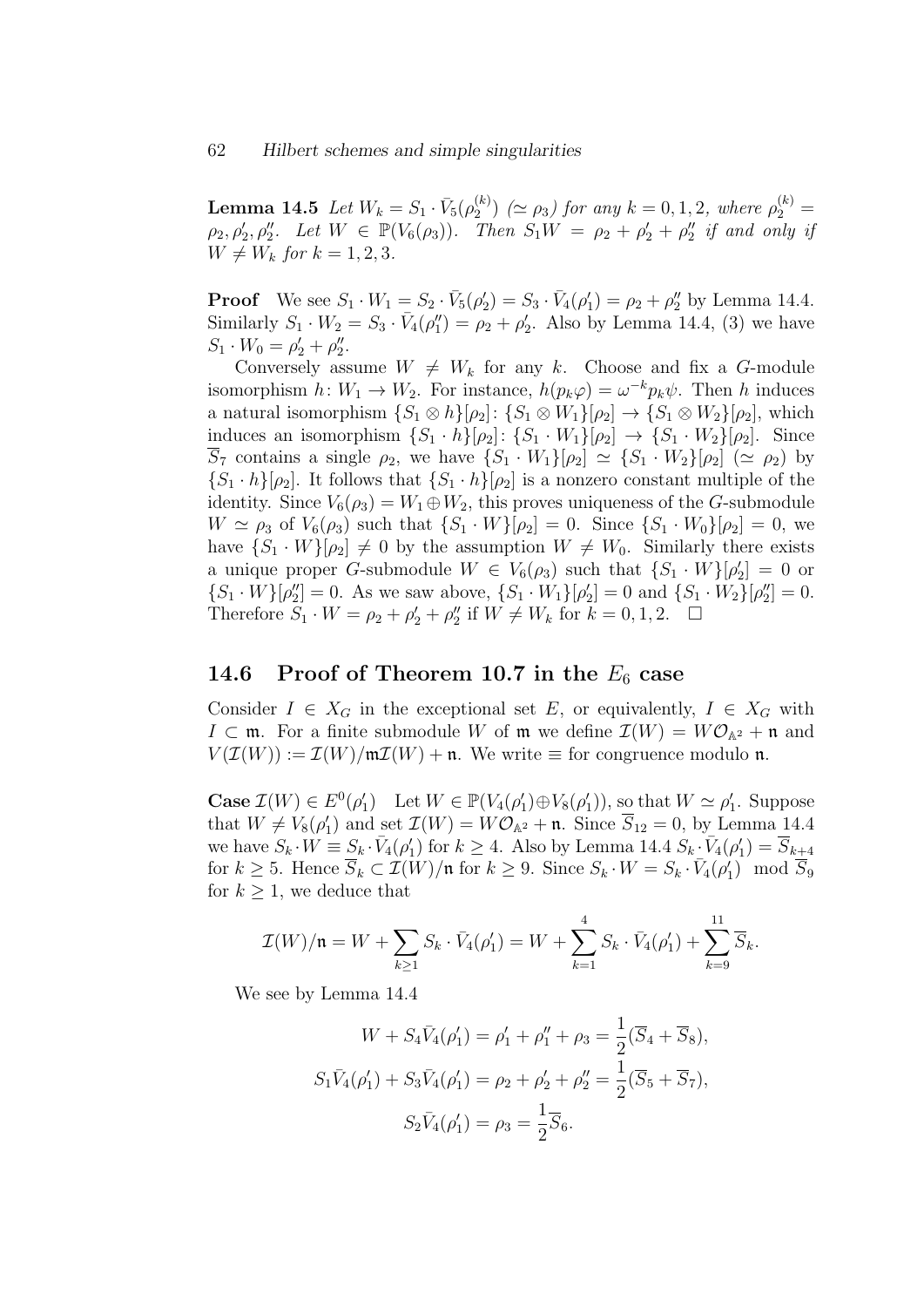**Lemma 14.5** *Let $W_k = S_1 \cdot \bar{V}_5(\rho_2^{(k)})$ $(\simeq \rho_3)$ for any $k = 0, 1, 2$, where $\rho_2^{(k)} = \rho_2, \rho_2', \rho_2''$. Let $W \in \mathbb{P}(V_6(\rho_3))$. Then $S_1 W = \rho_2 + \rho_2' + \rho_2''$ if and only if $W \neq W_k$ for $k = 1, 2, 3$.*

**Proof** We see $S_1 \cdot W_1 = S_2 \cdot \bar{V}_5(\rho_2') = S_3 \cdot \bar{V}_4(\rho_1') = \rho_2 + \rho_2''$ by Lemma 14.4. Similarly $S_1 \cdot W_2 = S_3 \cdot \bar{V}_4(\rho_1'') = \rho_2 + \rho_2'$. Also by Lemma 14.4, (3) we have $S_1 \cdot W_0 = \rho_2' + \rho_2''$.

Conversely assume $W \neq W_k$ for any $k$. Choose and fix a $G$-module isomorphism $h \colon W_1 \to W_2$. For instance, $h(p_k \varphi) = \omega^{-k} p_k \psi$. Then $h$ induces a natural isomorphism $\{S_1 \otimes h\}[\rho_2] \colon \{S_1 \otimes W_1\}[\rho_2] \to \{S_1 \otimes W_2\}[\rho_2]$, which induces an isomorphism $\{S_1 \cdot h\}[\rho_2] \colon \{S_1 \cdot W_1\}[\rho_2] \to \{S_1 \cdot W_2\}[\rho_2]$. Since $\overline{S}_7$ contains a single $\rho_2$, we have $\{S_1 \cdot W_1\}[\rho_2] \simeq \{S_1 \cdot W_2\}[\rho_2]$ $(\simeq \rho_2)$ by $\{S_1 \cdot h\}[\rho_2]$. It follows that $\{S_1 \cdot h\}[\rho_2]$ is a nonzero constant multiple of the identity. Since $V_6(\rho_3) = W_1 \oplus W_2$, this proves uniqueness of the $G$-submodule $W \simeq \rho_3$ of $V_6(\rho_3)$ such that $\{S_1 \cdot W\}[\rho_2] = 0$. Since $\{S_1 \cdot W_0\}[\rho_2] = 0$, we have $\{S_1 \cdot W\}[\rho_2] \neq 0$ by the assumption $W \neq W_0$. Similarly there exists a unique proper $G$-submodule $W \in V_6(\rho_3)$ such that $\{S_1 \cdot W\}[\rho_2'] = 0$ or $\{S_1 \cdot W\}[\rho_2''] = 0$. As we saw above, $\{S_1 \cdot W_1\}[\rho_2'] = 0$ and $\{S_1 \cdot W_2\}[\rho_2''] = 0$. Therefore $S_1 \cdot W = \rho_2 + \rho_2' + \rho_2''$ if $W \neq W_k$ for $k = 0, 1, 2$. $\square$

## 14.6 Proof of Theorem 10.7 in the $E_6$ case

Consider $I \in X_G$ in the exceptional set $E$, or equivalently, $I \in X_G$ with $I \subset \mathfrak{m}$. For a finite submodule $W$ of $\mathfrak{m}$ we define $\mathcal{I}(W) = W\mathcal{O}_{\mathbb{A}^2} + \mathfrak{n}$ and $V(\mathcal{I}(W)) := \mathcal{I}(W)/\mathfrak{m}\mathcal{I}(W) + \mathfrak{n}$. We write $\equiv$ for congruence modulo $\mathfrak{n}$.

**Case $\mathcal{I}(W) \in E^0(\rho_1')$** Let $W \in \mathbb{P}(V_4(\rho_1') \oplus V_8(\rho_1'))$, so that $W \simeq \rho_1'$. Suppose that $W \neq V_8(\rho_1')$ and set $\mathcal{I}(W) = W\mathcal{O}_{\mathbb{A}^2} + \mathfrak{n}$. Since $\overline{S}_{12} = 0$, by Lemma 14.4 we have $S_k \cdot W \equiv S_k \cdot \bar{V}_4(\rho_1')$ for $k \geq 4$. Also by Lemma 14.4 $S_k \cdot \bar{V}_4(\rho_1') = \overline{S}_{k+4}$ for $k \geq 5$. Hence $\overline{S}_k \subset \mathcal{I}(W)/\mathfrak{n}$ for $k \geq 9$. Since $S_k \cdot W = S_k \cdot \bar{V}_4(\rho_1') \mod \overline{S}_9$ for $k \geq 1$, we deduce that

$$\mathcal{I}(W)/\mathfrak{n} = W + \sum_{k \geq 1} S_k \cdot \bar{V}_4(\rho_1') = W + \sum_{k=1}^{4} S_k \cdot \bar{V}_4(\rho_1') + \sum_{k=9}^{11} \overline{S}_k.$$

We see by Lemma 14.4

$$W + S_4 \bar{V}_4(\rho_1') = \rho_1' + \rho_1'' + \rho_3 = \frac{1}{2}(\overline{S}_4 + \overline{S}_8),$$

$$S_1 \bar{V}_4(\rho_1') + S_3 \bar{V}_4(\rho_1') = \rho_2 + \rho_2' + \rho_2'' = \frac{1}{2}(\overline{S}_5 + \overline{S}_7),$$

$$S_2 \bar{V}_4(\rho_1') = \rho_3 = \frac{1}{2}\overline{S}_6.$$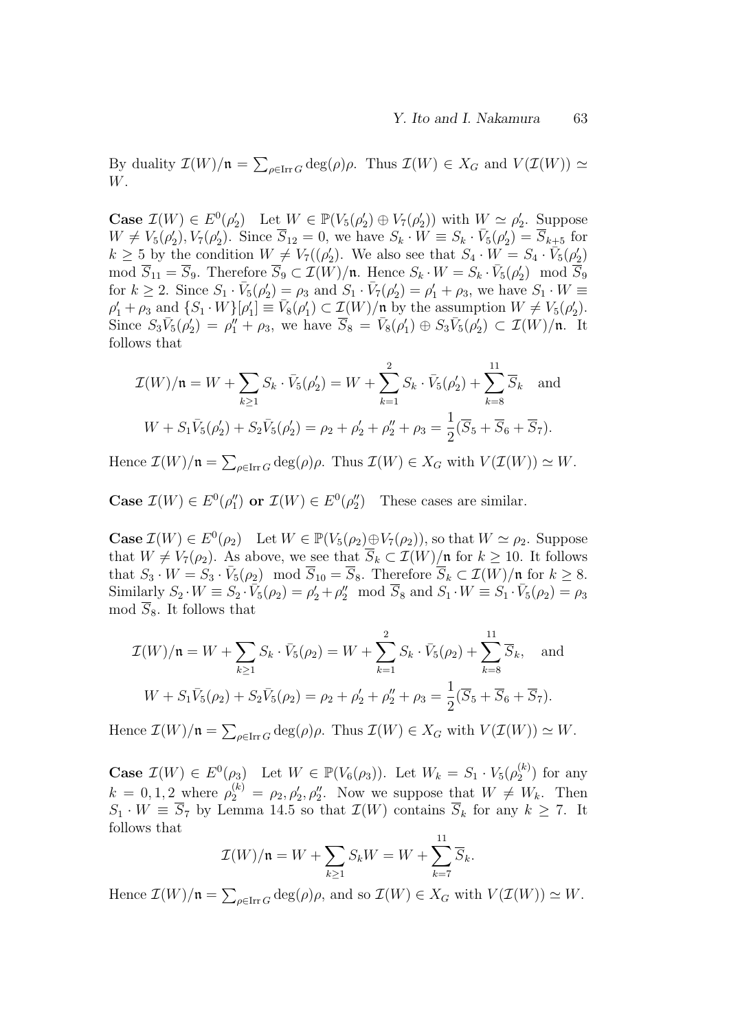By duality $\mathcal{I}(W)/\mathfrak{n} = \sum_{\rho\in \operatorname{Irr} G} \deg(\rho)\rho$. Thus $\mathcal{I}(W) \in X_G$ and $V(\mathcal{I}(W)) \simeq W$.

**Case** $\mathcal{I}(W) \in E^0(\rho_2')$ Let $W \in \mathbb{P}(V_5(\rho_2') \oplus V_7(\rho_2'))$ with $W \simeq \rho_2'$. Suppose $W \neq V_5(\rho_2'), V_7(\rho_2')$. Since $\overline{S}_{12} = 0$, we have $S_k \cdot W \equiv S_k \cdot \bar{V}_5(\rho_2') = \overline{S}_{k+5}$ for $k \geq 5$ by the condition $W \neq V_7((\rho_2')$. We also see that $S_4 \cdot W = S_4 \cdot \bar{V}_5(\rho_2')$ mod $\overline{S}_{11} = \overline{S}_9$. Therefore $\overline{S}_9 \subset \mathcal{I}(W)/\mathfrak{n}$. Hence $S_k \cdot W = S_k \cdot \bar{V}_5(\rho_2')$ mod $\overline{S}_9$ for $k \geq 2$. Since $S_1 \cdot \bar{V}_5(\rho_2') = \rho_3$ and $S_1 \cdot \bar{V}_7(\rho_2') = \rho_1' + \rho_3$, we have $S_1 \cdot W \equiv \rho_1' + \rho_3$ and $\{S_1 \cdot W\}[\rho_1'] \equiv \bar{V}_8(\rho_1') \subset \mathcal{I}(W)/\mathfrak{n}$ by the assumption $W \neq V_5(\rho_2')$. Since $S_3\bar{V}_5(\rho_2') = \rho_1'' + \rho_3$, we have $\overline{S}_8 = \bar{V}_8(\rho_1') \oplus S_3\bar{V}_5(\rho_2') \subset \mathcal{I}(W)/\mathfrak{n}$. It follows that

$$
\begin{gathered}
\mathcal{I}(W)/\mathfrak{n} = W + \sum_{k\geq 1} S_k \cdot \bar{V}_5(\rho_2') = W + \sum_{k=1}^{2} S_k \cdot \bar{V}_5(\rho_2') + \sum_{k=8}^{11} \overline{S}_k \quad \text{and} \\
W + S_1\bar{V}_5(\rho_2') + S_2\bar{V}_5(\rho_2') = \rho_2 + \rho_2' + \rho_2'' + \rho_3 = \frac{1}{2}(\overline{S}_5 + \overline{S}_6 + \overline{S}_7).
\end{gathered}
$$

Hence $\mathcal{I}(W)/\mathfrak{n} = \sum_{\rho\in \operatorname{Irr} G} \deg(\rho)\rho$. Thus $\mathcal{I}(W) \in X_G$ with $V(\mathcal{I}(W)) \simeq W$.

**Case** $\mathcal{I}(W) \in E^0(\rho_1'')$ **or** $\mathcal{I}(W) \in E^0(\rho_2'')$ These cases are similar.

**Case** $\mathcal{I}(W) \in E^0(\rho_2)$ Let $W \in \mathbb{P}(V_5(\rho_2) \oplus V_7(\rho_2))$, so that $W \simeq \rho_2$. Suppose that $W \neq V_7(\rho_2)$. As above, we see that $\overline{S}_k \subset \mathcal{I}(W)/\mathfrak{n}$ for $k \geq 10$. It follows that $S_3 \cdot W = S_3 \cdot \bar{V}_5(\rho_2)$ mod $\overline{S}_{10} = \overline{S}_8$. Therefore $\overline{S}_k \subset \mathcal{I}(W)/\mathfrak{n}$ for $k \geq 8$. Similarly $S_2 \cdot W \equiv S_2 \cdot \bar{V}_5(\rho_2) = \rho_2' + \rho_2''$ mod $\overline{S}_8$ and $S_1 \cdot W \equiv S_1 \cdot \bar{V}_5(\rho_2) = \rho_3$ mod $\overline{S}_8$. It follows that

$$
\begin{gathered}
\mathcal{I}(W)/\mathfrak{n} = W + \sum_{k\geq 1} S_k \cdot \bar{V}_5(\rho_2) = W + \sum_{k=1}^{2} S_k \cdot \bar{V}_5(\rho_2) + \sum_{k=8}^{11} \overline{S}_k, \quad \text{and} \\
W + S_1\bar{V}_5(\rho_2) + S_2\bar{V}_5(\rho_2) = \rho_2 + \rho_2' + \rho_2'' + \rho_3 = \frac{1}{2}(\overline{S}_5 + \overline{S}_6 + \overline{S}_7).
\end{gathered}
$$

Hence $\mathcal{I}(W)/\mathfrak{n} = \sum_{\rho\in \operatorname{Irr} G} \deg(\rho)\rho$. Thus $\mathcal{I}(W) \in X_G$ with $V(\mathcal{I}(W)) \simeq W$.

**Case** $\mathcal{I}(W) \in E^0(\rho_3)$ Let $W \in \mathbb{P}(V_6(\rho_3))$. Let $W_k = S_1 \cdot V_5(\rho_2^{(k)})$ for any $k = 0, 1, 2$ where $\rho_2^{(k)} = \rho_2, \rho_2', \rho_2''$. Now we suppose that $W \neq W_k$. Then $S_1 \cdot W \equiv \overline{S}_7$ by Lemma 14.5 so that $\mathcal{I}(W)$ contains $\overline{S}_k$ for any $k \geq 7$. It follows that

$$
\mathcal{I}(W)/\mathfrak{n} = W + \sum_{k\geq 1} S_k W = W + \sum_{k=7}^{11} \overline{S}_k.
$$

Hence $\mathcal{I}(W)/\mathfrak{n} = \sum_{\rho\in \operatorname{Irr} G} \deg(\rho)\rho$, and so $\mathcal{I}(W) \in X_G$ with $V(\mathcal{I}(W)) \simeq W$.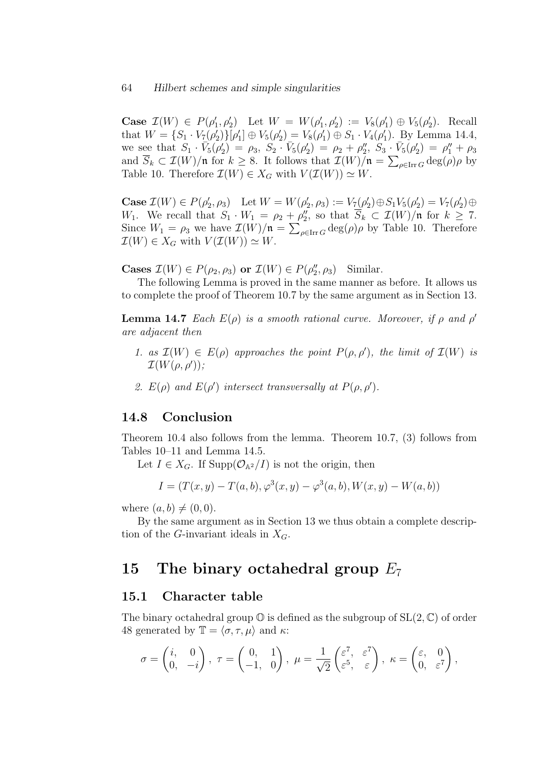**Case** $\mathcal{I}(W) \in P(\rho_1', \rho_2')$ Let $W = W(\rho_1', \rho_2') := V_8(\rho_1') \oplus V_5(\rho_2')$. Recall that $W = \{S_1 \cdot V_7(\rho_2')\}[\rho_1'] \oplus V_5(\rho_2') = V_8(\rho_1') \oplus S_1 \cdot V_4(\rho_1')$. By Lemma 14.4, we see that $S_1 \cdot \bar{V}_5(\rho_2') = \rho_3$, $S_2 \cdot \bar{V}_5(\rho_2') = \rho_2 + \rho_2''$, $S_3 \cdot \bar{V}_5(\rho_2') = \rho_1'' + \rho_3$ and $\overline{S}_k \subset \mathcal{I}(W)/\mathfrak{n}$ for $k \geq 8$. It follows that $\mathcal{I}(W)/\mathfrak{n} = \sum_{\rho \in \operatorname{Irr} G} \deg(\rho)\rho$ by Table 10. Therefore $\mathcal{I}(W) \in X_G$ with $V(\mathcal{I}(W)) \simeq W$.

**Case** $\mathcal{I}(W) \in P(\rho_2', \rho_3)$ Let $W = W(\rho_2', \rho_3) := V_7(\rho_2') \oplus S_1 V_5(\rho_2') = V_7(\rho_2') \oplus W_1$. We recall that $S_1 \cdot W_1 = \rho_2 + \rho_2''$, so that $\overline{S}_k \subset \mathcal{I}(W)/\mathfrak{n}$ for $k \geq 7$. Since $W_1 = \rho_3$ we have $\mathcal{I}(W)/\mathfrak{n} = \sum_{\rho \in \operatorname{Irr} G} \deg(\rho)\rho$ by Table 10. Therefore $\mathcal{I}(W) \in X_G$ with $V(\mathcal{I}(W)) \simeq W$.

**Cases** $\mathcal{I}(W) \in P(\rho_2, \rho_3)$ **or** $\mathcal{I}(W) \in P(\rho_2'', \rho_3)$ Similar.

The following Lemma is proved in the same manner as before. It allows us to complete the proof of Theorem 10.7 by the same argument as in Section 13.

**Lemma 14.7** *Each $E(\rho)$ is a smooth rational curve. Moreover, if $\rho$ and $\rho'$ are adjacent then*

1. *as $\mathcal{I}(W) \in E(\rho)$ approaches the point $P(\rho, \rho')$, the limit of $\mathcal{I}(W)$ is $\mathcal{I}(W(\rho, \rho'))$;*
2. *$E(\rho)$ and $E(\rho')$ intersect transversally at $P(\rho, \rho')$.*

### 14.8 Conclusion

Theorem 10.4 also follows from the lemma. Theorem 10.7, (3) follows from Tables 10–11 and Lemma 14.5.

Let $I \in X_G$. If $\operatorname{Supp}(\mathcal{O}_{\mathbb{A}^2}/I)$ is not the origin, then

$$I = (T(x,y) - T(a,b), \varphi^3(x,y) - \varphi^3(a,b), W(x,y) - W(a,b))$$

where $(a,b) \neq (0,0)$.

By the same argument as in Section 13 we thus obtain a complete description of the $G$-invariant ideals in $X_G$.

## 15 The binary octahedral group $E_7$

### 15.1 Character table

The binary octahedral group $\mathbb{O}$ is defined as the subgroup of $\mathrm{SL}(2,\mathbb{C})$ of order 48 generated by $\mathbb{T} = \langle \sigma, \tau, \mu \rangle$ and $\kappa$:

$$\sigma = \begin{pmatrix} i, & 0 \\ 0, & -i \end{pmatrix}, \ \tau = \begin{pmatrix} 0, & 1 \\ -1, & 0 \end{pmatrix}, \ \mu = \frac{1}{\sqrt{2}} \begin{pmatrix} \varepsilon^7, & \varepsilon^7 \\ \varepsilon^5, & \varepsilon \end{pmatrix}, \ \kappa = \begin{pmatrix} \varepsilon, & 0 \\ 0, & \varepsilon^7 \end{pmatrix},$$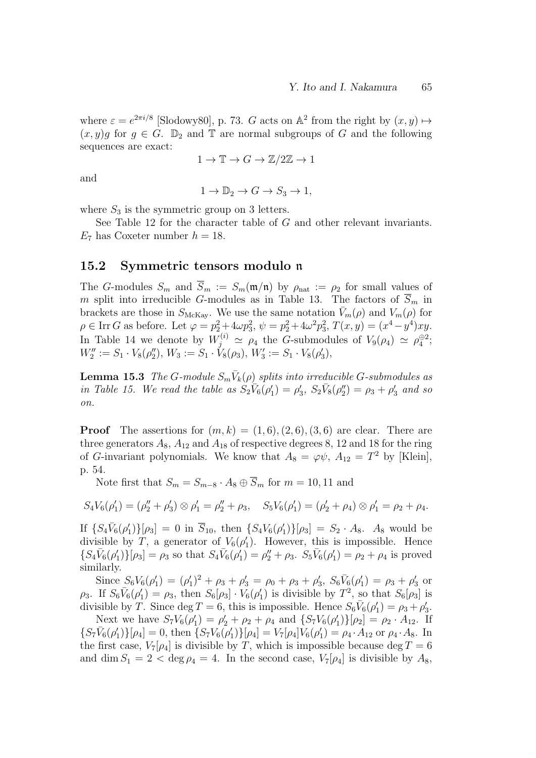where $\varepsilon = e^{2\pi i/8}$ [Slodowy80], p. 73. $G$ acts on $\mathbb{A}^2$ from the right by $(x, y) \mapsto (x, y)g$ for $g \in G$. $\mathbb{D}_2$ and $\mathbb{T}$ are normal subgroups of $G$ and the following sequences are exact:

$$1 \to \mathbb{T} \to G \to \mathbb{Z}/2\mathbb{Z} \to 1$$

and

$$1 \to \mathbb{D}_2 \to G \to S_3 \to 1,$$

where $S_3$ is the symmetric group on 3 letters.

See Table 12 for the character table of $G$ and other relevant invariants. $E_7$ has Coxeter number $h = 18$.

## 15.2 Symmetric tensors modulo $\mathfrak{n}$

The $G$-modules $S_m$ and $\overline{S}_m := S_m(\mathfrak{m}/\mathfrak{n})$ by $\rho_{\mathrm{nat}} := \rho_2$ for small values of $m$ split into irreducible $G$-modules as in Table 13. The factors of $\overline{S}_m$ in brackets are those in $S_{\mathrm{McKay}}$. We use the same notation $\bar{V}_m(\rho)$ and $V_m(\rho)$ for $\rho \in \mathrm{Irr}\, G$ as before. Let $\varphi = p_2^2 + 4\omega p_3^2$, $\psi = p_2^2 + 4\omega^2 p_3^2$, $T(x, y) = (x^4 - y^4)xy$. In Table 14 we denote by $W_j^{(i)} \simeq \rho_4$ the $G$-submodules of $V_9(\rho_4) \simeq \rho_4^{\oplus 2}$; $W_2'' := S_1 \cdot V_8(\rho_2'')$, $W_3 := S_1 \cdot V_8(\rho_3)$, $W_3' := S_1 \cdot V_8(\rho_3')$,

**Lemma 15.3** *The $G$-module $S_m\bar{V}_k(\rho)$ splits into irreducible $G$-submodules as in Table 15. We read the table as $S_2\bar{V}_6(\rho_1') = \rho_3'$, $S_2\bar{V}_8(\rho_2'') = \rho_3 + \rho_3'$ and so on.*

**Proof** The assertions for $(m, k) = (1, 6), (2, 6), (3, 6)$ are clear. There are three generators $A_8$, $A_{12}$ and $A_{18}$ of respective degrees 8, 12 and 18 for the ring of $G$-invariant polynomials. We know that $A_8 = \varphi\psi$, $A_{12} = T^2$ by [Klein], p. 54.

Note first that $S_m = S_{m-8} \cdot A_8 \oplus \overline{S}_m$ for $m = 10, 11$ and

$$S_4V_6(\rho_1') = (\rho_2'' + \rho_3') \otimes \rho_1' = \rho_2'' + \rho_3, \quad S_5V_6(\rho_1') = (\rho_2' + \rho_4) \otimes \rho_1' = \rho_2 + \rho_4.$$

If $\{S_4\bar{V}_6(\rho_1')\}[\rho_3] = 0$ in $\overline{S}_{10}$, then $\{S_4V_6(\rho_1')\}[\rho_3] = S_2 \cdot A_8$. $A_8$ would be divisible by $T$, a generator of $V_6(\rho_1')$. However, this is impossible. Hence $\{S_4\bar{V}_6(\rho_1')\}[\rho_3] = \rho_3$ so that $S_4\bar{V}_6(\rho_1') = \rho_2'' + \rho_3$. $S_5\bar{V}_6(\rho_1') = \rho_2 + \rho_4$ is proved similarly.

Since $S_6V_6(\rho_1') = (\rho_1')^2 + \rho_3 + \rho_3' = \rho_0 + \rho_3 + \rho_3'$, $S_6\bar{V}_6(\rho_1') = \rho_3 + \rho_3'$ or $\rho_3$. If $S_6\bar{V}_6(\rho_1') = \rho_3$, then $S_6[\rho_3] \cdot V_6(\rho_1')$ is divisible by $T^2$, so that $S_6[\rho_3]$ is divisible by $T$. Since $\deg T = 6$, this is impossible. Hence $S_6\bar{V}_6(\rho_1') = \rho_3 + \rho_3'$.

Next we have $S_7V_6(\rho_1') = \rho_2' + \rho_2 + \rho_4$ and $\{S_7V_6(\rho_1')\}[\rho_2] = \rho_2 \cdot A_{12}$. If $\{S_7\bar{V}_6(\rho_1')\}[\rho_4] = 0$, then $\{S_7V_6(\rho_1')\}[\rho_4] = V_7[\rho_4]V_6(\rho_1') = \rho_4 \cdot A_{12}$ or $\rho_4 \cdot A_8$. In the first case, $V_7[\rho_4]$ is divisible by $T$, which is impossible because $\deg T = 6$ and $\dim S_1 = 2 < \deg \rho_4 = 4$. In the second case, $V_7[\rho_4]$ is divisible by $A_8$,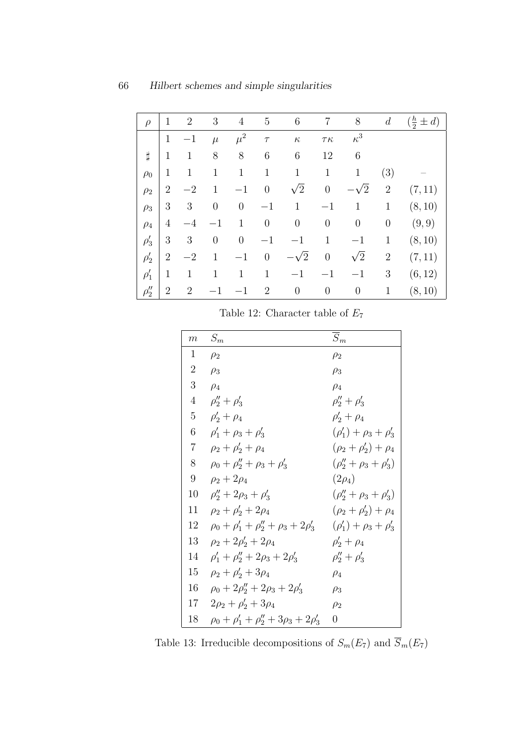| $\rho$ | 1 | 2 | 3 | 4 | 5 | 6 | 7 | 8 | $d$ | $(\frac{h}{2} \pm d)$ |
|---|---|---|---|---|---|---|---|---|---|---|
| | $1$ | $-1$ | $\mu$ | $\mu^2$ | $\tau$ | $\kappa$ | $\tau\kappa$ | $\kappa^3$ | | |
| $\sharp$ | 1 | 1 | 8 | 8 | 6 | 6 | 12 | 6 | | |
| $\rho_0$ | 1 | 1 | 1 | 1 | 1 | 1 | 1 | 1 | (3) | – |
| $\rho_2$ | 2 | $-2$ | 1 | $-1$ | 0 | $\sqrt{2}$ | 0 | $-\sqrt{2}$ | 2 | $(7,11)$ |
| $\rho_3$ | 3 | 3 | 0 | 0 | $-1$ | 1 | $-1$ | 1 | 1 | $(8,10)$ |
| $\rho_4$ | 4 | $-4$ | $-1$ | 1 | 0 | 0 | 0 | 0 | 0 | $(9,9)$ |
| $\rho_3'$ | 3 | 3 | 0 | 0 | $-1$ | $-1$ | 1 | $-1$ | 1 | $(8,10)$ |
| $\rho_2'$ | 2 | $-2$ | 1 | $-1$ | 0 | $-\sqrt{2}$ | 0 | $\sqrt{2}$ | 2 | $(7,11)$ |
| $\rho_1'$ | 1 | 1 | 1 | 1 | 1 | $-1$ | $-1$ | $-1$ | 3 | $(6,12)$ |
| $\rho_2''$ | 2 | 2 | $-1$ | $-1$ | 2 | 0 | 0 | 0 | 1 | $(8,10)$ |

Table 12: Character table of $E_7$

| $m$ | $S_m$ | $\overline{S}_m$ |
|---|---|---|
| 1 | $\rho_2$ | $\rho_2$ |
| 2 | $\rho_3$ | $\rho_3$ |
| 3 | $\rho_4$ | $\rho_4$ |
| 4 | $\rho_2'' + \rho_3'$ | $\rho_2'' + \rho_3'$ |
| 5 | $\rho_2' + \rho_4$ | $\rho_2' + \rho_4$ |
| 6 | $\rho_1' + \rho_3 + \rho_3'$ | $(\rho_1') + \rho_3 + \rho_3'$ |
| 7 | $\rho_2 + \rho_2' + \rho_4$ | $(\rho_2 + \rho_2') + \rho_4$ |
| 8 | $\rho_0 + \rho_2'' + \rho_3 + \rho_3'$ | $(\rho_2'' + \rho_3 + \rho_3')$ |
| 9 | $\rho_2 + 2\rho_4$ | $(2\rho_4)$ |
| 10 | $\rho_2'' + 2\rho_3 + \rho_3'$ | $(\rho_2'' + \rho_3 + \rho_3')$ |
| 11 | $\rho_2 + \rho_2' + 2\rho_4$ | $(\rho_2 + \rho_2') + \rho_4$ |
| 12 | $\rho_0 + \rho_1' + \rho_2'' + \rho_3 + 2\rho_3'$ | $(\rho_1') + \rho_3 + \rho_3'$ |
| 13 | $\rho_2 + 2\rho_2' + 2\rho_4$ | $\rho_2' + \rho_4$ |
| 14 | $\rho_1' + \rho_2'' + 2\rho_3 + 2\rho_3'$ | $\rho_2'' + \rho_3'$ |
| 15 | $\rho_2 + \rho_2' + 3\rho_4$ | $\rho_4$ |
| 16 | $\rho_0 + 2\rho_2'' + 2\rho_3 + 2\rho_3'$ | $\rho_3$ |
| 17 | $2\rho_2 + \rho_2' + 3\rho_4$ | $\rho_2$ |
| 18 | $\rho_0 + \rho_1' + \rho_2'' + 3\rho_3 + 2\rho_3'$ | $0$ |

Table 13: Irreducible decompositions of $S_m(E_7)$ and $\overline{S}_m(E_7)$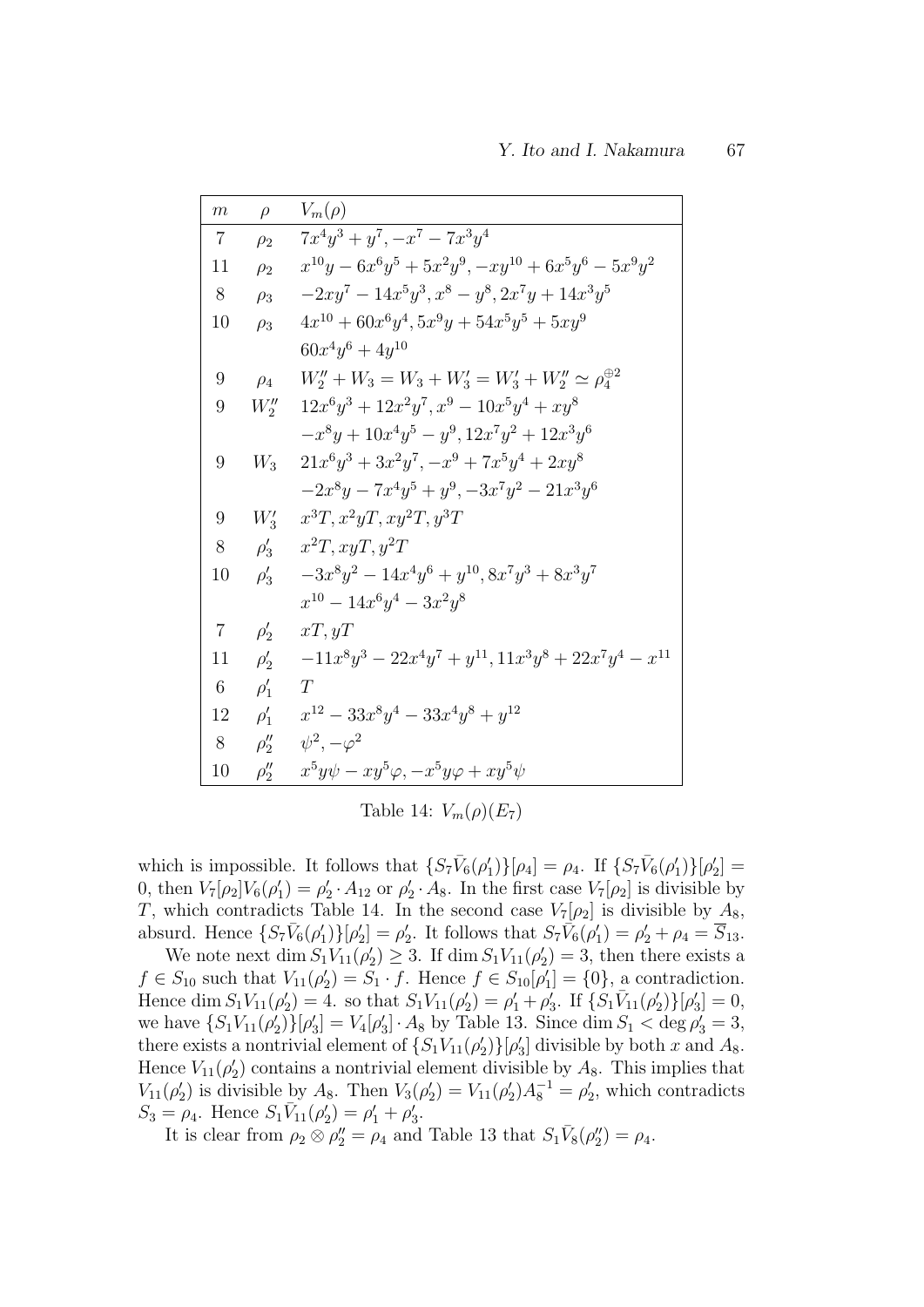| $m$ | $\rho$ | $V_m(\rho)$ |
|---|---|---|
| 7 | $\rho_2$ | $7x^4y^3+y^7, -x^7-7x^3y^4$ |
| 11 | $\rho_2$ | $x^{10}y-6x^6y^5+5x^2y^9, -xy^{10}+6x^5y^6-5x^9y^2$ |
| 8 | $\rho_3$ | $-2xy^7-14x^5y^3, x^8-y^8, 2x^7y+14x^3y^5$ |
| 10 | $\rho_3$ | $4x^{10}+60x^6y^4, 5x^9y+54x^5y^5+5xy^9$ |
| | | $60x^4y^6+4y^{10}$ |
| 9 | $\rho_4$ | $W_2''+W_3=W_3+W_3'=W_3'+W_2''\simeq\rho_4^{\oplus 2}$ |
| 9 | $W_2''$ | $12x^6y^3+12x^2y^7, x^9-10x^5y^4+xy^8$ |
| | | $-x^8y+10x^4y^5-y^9, 12x^7y^2+12x^3y^6$ |
| 9 | $W_3$ | $21x^6y^3+3x^2y^7, -x^9+7x^5y^4+2xy^8$ |
| | | $-2x^8y-7x^4y^5+y^9, -3x^7y^2-21x^3y^6$ |
| 9 | $W_3'$ | $x^3T, x^2yT, xy^2T, y^3T$ |
| 8 | $\rho_3'$ | $x^2T, xyT, y^2T$ |
| 10 | $\rho_3'$ | $-3x^8y^2-14x^4y^6+y^{10}, 8x^7y^3+8x^3y^7$ |
| | | $x^{10}-14x^6y^4-3x^2y^8$ |
| 7 | $\rho_2'$ | $xT, yT$ |
| 11 | $\rho_2'$ | $-11x^8y^3-22x^4y^7+y^{11}, 11x^3y^8+22x^7y^4-x^{11}$ |
| 6 | $\rho_1'$ | $T$ |
| 12 | $\rho_1'$ | $x^{12}-33x^8y^4-33x^4y^8+y^{12}$ |
| 8 | $\rho_2''$ | $\psi^2, -\varphi^2$ |
| 10 | $\rho_2''$ | $x^5y\psi-xy^5\varphi, -x^5y\varphi+xy^5\psi$ |

Table 14: $V_m(\rho)(E_7)$

which is impossible. It follows that $\{S_7\bar{V}_6(\rho_1')\}[\rho_4]=\rho_4$. If $\{S_7\bar{V}_6(\rho_1')\}[\rho_2']=0$, then $V_7[\rho_2]V_6(\rho_1')=\rho_2'\cdot A_{12}$ or $\rho_2'\cdot A_8$. In the first case $V_7[\rho_2]$ is divisible by $T$, which contradicts Table 14. In the second case $V_7[\rho_2]$ is divisible by $A_8$, absurd. Hence $\{S_7\bar{V}_6(\rho_1')\}[\rho_2']=\rho_2'$. It follows that $S_7\bar{V}_6(\rho_1')=\rho_2'+\rho_4=\overline{S}_{13}$.

We note next $\dim S_1V_{11}(\rho_2')\geq 3$. If $\dim S_1V_{11}(\rho_2')=3$, then there exists a $f\in S_{10}$ such that $V_{11}(\rho_2')=S_1\cdot f$. Hence $f\in S_{10}[\rho_1']=\{0\}$, a contradiction. Hence $\dim S_1V_{11}(\rho_2')=4$. so that $S_1V_{11}(\rho_2')=\rho_1'+\rho_3'$. If $\{S_1\bar{V}_{11}(\rho_2')\}[\rho_3']=0$, we have $\{S_1V_{11}(\rho_2')\}[\rho_3']=V_4[\rho_3']\cdot A_8$ by Table 13. Since $\dim S_1<\deg\rho_3'=3$, there exists a nontrivial element of $\{S_1V_{11}(\rho_2')\}[\rho_3']$ divisible by both $x$ and $A_8$. Hence $V_{11}(\rho_2')$ contains a nontrivial element divisible by $A_8$. This implies that $V_{11}(\rho_2')$ is divisible by $A_8$. Then $V_3(\rho_2')=V_{11}(\rho_2')A_8^{-1}=\rho_2'$, which contradicts $S_3=\rho_4$. Hence $S_1\bar{V}_{11}(\rho_2')=\rho_1'+\rho_3'$.

It is clear from $\rho_2\otimes\rho_2''=\rho_4$ and Table 13 that $S_1\bar{V}_8(\rho_2'')=\rho_4$.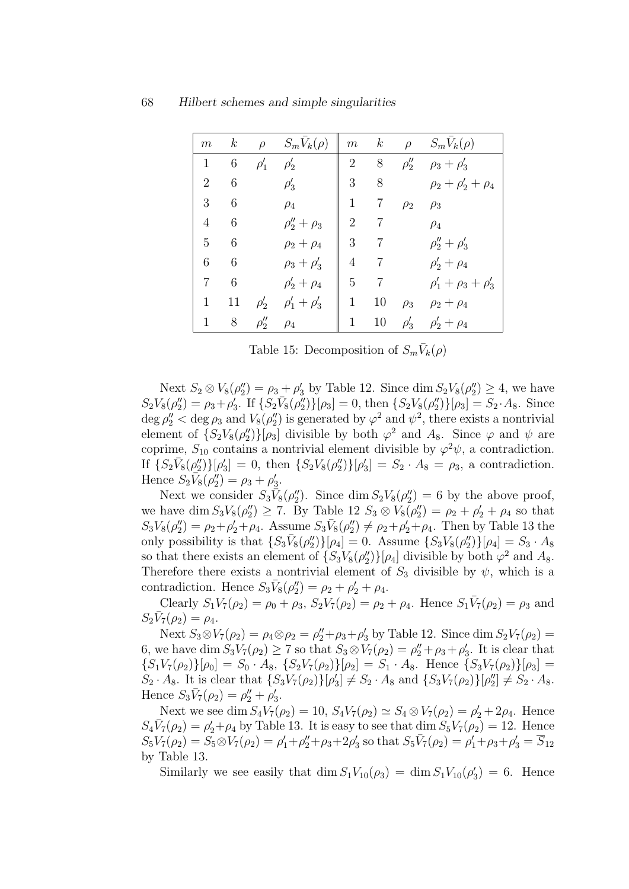| $m$ | $k$ | $\rho$ | $S_m\bar{V}_k(\rho)$ | $m$ | $k$ | $\rho$ | $S_m\bar{V}_k(\rho)$ |
|---|---|---|---|---|---|---|---|
| 1 | 6 | $\rho_1'$ | $\rho_2'$ | 2 | 8 | $\rho_2''$ | $\rho_3+\rho_3'$ |
| 2 | 6 | | $\rho_3'$ | 3 | 8 | | $\rho_2+\rho_2'+\rho_4$ |
| 3 | 6 | | $\rho_4$ | 1 | 7 | $\rho_2$ | $\rho_3$ |
| 4 | 6 | | $\rho_2''+\rho_3$ | 2 | 7 | | $\rho_4$ |
| 5 | 6 | | $\rho_2+\rho_4$ | 3 | 7 | | $\rho_2''+\rho_3'$ |
| 6 | 6 | | $\rho_3+\rho_3'$ | 4 | 7 | | $\rho_2'+\rho_4$ |
| 7 | 6 | | $\rho_2'+\rho_4$ | 5 | 7 | | $\rho_1'+\rho_3+\rho_3'$ |
| 1 | 11 | $\rho_2'$ | $\rho_1'+\rho_3'$ | 1 | 10 | $\rho_3$ | $\rho_2+\rho_4$ |
| 1 | 8 | $\rho_2''$ | $\rho_4$ | 1 | 10 | $\rho_3'$ | $\rho_2'+\rho_4$ |

Table 15: Decomposition of $S_m\bar{V}_k(\rho)$

Next $S_2\otimes V_8(\rho_2'')=\rho_3+\rho_3'$ by Table 12. Since $\dim S_2V_8(\rho_2'')\geq 4$, we have $S_2V_8(\rho_2'')=\rho_3+\rho_3'$. If $\{S_2\bar{V}_8(\rho_2'')\}[\rho_3]=0$, then $\{S_2V_8(\rho_2'')\}[\rho_3]=S_2\cdot A_8$. Since $\deg\rho_2''<\deg\rho_3$ and $V_8(\rho_2'')$ is generated by $\varphi^2$ and $\psi^2$, there exists a nontrivial element of $\{S_2V_8(\rho_2'')\}[\rho_3]$ divisible by both $\varphi^2$ and $A_8$. Since $\varphi$ and $\psi$ are coprime, $S_{10}$ contains a nontrivial element divisible by $\varphi^2\psi$, a contradiction. If $\{S_2\bar{V}_8(\rho_2'')\}[\rho_3']=0$, then $\{S_2V_8(\rho_2'')\}[\rho_3']=S_2\cdot A_8=\rho_3$, a contradiction. Hence $S_2\bar{V}_8(\rho_2'')=\rho_3+\rho_3'$.

Next we consider $S_3\bar{V}_8(\rho_2'')$. Since $\dim S_2V_8(\rho_2'')=6$ by the above proof, we have $\dim S_3V_8(\rho_2'')\geq 7$. By Table 12 $S_3\otimes V_8(\rho_2'')=\rho_2+\rho_2'+\rho_4$ so that $S_3V_8(\rho_2'')=\rho_2+\rho_2'+\rho_4$. Assume $S_3\bar{V}_8(\rho_2'')\neq\rho_2+\rho_2'+\rho_4$. Then by Table 13 the only possibility is that $\{S_3\bar{V}_8(\rho_2'')\}[\rho_4]=0$. Assume $\{S_3V_8(\rho_2'')\}[\rho_4]=S_3\cdot A_8$ so that there exists an element of $\{S_3V_8(\rho_2'')\}[\rho_4]$ divisible by both $\varphi^2$ and $A_8$. Therefore there exists a nontrivial element of $S_3$ divisible by $\psi$, which is a contradiction. Hence $S_3\bar{V}_8(\rho_2'')=\rho_2+\rho_2'+\rho_4$.

Clearly $S_1V_7(\rho_2)=\rho_0+\rho_3$, $S_2V_7(\rho_2)=\rho_2+\rho_4$. Hence $S_1\bar{V}_7(\rho_2)=\rho_3$ and $S_2\bar{V}_7(\rho_2)=\rho_4$.

Next $S_3\otimes V_7(\rho_2)=\rho_4\otimes\rho_2=\rho_2''+\rho_3+\rho_3'$ by Table 12. Since $\dim S_2V_7(\rho_2)=6$, we have $\dim S_3V_7(\rho_2)\geq 7$ so that $S_3\otimes V_7(\rho_2)=\rho_2''+\rho_3+\rho_3'$. It is clear that $\{S_1V_7(\rho_2)\}[\rho_0]=S_0\cdot A_8$, $\{S_2V_7(\rho_2)\}[\rho_2]=S_1\cdot A_8$. Hence $\{S_3V_7(\rho_2)\}[\rho_3]=S_2\cdot A_8$. It is clear that $\{S_3V_7(\rho_2)\}[\rho_3']\neq S_2\cdot A_8$ and $\{S_3V_7(\rho_2)\}[\rho_2'']\neq S_2\cdot A_8$. Hence $S_3\bar{V}_7(\rho_2)=\rho_2''+\rho_3'$.

Next we see $\dim S_4V_7(\rho_2)=10$, $S_4V_7(\rho_2)\simeq S_4\otimes V_7(\rho_2)=\rho_2'+2\rho_4$. Hence $S_4\bar{V}_7(\rho_2)=\rho_2'+\rho_4$ by Table 13. It is easy to see that $\dim S_5V_7(\rho_2)=12$. Hence $S_5V_7(\rho_2)=S_5\otimes V_7(\rho_2)=\rho_1'+\rho_2''+\rho_3+2\rho_3'$ so that $S_5\bar{V}_7(\rho_2)=\rho_1'+\rho_3+\rho_3'=\overline{S}_{12}$ by Table 13.

Similarly we see easily that $\dim S_1V_{10}(\rho_3)=\dim S_1V_{10}(\rho_3')=6$. Hence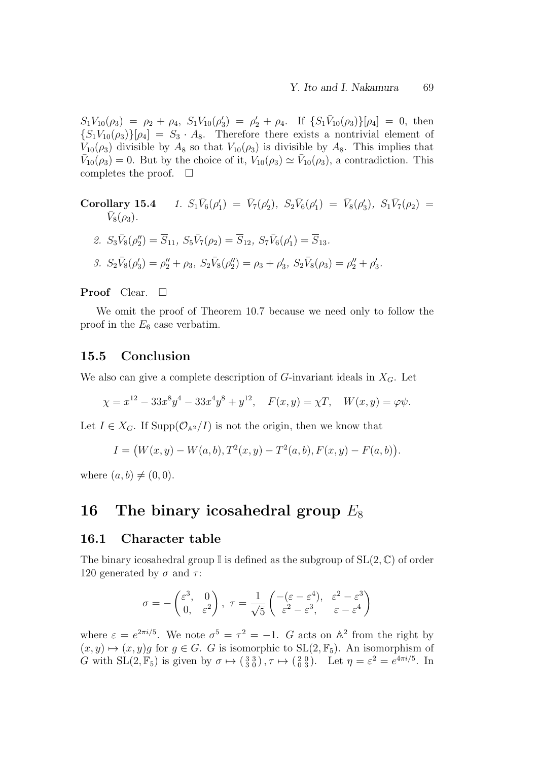$S_1V_{10}(\rho_3) = \rho_2 + \rho_4$, $S_1V_{10}(\rho_3') = \rho_2' + \rho_4$. If $\{S_1\bar{V}_{10}(\rho_3)\}[\rho_4] = 0$, then $\{S_1V_{10}(\rho_3)\}[\rho_4] = S_3 \cdot A_8$. Therefore there exists a nontrivial element of $V_{10}(\rho_3)$ divisible by $A_8$ so that $V_{10}(\rho_3)$ is divisible by $A_8$. This implies that $\bar{V}_{10}(\rho_3) = 0$. But by the choice of it, $V_{10}(\rho_3) \simeq \bar{V}_{10}(\rho_3)$, a contradiction. This completes the proof. $\square$

**Corollary 15.4**

1. $S_1\bar{V}_6(\rho_1') = \bar{V}_7(\rho_2')$, $S_2\bar{V}_6(\rho_1') = \bar{V}_8(\rho_3')$, $S_1\bar{V}_7(\rho_2) = \bar{V}_8(\rho_3)$.
2. $S_3\bar{V}_8(\rho_2'') = \overline{S}_{11}$, $S_5\bar{V}_7(\rho_2) = \overline{S}_{12}$, $S_7\bar{V}_6(\rho_1') = \overline{S}_{13}$.
3. $S_2\bar{V}_8(\rho_3') = \rho_2'' + \rho_3$, $S_2\bar{V}_8(\rho_2'') = \rho_3 + \rho_3'$, $S_2\bar{V}_8(\rho_3) = \rho_2'' + \rho_3'$.

**Proof** Clear. $\square$

We omit the proof of Theorem 10.7 because we need only to follow the proof in the $E_6$ case verbatim.

### 15.5 Conclusion

We also can give a complete description of $G$-invariant ideals in $X_G$. Let

$$\chi = x^{12} - 33x^8y^4 - 33x^4y^8 + y^{12}, \quad F(x,y) = \chi T, \quad W(x,y) = \varphi\psi.$$

Let $I \in X_G$. If $\mathrm{Supp}(\mathcal{O}_{\mathbb{A}^2}/I)$ is not the origin, then we know that

$$I = \big(W(x,y) - W(a,b), T^2(x,y) - T^2(a,b), F(x,y) - F(a,b)\big).$$

where $(a,b) \neq (0,0)$.

## 16 The binary icosahedral group $E_8$

### 16.1 Character table

The binary icosahedral group $\mathbb{I}$ is defined as the subgroup of $\mathrm{SL}(2,\mathbb{C})$ of order 120 generated by $\sigma$ and $\tau$:

$$\sigma = -\begin{pmatrix} \varepsilon^3, & 0 \\ 0, & \varepsilon^2 \end{pmatrix}, \ \tau = \frac{1}{\sqrt{5}}\begin{pmatrix} -(\varepsilon - \varepsilon^4), & \varepsilon^2 - \varepsilon^3 \\ \varepsilon^2 - \varepsilon^3, & \varepsilon - \varepsilon^4 \end{pmatrix}$$

where $\varepsilon = e^{2\pi i/5}$. We note $\sigma^5 = \tau^2 = -1$. $G$ acts on $\mathbb{A}^2$ from the right by $(x,y) \mapsto (x,y)g$ for $g \in G$. $G$ is isomorphic to $\mathrm{SL}(2,\mathbb{F}_5)$. An isomorphism of $G$ with $\mathrm{SL}(2,\mathbb{F}_5)$ is given by $\sigma \mapsto \left(\begin{smallmatrix} 3 & 3 \\ 3 & 0 \end{smallmatrix}\right)$, $\tau \mapsto \left(\begin{smallmatrix} 2 & 0 \\ 0 & 3 \end{smallmatrix}\right)$. Let $\eta = \varepsilon^2 = e^{4\pi i/5}$. In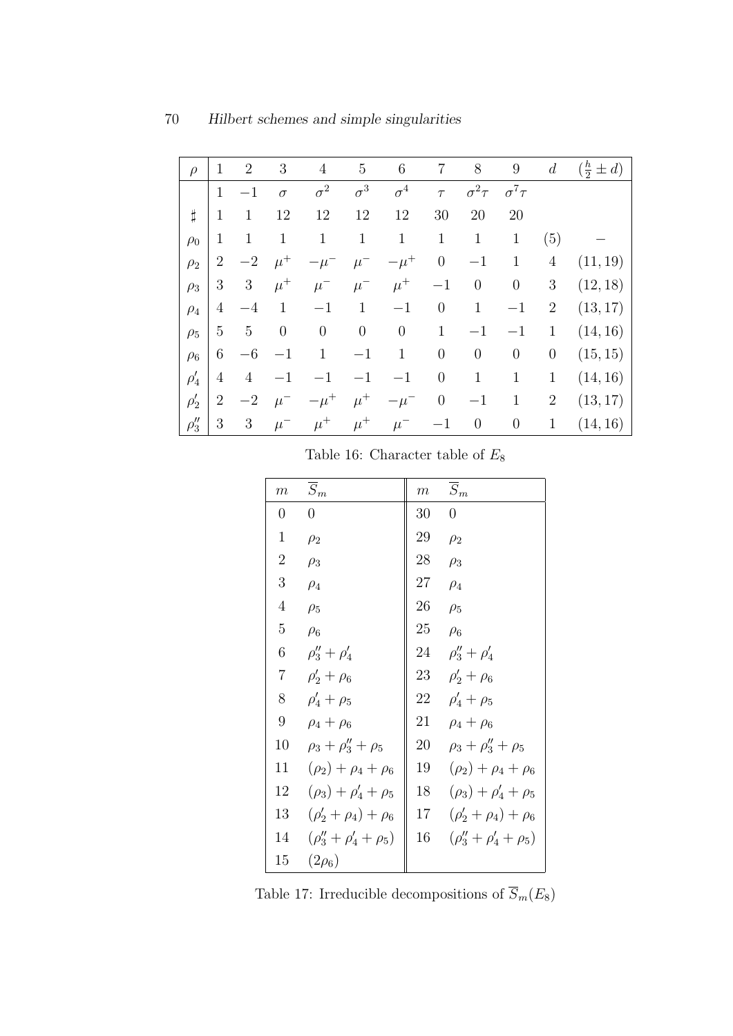| $\rho$ | 1 | 2 | 3 | 4 | 5 | 6 | 7 | 8 | 9 | $d$ | $(\frac{h}{2} \pm d)$ |
|---|---|---|---|---|---|---|---|---|---|---|---|
| | $1$ | $-1$ | $\sigma$ | $\sigma^2$ | $\sigma^3$ | $\sigma^4$ | $\tau$ | $\sigma^2\tau$ | $\sigma^7\tau$ | | |
| $\sharp$ | 1 | 1 | 12 | 12 | 12 | 12 | 30 | 20 | 20 | | |
| $\rho_0$ | 1 | 1 | 1 | 1 | 1 | 1 | 1 | 1 | 1 | (5) | $-$ |
| $\rho_2$ | 2 | $-2$ | $\mu^+$ | $-\mu^-$ | $\mu^-$ | $-\mu^+$ | 0 | $-1$ | 1 | 4 | (11, 19) |
| $\rho_3$ | 3 | 3 | $\mu^+$ | $\mu^-$ | $\mu^-$ | $\mu^+$ | $-1$ | 0 | 0 | 3 | (12, 18) |
| $\rho_4$ | 4 | $-4$ | 1 | $-1$ | 1 | $-1$ | 0 | 1 | $-1$ | 2 | (13, 17) |
| $\rho_5$ | 5 | 5 | 0 | 0 | 0 | 0 | 1 | $-1$ | $-1$ | 1 | (14, 16) |
| $\rho_6$ | 6 | $-6$ | $-1$ | 1 | $-1$ | 1 | 0 | 0 | 0 | 0 | (15, 15) |
| $\rho_4'$ | 4 | 4 | $-1$ | $-1$ | $-1$ | $-1$ | 0 | 1 | 1 | 1 | (14, 16) |
| $\rho_2'$ | 2 | $-2$ | $\mu^-$ | $-\mu^+$ | $\mu^+$ | $-\mu^-$ | 0 | $-1$ | 1 | 2 | (13, 17) |
| $\rho_3''$ | 3 | 3 | $\mu^-$ | $\mu^+$ | $\mu^+$ | $\mu^-$ | $-1$ | 0 | 0 | 1 | (14, 16) |

Table 16: Character table of $E_8$

| $m$ | $\overline{S}_m$ | $m$ | $\overline{S}_m$ |
|---|---|---|---|
| 0 | 0 | 30 | 0 |
| 1 | $\rho_2$ | 29 | $\rho_2$ |
| 2 | $\rho_3$ | 28 | $\rho_3$ |
| 3 | $\rho_4$ | 27 | $\rho_4$ |
| 4 | $\rho_5$ | 26 | $\rho_5$ |
| 5 | $\rho_6$ | 25 | $\rho_6$ |
| 6 | $\rho_3'' + \rho_4'$ | 24 | $\rho_3'' + \rho_4'$ |
| 7 | $\rho_2' + \rho_6$ | 23 | $\rho_2' + \rho_6$ |
| 8 | $\rho_4' + \rho_5$ | 22 | $\rho_4' + \rho_5$ |
| 9 | $\rho_4 + \rho_6$ | 21 | $\rho_4 + \rho_6$ |
| 10 | $\rho_3 + \rho_3'' + \rho_5$ | 20 | $\rho_3 + \rho_3'' + \rho_5$ |
| 11 | $(\rho_2) + \rho_4 + \rho_6$ | 19 | $(\rho_2) + \rho_4 + \rho_6$ |
| 12 | $(\rho_3) + \rho_4' + \rho_5$ | 18 | $(\rho_3) + \rho_4' + \rho_5$ |
| 13 | $(\rho_2' + \rho_4) + \rho_6$ | 17 | $(\rho_2' + \rho_4) + \rho_6$ |
| 14 | $(\rho_3'' + \rho_4' + \rho_5)$ | 16 | $(\rho_3'' + \rho_4' + \rho_5)$ |
| 15 | $(2\rho_6)$ | | |

Table 17: Irreducible decompositions of $\overline{S}_m(E_8)$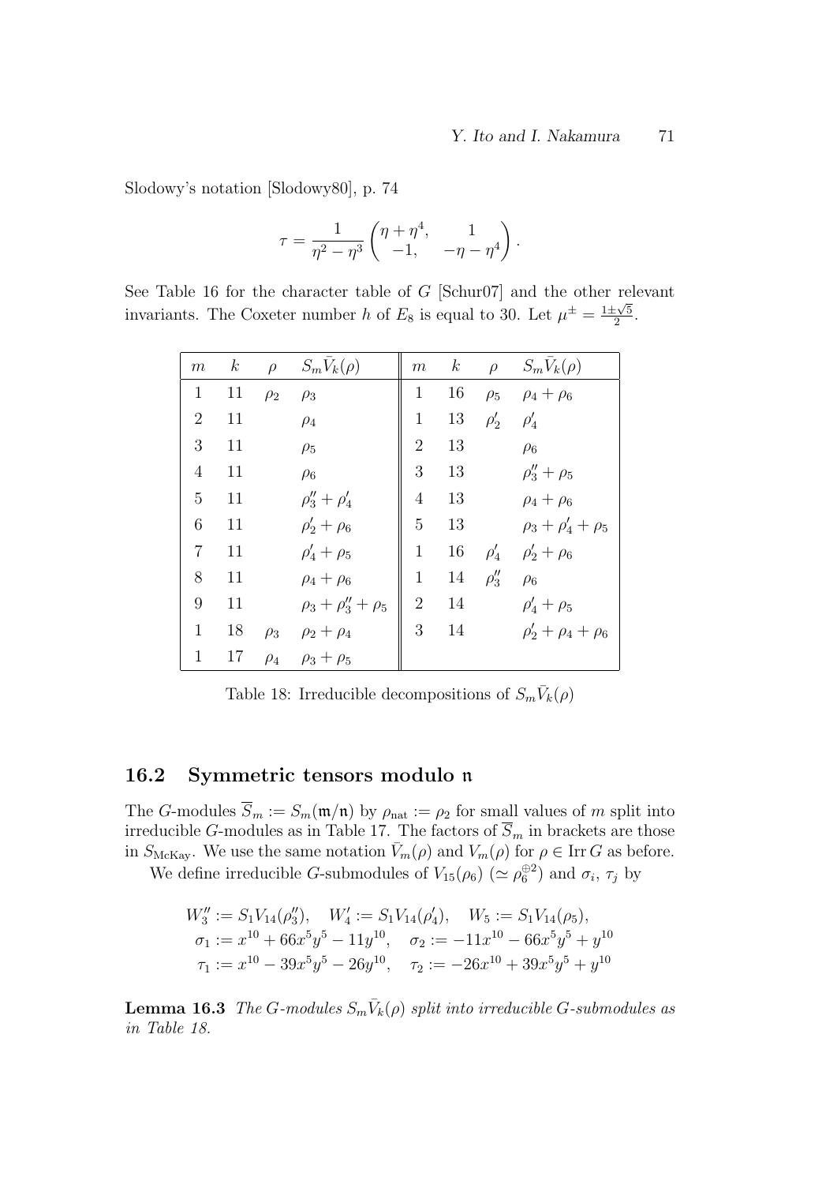Slodowy's notation [Slodowy80], p. 74

$$\tau = \frac{1}{\eta^2 - \eta^3} \begin{pmatrix} \eta + \eta^4, & 1 \\ -1, & -\eta - \eta^4 \end{pmatrix}.$$

See Table 16 for the character table of $G$ [Schur07] and the other relevant invariants. The Coxeter number $h$ of $E_8$ is equal to 30. Let $\mu^{\pm} = \frac{1 \pm \sqrt{5}}{2}$.

| $m$ | $k$ | $\rho$ | $S_m\bar{V}_k(\rho)$ | $m$ | $k$ | $\rho$ | $S_m\bar{V}_k(\rho)$ |
|---|---|---|---|---|---|---|---|
| 1 | 11 | $\rho_2$ | $\rho_3$ | 1 | 16 | $\rho_5$ | $\rho_4 + \rho_6$ |
| 2 | 11 | | $\rho_4$ | 1 | 13 | $\rho_2'$ | $\rho_4'$ |
| 3 | 11 | | $\rho_5$ | 2 | 13 | | $\rho_6$ |
| 4 | 11 | | $\rho_6$ | 3 | 13 | | $\rho_3'' + \rho_5$ |
| 5 | 11 | | $\rho_3'' + \rho_4'$ | 4 | 13 | | $\rho_4 + \rho_6$ |
| 6 | 11 | | $\rho_2' + \rho_6$ | 5 | 13 | | $\rho_3 + \rho_4' + \rho_5$ |
| 7 | 11 | | $\rho_4' + \rho_5$ | 1 | 16 | $\rho_4'$ | $\rho_2' + \rho_6$ |
| 8 | 11 | | $\rho_4 + \rho_6$ | 1 | 14 | $\rho_3''$ | $\rho_6$ |
| 9 | 11 | | $\rho_3 + \rho_3'' + \rho_5$ | 2 | 14 | | $\rho_4' + \rho_5$ |
| 1 | 18 | $\rho_3$ | $\rho_2 + \rho_4$ | 3 | 14 | | $\rho_2' + \rho_4 + \rho_6$ |
| 1 | 17 | $\rho_4$ | $\rho_3 + \rho_5$ | | | | |

Table 18: Irreducible decompositions of $S_m\bar{V}_k(\rho)$

## 16.2 Symmetric tensors modulo $\mathfrak{n}$

The $G$-modules $\overline{S}_m := S_m(\mathfrak{m}/\mathfrak{n})$ by $\rho_{\mathrm{nat}} := \rho_2$ for small values of $m$ split into irreducible $G$-modules as in Table 17. The factors of $\overline{S}_m$ in brackets are those in $S_{\mathrm{McKay}}$. We use the same notation $\bar{V}_m(\rho)$ and $V_m(\rho)$ for $\rho \in \mathrm{Irr}\, G$ as before.

We define irreducible $G$-submodules of $V_{15}(\rho_6)$ ($\simeq \rho_6^{\oplus 2}$) and $\sigma_i$, $\tau_j$ by

$$\begin{aligned}
&W_3'' := S_1V_{14}(\rho_3''), \quad W_4' := S_1V_{14}(\rho_4'), \quad W_5 := S_1V_{14}(\rho_5), \\
&\sigma_1 := x^{10} + 66x^5y^5 - 11y^{10}, \quad \sigma_2 := -11x^{10} - 66x^5y^5 + y^{10} \\
&\tau_1 := x^{10} - 39x^5y^5 - 26y^{10}, \quad \tau_2 := -26x^{10} + 39x^5y^5 + y^{10}
\end{aligned}$$

**Lemma 16.3** *The $G$-modules $S_m\bar{V}_k(\rho)$ split into irreducible $G$-submodules as in Table 18.*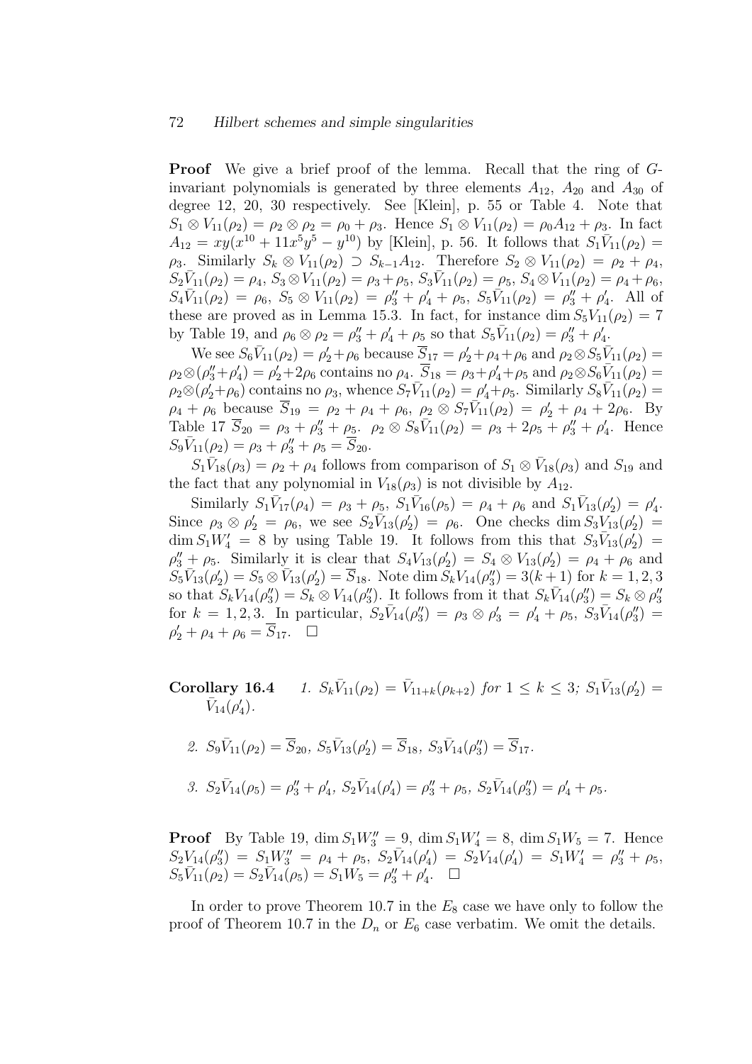**Proof** We give a brief proof of the lemma. Recall that the ring of $G$-invariant polynomials is generated by three elements $A_{12}$, $A_{20}$ and $A_{30}$ of degree 12, 20, 30 respectively. See [Klein], p. 55 or Table 4. Note that $S_1 \otimes V_{11}(\rho_2) = \rho_2 \otimes \rho_2 = \rho_0 + \rho_3$. Hence $S_1 \otimes V_{11}(\rho_2) = \rho_0 A_{12} + \rho_3$. In fact $A_{12} = xy(x^{10} + 11x^5y^5 - y^{10})$ by [Klein], p. 56. It follows that $S_1\bar{V}_{11}(\rho_2) = \rho_3$. Similarly $S_k \otimes V_{11}(\rho_2) \supset S_{k-1}A_{12}$. Therefore $S_2 \otimes V_{11}(\rho_2) = \rho_2 + \rho_4$, $S_2\bar{V}_{11}(\rho_2) = \rho_4$, $S_3 \otimes V_{11}(\rho_2) = \rho_3 + \rho_5$, $S_3\bar{V}_{11}(\rho_2) = \rho_5$, $S_4 \otimes V_{11}(\rho_2) = \rho_4 + \rho_6$, $S_4\bar{V}_{11}(\rho_2) = \rho_6$, $S_5 \otimes V_{11}(\rho_2) = \rho_3'' + \rho_4' + \rho_5$, $S_5\bar{V}_{11}(\rho_2) = \rho_3'' + \rho_4'$. All of these are proved as in Lemma 15.3. In fact, for instance $\dim S_5V_{11}(\rho_2) = 7$ by Table 19, and $\rho_6 \otimes \rho_2 = \rho_3'' + \rho_4' + \rho_5$ so that $S_5\bar{V}_{11}(\rho_2) = \rho_3'' + \rho_4'$.

We see $S_6\bar{V}_{11}(\rho_2) = \rho_2' + \rho_6$ because $\overline{S}_{17} = \rho_2' + \rho_4 + \rho_6$ and $\rho_2 \otimes S_5\bar{V}_{11}(\rho_2) = \rho_2 \otimes (\rho_3'' + \rho_4') = \rho_2' + 2\rho_6$ contains no $\rho_4$. $\overline{S}_{18} = \rho_3 + \rho_4' + \rho_5$ and $\rho_2 \otimes S_6\bar{V}_{11}(\rho_2) = \rho_2 \otimes (\rho_2' + \rho_6)$ contains no $\rho_3$, whence $S_7\bar{V}_{11}(\rho_2) = \rho_4' + \rho_5$. Similarly $S_8\bar{V}_{11}(\rho_2) = \rho_4 + \rho_6$ because $\overline{S}_{19} = \rho_2 + \rho_4 + \rho_6$, $\rho_2 \otimes S_7\bar{V}_{11}(\rho_2) = \rho_2' + \rho_4 + 2\rho_6$. By Table 17 $\overline{S}_{20} = \rho_3 + \rho_3'' + \rho_5$. $\rho_2 \otimes S_8\bar{V}_{11}(\rho_2) = \rho_3 + 2\rho_5 + \rho_3'' + \rho_4'$. Hence $S_9\bar{V}_{11}(\rho_2) = \rho_3 + \rho_3'' + \rho_5 = \overline{S}_{20}$.

$S_1\bar{V}_{18}(\rho_3) = \rho_2 + \rho_4$ follows from comparison of $S_1 \otimes \bar{V}_{18}(\rho_3)$ and $S_{19}$ and the fact that any polynomial in $V_{18}(\rho_3)$ is not divisible by $A_{12}$.

Similarly $S_1\bar{V}_{17}(\rho_4) = \rho_3 + \rho_5$, $S_1\bar{V}_{16}(\rho_5) = \rho_4 + \rho_6$ and $S_1\bar{V}_{13}(\rho_2') = \rho_4'$. Since $\rho_3 \otimes \rho_2' = \rho_6$, we see $S_2\bar{V}_{13}(\rho_2') = \rho_6$. One checks $\dim S_3V_{13}(\rho_2') = \dim S_1W_4' = 8$ by using Table 19. It follows from this that $S_3\bar{V}_{13}(\rho_2') = \rho_3'' + \rho_5$. Similarly it is clear that $S_4V_{13}(\rho_2') = S_4 \otimes V_{13}(\rho_2') = \rho_4 + \rho_6$ and $S_5\bar{V}_{13}(\rho_2') = S_5 \otimes \bar{V}_{13}(\rho_2') = \overline{S}_{18}$. Note $\dim S_kV_{14}(\rho_3'') = 3(k+1)$ for $k = 1, 2, 3$ so that $S_kV_{14}(\rho_3'') = S_k \otimes V_{14}(\rho_3'')$. It follows from it that $S_k\bar{V}_{14}(\rho_3'') = S_k \otimes \rho_3''$ for $k = 1, 2, 3$. In particular, $S_2\bar{V}_{14}(\rho_3'') = \rho_3 \otimes \rho_3' = \rho_4' + \rho_5$, $S_3\bar{V}_{14}(\rho_3'') = \rho_2' + \rho_4 + \rho_6 = \overline{S}_{17}$. $\square$

**Corollary 16.4** *1.* $S_k\bar{V}_{11}(\rho_2) = \bar{V}_{11+k}(\rho_{k+2})$ *for* $1 \leq k \leq 3$*;* $S_1\bar{V}_{13}(\rho_2') = \bar{V}_{14}(\rho_4')$.

*2.* $S_9\bar{V}_{11}(\rho_2) = \overline{S}_{20}$, $S_5\bar{V}_{13}(\rho_2') = \overline{S}_{18}$, $S_3\bar{V}_{14}(\rho_3'') = \overline{S}_{17}$.

*3.* $S_2\bar{V}_{14}(\rho_5) = \rho_3'' + \rho_4'$, $S_2\bar{V}_{14}(\rho_4') = \rho_3'' + \rho_5$, $S_2\bar{V}_{14}(\rho_3'') = \rho_4' + \rho_5$.

**Proof** By Table 19, $\dim S_1W_3'' = 9$, $\dim S_1W_4' = 8$, $\dim S_1W_5 = 7$. Hence $S_2V_{14}(\rho_3'') = S_1W_3'' = \rho_4 + \rho_5$, $S_2\bar{V}_{14}(\rho_4') = S_2V_{14}(\rho_4') = S_1W_4' = \rho_3'' + \rho_5$, $S_5\bar{V}_{11}(\rho_2) = S_2\bar{V}_{14}(\rho_5) = S_1W_5 = \rho_3'' + \rho_4'$. $\square$

In order to prove Theorem 10.7 in the $E_8$ case we have only to follow the proof of Theorem 10.7 in the $D_n$ or $E_6$ case verbatim. We omit the details.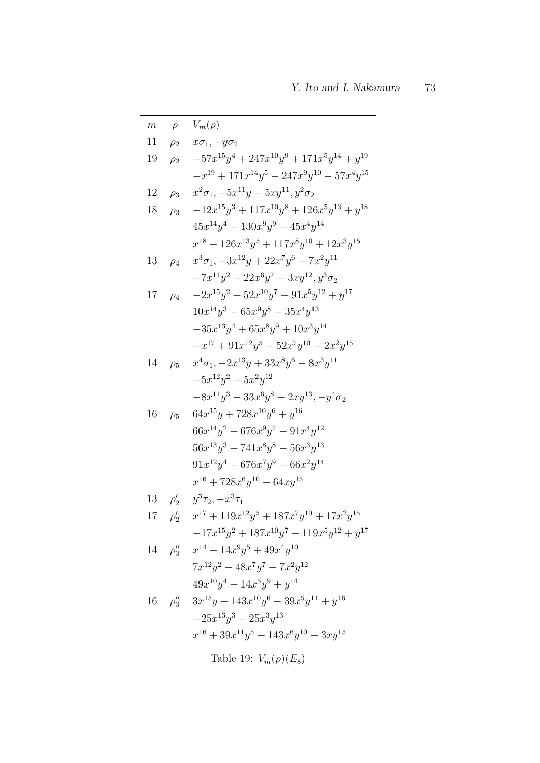| $m$ | $\rho$ | $V_m(\rho)$ |
|---|---|---|
| 11 | $\rho_2$ | $x\sigma_1, -y\sigma_2$ |
| 19 | $\rho_2$ | $-57x^{15}y^4 + 247x^{10}y^9 + 171x^5y^{14} + y^{19}$ |
| | | $-x^{19} + 171x^{14}y^5 - 247x^9y^{10} - 57x^4y^{15}$ |
| 12 | $\rho_3$ | $x^2\sigma_1, -5x^{11}y - 5xy^{11}, y^2\sigma_2$ |
| 18 | $\rho_3$ | $-12x^{15}y^3 + 117x^{10}y^8 + 126x^5y^{13} + y^{18}$ |
| | | $45x^{14}y^4 - 130x^9y^9 - 45x^4y^{14}$ |
| | | $x^{18} - 126x^{13}y^5 + 117x^8y^{10} + 12x^3y^{15}$ |
| 13 | $\rho_4$ | $x^3\sigma_1, -3x^{12}y + 22x^7y^6 - 7x^2y^{11}$ |
| | | $-7x^{11}y^2 - 22x^6y^7 - 3xy^{12}, y^3\sigma_2$ |
| 17 | $\rho_4$ | $-2x^{15}y^2 + 52x^{10}y^7 + 91x^5y^{12} + y^{17}$ |
| | | $10x^{14}y^3 - 65x^9y^8 - 35x^4y^{13}$ |
| | | $-35x^{13}y^4 + 65x^8y^9 + 10x^3y^{14}$ |
| | | $-x^{17} + 91x^{12}y^5 - 52x^7y^{10} - 2x^2y^{15}$ |
| 14 | $\rho_5$ | $x^4\sigma_1, -2x^{13}y + 33x^8y^6 - 8x^3y^{11}$ |
| | | $-5x^{12}y^2 - 5x^2y^{12}$ |
| | | $-8x^{11}y^3 - 33x^6y^8 - 2xy^{13}, -y^4\sigma_2$ |
| 16 | $\rho_5$ | $64x^{15}y + 728x^{10}y^6 + y^{16}$ |
| | | $66x^{14}y^2 + 676x^9y^7 - 91x^4y^{12}$ |
| | | $56x^{13}y^3 + 741x^8y^8 - 56x^3y^{13}$ |
| | | $91x^{12}y^4 + 676x^7y^9 - 66x^2y^{14}$ |
| | | $x^{16} + 728x^6y^{10} - 64xy^{15}$ |
| 13 | $\rho_2'$ | $y^3\tau_2, -x^3\tau_1$ |
| 17 | $\rho_2'$ | $x^{17} + 119x^{12}y^5 + 187x^7y^{10} + 17x^2y^{15}$ |
| | | $-17x^{15}y^2 + 187x^{10}y^7 - 119x^5y^{12} + y^{17}$ |
| 14 | $\rho_3''$ | $x^{14} - 14x^9y^5 + 49x^4y^{10}$ |
| | | $7x^{12}y^2 - 48x^7y^7 - 7x^2y^{12}$ |
| | | $49x^{10}y^4 + 14x^5y^9 + y^{14}$ |
| 16 | $\rho_3''$ | $3x^{15}y - 143x^{10}y^6 - 39x^5y^{11} + y^{16}$ |
| | | $-25x^{13}y^3 - 25x^3y^{13}$ |
| | | $x^{16} + 39x^{11}y^5 - 143x^6y^{10} - 3xy^{15}$ |

Table 19: $V_m(\rho)(E_8)$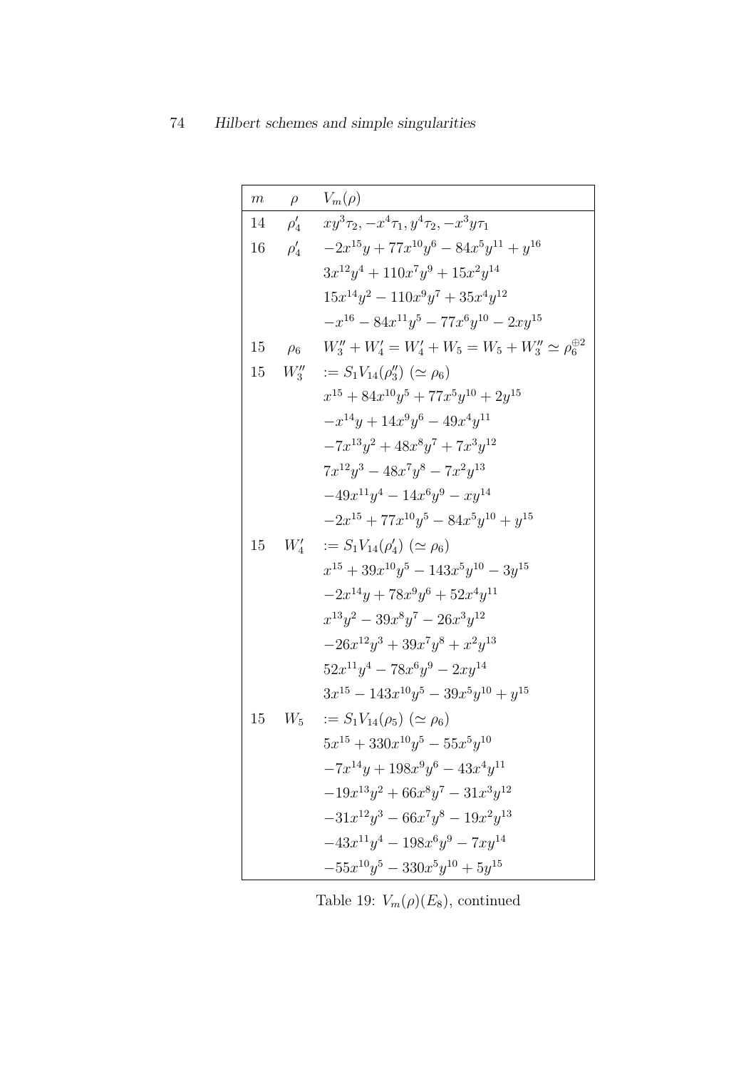| $m$ | $\rho$ | $V_m(\rho)$ |
|---|---|---|
| 14 | $\rho_4'$ | $xy^3\tau_2, -x^4\tau_1, y^4\tau_2, -x^3y\tau_1$ |
| 16 | $\rho_4'$ | $-2x^{15}y + 77x^{10}y^6 - 84x^5y^{11} + y^{16}$ |
| | | $3x^{12}y^4 + 110x^7y^9 + 15x^2y^{14}$ |
| | | $15x^{14}y^2 - 110x^9y^7 + 35x^4y^{12}$ |
| | | $-x^{16} - 84x^{11}y^5 - 77x^6y^{10} - 2xy^{15}$ |
| 15 | $\rho_6$ | $W_3'' + W_4' = W_4' + W_5 = W_5 + W_3'' \simeq \rho_6^{\oplus 2}$ |
| 15 | $W_3''$ | $:= S_1V_{14}(\rho_3'')\ (\simeq \rho_6)$ |
| | | $x^{15} + 84x^{10}y^5 + 77x^5y^{10} + 2y^{15}$ |
| | | $-x^{14}y + 14x^9y^6 - 49x^4y^{11}$ |
| | | $-7x^{13}y^2 + 48x^8y^7 + 7x^3y^{12}$ |
| | | $7x^{12}y^3 - 48x^7y^8 - 7x^2y^{13}$ |
| | | $-49x^{11}y^4 - 14x^6y^9 - xy^{14}$ |
| | | $-2x^{15} + 77x^{10}y^5 - 84x^5y^{10} + y^{15}$ |
| 15 | $W_4'$ | $:= S_1V_{14}(\rho_4')\ (\simeq \rho_6)$ |
| | | $x^{15} + 39x^{10}y^5 - 143x^5y^{10} - 3y^{15}$ |
| | | $-2x^{14}y + 78x^9y^6 + 52x^4y^{11}$ |
| | | $x^{13}y^2 - 39x^8y^7 - 26x^3y^{12}$ |
| | | $-26x^{12}y^3 + 39x^7y^8 + x^2y^{13}$ |
| | | $52x^{11}y^4 - 78x^6y^9 - 2xy^{14}$ |
| | | $3x^{15} - 143x^{10}y^5 - 39x^5y^{10} + y^{15}$ |
| 15 | $W_5$ | $:= S_1V_{14}(\rho_5)\ (\simeq \rho_6)$ |
| | | $5x^{15} + 330x^{10}y^5 - 55x^5y^{10}$ |
| | | $-7x^{14}y + 198x^9y^6 - 43x^4y^{11}$ |
| | | $-19x^{13}y^2 + 66x^8y^7 - 31x^3y^{12}$ |
| | | $-31x^{12}y^3 - 66x^7y^8 - 19x^2y^{13}$ |
| | | $-43x^{11}y^4 - 198x^6y^9 - 7xy^{14}$ |
| | | $-55x^{10}y^5 - 330x^5y^{10} + 5y^{15}$ |

Table 19: $V_m(\rho)(E_8)$, continued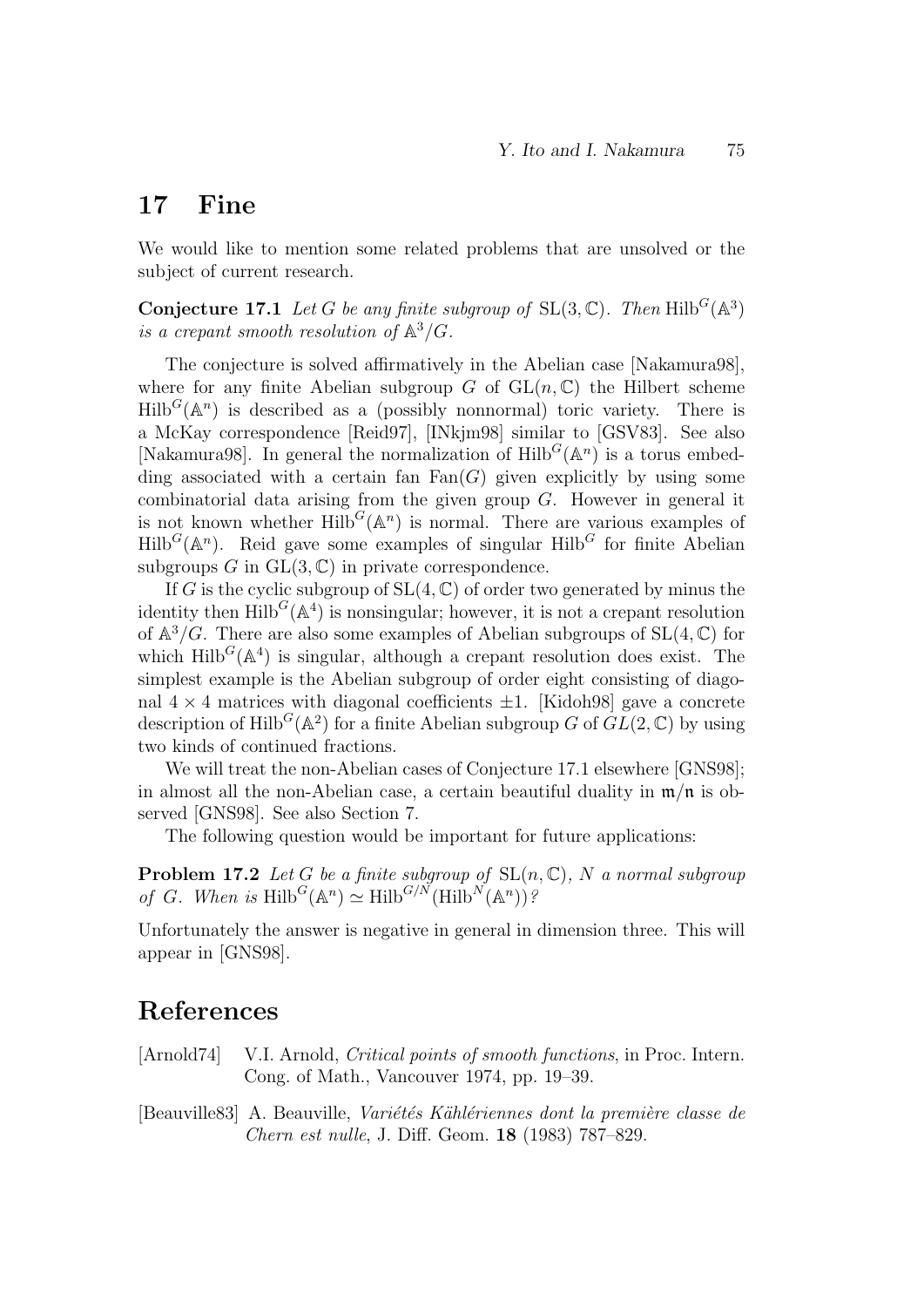## 17 Fine

We would like to mention some related problems that are unsolved or the subject of current research.

**Conjecture 17.1** *Let $G$ be any finite subgroup of $\mathrm{SL}(3, \mathbb{C})$. Then $\mathrm{Hilb}^G(\mathbb{A}^3)$ is a crepant smooth resolution of $\mathbb{A}^3/G$.*

The conjecture is solved affirmatively in the Abelian case [Nakamura98], where for any finite Abelian subgroup $G$ of $\mathrm{GL}(n, \mathbb{C})$ the Hilbert scheme $\mathrm{Hilb}^G(\mathbb{A}^n)$ is described as a (possibly nonnormal) toric variety. There is a McKay correspondence [Reid97], [INkjm98] similar to [GSV83]. See also [Nakamura98]. In general the normalization of $\mathrm{Hilb}^G(\mathbb{A}^n)$ is a torus embedding associated with a certain fan $\mathrm{Fan}(G)$ given explicitly by using some combinatorial data arising from the given group $G$. However in general it is not known whether $\mathrm{Hilb}^G(\mathbb{A}^n)$ is normal. There are various examples of $\mathrm{Hilb}^G(\mathbb{A}^n)$. Reid gave some examples of singular $\mathrm{Hilb}^G$ for finite Abelian subgroups $G$ in $\mathrm{GL}(3, \mathbb{C})$ in private correspondence.

If $G$ is the cyclic subgroup of $\mathrm{SL}(4, \mathbb{C})$ of order two generated by minus the identity then $\mathrm{Hilb}^G(\mathbb{A}^4)$ is nonsingular; however, it is not a crepant resolution of $\mathbb{A}^3/G$. There are also some examples of Abelian subgroups of $\mathrm{SL}(4, \mathbb{C})$ for which $\mathrm{Hilb}^G(\mathbb{A}^4)$ is singular, although a crepant resolution does exist. The simplest example is the Abelian subgroup of order eight consisting of diagonal $4 \times 4$ matrices with diagonal coefficients $\pm 1$. [Kidoh98] gave a concrete description of $\mathrm{Hilb}^G(\mathbb{A}^2)$ for a finite Abelian subgroup $G$ of $GL(2, \mathbb{C})$ by using two kinds of continued fractions.

We will treat the non-Abelian cases of Conjecture 17.1 elsewhere [GNS98]; in almost all the non-Abelian case, a certain beautiful duality in $\mathfrak{m}/\mathfrak{n}$ is observed [GNS98]. See also Section 7.

The following question would be important for future applications:

**Problem 17.2** *Let $G$ be a finite subgroup of $\mathrm{SL}(n, \mathbb{C})$, $N$ a normal subgroup of $G$. When is $\mathrm{Hilb}^G(\mathbb{A}^n) \simeq \mathrm{Hilb}^{G/N}(\mathrm{Hilb}^N(\mathbb{A}^n))$?*

Unfortunately the answer is negative in general in dimension three. This will appear in [GNS98].

## References

[Arnold74] V.I. Arnold, *Critical points of smooth functions*, in Proc. Intern. Cong. of Math., Vancouver 1974, pp. 19–39.

[Beauville83] A. Beauville, *Variétés Kählériennes dont la première classe de Chern est nulle*, J. Diff. Geom. **18** (1983) 787–829.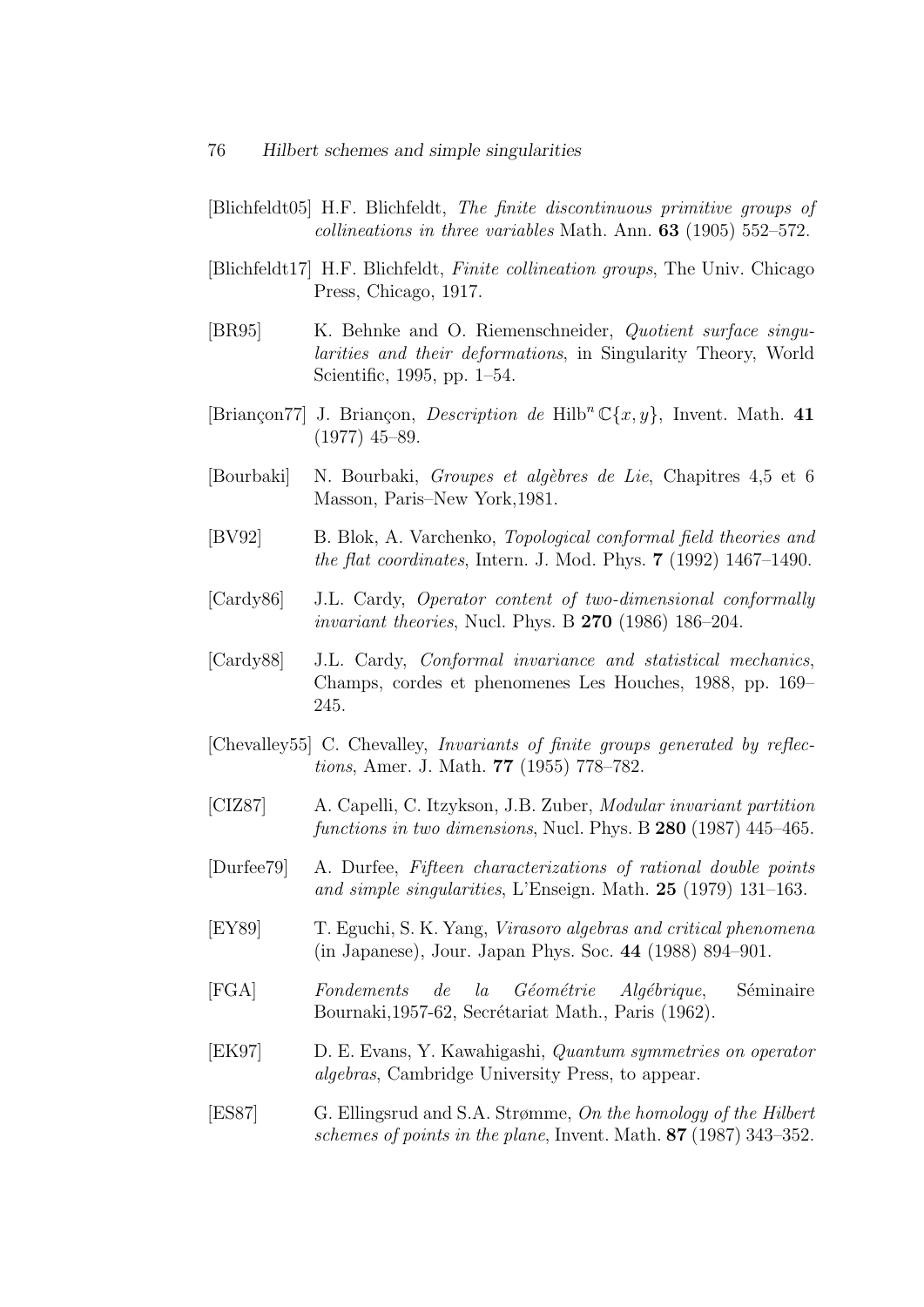[Blichfeldt05] H.F. Blichfeldt, *The finite discontinuous primitive groups of collineations in three variables* Math. Ann. **63** (1905) 552–572.

[Blichfeldt17] H.F. Blichfeldt, *Finite collineation groups*, The Univ. Chicago Press, Chicago, 1917.

[BR95] K. Behnke and O. Riemenschneider, *Quotient surface singularities and their deformations*, in Singularity Theory, World Scientific, 1995, pp. 1–54.

[Briançon77] J. Briançon, *Description de* $\mathrm{Hilb}^n\,\mathbb{C}\{x,y\}$, Invent. Math. **41** (1977) 45–89.

[Bourbaki] N. Bourbaki, *Groupes et algèbres de Lie*, Chapitres 4,5 et 6 Masson, Paris–New York,1981.

[BV92] B. Blok, A. Varchenko, *Topological conformal field theories and the flat coordinates*, Intern. J. Mod. Phys. **7** (1992) 1467–1490.

[Cardy86] J.L. Cardy, *Operator content of two-dimensional conformally invariant theories*, Nucl. Phys. B **270** (1986) 186–204.

[Cardy88] J.L. Cardy, *Conformal invariance and statistical mechanics*, Champs, cordes et phenomenes Les Houches, 1988, pp. 169–245.

[Chevalley55] C. Chevalley, *Invariants of finite groups generated by reflections*, Amer. J. Math. **77** (1955) 778–782.

[CIZ87] A. Capelli, C. Itzykson, J.B. Zuber, *Modular invariant partition functions in two dimensions*, Nucl. Phys. B **280** (1987) 445–465.

[Durfee79] A. Durfee, *Fifteen characterizations of rational double points and simple singularities*, L'Enseign. Math. **25** (1979) 131–163.

[EY89] T. Eguchi, S. K. Yang, *Virasoro algebras and critical phenomena* (in Japanese), Jour. Japan Phys. Soc. **44** (1988) 894–901.

[FGA] *Fondements de la Géométrie Algébrique*, Séminaire Bournaki,1957-62, Secrétariat Math., Paris (1962).

[EK97] D. E. Evans, Y. Kawahigashi, *Quantum symmetries on operator algebras*, Cambridge University Press, to appear.

[ES87] G. Ellingsrud and S.A. Strømme, *On the homology of the Hilbert schemes of points in the plane*, Invent. Math. **87** (1987) 343–352.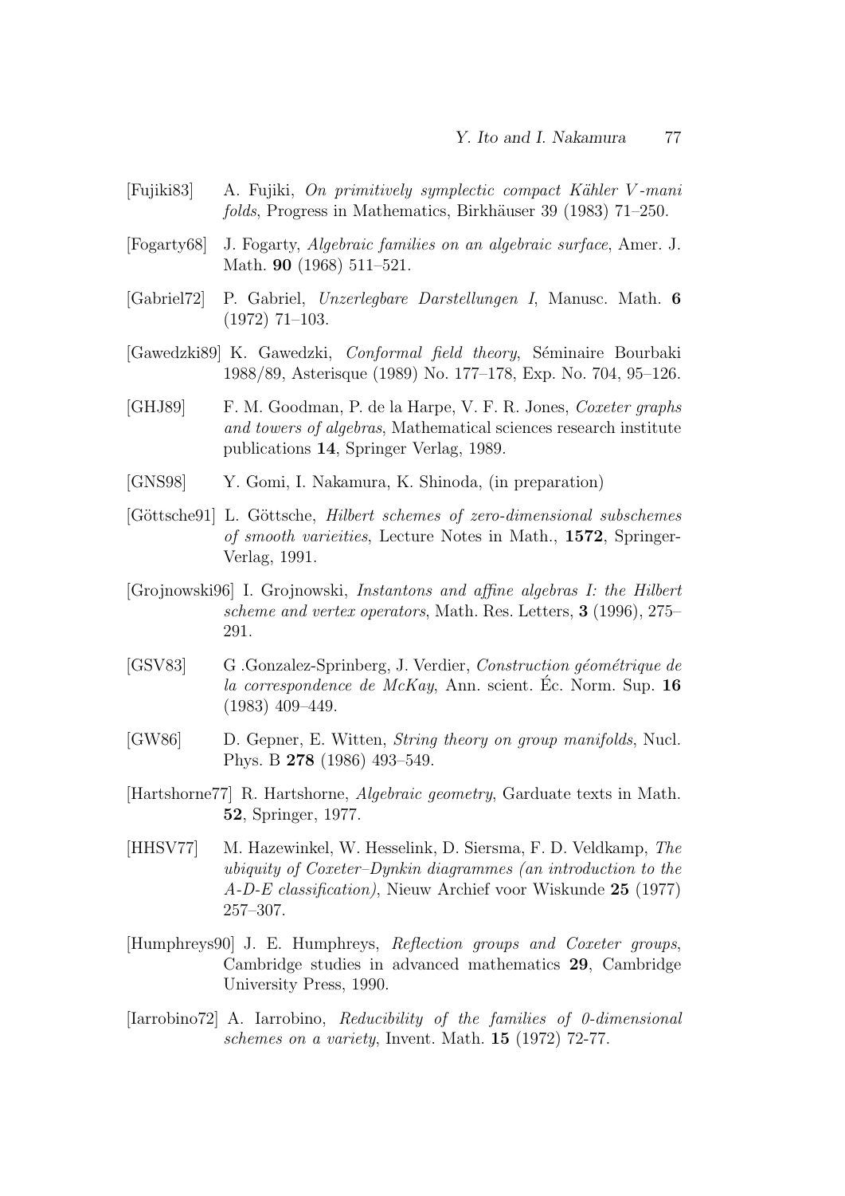[Fujiki83] A. Fujiki, *On primitively symplectic compact Kähler V-mani folds*, Progress in Mathematics, Birkhäuser 39 (1983) 71–250.

[Fogarty68] J. Fogarty, *Algebraic families on an algebraic surface*, Amer. J. Math. **90** (1968) 511–521.

[Gabriel72] P. Gabriel, *Unzerlegbare Darstellungen I*, Manusc. Math. **6** (1972) 71–103.

[Gawedzki89] K. Gawedzki, *Conformal field theory*, Séminaire Bourbaki 1988/89, Asterisque (1989) No. 177–178, Exp. No. 704, 95–126.

[GHJ89] F. M. Goodman, P. de la Harpe, V. F. R. Jones, *Coxeter graphs and towers of algebras*, Mathematical sciences research institute publications **14**, Springer Verlag, 1989.

[GNS98] Y. Gomi, I. Nakamura, K. Shinoda, (in preparation)

[Göttsche91] L. Göttsche, *Hilbert schemes of zero-dimensional subschemes of smooth varieities*, Lecture Notes in Math., **1572**, Springer-Verlag, 1991.

[Grojnowski96] I. Grojnowski, *Instantons and affine algebras I: the Hilbert scheme and vertex operators*, Math. Res. Letters, **3** (1996), 275–291.

[GSV83] G .Gonzalez-Sprinberg, J. Verdier, *Construction géométrique de la correspondence de McKay*, Ann. scient. Éc. Norm. Sup. **16** (1983) 409–449.

[GW86] D. Gepner, E. Witten, *String theory on group manifolds*, Nucl. Phys. B **278** (1986) 493–549.

[Hartshorne77] R. Hartshorne, *Algebraic geometry*, Garduate texts in Math. **52**, Springer, 1977.

[HHSV77] M. Hazewinkel, W. Hesselink, D. Siersma, F. D. Veldkamp, *The ubiquity of Coxeter–Dynkin diagrammes (an introduction to the A-D-E classification)*, Nieuw Archief voor Wiskunde **25** (1977) 257–307.

[Humphreys90] J. E. Humphreys, *Reflection groups and Coxeter groups*, Cambridge studies in advanced mathematics **29**, Cambridge University Press, 1990.

[Iarrobino72] A. Iarrobino, *Reducibility of the families of 0-dimensional schemes on a variety*, Invent. Math. **15** (1972) 72-77.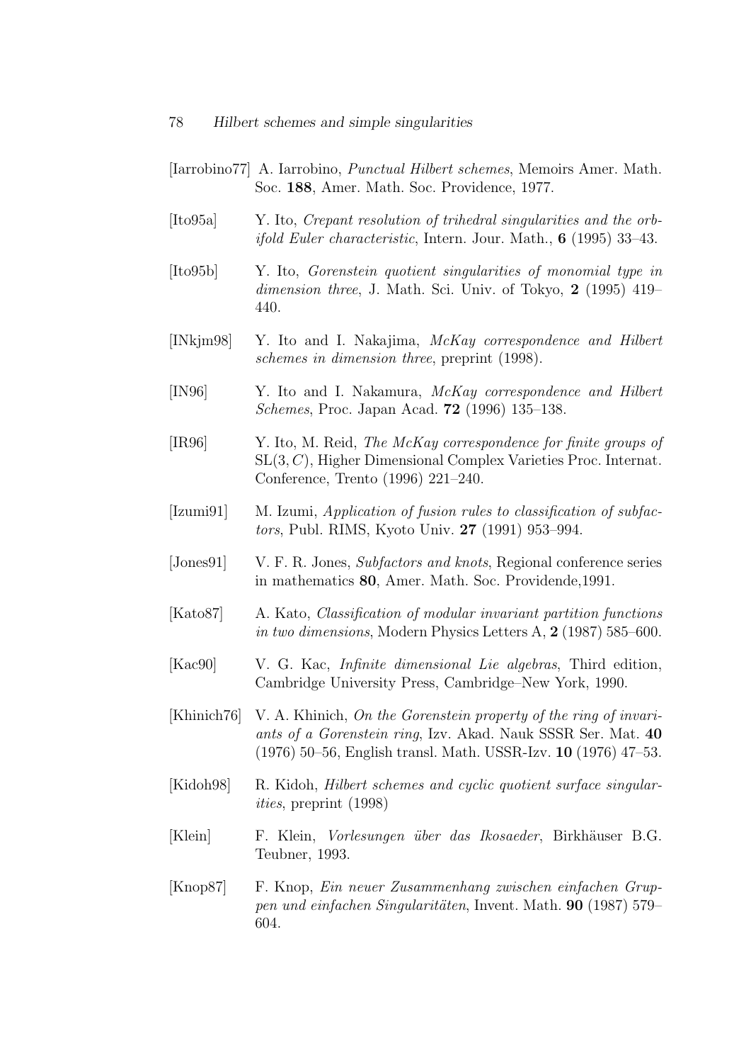[Iarrobino77] A. Iarrobino, *Punctual Hilbert schemes*, Memoirs Amer. Math. Soc. **188**, Amer. Math. Soc. Providence, 1977.

[Ito95a] Y. Ito, *Crepant resolution of trihedral singularities and the orbifold Euler characteristic*, Intern. Jour. Math., **6** (1995) 33–43.

[Ito95b] Y. Ito, *Gorenstein quotient singularities of monomial type in dimension three*, J. Math. Sci. Univ. of Tokyo, **2** (1995) 419–440.

[INkjm98] Y. Ito and I. Nakajima, *McKay correspondence and Hilbert schemes in dimension three*, preprint (1998).

[IN96] Y. Ito and I. Nakamura, *McKay correspondence and Hilbert Schemes*, Proc. Japan Acad. **72** (1996) 135–138.

[IR96] Y. Ito, M. Reid, *The McKay correspondence for finite groups of* $\mathrm{SL}(3, C)$, Higher Dimensional Complex Varieties Proc. Internat. Conference, Trento (1996) 221–240.

[Izumi91] M. Izumi, *Application of fusion rules to classification of subfactors*, Publ. RIMS, Kyoto Univ. **27** (1991) 953–994.

[Jones91] V. F. R. Jones, *Subfactors and knots*, Regional conference series in mathematics **80**, Amer. Math. Soc. Providende,1991.

[Kato87] A. Kato, *Classification of modular invariant partition functions in two dimensions*, Modern Physics Letters A, **2** (1987) 585–600.

[Kac90] V. G. Kac, *Infinite dimensional Lie algebras*, Third edition, Cambridge University Press, Cambridge–New York, 1990.

[Khinich76] V. A. Khinich, *On the Gorenstein property of the ring of invariants of a Gorenstein ring*, Izv. Akad. Nauk SSSR Ser. Mat. **40** (1976) 50–56, English transl. Math. USSR-Izv. **10** (1976) 47–53.

[Kidoh98] R. Kidoh, *Hilbert schemes and cyclic quotient surface singularities*, preprint (1998)

[Klein] F. Klein, *Vorlesungen über das Ikosaeder*, Birkhäuser B.G. Teubner, 1993.

[Knop87] F. Knop, *Ein neuer Zusammenhang zwischen einfachen Gruppen und einfachen Singularitäten*, Invent. Math. **90** (1987) 579–604.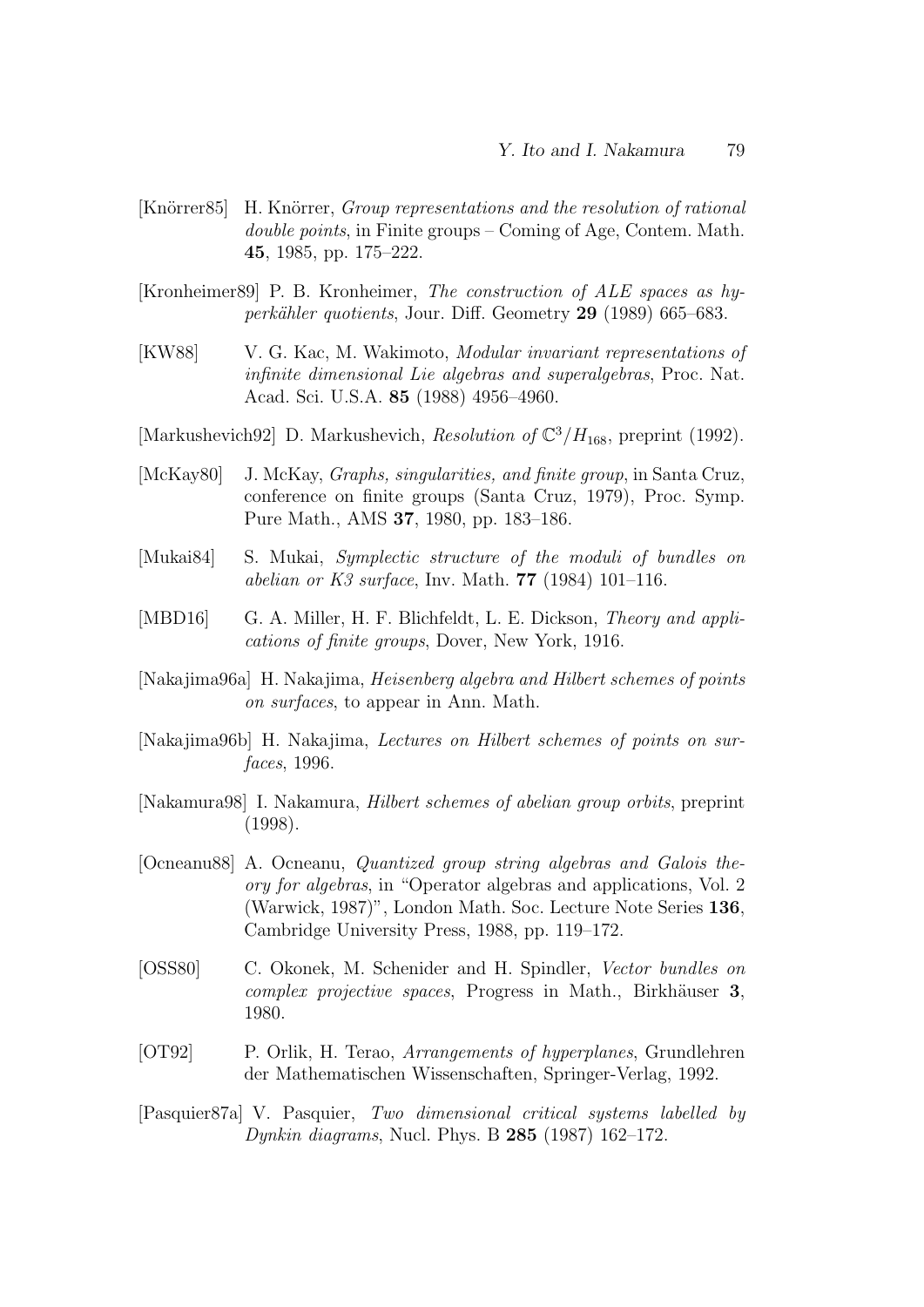[Knörrer85] H. Knörrer, *Group representations and the resolution of rational double points*, in Finite groups – Coming of Age, Contem. Math. **45**, 1985, pp. 175–222.

[Kronheimer89] P. B. Kronheimer, *The construction of ALE spaces as hyperkähler quotients*, Jour. Diff. Geometry **29** (1989) 665–683.

[KW88] V. G. Kac, M. Wakimoto, *Modular invariant representations of infinite dimensional Lie algebras and superalgebras*, Proc. Nat. Acad. Sci. U.S.A. **85** (1988) 4956–4960.

[Markushevich92] D. Markushevich, *Resolution of* $\mathbb{C}^3/H_{168}$, preprint (1992).

[McKay80] J. McKay, *Graphs, singularities, and finite group*, in Santa Cruz, conference on finite groups (Santa Cruz, 1979), Proc. Symp. Pure Math., AMS **37**, 1980, pp. 183–186.

[Mukai84] S. Mukai, *Symplectic structure of the moduli of bundles on abelian or K3 surface*, Inv. Math. **77** (1984) 101–116.

[MBD16] G. A. Miller, H. F. Blichfeldt, L. E. Dickson, *Theory and applications of finite groups*, Dover, New York, 1916.

[Nakajima96a] H. Nakajima, *Heisenberg algebra and Hilbert schemes of points on surfaces*, to appear in Ann. Math.

[Nakajima96b] H. Nakajima, *Lectures on Hilbert schemes of points on surfaces*, 1996.

[Nakamura98] I. Nakamura, *Hilbert schemes of abelian group orbits*, preprint (1998).

[Ocneanu88] A. Ocneanu, *Quantized group string algebras and Galois theory for algebras*, in "Operator algebras and applications, Vol. 2 (Warwick, 1987)", London Math. Soc. Lecture Note Series **136**, Cambridge University Press, 1988, pp. 119–172.

[OSS80] C. Okonek, M. Schenider and H. Spindler, *Vector bundles on complex projective spaces*, Progress in Math., Birkhäuser **3**, 1980.

[OT92] P. Orlik, H. Terao, *Arrangements of hyperplanes*, Grundlehren der Mathematischen Wissenschaften, Springer-Verlag, 1992.

[Pasquier87a] V. Pasquier, *Two dimensional critical systems labelled by Dynkin diagrams*, Nucl. Phys. B **285** (1987) 162–172.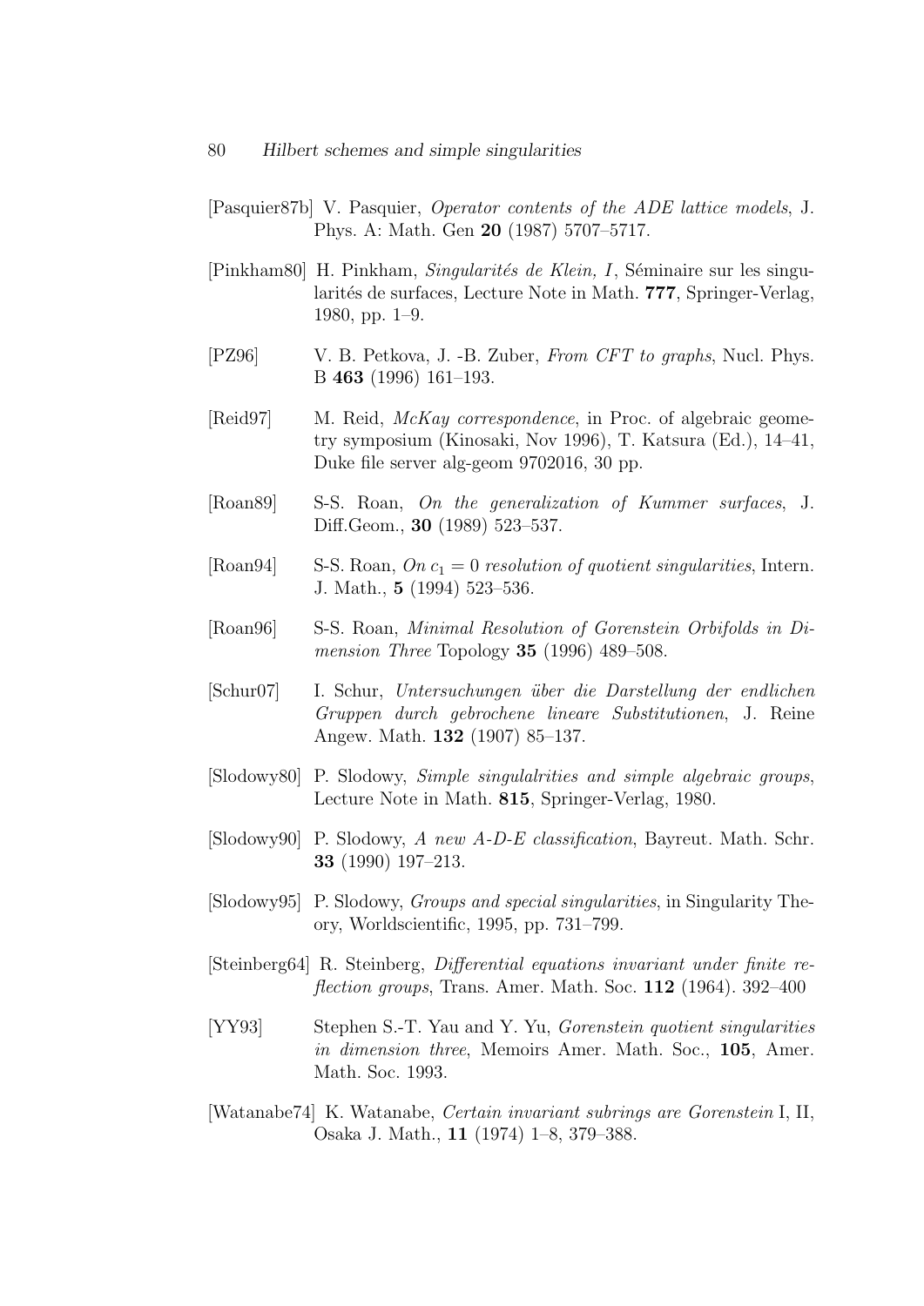[Pasquier87b] V. Pasquier, *Operator contents of the ADE lattice models*, J. Phys. A: Math. Gen **20** (1987) 5707–5717.

[Pinkham80] H. Pinkham, *Singularités de Klein, I*, Séminaire sur les singularités de surfaces, Lecture Note in Math. **777**, Springer-Verlag, 1980, pp. 1–9.

[PZ96] V. B. Petkova, J. -B. Zuber, *From CFT to graphs*, Nucl. Phys. B **463** (1996) 161–193.

[Reid97] M. Reid, *McKay correspondence*, in Proc. of algebraic geometry symposium (Kinosaki, Nov 1996), T. Katsura (Ed.), 14–41, Duke file server alg-geom 9702016, 30 pp.

[Roan89] S-S. Roan, *On the generalization of Kummer surfaces*, J. Diff.Geom., **30** (1989) 523–537.

[Roan94] S-S. Roan, *On $c_1 = 0$ resolution of quotient singularities*, Intern. J. Math., **5** (1994) 523–536.

[Roan96] S-S. Roan, *Minimal Resolution of Gorenstein Orbifolds in Dimension Three* Topology **35** (1996) 489–508.

[Schur07] I. Schur, *Untersuchungen über die Darstellung der endlichen Gruppen durch gebrochene lineare Substitutionen*, J. Reine Angew. Math. **132** (1907) 85–137.

[Slodowy80] P. Slodowy, *Simple singulalrities and simple algebraic groups*, Lecture Note in Math. **815**, Springer-Verlag, 1980.

[Slodowy90] P. Slodowy, *A new A-D-E classification*, Bayreut. Math. Schr. **33** (1990) 197–213.

[Slodowy95] P. Slodowy, *Groups and special singularities*, in Singularity Theory, Worldscientific, 1995, pp. 731–799.

[Steinberg64] R. Steinberg, *Differential equations invariant under finite reflection groups*, Trans. Amer. Math. Soc. **112** (1964). 392–400

[YY93] Stephen S.-T. Yau and Y. Yu, *Gorenstein quotient singularities in dimension three*, Memoirs Amer. Math. Soc., **105**, Amer. Math. Soc. 1993.

[Watanabe74] K. Watanabe, *Certain invariant subrings are Gorenstein* I, II, Osaka J. Math., **11** (1974) 1–8, 379–388.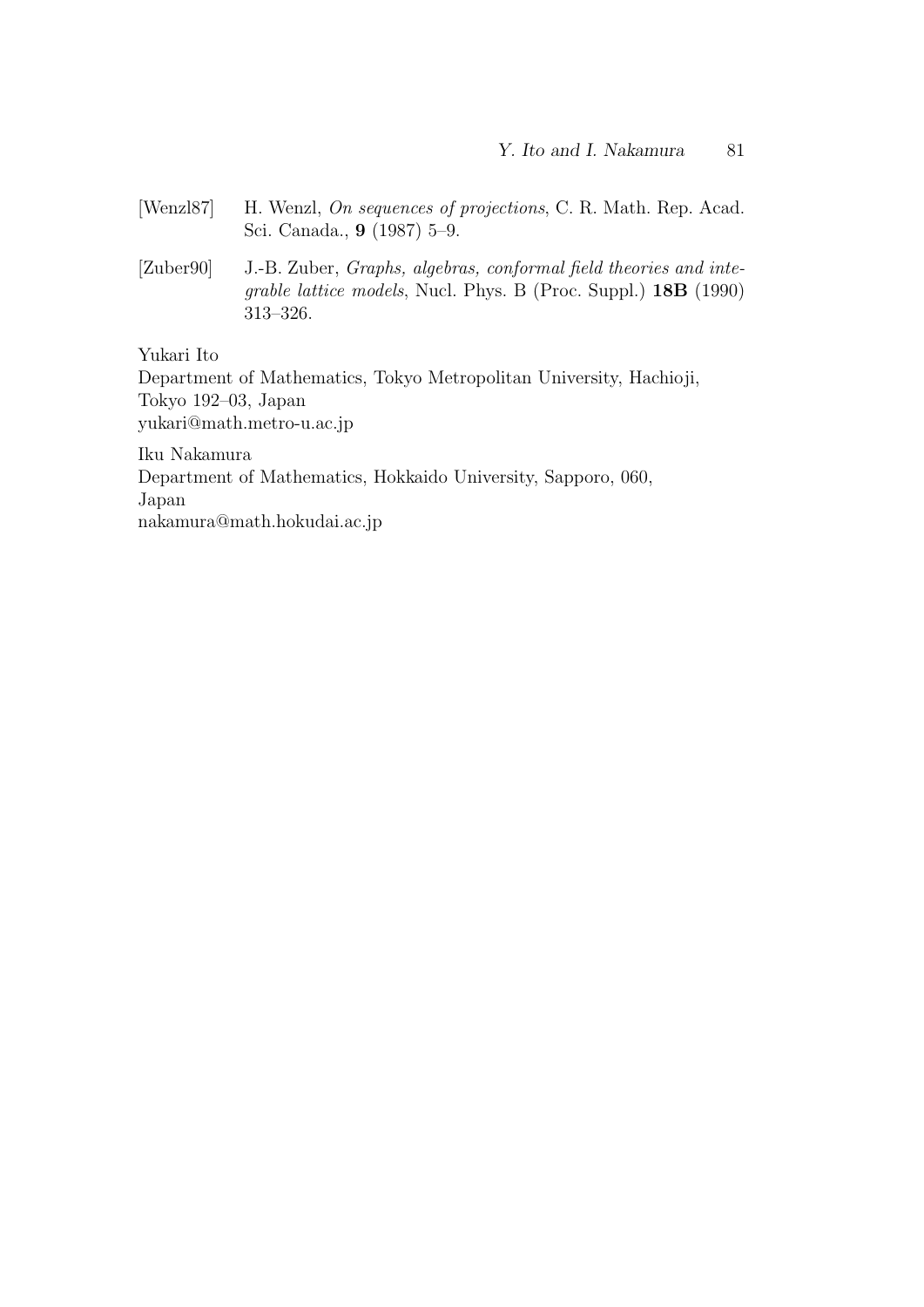[Wenzl87] H. Wenzl, *On sequences of projections*, C. R. Math. Rep. Acad. Sci. Canada., **9** (1987) 5–9.

[Zuber90] J.-B. Zuber, *Graphs, algebras, conformal field theories and integrable lattice models*, Nucl. Phys. B (Proc. Suppl.) **18B** (1990) 313–326.

Yukari Ito
Department of Mathematics, Tokyo Metropolitan University, Hachioji, Tokyo 192–03, Japan
yukari@math.metro-u.ac.jp

Iku Nakamura
Department of Mathematics, Hokkaido University, Sapporo, 060, Japan
nakamura@math.hokudai.ac.jp